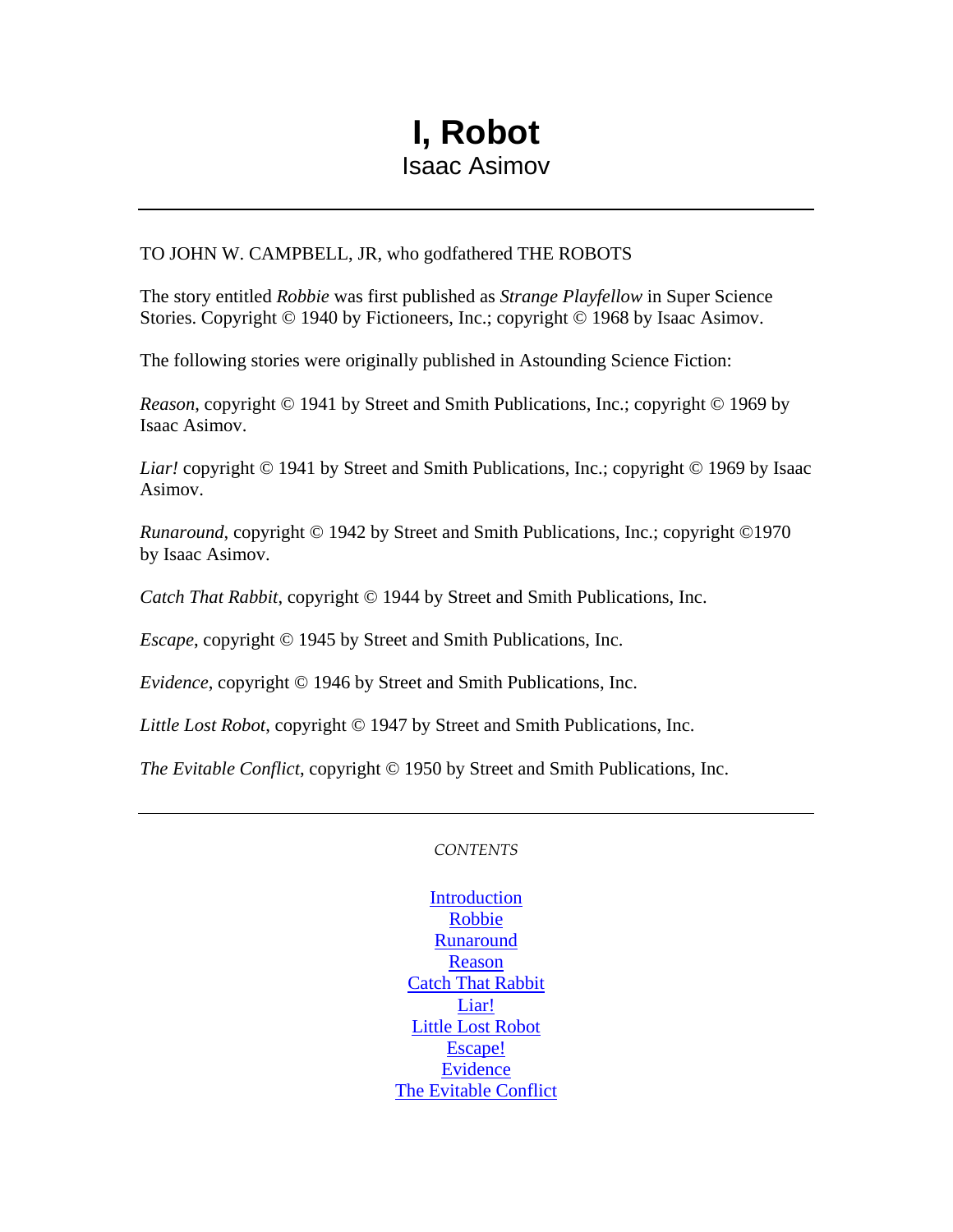# I, Robot

Isaac Asimov

---

TO JOHN W. CAMPBELL, JR, who godfathered THE ROBOTS

The story entitled *Robbie* was first published as *Strange Playfellow* in Super Science Stories. Copyright © 1940 by Fictioneers, Inc.; copyright © 1968 by Isaac Asimov.

The following stories were originally published in Astounding Science Fiction:

*Reason*, copyright © 1941 by Street and Smith Publications, Inc.; copyright © 1969 by Isaac Asimov.

*Liar!* copyright © 1941 by Street and Smith Publications, Inc.; copyright © 1969 by Isaac Asimov.

*Runaround*, copyright © 1942 by Street and Smith Publications, Inc.; copyright ©1970 by Isaac Asimov.

*Catch That Rabbit*, copyright © 1944 by Street and Smith Publications, Inc.

*Escape*, copyright © 1945 by Street and Smith Publications, Inc.

*Evidence*, copyright © 1946 by Street and Smith Publications, Inc.

*Little Lost Robot*, copyright © 1947 by Street and Smith Publications, Inc.

*The Evitable Conflict*, copyright © 1950 by Street and Smith Publications, Inc.

---

*CONTENTS*

Introduction
Robbie
Runaround
Reason
Catch That Rabbit
Liar!
Little Lost Robot
Escape!
Evidence
The Evitable Conflict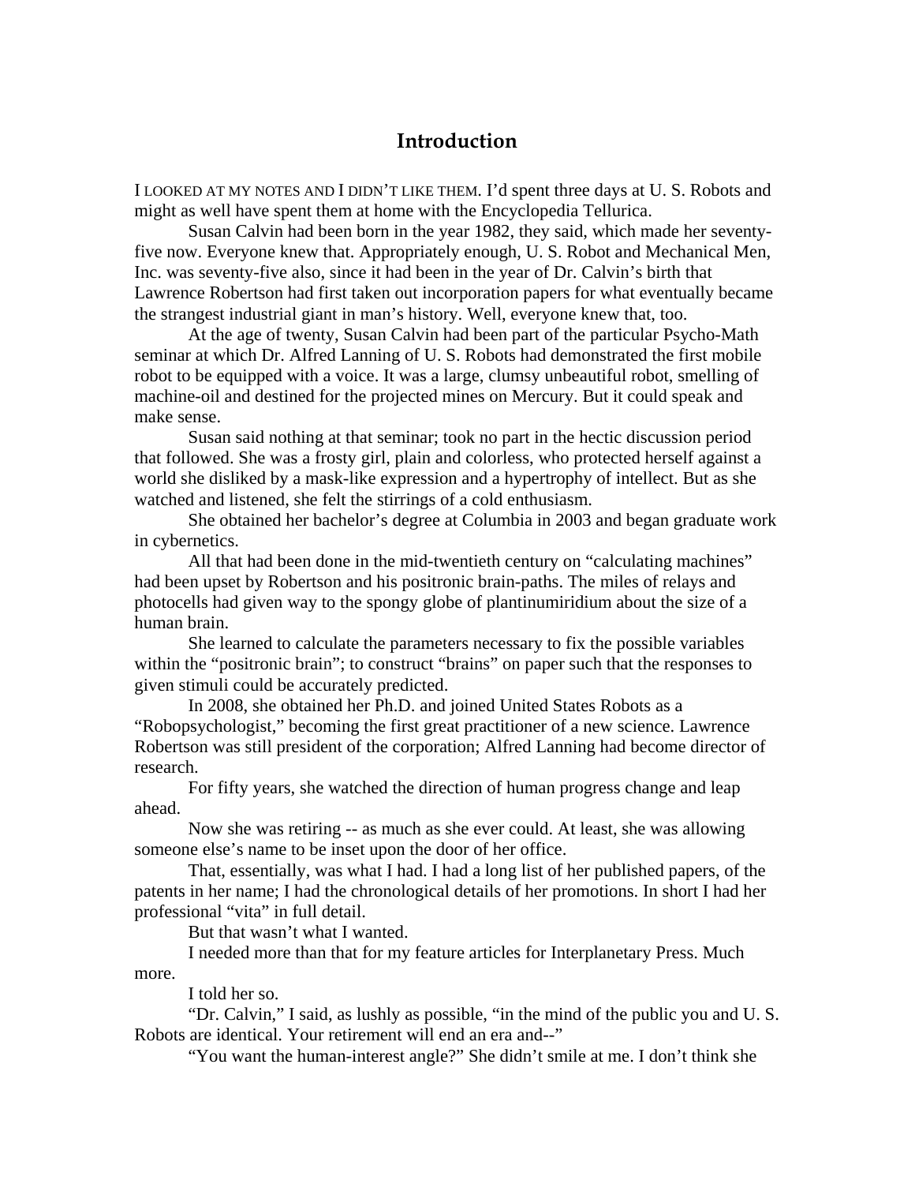## Introduction

I LOOKED AT MY NOTES AND I DIDN'T LIKE THEM. I'd spent three days at U. S. Robots and might as well have spent them at home with the Encyclopedia Tellurica.

Susan Calvin had been born in the year 1982, they said, which made her seventy-five now. Everyone knew that. Appropriately enough, U. S. Robot and Mechanical Men, Inc. was seventy-five also, since it had been in the year of Dr. Calvin's birth that Lawrence Robertson had first taken out incorporation papers for what eventually became the strangest industrial giant in man's history. Well, everyone knew that, too.

At the age of twenty, Susan Calvin had been part of the particular Psycho-Math seminar at which Dr. Alfred Lanning of U. S. Robots had demonstrated the first mobile robot to be equipped with a voice. It was a large, clumsy unbeautiful robot, smelling of machine-oil and destined for the projected mines on Mercury. But it could speak and make sense.

Susan said nothing at that seminar; took no part in the hectic discussion period that followed. She was a frosty girl, plain and colorless, who protected herself against a world she disliked by a mask-like expression and a hypertrophy of intellect. But as she watched and listened, she felt the stirrings of a cold enthusiasm.

She obtained her bachelor's degree at Columbia in 2003 and began graduate work in cybernetics.

All that had been done in the mid-twentieth century on "calculating machines" had been upset by Robertson and his positronic brain-paths. The miles of relays and photocells had given way to the spongy globe of plantinumiridium about the size of a human brain.

She learned to calculate the parameters necessary to fix the possible variables within the "positronic brain"; to construct "brains" on paper such that the responses to given stimuli could be accurately predicted.

In 2008, she obtained her Ph.D. and joined United States Robots as a "Robopsychologist," becoming the first great practitioner of a new science. Lawrence Robertson was still president of the corporation; Alfred Lanning had become director of research.

For fifty years, she watched the direction of human progress change and leap ahead.

Now she was retiring -- as much as she ever could. At least, she was allowing someone else's name to be inset upon the door of her office.

That, essentially, was what I had. I had a long list of her published papers, of the patents in her name; I had the chronological details of her promotions. In short I had her professional "vita" in full detail.

But that wasn't what I wanted.

I needed more than that for my feature articles for Interplanetary Press. Much more.

I told her so.

"Dr. Calvin," I said, as lushly as possible, "in the mind of the public you and U. S. Robots are identical. Your retirement will end an era and--"

"You want the human-interest angle?" She didn't smile at me. I don't think she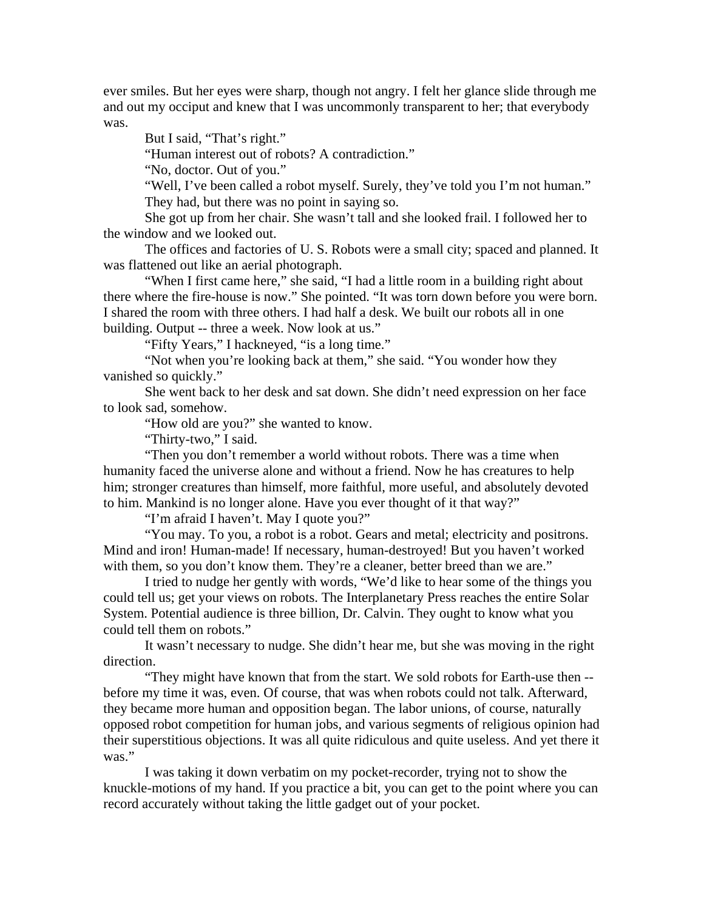ever smiles. But her eyes were sharp, though not angry. I felt her glance slide through me and out my occiput and knew that I was uncommonly transparent to her; that everybody was.

But I said, “That’s right.”

“Human interest out of robots? A contradiction.”

“No, doctor. Out of you.”

“Well, I’ve been called a robot myself. Surely, they’ve told you I’m not human.”

They had, but there was no point in saying so.

She got up from her chair. She wasn’t tall and she looked frail. I followed her to the window and we looked out.

The offices and factories of U. S. Robots were a small city; spaced and planned. It was flattened out like an aerial photograph.

“When I first came here,” she said, “I had a little room in a building right about there where the fire-house is now.” She pointed. “It was torn down before you were born. I shared the room with three others. I had half a desk. We built our robots all in one building. Output -- three a week. Now look at us.”

“Fifty Years,” I hackneyed, “is a long time.”

“Not when you’re looking back at them,” she said. “You wonder how they vanished so quickly.”

She went back to her desk and sat down. She didn’t need expression on her face to look sad, somehow.

“How old are you?” she wanted to know.

“Thirty-two,” I said.

“Then you don’t remember a world without robots. There was a time when humanity faced the universe alone and without a friend. Now he has creatures to help him; stronger creatures than himself, more faithful, more useful, and absolutely devoted to him. Mankind is no longer alone. Have you ever thought of it that way?”

“I’m afraid I haven’t. May I quote you?”

“You may. To you, a robot is a robot. Gears and metal; electricity and positrons. Mind and iron! Human-made! If necessary, human-destroyed! But you haven’t worked with them, so you don’t know them. They’re a cleaner, better breed than we are.”

I tried to nudge her gently with words, “We’d like to hear some of the things you could tell us; get your views on robots. The Interplanetary Press reaches the entire Solar System. Potential audience is three billion, Dr. Calvin. They ought to know what you could tell them on robots.”

It wasn’t necessary to nudge. She didn’t hear me, but she was moving in the right direction.

“They might have known that from the start. We sold robots for Earth-use then -- before my time it was, even. Of course, that was when robots could not talk. Afterward, they became more human and opposition began. The labor unions, of course, naturally opposed robot competition for human jobs, and various segments of religious opinion had their superstitious objections. It was all quite ridiculous and quite useless. And yet there it was.”

I was taking it down verbatim on my pocket-recorder, trying not to show the knuckle-motions of my hand. If you practice a bit, you can get to the point where you can record accurately without taking the little gadget out of your pocket.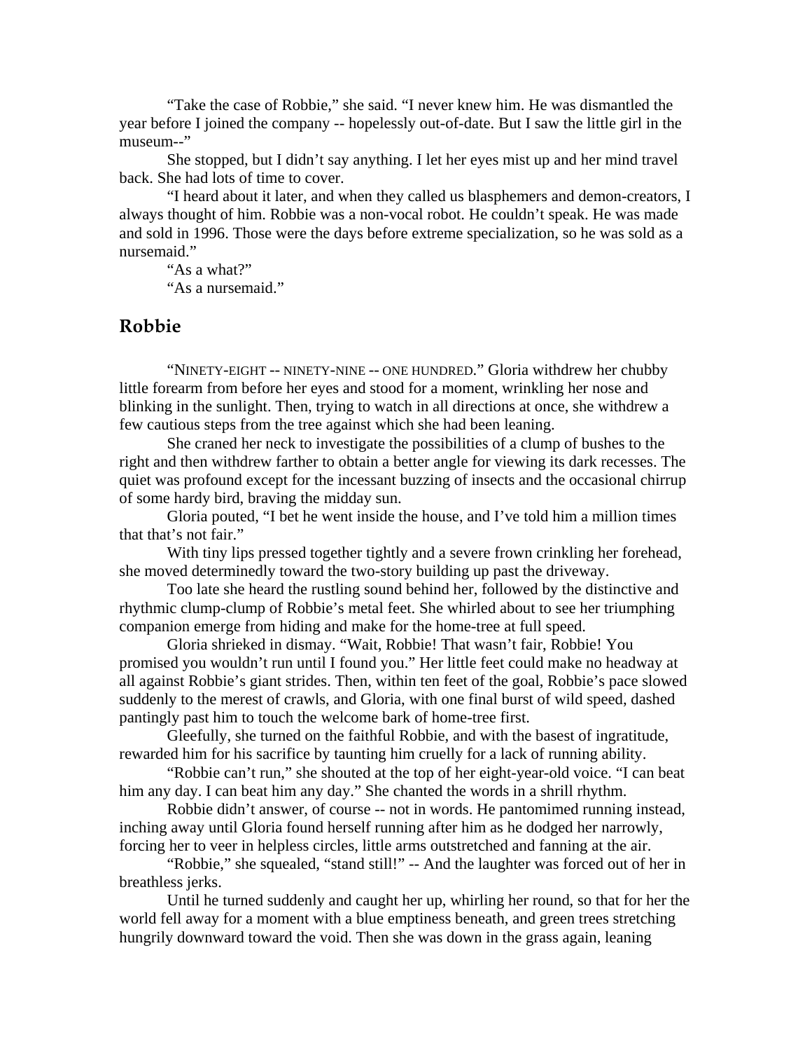"Take the case of Robbie," she said. "I never knew him. He was dismantled the year before I joined the company -- hopelessly out-of-date. But I saw the little girl in the museum--"

She stopped, but I didn't say anything. I let her eyes mist up and her mind travel back. She had lots of time to cover.

"I heard about it later, and when they called us blasphemers and demon-creators, I always thought of him. Robbie was a non-vocal robot. He couldn't speak. He was made and sold in 1996. Those were the days before extreme specialization, so he was sold as a nursemaid."

"As a what?"

"As a nursemaid."

## Robbie

"NINETY-EIGHT -- NINETY-NINE -- ONE HUNDRED." Gloria withdrew her chubby little forearm from before her eyes and stood for a moment, wrinkling her nose and blinking in the sunlight. Then, trying to watch in all directions at once, she withdrew a few cautious steps from the tree against which she had been leaning.

She craned her neck to investigate the possibilities of a clump of bushes to the right and then withdrew farther to obtain a better angle for viewing its dark recesses. The quiet was profound except for the incessant buzzing of insects and the occasional chirrup of some hardy bird, braving the midday sun.

Gloria pouted, "I bet he went inside the house, and I've told him a million times that that's not fair."

With tiny lips pressed together tightly and a severe frown crinkling her forehead, she moved determinedly toward the two-story building up past the driveway.

Too late she heard the rustling sound behind her, followed by the distinctive and rhythmic clump-clump of Robbie's metal feet. She whirled about to see her triumphing companion emerge from hiding and make for the home-tree at full speed.

Gloria shrieked in dismay. "Wait, Robbie! That wasn't fair, Robbie! You promised you wouldn't run until I found you." Her little feet could make no headway at all against Robbie's giant strides. Then, within ten feet of the goal, Robbie's pace slowed suddenly to the merest of crawls, and Gloria, with one final burst of wild speed, dashed pantingly past him to touch the welcome bark of home-tree first.

Gleefully, she turned on the faithful Robbie, and with the basest of ingratitude, rewarded him for his sacrifice by taunting him cruelly for a lack of running ability.

"Robbie can't run," she shouted at the top of her eight-year-old voice. "I can beat him any day. I can beat him any day." She chanted the words in a shrill rhythm.

Robbie didn't answer, of course -- not in words. He pantomimed running instead, inching away until Gloria found herself running after him as he dodged her narrowly, forcing her to veer in helpless circles, little arms outstretched and fanning at the air.

"Robbie," she squealed, "stand still!" -- And the laughter was forced out of her in breathless jerks.

Until he turned suddenly and caught her up, whirling her round, so that for her the world fell away for a moment with a blue emptiness beneath, and green trees stretching hungrily downward toward the void. Then she was down in the grass again, leaning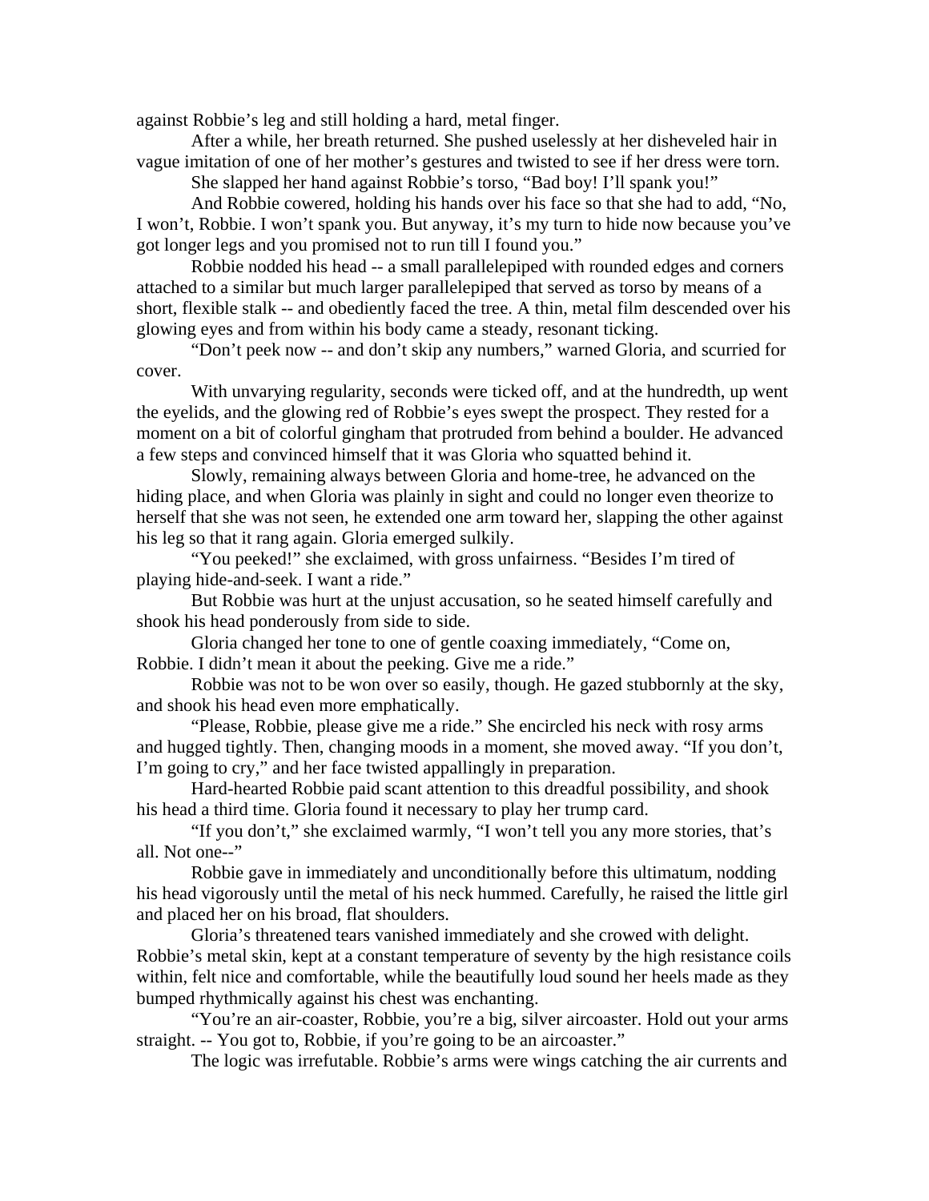against Robbie's leg and still holding a hard, metal finger.

After a while, her breath returned. She pushed uselessly at her disheveled hair in vague imitation of one of her mother's gestures and twisted to see if her dress were torn.

She slapped her hand against Robbie's torso, "Bad boy! I'll spank you!"

And Robbie cowered, holding his hands over his face so that she had to add, "No, I won't, Robbie. I won't spank you. But anyway, it's my turn to hide now because you've got longer legs and you promised not to run till I found you."

Robbie nodded his head -- a small parallelepiped with rounded edges and corners attached to a similar but much larger parallelepiped that served as torso by means of a short, flexible stalk -- and obediently faced the tree. A thin, metal film descended over his glowing eyes and from within his body came a steady, resonant ticking.

"Don't peek now -- and don't skip any numbers," warned Gloria, and scurried for cover.

With unvarying regularity, seconds were ticked off, and at the hundredth, up went the eyelids, and the glowing red of Robbie's eyes swept the prospect. They rested for a moment on a bit of colorful gingham that protruded from behind a boulder. He advanced a few steps and convinced himself that it was Gloria who squatted behind it.

Slowly, remaining always between Gloria and home-tree, he advanced on the hiding place, and when Gloria was plainly in sight and could no longer even theorize to herself that she was not seen, he extended one arm toward her, slapping the other against his leg so that it rang again. Gloria emerged sulkily.

"You peeked!" she exclaimed, with gross unfairness. "Besides I'm tired of playing hide-and-seek. I want a ride."

But Robbie was hurt at the unjust accusation, so he seated himself carefully and shook his head ponderously from side to side.

Gloria changed her tone to one of gentle coaxing immediately, "Come on, Robbie. I didn't mean it about the peeking. Give me a ride."

Robbie was not to be won over so easily, though. He gazed stubbornly at the sky, and shook his head even more emphatically.

"Please, Robbie, please give me a ride." She encircled his neck with rosy arms and hugged tightly. Then, changing moods in a moment, she moved away. "If you don't, I'm going to cry," and her face twisted appallingly in preparation.

Hard-hearted Robbie paid scant attention to this dreadful possibility, and shook his head a third time. Gloria found it necessary to play her trump card.

"If you don't," she exclaimed warmly, "I won't tell you any more stories, that's all. Not one--"

Robbie gave in immediately and unconditionally before this ultimatum, nodding his head vigorously until the metal of his neck hummed. Carefully, he raised the little girl and placed her on his broad, flat shoulders.

Gloria's threatened tears vanished immediately and she crowed with delight. Robbie's metal skin, kept at a constant temperature of seventy by the high resistance coils within, felt nice and comfortable, while the beautifully loud sound her heels made as they bumped rhythmically against his chest was enchanting.

"You're an air-coaster, Robbie, you're a big, silver aircoaster. Hold out your arms straight. -- You got to, Robbie, if you're going to be an aircoaster."

The logic was irrefutable. Robbie's arms were wings catching the air currents and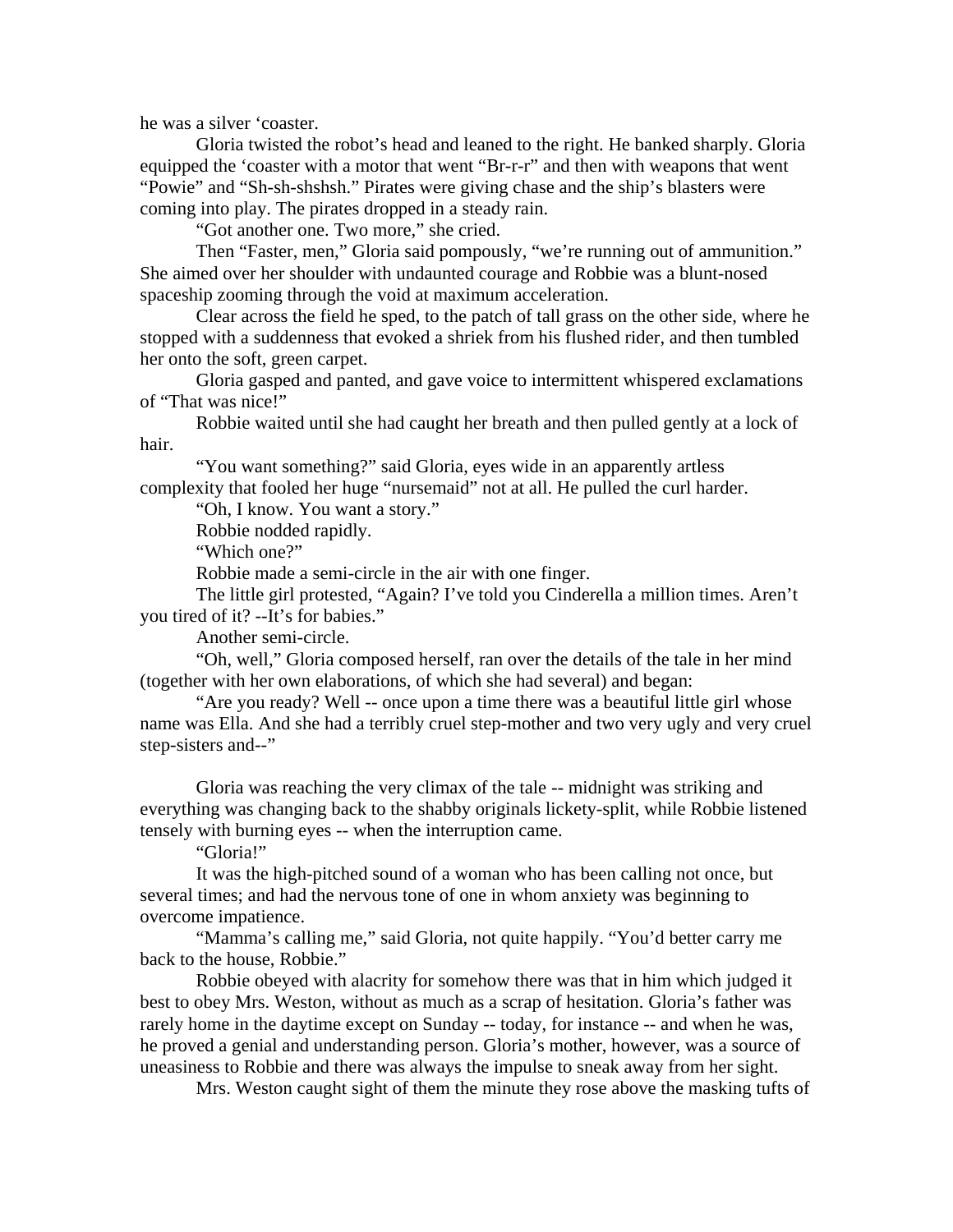he was a silver ‘coaster.

Gloria twisted the robot’s head and leaned to the right. He banked sharply. Gloria equipped the ‘coaster with a motor that went “Br-r-r” and then with weapons that went “Powie” and “Sh-sh-shshsh.” Pirates were giving chase and the ship’s blasters were coming into play. The pirates dropped in a steady rain.

“Got another one. Two more,” she cried.

Then “Faster, men,” Gloria said pompously, “we’re running out of ammunition.” She aimed over her shoulder with undaunted courage and Robbie was a blunt-nosed spaceship zooming through the void at maximum acceleration.

Clear across the field he sped, to the patch of tall grass on the other side, where he stopped with a suddenness that evoked a shriek from his flushed rider, and then tumbled her onto the soft, green carpet.

Gloria gasped and panted, and gave voice to intermittent whispered exclamations of “That was nice!”

Robbie waited until she had caught her breath and then pulled gently at a lock of hair.

“You want something?” said Gloria, eyes wide in an apparently artless complexity that fooled her huge “nursemaid” not at all. He pulled the curl harder.

“Oh, I know. You want a story.”

Robbie nodded rapidly.

“Which one?”

Robbie made a semi-circle in the air with one finger.

The little girl protested, “Again? I’ve told you Cinderella a million times. Aren’t you tired of it? --It’s for babies.”

Another semi-circle.

“Oh, well,” Gloria composed herself, ran over the details of the tale in her mind (together with her own elaborations, of which she had several) and began:

“Are you ready? Well -- once upon a time there was a beautiful little girl whose name was Ella. And she had a terribly cruel step-mother and two very ugly and very cruel step-sisters and--”

Gloria was reaching the very climax of the tale -- midnight was striking and everything was changing back to the shabby originals lickety-split, while Robbie listened tensely with burning eyes -- when the interruption came.

“Gloria!”

It was the high-pitched sound of a woman who has been calling not once, but several times; and had the nervous tone of one in whom anxiety was beginning to overcome impatience.

“Mamma’s calling me,” said Gloria, not quite happily. “You’d better carry me back to the house, Robbie.”

Robbie obeyed with alacrity for somehow there was that in him which judged it best to obey Mrs. Weston, without as much as a scrap of hesitation. Gloria’s father was rarely home in the daytime except on Sunday -- today, for instance -- and when he was, he proved a genial and understanding person. Gloria’s mother, however, was a source of uneasiness to Robbie and there was always the impulse to sneak away from her sight.

Mrs. Weston caught sight of them the minute they rose above the masking tufts of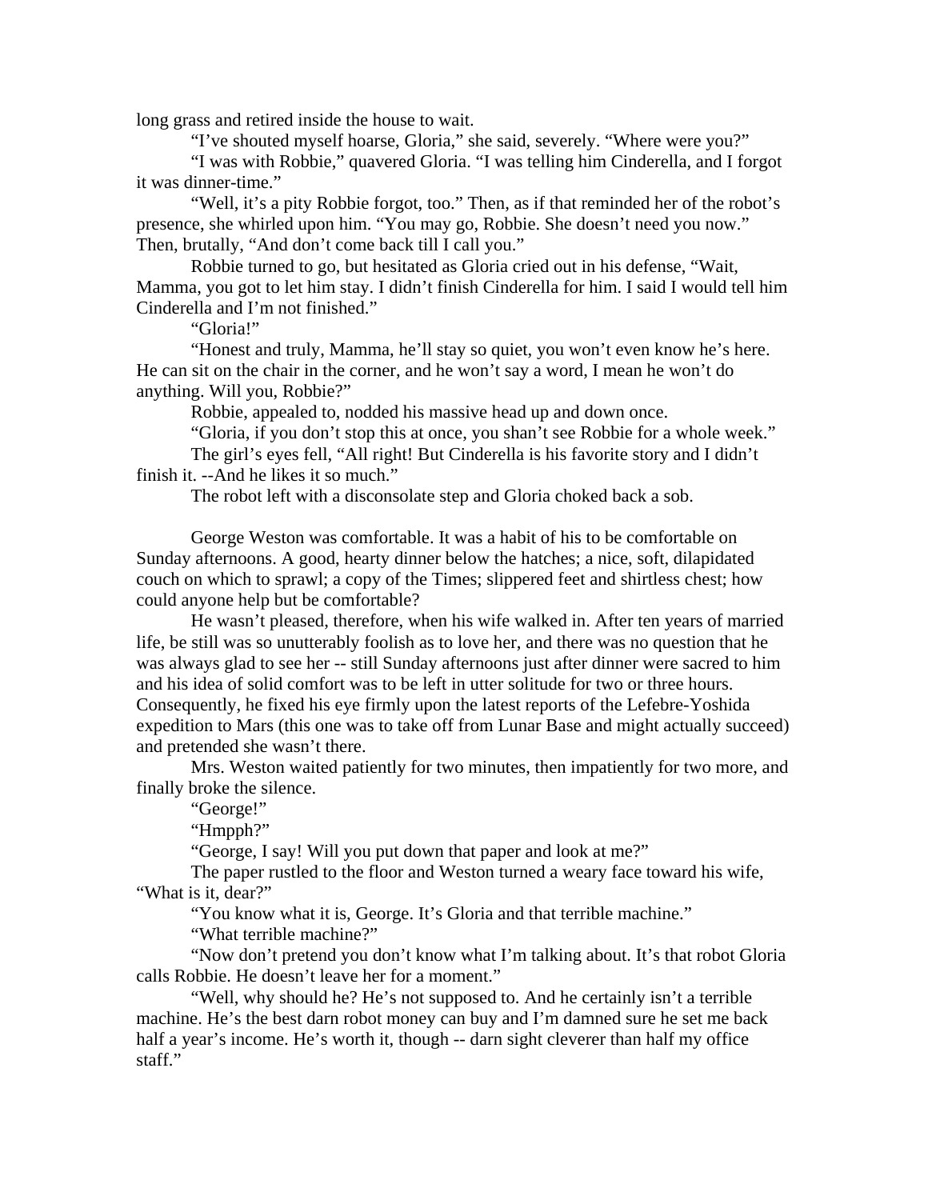long grass and retired inside the house to wait.

"I've shouted myself hoarse, Gloria," she said, severely. "Where were you?"

"I was with Robbie," quavered Gloria. "I was telling him Cinderella, and I forgot it was dinner-time."

"Well, it's a pity Robbie forgot, too." Then, as if that reminded her of the robot's presence, she whirled upon him. "You may go, Robbie. She doesn't need you now." Then, brutally, "And don't come back till I call you."

Robbie turned to go, but hesitated as Gloria cried out in his defense, "Wait, Mamma, you got to let him stay. I didn't finish Cinderella for him. I said I would tell him Cinderella and I'm not finished."

"Gloria!"

"Honest and truly, Mamma, he'll stay so quiet, you won't even know he's here. He can sit on the chair in the corner, and he won't say a word, I mean he won't do anything. Will you, Robbie?"

Robbie, appealed to, nodded his massive head up and down once.

"Gloria, if you don't stop this at once, you shan't see Robbie for a whole week."

The girl's eyes fell, "All right! But Cinderella is his favorite story and I didn't finish it. --And he likes it so much."

The robot left with a disconsolate step and Gloria choked back a sob.

George Weston was comfortable. It was a habit of his to be comfortable on Sunday afternoons. A good, hearty dinner below the hatches; a nice, soft, dilapidated couch on which to sprawl; a copy of the Times; slippered feet and shirtless chest; how could anyone help but be comfortable?

He wasn't pleased, therefore, when his wife walked in. After ten years of married life, be still was so unutterably foolish as to love her, and there was no question that he was always glad to see her -- still Sunday afternoons just after dinner were sacred to him and his idea of solid comfort was to be left in utter solitude for two or three hours. Consequently, he fixed his eye firmly upon the latest reports of the Lefebre-Yoshida expedition to Mars (this one was to take off from Lunar Base and might actually succeed) and pretended she wasn't there.

Mrs. Weston waited patiently for two minutes, then impatiently for two more, and finally broke the silence.

"George!"

"Hmpph?"

"George, I say! Will you put down that paper and look at me?"

The paper rustled to the floor and Weston turned a weary face toward his wife, "What is it, dear?"

"You know what it is, George. It's Gloria and that terrible machine."

"What terrible machine?"

"Now don't pretend you don't know what I'm talking about. It's that robot Gloria calls Robbie. He doesn't leave her for a moment."

"Well, why should he? He's not supposed to. And he certainly isn't a terrible machine. He's the best darn robot money can buy and I'm damned sure he set me back half a year's income. He's worth it, though -- darn sight cleverer than half my office staff."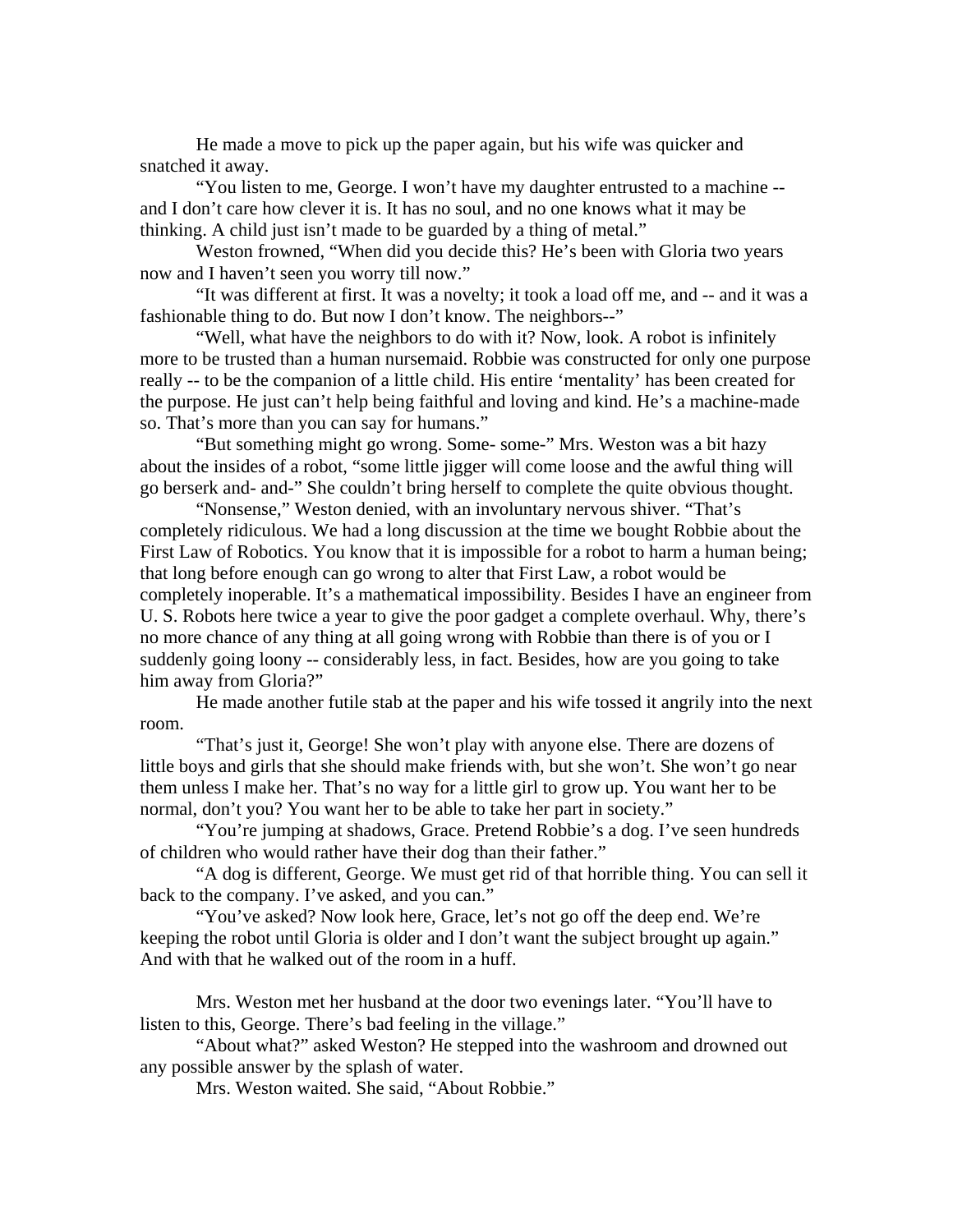He made a move to pick up the paper again, but his wife was quicker and snatched it away.

"You listen to me, George. I won't have my daughter entrusted to a machine -- and I don't care how clever it is. It has no soul, and no one knows what it may be thinking. A child just isn't made to be guarded by a thing of metal."

Weston frowned, "When did you decide this? He's been with Gloria two years now and I haven't seen you worry till now."

"It was different at first. It was a novelty; it took a load off me, and -- and it was a fashionable thing to do. But now I don't know. The neighbors--"

"Well, what have the neighbors to do with it? Now, look. A robot is infinitely more to be trusted than a human nursemaid. Robbie was constructed for only one purpose really -- to be the companion of a little child. His entire 'mentality' has been created for the purpose. He just can't help being faithful and loving and kind. He's a machine-made so. That's more than you can say for humans."

"But something might go wrong. Some- some-" Mrs. Weston was a bit hazy about the insides of a robot, "some little jigger will come loose and the awful thing will go berserk and- and-" She couldn't bring herself to complete the quite obvious thought.

"Nonsense," Weston denied, with an involuntary nervous shiver. "That's completely ridiculous. We had a long discussion at the time we bought Robbie about the First Law of Robotics. You know that it is impossible for a robot to harm a human being; that long before enough can go wrong to alter that First Law, a robot would be completely inoperable. It's a mathematical impossibility. Besides I have an engineer from U. S. Robots here twice a year to give the poor gadget a complete overhaul. Why, there's no more chance of any thing at all going wrong with Robbie than there is of you or I suddenly going loony -- considerably less, in fact. Besides, how are you going to take him away from Gloria?"

He made another futile stab at the paper and his wife tossed it angrily into the next room.

"That's just it, George! She won't play with anyone else. There are dozens of little boys and girls that she should make friends with, but she won't. She won't go near them unless I make her. That's no way for a little girl to grow up. You want her to be normal, don't you? You want her to be able to take her part in society."

"You're jumping at shadows, Grace. Pretend Robbie's a dog. I've seen hundreds of children who would rather have their dog than their father."

"A dog is different, George. We must get rid of that horrible thing. You can sell it back to the company. I've asked, and you can."

"You've asked? Now look here, Grace, let's not go off the deep end. We're keeping the robot until Gloria is older and I don't want the subject brought up again." And with that he walked out of the room in a huff.

Mrs. Weston met her husband at the door two evenings later. "You'll have to listen to this, George. There's bad feeling in the village."

"About what?" asked Weston? He stepped into the washroom and drowned out any possible answer by the splash of water.

Mrs. Weston waited. She said, "About Robbie."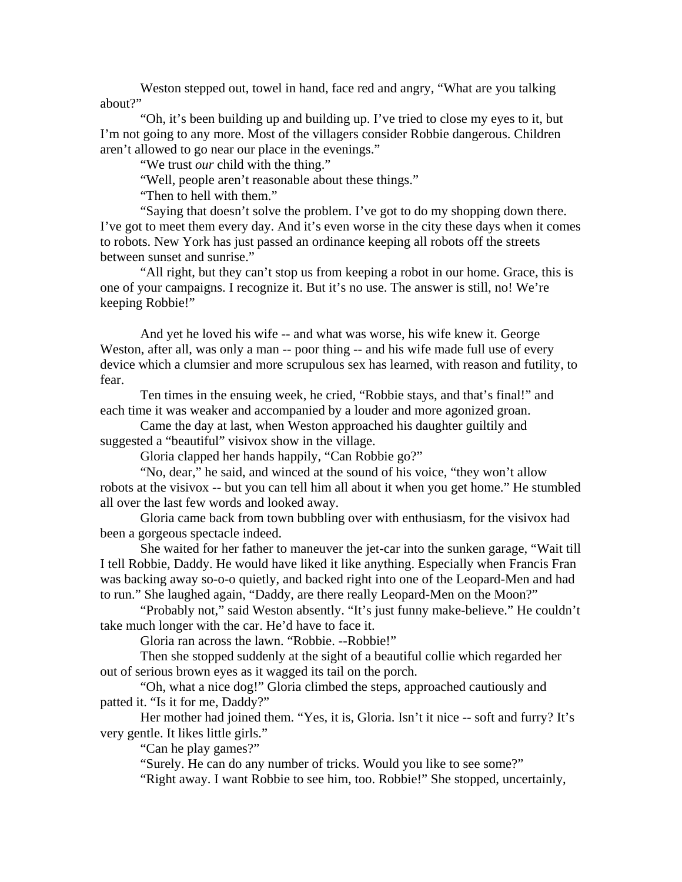Weston stepped out, towel in hand, face red and angry, "What are you talking about?"

"Oh, it's been building up and building up. I've tried to close my eyes to it, but I'm not going to any more. Most of the villagers consider Robbie dangerous. Children aren't allowed to go near our place in the evenings."

"We trust *our* child with the thing."

"Well, people aren't reasonable about these things."

"Then to hell with them."

"Saying that doesn't solve the problem. I've got to do my shopping down there. I've got to meet them every day. And it's even worse in the city these days when it comes to robots. New York has just passed an ordinance keeping all robots off the streets between sunset and sunrise."

"All right, but they can't stop us from keeping a robot in our home. Grace, this is one of your campaigns. I recognize it. But it's no use. The answer is still, no! We're keeping Robbie!"

And yet he loved his wife -- and what was worse, his wife knew it. George Weston, after all, was only a man -- poor thing -- and his wife made full use of every device which a clumsier and more scrupulous sex has learned, with reason and futility, to fear.

Ten times in the ensuing week, he cried, "Robbie stays, and that's final!" and each time it was weaker and accompanied by a louder and more agonized groan.

Came the day at last, when Weston approached his daughter guiltily and suggested a "beautiful" visivox show in the village.

Gloria clapped her hands happily, "Can Robbie go?"

"No, dear," he said, and winced at the sound of his voice, "they won't allow robots at the visivox -- but you can tell him all about it when you get home." He stumbled all over the last few words and looked away.

Gloria came back from town bubbling over with enthusiasm, for the visivox had been a gorgeous spectacle indeed.

She waited for her father to maneuver the jet-car into the sunken garage, "Wait till I tell Robbie, Daddy. He would have liked it like anything. Especially when Francis Fran was backing away so-o-o quietly, and backed right into one of the Leopard-Men and had to run." She laughed again, "Daddy, are there really Leopard-Men on the Moon?"

"Probably not," said Weston absently. "It's just funny make-believe." He couldn't take much longer with the car. He'd have to face it.

Gloria ran across the lawn. "Robbie. --Robbie!"

Then she stopped suddenly at the sight of a beautiful collie which regarded her out of serious brown eyes as it wagged its tail on the porch.

"Oh, what a nice dog!" Gloria climbed the steps, approached cautiously and patted it. "Is it for me, Daddy?"

Her mother had joined them. "Yes, it is, Gloria. Isn't it nice -- soft and furry? It's very gentle. It likes little girls."

"Can he play games?"

"Surely. He can do any number of tricks. Would you like to see some?"

"Right away. I want Robbie to see him, too. Robbie!" She stopped, uncertainly,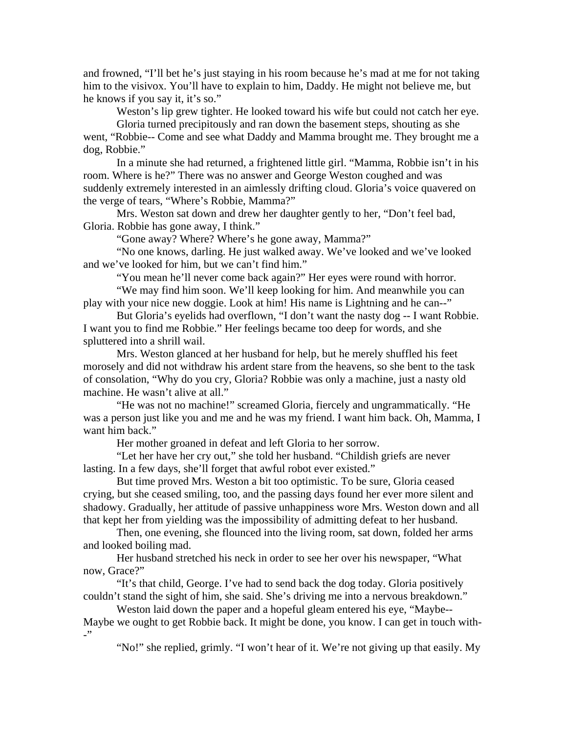and frowned, "I'll bet he's just staying in his room because he's mad at me for not taking him to the visivox. You'll have to explain to him, Daddy. He might not believe me, but he knows if you say it, it's so."

Weston's lip grew tighter. He looked toward his wife but could not catch her eye.

Gloria turned precipitously and ran down the basement steps, shouting as she went, "Robbie-- Come and see what Daddy and Mamma brought me. They brought me a dog, Robbie."

In a minute she had returned, a frightened little girl. "Mamma, Robbie isn't in his room. Where is he?" There was no answer and George Weston coughed and was suddenly extremely interested in an aimlessly drifting cloud. Gloria's voice quavered on the verge of tears, "Where's Robbie, Mamma?"

Mrs. Weston sat down and drew her daughter gently to her, "Don't feel bad, Gloria. Robbie has gone away, I think."

"Gone away? Where? Where's he gone away, Mamma?"

"No one knows, darling. He just walked away. We've looked and we've looked and we've looked for him, but we can't find him."

"You mean he'll never come back again?" Her eyes were round with horror.

"We may find him soon. We'll keep looking for him. And meanwhile you can play with your nice new doggie. Look at him! His name is Lightning and he can--"

But Gloria's eyelids had overflown, "I don't want the nasty dog -- I want Robbie. I want you to find me Robbie." Her feelings became too deep for words, and she spluttered into a shrill wail.

Mrs. Weston glanced at her husband for help, but he merely shuffled his feet morosely and did not withdraw his ardent stare from the heavens, so she bent to the task of consolation, "Why do you cry, Gloria? Robbie was only a machine, just a nasty old machine. He wasn't alive at all."

"He was not no machine!" screamed Gloria, fiercely and ungrammatically. "He was a person just like you and me and he was my friend. I want him back. Oh, Mamma, I want him back."

Her mother groaned in defeat and left Gloria to her sorrow.

"Let her have her cry out," she told her husband. "Childish griefs are never lasting. In a few days, she'll forget that awful robot ever existed."

But time proved Mrs. Weston a bit too optimistic. To be sure, Gloria ceased crying, but she ceased smiling, too, and the passing days found her ever more silent and shadowy. Gradually, her attitude of passive unhappiness wore Mrs. Weston down and all that kept her from yielding was the impossibility of admitting defeat to her husband.

Then, one evening, she flounced into the living room, sat down, folded her arms and looked boiling mad.

Her husband stretched his neck in order to see her over his newspaper, "What now, Grace?"

"It's that child, George. I've had to send back the dog today. Gloria positively couldn't stand the sight of him, she said. She's driving me into a nervous breakdown."

Weston laid down the paper and a hopeful gleam entered his eye, "Maybe-- Maybe we ought to get Robbie back. It might be done, you know. I can get in touch with--"

"No!" she replied, grimly. "I won't hear of it. We're not giving up that easily. My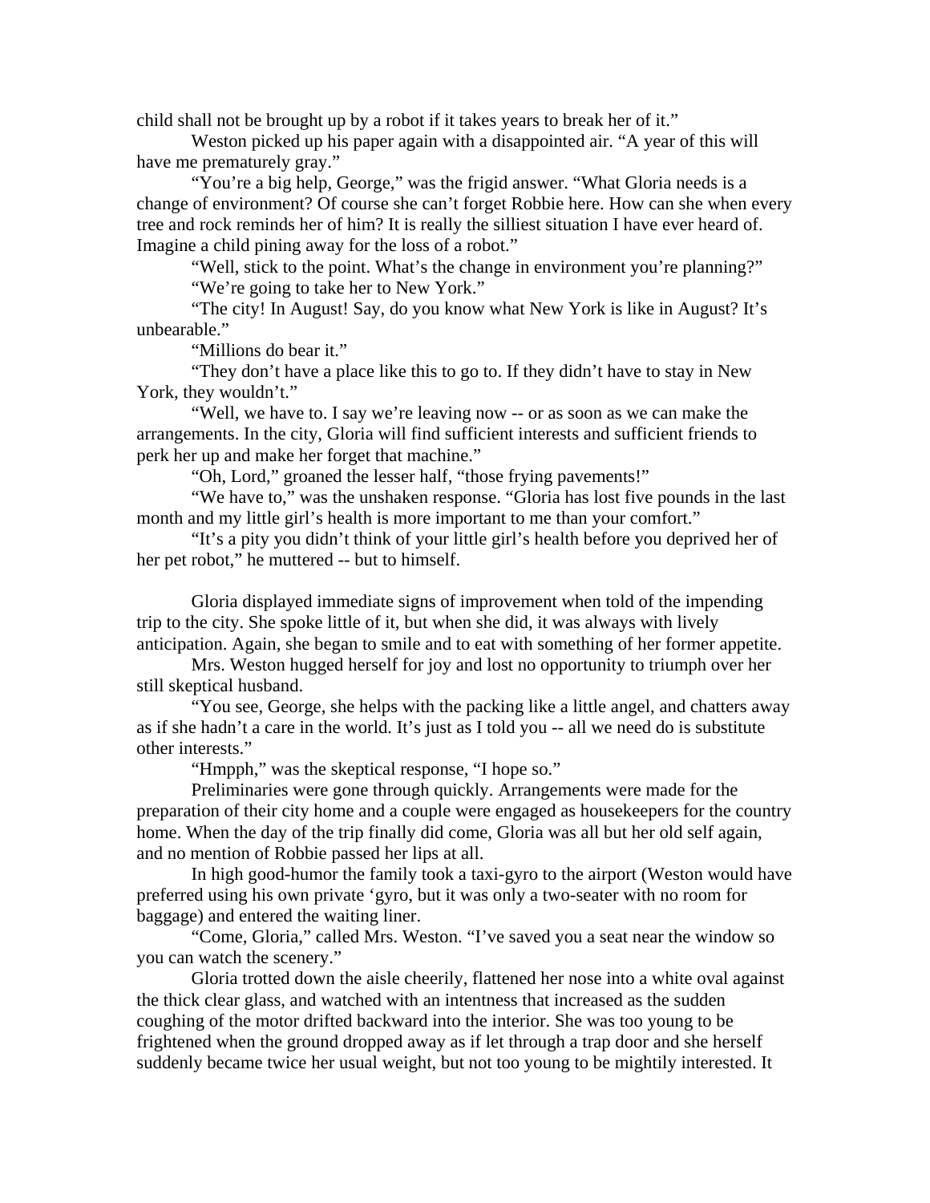child shall not be brought up by a robot if it takes years to break her of it."

Weston picked up his paper again with a disappointed air. "A year of this will have me prematurely gray."

"You're a big help, George," was the frigid answer. "What Gloria needs is a change of environment? Of course she can't forget Robbie here. How can she when every tree and rock reminds her of him? It is really the silliest situation I have ever heard of. Imagine a child pining away for the loss of a robot."

"Well, stick to the point. What's the change in environment you're planning?"

"We're going to take her to New York."

"The city! In August! Say, do you know what New York is like in August? It's unbearable."

"Millions do bear it."

"They don't have a place like this to go to. If they didn't have to stay in New York, they wouldn't."

"Well, we have to. I say we're leaving now -- or as soon as we can make the arrangements. In the city, Gloria will find sufficient interests and sufficient friends to perk her up and make her forget that machine."

"Oh, Lord," groaned the lesser half, "those frying pavements!"

"We have to," was the unshaken response. "Gloria has lost five pounds in the last month and my little girl's health is more important to me than your comfort."

"It's a pity you didn't think of your little girl's health before you deprived her of her pet robot," he muttered -- but to himself.

Gloria displayed immediate signs of improvement when told of the impending trip to the city. She spoke little of it, but when she did, it was always with lively anticipation. Again, she began to smile and to eat with something of her former appetite.

Mrs. Weston hugged herself for joy and lost no opportunity to triumph over her still skeptical husband.

"You see, George, she helps with the packing like a little angel, and chatters away as if she hadn't a care in the world. It's just as I told you -- all we need do is substitute other interests."

"Hmpph," was the skeptical response, "I hope so."

Preliminaries were gone through quickly. Arrangements were made for the preparation of their city home and a couple were engaged as housekeepers for the country home. When the day of the trip finally did come, Gloria was all but her old self again, and no mention of Robbie passed her lips at all.

In high good-humor the family took a taxi-gyro to the airport (Weston would have preferred using his own private 'gyro, but it was only a two-seater with no room for baggage) and entered the waiting liner.

"Come, Gloria," called Mrs. Weston. "I've saved you a seat near the window so you can watch the scenery."

Gloria trotted down the aisle cheerily, flattened her nose into a white oval against the thick clear glass, and watched with an intentness that increased as the sudden coughing of the motor drifted backward into the interior. She was too young to be frightened when the ground dropped away as if let through a trap door and she herself suddenly became twice her usual weight, but not too young to be mightily interested. It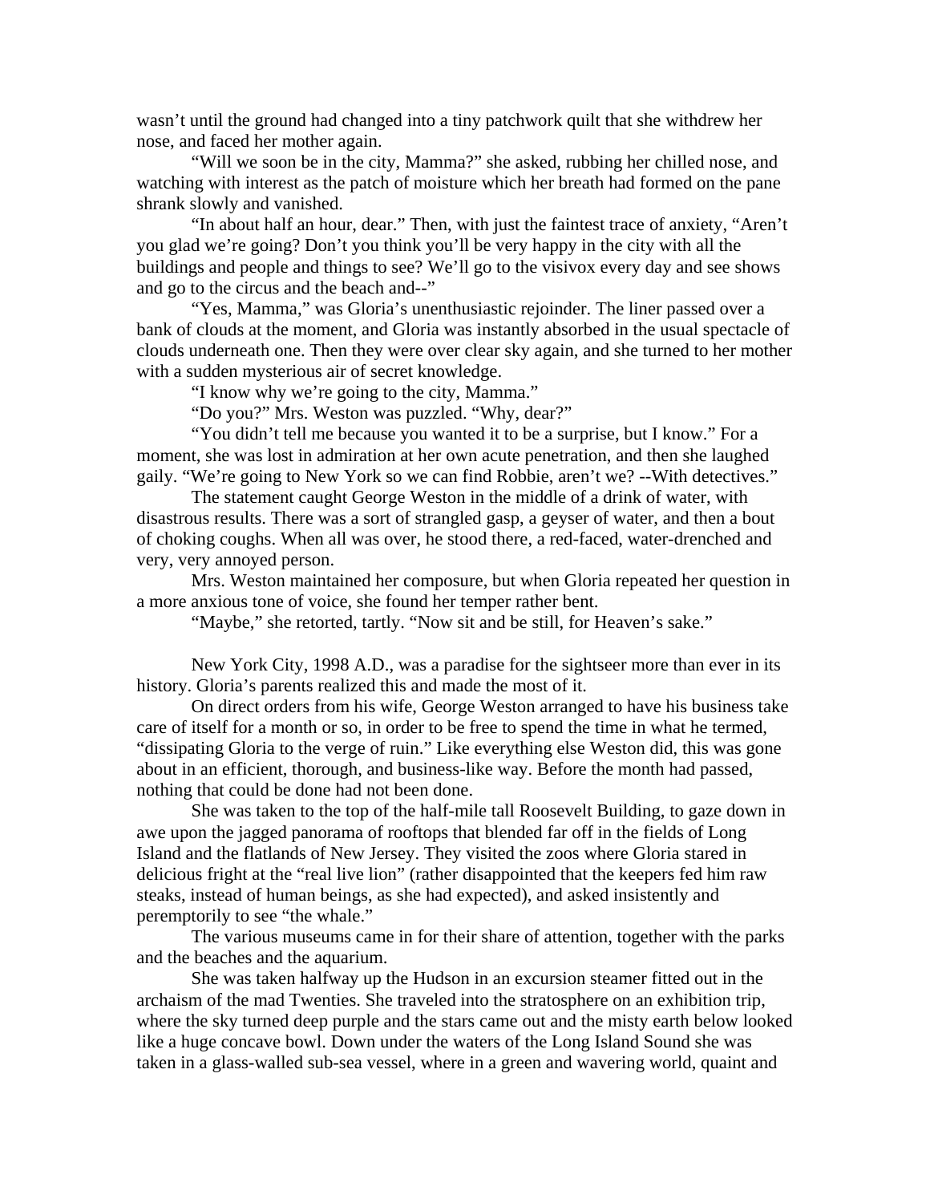wasn't until the ground had changed into a tiny patchwork quilt that she withdrew her nose, and faced her mother again.

"Will we soon be in the city, Mamma?" she asked, rubbing her chilled nose, and watching with interest as the patch of moisture which her breath had formed on the pane shrank slowly and vanished.

"In about half an hour, dear." Then, with just the faintest trace of anxiety, "Aren't you glad we're going? Don't you think you'll be very happy in the city with all the buildings and people and things to see? We'll go to the visivox every day and see shows and go to the circus and the beach and--"

"Yes, Mamma," was Gloria's unenthusiastic rejoinder. The liner passed over a bank of clouds at the moment, and Gloria was instantly absorbed in the usual spectacle of clouds underneath one. Then they were over clear sky again, and she turned to her mother with a sudden mysterious air of secret knowledge.

"I know why we're going to the city, Mamma."

"Do you?" Mrs. Weston was puzzled. "Why, dear?"

"You didn't tell me because you wanted it to be a surprise, but I know." For a moment, she was lost in admiration at her own acute penetration, and then she laughed gaily. "We're going to New York so we can find Robbie, aren't we? --With detectives."

The statement caught George Weston in the middle of a drink of water, with disastrous results. There was a sort of strangled gasp, a geyser of water, and then a bout of choking coughs. When all was over, he stood there, a red-faced, water-drenched and very, very annoyed person.

Mrs. Weston maintained her composure, but when Gloria repeated her question in a more anxious tone of voice, she found her temper rather bent.

"Maybe," she retorted, tartly. "Now sit and be still, for Heaven's sake."

New York City, 1998 A.D., was a paradise for the sightseer more than ever in its history. Gloria's parents realized this and made the most of it.

On direct orders from his wife, George Weston arranged to have his business take care of itself for a month or so, in order to be free to spend the time in what he termed, "dissipating Gloria to the verge of ruin." Like everything else Weston did, this was gone about in an efficient, thorough, and business-like way. Before the month had passed, nothing that could be done had not been done.

She was taken to the top of the half-mile tall Roosevelt Building, to gaze down in awe upon the jagged panorama of rooftops that blended far off in the fields of Long Island and the flatlands of New Jersey. They visited the zoos where Gloria stared in delicious fright at the "real live lion" (rather disappointed that the keepers fed him raw steaks, instead of human beings, as she had expected), and asked insistently and peremptorily to see "the whale."

The various museums came in for their share of attention, together with the parks and the beaches and the aquarium.

She was taken halfway up the Hudson in an excursion steamer fitted out in the archaism of the mad Twenties. She traveled into the stratosphere on an exhibition trip, where the sky turned deep purple and the stars came out and the misty earth below looked like a huge concave bowl. Down under the waters of the Long Island Sound she was taken in a glass-walled sub-sea vessel, where in a green and wavering world, quaint and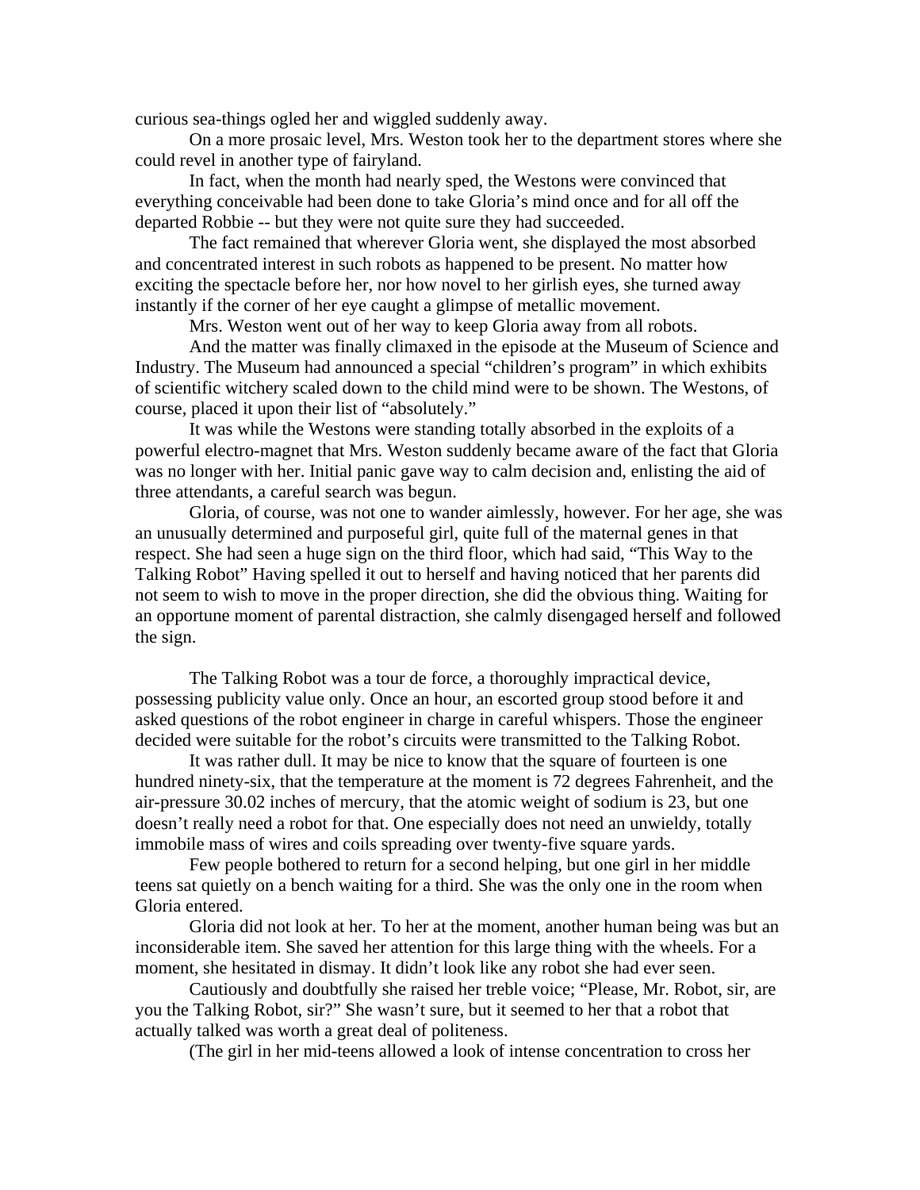curious sea-things ogled her and wiggled suddenly away.

On a more prosaic level, Mrs. Weston took her to the department stores where she could revel in another type of fairyland.

In fact, when the month had nearly sped, the Westons were convinced that everything conceivable had been done to take Gloria's mind once and for all off the departed Robbie -- but they were not quite sure they had succeeded.

The fact remained that wherever Gloria went, she displayed the most absorbed and concentrated interest in such robots as happened to be present. No matter how exciting the spectacle before her, nor how novel to her girlish eyes, she turned away instantly if the corner of her eye caught a glimpse of metallic movement.

Mrs. Weston went out of her way to keep Gloria away from all robots.

And the matter was finally climaxed in the episode at the Museum of Science and Industry. The Museum had announced a special "children's program" in which exhibits of scientific witchery scaled down to the child mind were to be shown. The Westons, of course, placed it upon their list of "absolutely."

It was while the Westons were standing totally absorbed in the exploits of a powerful electro-magnet that Mrs. Weston suddenly became aware of the fact that Gloria was no longer with her. Initial panic gave way to calm decision and, enlisting the aid of three attendants, a careful search was begun.

Gloria, of course, was not one to wander aimlessly, however. For her age, she was an unusually determined and purposeful girl, quite full of the maternal genes in that respect. She had seen a huge sign on the third floor, which had said, "This Way to the Talking Robot" Having spelled it out to herself and having noticed that her parents did not seem to wish to move in the proper direction, she did the obvious thing. Waiting for an opportune moment of parental distraction, she calmly disengaged herself and followed the sign.

The Talking Robot was a tour de force, a thoroughly impractical device, possessing publicity value only. Once an hour, an escorted group stood before it and asked questions of the robot engineer in charge in careful whispers. Those the engineer decided were suitable for the robot's circuits were transmitted to the Talking Robot.

It was rather dull. It may be nice to know that the square of fourteen is one hundred ninety-six, that the temperature at the moment is 72 degrees Fahrenheit, and the air-pressure 30.02 inches of mercury, that the atomic weight of sodium is 23, but one doesn't really need a robot for that. One especially does not need an unwieldy, totally immobile mass of wires and coils spreading over twenty-five square yards.

Few people bothered to return for a second helping, but one girl in her middle teens sat quietly on a bench waiting for a third. She was the only one in the room when Gloria entered.

Gloria did not look at her. To her at the moment, another human being was but an inconsiderable item. She saved her attention for this large thing with the wheels. For a moment, she hesitated in dismay. It didn't look like any robot she had ever seen.

Cautiously and doubtfully she raised her treble voice; "Please, Mr. Robot, sir, are you the Talking Robot, sir?" She wasn't sure, but it seemed to her that a robot that actually talked was worth a great deal of politeness.

(The girl in her mid-teens allowed a look of intense concentration to cross her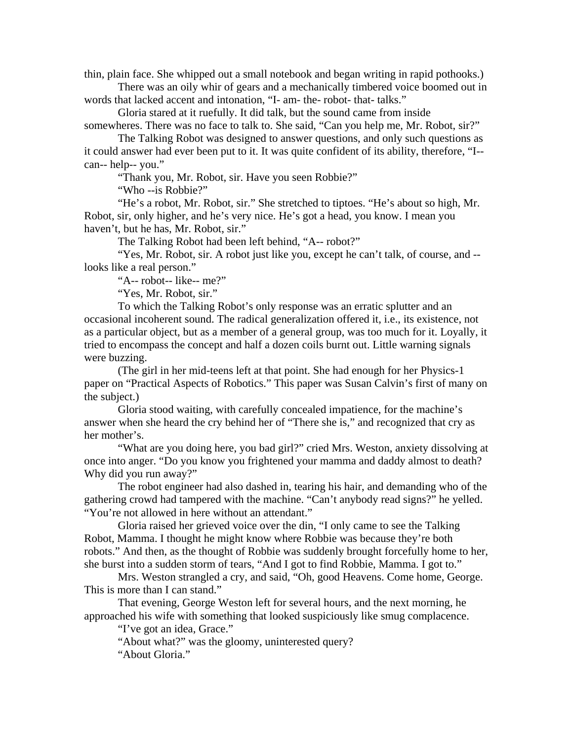thin, plain face. She whipped out a small notebook and began writing in rapid pothooks.)

There was an oily whir of gears and a mechanically timbered voice boomed out in words that lacked accent and intonation, "I- am- the- robot- that- talks."

Gloria stared at it ruefully. It did talk, but the sound came from inside somewheres. There was no face to talk to. She said, "Can you help me, Mr. Robot, sir?"

The Talking Robot was designed to answer questions, and only such questions as it could answer had ever been put to it. It was quite confident of its ability, therefore, "I-- can-- help-- you."

"Thank you, Mr. Robot, sir. Have you seen Robbie?"

"Who --is Robbie?"

"He's a robot, Mr. Robot, sir." She stretched to tiptoes. "He's about so high, Mr. Robot, sir, only higher, and he's very nice. He's got a head, you know. I mean you haven't, but he has, Mr. Robot, sir."

The Talking Robot had been left behind, "A-- robot?"

"Yes, Mr. Robot, sir. A robot just like you, except he can't talk, of course, and -- looks like a real person."

"A-- robot-- like-- me?"

"Yes, Mr. Robot, sir."

To which the Talking Robot's only response was an erratic splutter and an occasional incoherent sound. The radical generalization offered it, i.e., its existence, not as a particular object, but as a member of a general group, was too much for it. Loyally, it tried to encompass the concept and half a dozen coils burnt out. Little warning signals were buzzing.

(The girl in her mid-teens left at that point. She had enough for her Physics-1 paper on "Practical Aspects of Robotics." This paper was Susan Calvin's first of many on the subject.)

Gloria stood waiting, with carefully concealed impatience, for the machine's answer when she heard the cry behind her of "There she is," and recognized that cry as her mother's.

"What are you doing here, you bad girl?" cried Mrs. Weston, anxiety dissolving at once into anger. "Do you know you frightened your mamma and daddy almost to death? Why did you run away?"

The robot engineer had also dashed in, tearing his hair, and demanding who of the gathering crowd had tampered with the machine. "Can't anybody read signs?" he yelled. "You're not allowed in here without an attendant."

Gloria raised her grieved voice over the din, "I only came to see the Talking Robot, Mamma. I thought he might know where Robbie was because they're both robots." And then, as the thought of Robbie was suddenly brought forcefully home to her, she burst into a sudden storm of tears, "And I got to find Robbie, Mamma. I got to."

Mrs. Weston strangled a cry, and said, "Oh, good Heavens. Come home, George. This is more than I can stand."

That evening, George Weston left for several hours, and the next morning, he approached his wife with something that looked suspiciously like smug complacence.

"I've got an idea, Grace."

"About what?" was the gloomy, uninterested query?

"About Gloria."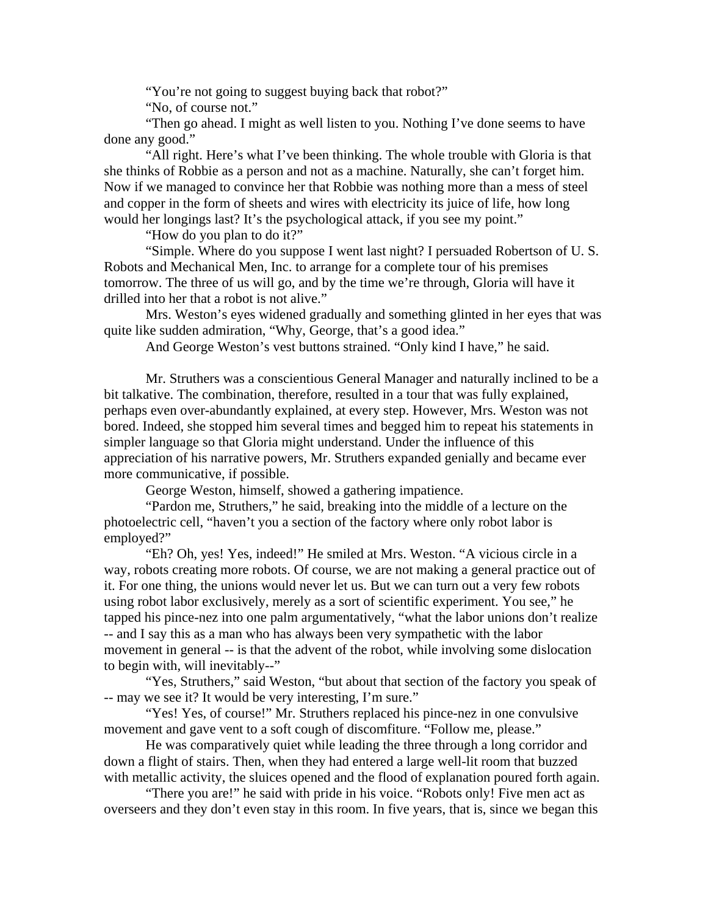"You're not going to suggest buying back that robot?"

"No, of course not."

"Then go ahead. I might as well listen to you. Nothing I've done seems to have done any good."

"All right. Here's what I've been thinking. The whole trouble with Gloria is that she thinks of Robbie as a person and not as a machine. Naturally, she can't forget him. Now if we managed to convince her that Robbie was nothing more than a mess of steel and copper in the form of sheets and wires with electricity its juice of life, how long would her longings last? It's the psychological attack, if you see my point."

"How do you plan to do it?"

"Simple. Where do you suppose I went last night? I persuaded Robertson of U. S. Robots and Mechanical Men, Inc. to arrange for a complete tour of his premises tomorrow. The three of us will go, and by the time we're through, Gloria will have it drilled into her that a robot is not alive."

Mrs. Weston's eyes widened gradually and something glinted in her eyes that was quite like sudden admiration, "Why, George, that's a good idea."

And George Weston's vest buttons strained. "Only kind I have," he said.

Mr. Struthers was a conscientious General Manager and naturally inclined to be a bit talkative. The combination, therefore, resulted in a tour that was fully explained, perhaps even over-abundantly explained, at every step. However, Mrs. Weston was not bored. Indeed, she stopped him several times and begged him to repeat his statements in simpler language so that Gloria might understand. Under the influence of this appreciation of his narrative powers, Mr. Struthers expanded genially and became ever more communicative, if possible.

George Weston, himself, showed a gathering impatience.

"Pardon me, Struthers," he said, breaking into the middle of a lecture on the photoelectric cell, "haven't you a section of the factory where only robot labor is employed?"

"Eh? Oh, yes! Yes, indeed!" He smiled at Mrs. Weston. "A vicious circle in a way, robots creating more robots. Of course, we are not making a general practice out of it. For one thing, the unions would never let us. But we can turn out a very few robots using robot labor exclusively, merely as a sort of scientific experiment. You see," he tapped his pince-nez into one palm argumentatively, "what the labor unions don't realize -- and I say this as a man who has always been very sympathetic with the labor movement in general -- is that the advent of the robot, while involving some dislocation to begin with, will inevitably--"

"Yes, Struthers," said Weston, "but about that section of the factory you speak of -- may we see it? It would be very interesting, I'm sure."

"Yes! Yes, of course!" Mr. Struthers replaced his pince-nez in one convulsive movement and gave vent to a soft cough of discomfiture. "Follow me, please."

He was comparatively quiet while leading the three through a long corridor and down a flight of stairs. Then, when they had entered a large well-lit room that buzzed with metallic activity, the sluices opened and the flood of explanation poured forth again.

"There you are!" he said with pride in his voice. "Robots only! Five men act as overseers and they don't even stay in this room. In five years, that is, since we began this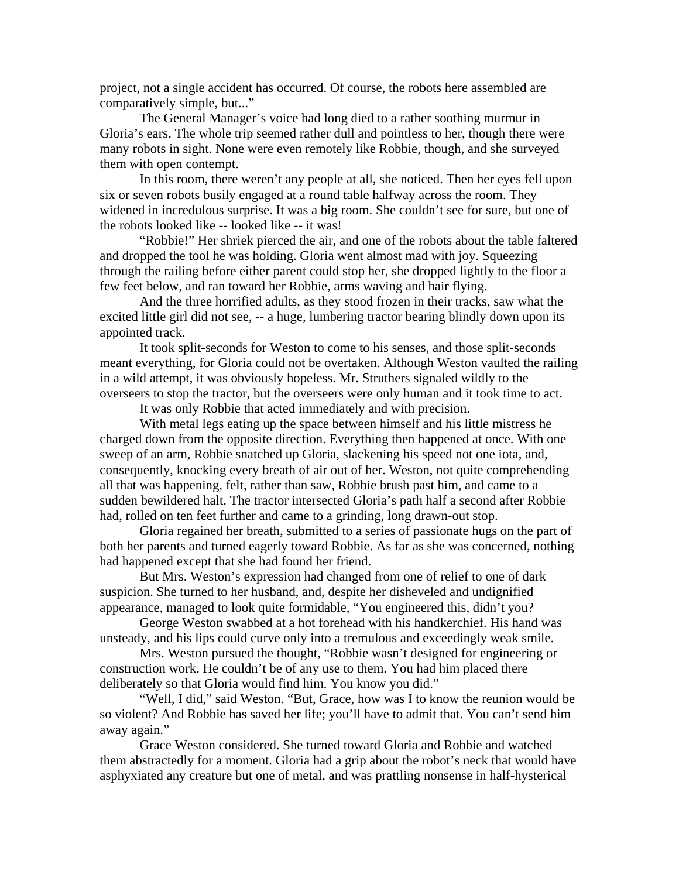project, not a single accident has occurred. Of course, the robots here assembled are comparatively simple, but..."

The General Manager's voice had long died to a rather soothing murmur in Gloria's ears. The whole trip seemed rather dull and pointless to her, though there were many robots in sight. None were even remotely like Robbie, though, and she surveyed them with open contempt.

In this room, there weren't any people at all, she noticed. Then her eyes fell upon six or seven robots busily engaged at a round table halfway across the room. They widened in incredulous surprise. It was a big room. She couldn't see for sure, but one of the robots looked like -- looked like -- it was!

"Robbie!" Her shriek pierced the air, and one of the robots about the table faltered and dropped the tool he was holding. Gloria went almost mad with joy. Squeezing through the railing before either parent could stop her, she dropped lightly to the floor a few feet below, and ran toward her Robbie, arms waving and hair flying.

And the three horrified adults, as they stood frozen in their tracks, saw what the excited little girl did not see, -- a huge, lumbering tractor bearing blindly down upon its appointed track.

It took split-seconds for Weston to come to his senses, and those split-seconds meant everything, for Gloria could not be overtaken. Although Weston vaulted the railing in a wild attempt, it was obviously hopeless. Mr. Struthers signaled wildly to the overseers to stop the tractor, but the overseers were only human and it took time to act.

It was only Robbie that acted immediately and with precision.

With metal legs eating up the space between himself and his little mistress he charged down from the opposite direction. Everything then happened at once. With one sweep of an arm, Robbie snatched up Gloria, slackening his speed not one iota, and, consequently, knocking every breath of air out of her. Weston, not quite comprehending all that was happening, felt, rather than saw, Robbie brush past him, and came to a sudden bewildered halt. The tractor intersected Gloria's path half a second after Robbie had, rolled on ten feet further and came to a grinding, long drawn-out stop.

Gloria regained her breath, submitted to a series of passionate hugs on the part of both her parents and turned eagerly toward Robbie. As far as she was concerned, nothing had happened except that she had found her friend.

But Mrs. Weston's expression had changed from one of relief to one of dark suspicion. She turned to her husband, and, despite her disheveled and undignified appearance, managed to look quite formidable, "You engineered this, didn't you?

George Weston swabbed at a hot forehead with his handkerchief. His hand was unsteady, and his lips could curve only into a tremulous and exceedingly weak smile.

Mrs. Weston pursued the thought, "Robbie wasn't designed for engineering or construction work. He couldn't be of any use to them. You had him placed there deliberately so that Gloria would find him. You know you did."

"Well, I did," said Weston. "But, Grace, how was I to know the reunion would be so violent? And Robbie has saved her life; you'll have to admit that. You can't send him away again."

Grace Weston considered. She turned toward Gloria and Robbie and watched them abstractedly for a moment. Gloria had a grip about the robot's neck that would have asphyxiated any creature but one of metal, and was prattling nonsense in half-hysterical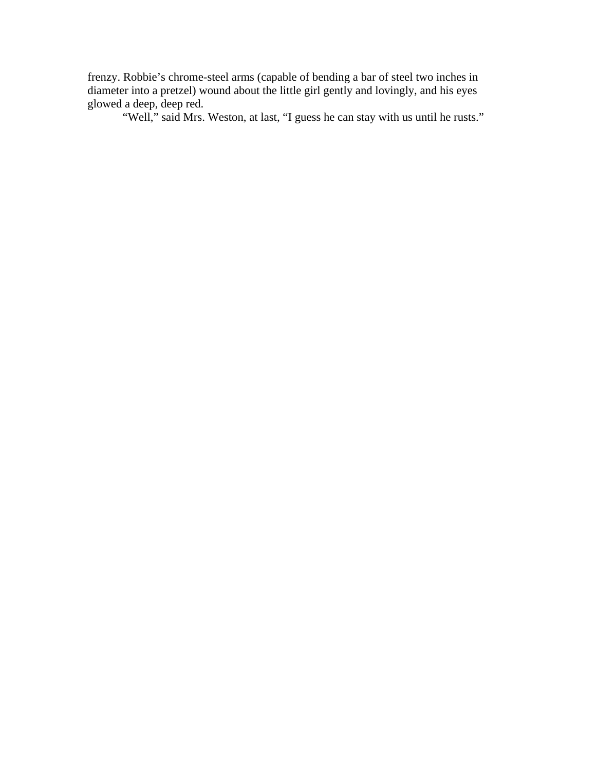frenzy. Robbie’s chrome-steel arms (capable of bending a bar of steel two inches in diameter into a pretzel) wound about the little girl gently and lovingly, and his eyes glowed a deep, deep red.

“Well,” said Mrs. Weston, at last, “I guess he can stay with us until he rusts.”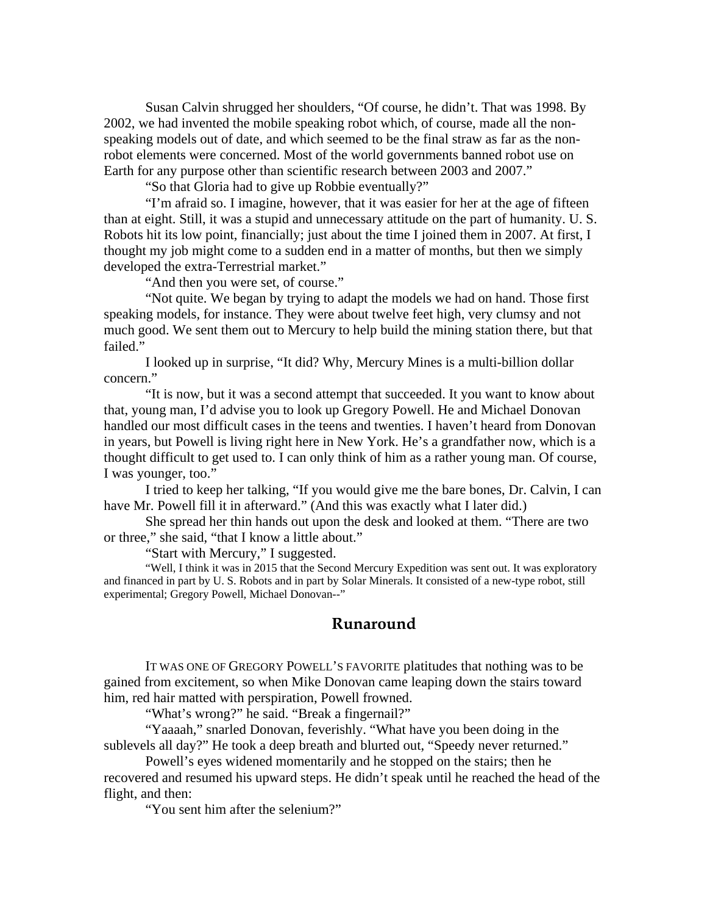Susan Calvin shrugged her shoulders, "Of course, he didn't. That was 1998. By 2002, we had invented the mobile speaking robot which, of course, made all the non-speaking models out of date, and which seemed to be the final straw as far as the non-robot elements were concerned. Most of the world governments banned robot use on Earth for any purpose other than scientific research between 2003 and 2007."

"So that Gloria had to give up Robbie eventually?"

"I'm afraid so. I imagine, however, that it was easier for her at the age of fifteen than at eight. Still, it was a stupid and unnecessary attitude on the part of humanity. U. S. Robots hit its low point, financially; just about the time I joined them in 2007. At first, I thought my job might come to a sudden end in a matter of months, but then we simply developed the extra-Terrestrial market."

"And then you were set, of course."

"Not quite. We began by trying to adapt the models we had on hand. Those first speaking models, for instance. They were about twelve feet high, very clumsy and not much good. We sent them out to Mercury to help build the mining station there, but that failed."

I looked up in surprise, "It did? Why, Mercury Mines is a multi-billion dollar concern."

"It is now, but it was a second attempt that succeeded. It you want to know about that, young man, I'd advise you to look up Gregory Powell. He and Michael Donovan handled our most difficult cases in the teens and twenties. I haven't heard from Donovan in years, but Powell is living right here in New York. He's a grandfather now, which is a thought difficult to get used to. I can only think of him as a rather young man. Of course, I was younger, too."

I tried to keep her talking, "If you would give me the bare bones, Dr. Calvin, I can have Mr. Powell fill it in afterward." (And this was exactly what I later did.)

She spread her thin hands out upon the desk and looked at them. "There are two or three," she said, "that I know a little about."

"Start with Mercury," I suggested.

"Well, I think it was in 2015 that the Second Mercury Expedition was sent out. It was exploratory and financed in part by U. S. Robots and in part by Solar Minerals. It consisted of a new-type robot, still experimental; Gregory Powell, Michael Donovan--"

## Runaround

IT WAS ONE OF GREGORY POWELL'S FAVORITE platitudes that nothing was to be gained from excitement, so when Mike Donovan came leaping down the stairs toward him, red hair matted with perspiration, Powell frowned.

"What's wrong?" he said. "Break a fingernail?"

"Yaaaah," snarled Donovan, feverishly. "What have you been doing in the sublevels all day?" He took a deep breath and blurted out, "Speedy never returned."

Powell's eyes widened momentarily and he stopped on the stairs; then he recovered and resumed his upward steps. He didn't speak until he reached the head of the flight, and then:

"You sent him after the selenium?"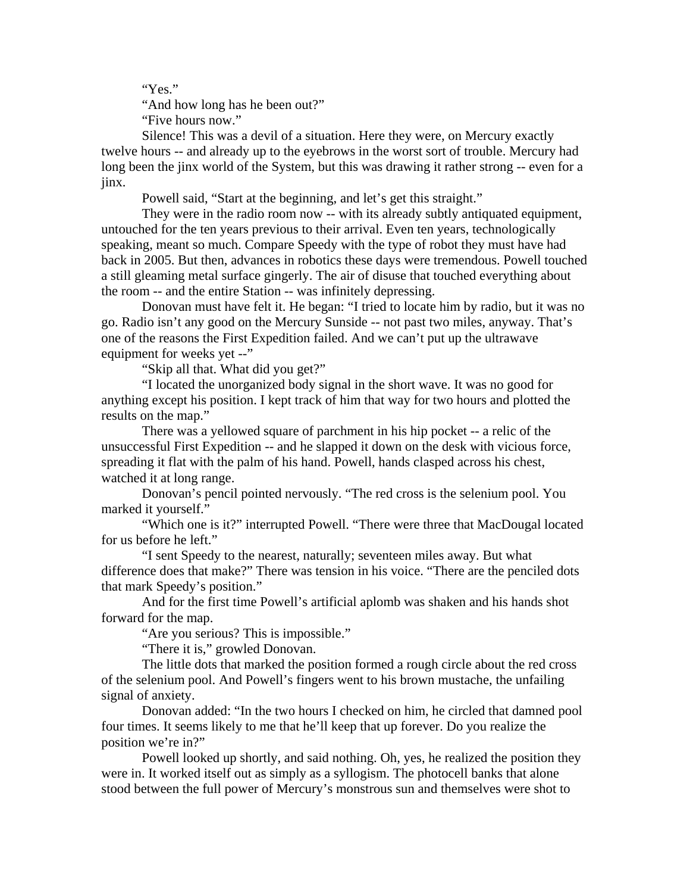"Yes."

"And how long has he been out?"

"Five hours now."

Silence! This was a devil of a situation. Here they were, on Mercury exactly twelve hours -- and already up to the eyebrows in the worst sort of trouble. Mercury had long been the jinx world of the System, but this was drawing it rather strong -- even for a jinx.

Powell said, "Start at the beginning, and let's get this straight."

They were in the radio room now -- with its already subtly antiquated equipment, untouched for the ten years previous to their arrival. Even ten years, technologically speaking, meant so much. Compare Speedy with the type of robot they must have had back in 2005. But then, advances in robotics these days were tremendous. Powell touched a still gleaming metal surface gingerly. The air of disuse that touched everything about the room -- and the entire Station -- was infinitely depressing.

Donovan must have felt it. He began: "I tried to locate him by radio, but it was no go. Radio isn't any good on the Mercury Sunside -- not past two miles, anyway. That's one of the reasons the First Expedition failed. And we can't put up the ultrawave equipment for weeks yet --"

"Skip all that. What did you get?"

"I located the unorganized body signal in the short wave. It was no good for anything except his position. I kept track of him that way for two hours and plotted the results on the map."

There was a yellowed square of parchment in his hip pocket -- a relic of the unsuccessful First Expedition -- and he slapped it down on the desk with vicious force, spreading it flat with the palm of his hand. Powell, hands clasped across his chest, watched it at long range.

Donovan's pencil pointed nervously. "The red cross is the selenium pool. You marked it yourself."

"Which one is it?" interrupted Powell. "There were three that MacDougal located for us before he left."

"I sent Speedy to the nearest, naturally; seventeen miles away. But what difference does that make?" There was tension in his voice. "There are the penciled dots that mark Speedy's position."

And for the first time Powell's artificial aplomb was shaken and his hands shot forward for the map.

"Are you serious? This is impossible."

"There it is," growled Donovan.

The little dots that marked the position formed a rough circle about the red cross of the selenium pool. And Powell's fingers went to his brown mustache, the unfailing signal of anxiety.

Donovan added: "In the two hours I checked on him, he circled that damned pool four times. It seems likely to me that he'll keep that up forever. Do you realize the position we're in?"

Powell looked up shortly, and said nothing. Oh, yes, he realized the position they were in. It worked itself out as simply as a syllogism. The photocell banks that alone stood between the full power of Mercury's monstrous sun and themselves were shot to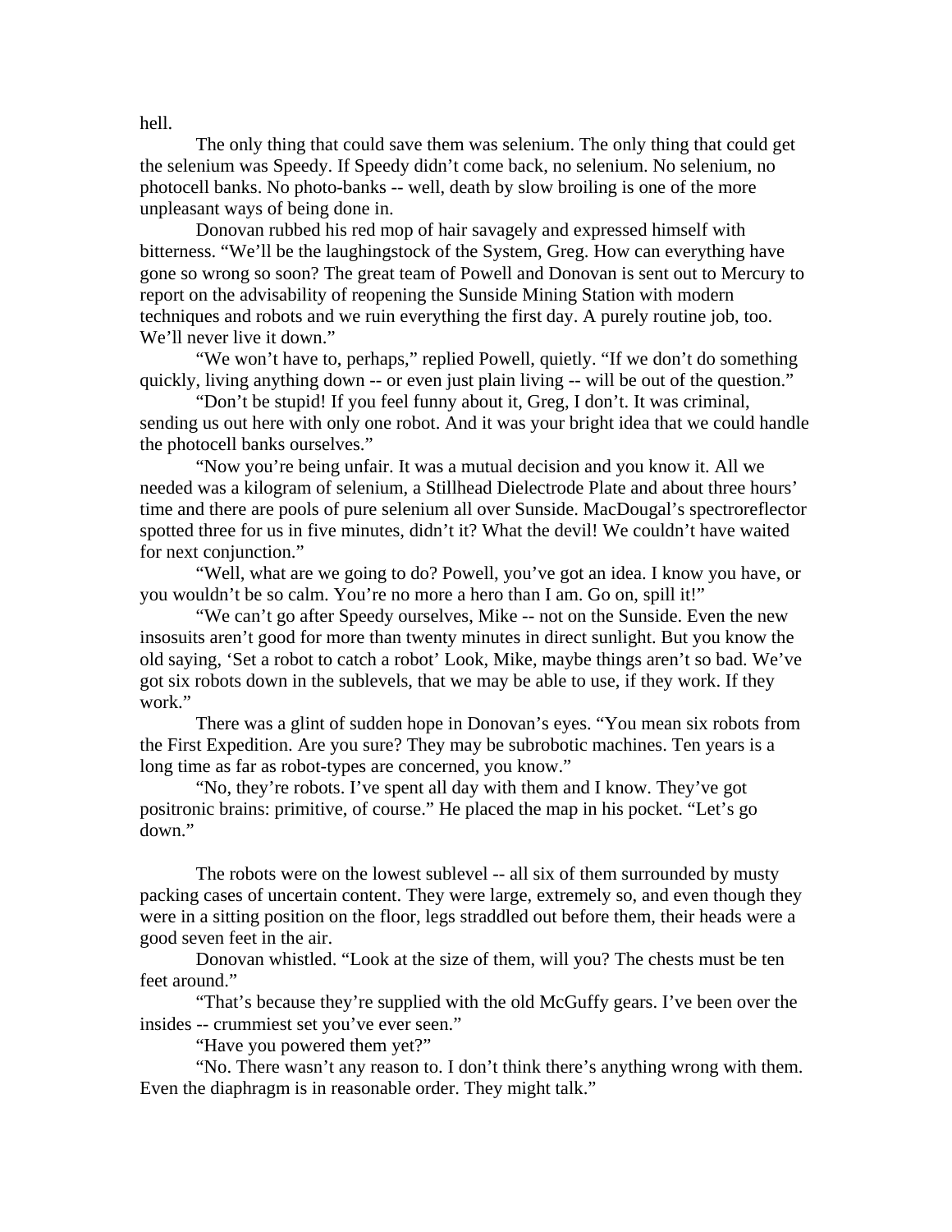hell.

The only thing that could save them was selenium. The only thing that could get the selenium was Speedy. If Speedy didn't come back, no selenium. No selenium, no photocell banks. No photo-banks -- well, death by slow broiling is one of the more unpleasant ways of being done in.

Donovan rubbed his red mop of hair savagely and expressed himself with bitterness. "We'll be the laughingstock of the System, Greg. How can everything have gone so wrong so soon? The great team of Powell and Donovan is sent out to Mercury to report on the advisability of reopening the Sunside Mining Station with modern techniques and robots and we ruin everything the first day. A purely routine job, too. We'll never live it down."

"We won't have to, perhaps," replied Powell, quietly. "If we don't do something quickly, living anything down -- or even just plain living -- will be out of the question."

"Don't be stupid! If you feel funny about it, Greg, I don't. It was criminal, sending us out here with only one robot. And it was your bright idea that we could handle the photocell banks ourselves."

"Now you're being unfair. It was a mutual decision and you know it. All we needed was a kilogram of selenium, a Stillhead Dielectrode Plate and about three hours' time and there are pools of pure selenium all over Sunside. MacDougal's spectroreflector spotted three for us in five minutes, didn't it? What the devil! We couldn't have waited for next conjunction."

"Well, what are we going to do? Powell, you've got an idea. I know you have, or you wouldn't be so calm. You're no more a hero than I am. Go on, spill it!"

"We can't go after Speedy ourselves, Mike -- not on the Sunside. Even the new insosuits aren't good for more than twenty minutes in direct sunlight. But you know the old saying, 'Set a robot to catch a robot' Look, Mike, maybe things aren't so bad. We've got six robots down in the sublevels, that we may be able to use, if they work. If they work."

There was a glint of sudden hope in Donovan's eyes. "You mean six robots from the First Expedition. Are you sure? They may be subrobotic machines. Ten years is a long time as far as robot-types are concerned, you know."

"No, they're robots. I've spent all day with them and I know. They've got positronic brains: primitive, of course." He placed the map in his pocket. "Let's go down."

The robots were on the lowest sublevel -- all six of them surrounded by musty packing cases of uncertain content. They were large, extremely so, and even though they were in a sitting position on the floor, legs straddled out before them, their heads were a good seven feet in the air.

Donovan whistled. "Look at the size of them, will you? The chests must be ten feet around."

"That's because they're supplied with the old McGuffy gears. I've been over the insides -- crummiest set you've ever seen."

"Have you powered them yet?"

"No. There wasn't any reason to. I don't think there's anything wrong with them. Even the diaphragm is in reasonable order. They might talk."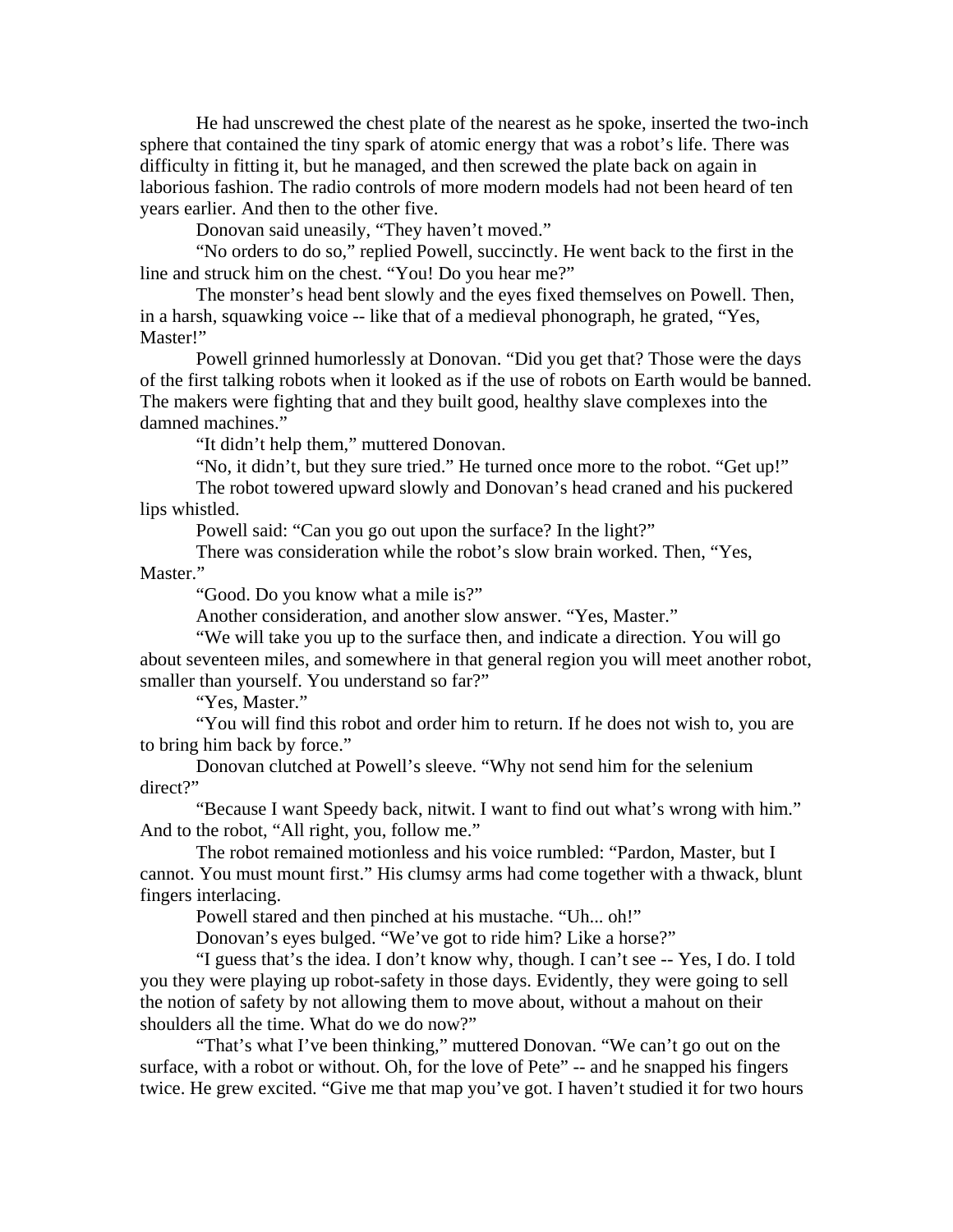He had unscrewed the chest plate of the nearest as he spoke, inserted the two-inch sphere that contained the tiny spark of atomic energy that was a robot's life. There was difficulty in fitting it, but he managed, and then screwed the plate back on again in laborious fashion. The radio controls of more modern models had not been heard of ten years earlier. And then to the other five.

Donovan said uneasily, "They haven't moved."

"No orders to do so," replied Powell, succinctly. He went back to the first in the line and struck him on the chest. "You! Do you hear me?"

The monster's head bent slowly and the eyes fixed themselves on Powell. Then, in a harsh, squawking voice -- like that of a medieval phonograph, he grated, "Yes, Master!"

Powell grinned humorlessly at Donovan. "Did you get that? Those were the days of the first talking robots when it looked as if the use of robots on Earth would be banned. The makers were fighting that and they built good, healthy slave complexes into the damned machines."

"It didn't help them," muttered Donovan.

"No, it didn't, but they sure tried." He turned once more to the robot. "Get up!"

The robot towered upward slowly and Donovan's head craned and his puckered lips whistled.

Powell said: "Can you go out upon the surface? In the light?"

There was consideration while the robot's slow brain worked. Then, "Yes, Master."

"Good. Do you know what a mile is?"

Another consideration, and another slow answer. "Yes, Master."

"We will take you up to the surface then, and indicate a direction. You will go about seventeen miles, and somewhere in that general region you will meet another robot, smaller than yourself. You understand so far?"

"Yes, Master."

"You will find this robot and order him to return. If he does not wish to, you are to bring him back by force."

Donovan clutched at Powell's sleeve. "Why not send him for the selenium direct?"

"Because I want Speedy back, nitwit. I want to find out what's wrong with him." And to the robot, "All right, you, follow me."

The robot remained motionless and his voice rumbled: "Pardon, Master, but I cannot. You must mount first." His clumsy arms had come together with a thwack, blunt fingers interlacing.

Powell stared and then pinched at his mustache. "Uh... oh!"

Donovan's eyes bulged. "We've got to ride him? Like a horse?"

"I guess that's the idea. I don't know why, though. I can't see -- Yes, I do. I told you they were playing up robot-safety in those days. Evidently, they were going to sell the notion of safety by not allowing them to move about, without a mahout on their shoulders all the time. What do we do now?"

"That's what I've been thinking," muttered Donovan. "We can't go out on the surface, with a robot or without. Oh, for the love of Pete" -- and he snapped his fingers twice. He grew excited. "Give me that map you've got. I haven't studied it for two hours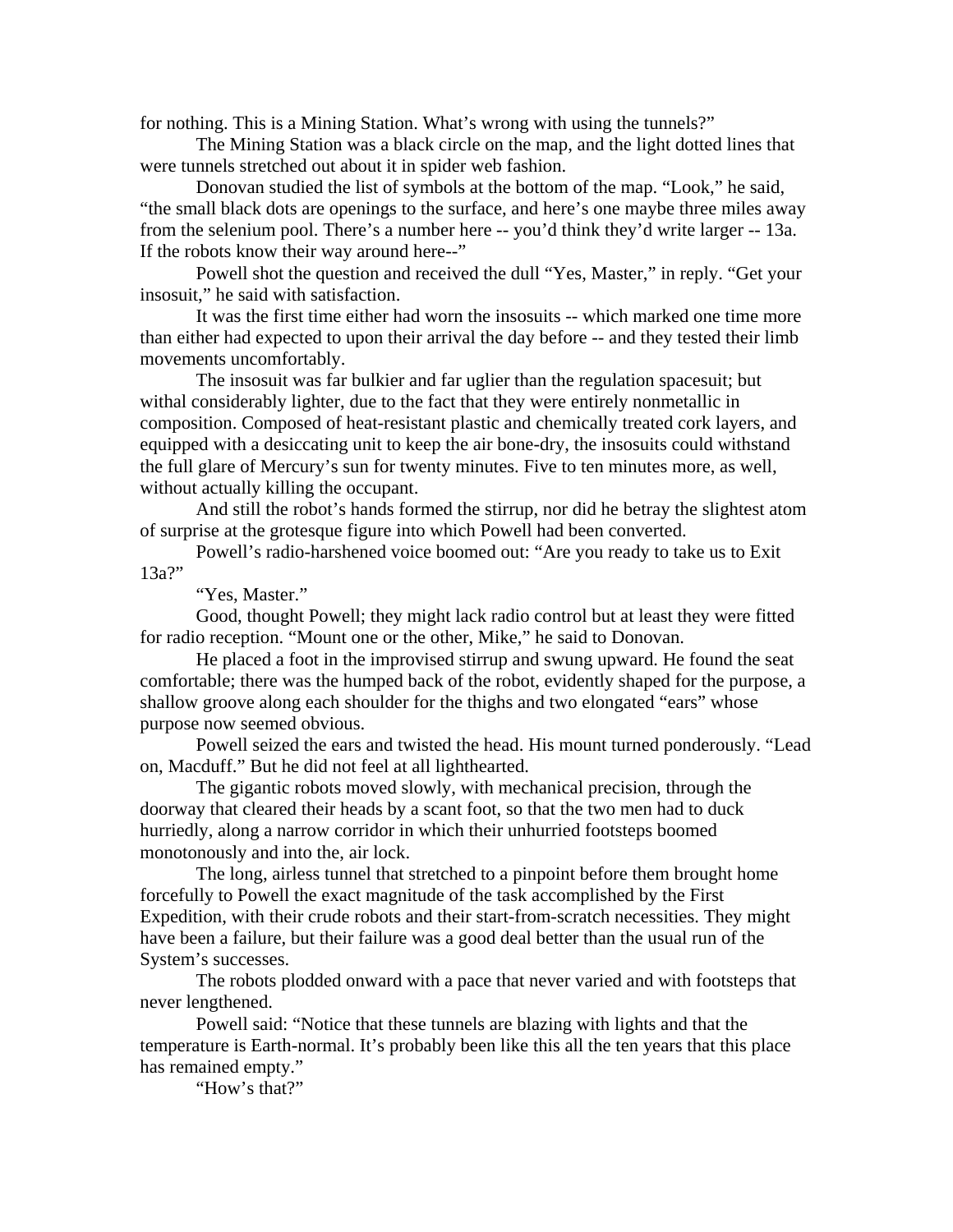for nothing. This is a Mining Station. What's wrong with using the tunnels?"

The Mining Station was a black circle on the map, and the light dotted lines that were tunnels stretched out about it in spider web fashion.

Donovan studied the list of symbols at the bottom of the map. "Look," he said, "the small black dots are openings to the surface, and here's one maybe three miles away from the selenium pool. There's a number here -- you'd think they'd write larger -- 13a. If the robots know their way around here--"

Powell shot the question and received the dull "Yes, Master," in reply. "Get your insosuit," he said with satisfaction.

It was the first time either had worn the insosuits -- which marked one time more than either had expected to upon their arrival the day before -- and they tested their limb movements uncomfortably.

The insosuit was far bulkier and far uglier than the regulation spacesuit; but withal considerably lighter, due to the fact that they were entirely nonmetallic in composition. Composed of heat-resistant plastic and chemically treated cork layers, and equipped with a desiccating unit to keep the air bone-dry, the insosuits could withstand the full glare of Mercury's sun for twenty minutes. Five to ten minutes more, as well, without actually killing the occupant.

And still the robot's hands formed the stirrup, nor did he betray the slightest atom of surprise at the grotesque figure into which Powell had been converted.

Powell's radio-harshened voice boomed out: "Are you ready to take us to Exit 13a?"

"Yes, Master."

Good, thought Powell; they might lack radio control but at least they were fitted for radio reception. "Mount one or the other, Mike," he said to Donovan.

He placed a foot in the improvised stirrup and swung upward. He found the seat comfortable; there was the humped back of the robot, evidently shaped for the purpose, a shallow groove along each shoulder for the thighs and two elongated "ears" whose purpose now seemed obvious.

Powell seized the ears and twisted the head. His mount turned ponderously. "Lead on, Macduff." But he did not feel at all lighthearted.

The gigantic robots moved slowly, with mechanical precision, through the doorway that cleared their heads by a scant foot, so that the two men had to duck hurriedly, along a narrow corridor in which their unhurried footsteps boomed monotonously and into the, air lock.

The long, airless tunnel that stretched to a pinpoint before them brought home forcefully to Powell the exact magnitude of the task accomplished by the First Expedition, with their crude robots and their start-from-scratch necessities. They might have been a failure, but their failure was a good deal better than the usual run of the System's successes.

The robots plodded onward with a pace that never varied and with footsteps that never lengthened.

Powell said: "Notice that these tunnels are blazing with lights and that the temperature is Earth-normal. It's probably been like this all the ten years that this place has remained empty."

"How's that?"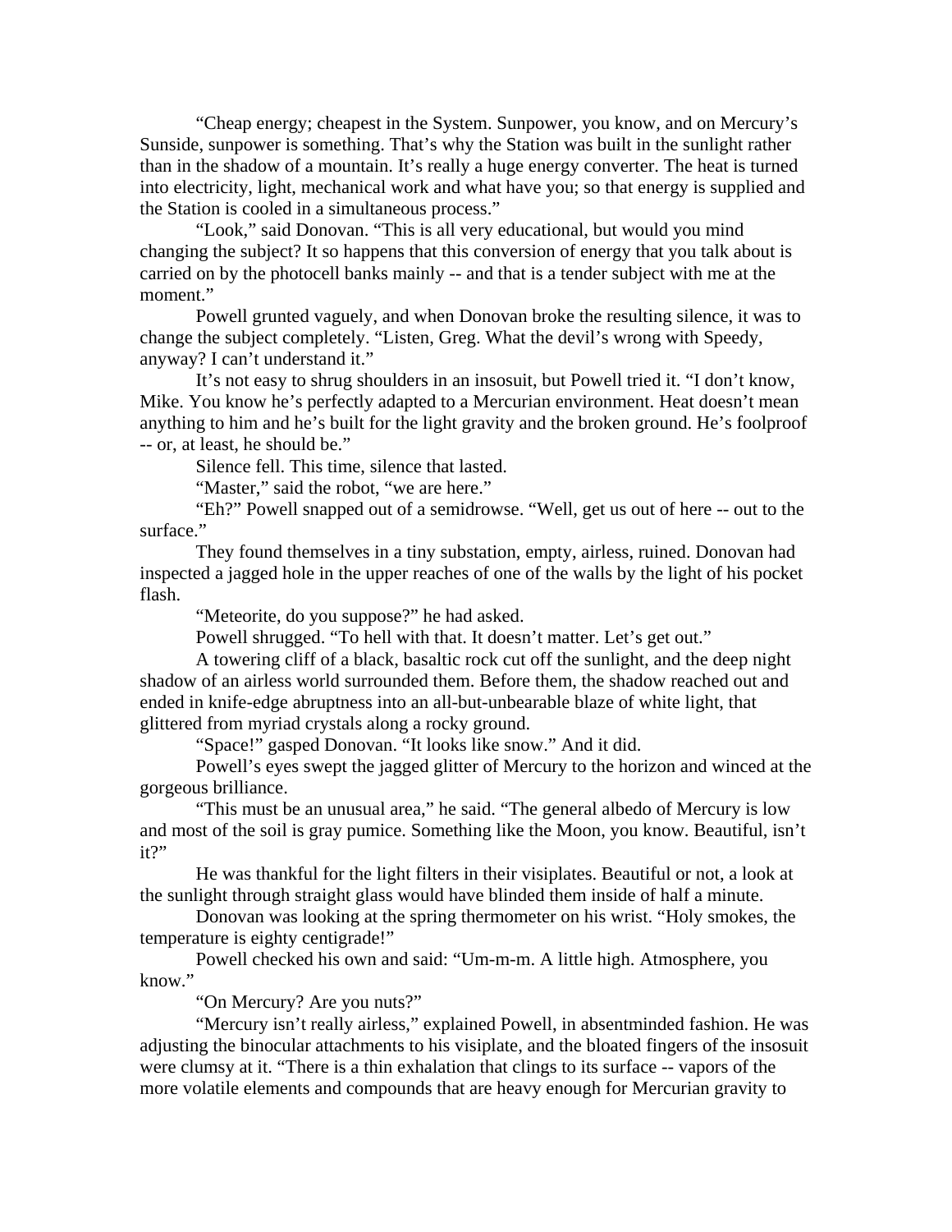"Cheap energy; cheapest in the System. Sunpower, you know, and on Mercury's Sunside, sunpower is something. That's why the Station was built in the sunlight rather than in the shadow of a mountain. It's really a huge energy converter. The heat is turned into electricity, light, mechanical work and what have you; so that energy is supplied and the Station is cooled in a simultaneous process."

"Look," said Donovan. "This is all very educational, but would you mind changing the subject? It so happens that this conversion of energy that you talk about is carried on by the photocell banks mainly -- and that is a tender subject with me at the moment."

Powell grunted vaguely, and when Donovan broke the resulting silence, it was to change the subject completely. "Listen, Greg. What the devil's wrong with Speedy, anyway? I can't understand it."

It's not easy to shrug shoulders in an insosuit, but Powell tried it. "I don't know, Mike. You know he's perfectly adapted to a Mercurian environment. Heat doesn't mean anything to him and he's built for the light gravity and the broken ground. He's foolproof -- or, at least, he should be."

Silence fell. This time, silence that lasted.

"Master," said the robot, "we are here."

"Eh?" Powell snapped out of a semidrowse. "Well, get us out of here -- out to the surface."

They found themselves in a tiny substation, empty, airless, ruined. Donovan had inspected a jagged hole in the upper reaches of one of the walls by the light of his pocket flash.

"Meteorite, do you suppose?" he had asked.

Powell shrugged. "To hell with that. It doesn't matter. Let's get out."

A towering cliff of a black, basaltic rock cut off the sunlight, and the deep night shadow of an airless world surrounded them. Before them, the shadow reached out and ended in knife-edge abruptness into an all-but-unbearable blaze of white light, that glittered from myriad crystals along a rocky ground.

"Space!" gasped Donovan. "It looks like snow." And it did.

Powell's eyes swept the jagged glitter of Mercury to the horizon and winced at the gorgeous brilliance.

"This must be an unusual area," he said. "The general albedo of Mercury is low and most of the soil is gray pumice. Something like the Moon, you know. Beautiful, isn't it?"

He was thankful for the light filters in their visiplates. Beautiful or not, a look at the sunlight through straight glass would have blinded them inside of half a minute.

Donovan was looking at the spring thermometer on his wrist. "Holy smokes, the temperature is eighty centigrade!"

Powell checked his own and said: "Um-m-m. A little high. Atmosphere, you know."

"On Mercury? Are you nuts?"

"Mercury isn't really airless," explained Powell, in absentminded fashion. He was adjusting the binocular attachments to his visiplate, and the bloated fingers of the insosuit were clumsy at it. "There is a thin exhalation that clings to its surface -- vapors of the more volatile elements and compounds that are heavy enough for Mercurian gravity to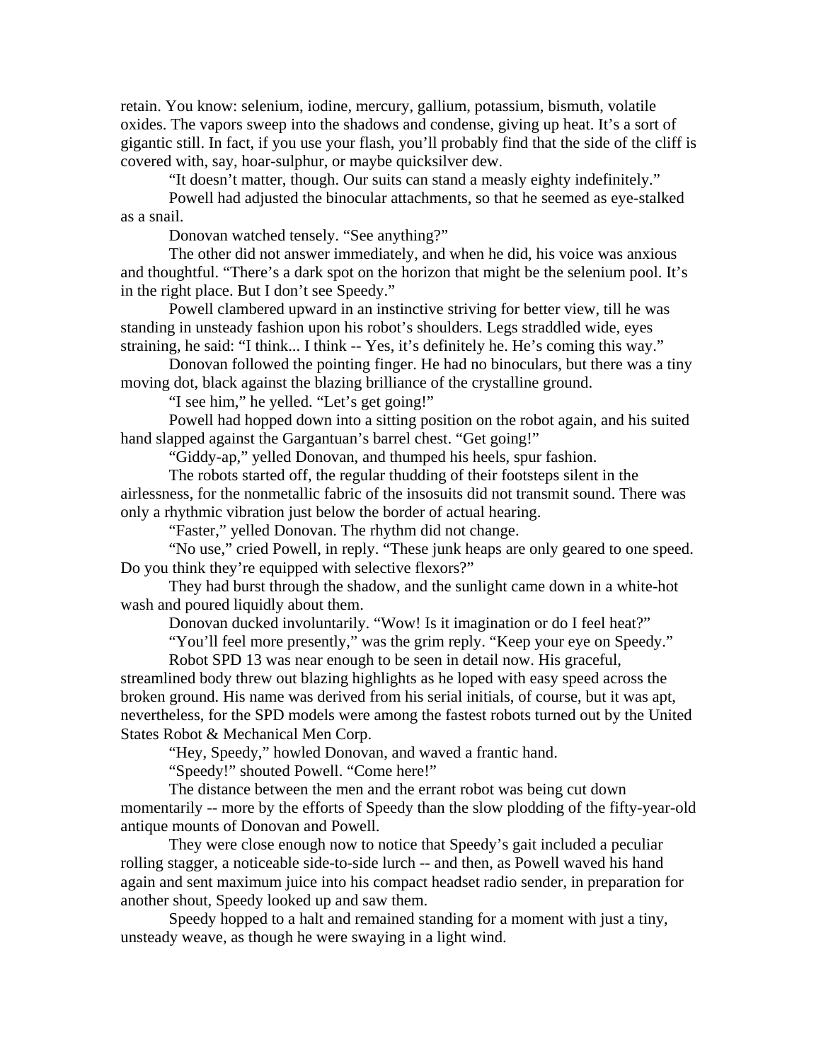retain. You know: selenium, iodine, mercury, gallium, potassium, bismuth, volatile oxides. The vapors sweep into the shadows and condense, giving up heat. It's a sort of gigantic still. In fact, if you use your flash, you'll probably find that the side of the cliff is covered with, say, hoar-sulphur, or maybe quicksilver dew.

"It doesn't matter, though. Our suits can stand a measly eighty indefinitely."

Powell had adjusted the binocular attachments, so that he seemed as eye-stalked as a snail.

Donovan watched tensely. "See anything?"

The other did not answer immediately, and when he did, his voice was anxious and thoughtful. "There's a dark spot on the horizon that might be the selenium pool. It's in the right place. But I don't see Speedy."

Powell clambered upward in an instinctive striving for better view, till he was standing in unsteady fashion upon his robot's shoulders. Legs straddled wide, eyes straining, he said: "I think... I think -- Yes, it's definitely he. He's coming this way."

Donovan followed the pointing finger. He had no binoculars, but there was a tiny moving dot, black against the blazing brilliance of the crystalline ground.

"I see him," he yelled. "Let's get going!"

Powell had hopped down into a sitting position on the robot again, and his suited hand slapped against the Gargantuan's barrel chest. "Get going!"

"Giddy-ap," yelled Donovan, and thumped his heels, spur fashion.

The robots started off, the regular thudding of their footsteps silent in the airlessness, for the nonmetallic fabric of the insosuits did not transmit sound. There was only a rhythmic vibration just below the border of actual hearing.

"Faster," yelled Donovan. The rhythm did not change.

"No use," cried Powell, in reply. "These junk heaps are only geared to one speed. Do you think they're equipped with selective flexors?"

They had burst through the shadow, and the sunlight came down in a white-hot wash and poured liquidly about them.

Donovan ducked involuntarily. "Wow! Is it imagination or do I feel heat?"

"You'll feel more presently," was the grim reply. "Keep your eye on Speedy."

Robot SPD 13 was near enough to be seen in detail now. His graceful, streamlined body threw out blazing highlights as he loped with easy speed across the broken ground. His name was derived from his serial initials, of course, but it was apt, nevertheless, for the SPD models were among the fastest robots turned out by the United States Robot & Mechanical Men Corp.

"Hey, Speedy," howled Donovan, and waved a frantic hand.

"Speedy!" shouted Powell. "Come here!"

The distance between the men and the errant robot was being cut down momentarily -- more by the efforts of Speedy than the slow plodding of the fifty-year-old antique mounts of Donovan and Powell.

They were close enough now to notice that Speedy's gait included a peculiar rolling stagger, a noticeable side-to-side lurch -- and then, as Powell waved his hand again and sent maximum juice into his compact headset radio sender, in preparation for another shout, Speedy looked up and saw them.

Speedy hopped to a halt and remained standing for a moment with just a tiny, unsteady weave, as though he were swaying in a light wind.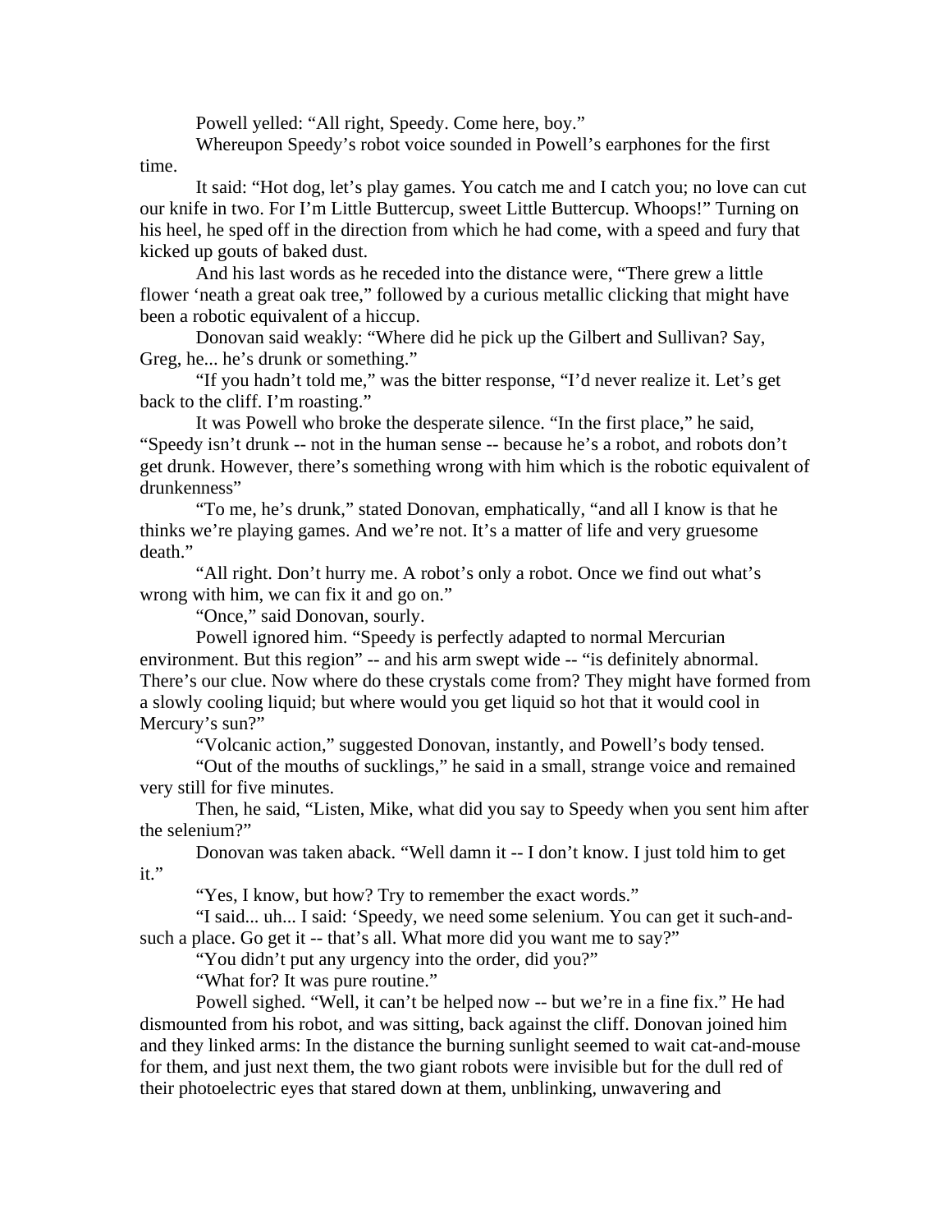Powell yelled: "All right, Speedy. Come here, boy."

Whereupon Speedy's robot voice sounded in Powell's earphones for the first time.

It said: "Hot dog, let's play games. You catch me and I catch you; no love can cut our knife in two. For I'm Little Buttercup, sweet Little Buttercup. Whoops!" Turning on his heel, he sped off in the direction from which he had come, with a speed and fury that kicked up gouts of baked dust.

And his last words as he receded into the distance were, "There grew a little flower 'neath a great oak tree," followed by a curious metallic clicking that might have been a robotic equivalent of a hiccup.

Donovan said weakly: "Where did he pick up the Gilbert and Sullivan? Say, Greg, he... he's drunk or something."

"If you hadn't told me," was the bitter response, "I'd never realize it. Let's get back to the cliff. I'm roasting."

It was Powell who broke the desperate silence. "In the first place," he said, "Speedy isn't drunk -- not in the human sense -- because he's a robot, and robots don't get drunk. However, there's something wrong with him which is the robotic equivalent of drunkenness"

"To me, he's drunk," stated Donovan, emphatically, "and all I know is that he thinks we're playing games. And we're not. It's a matter of life and very gruesome death."

"All right. Don't hurry me. A robot's only a robot. Once we find out what's wrong with him, we can fix it and go on."

"Once," said Donovan, sourly.

Powell ignored him. "Speedy is perfectly adapted to normal Mercurian environment. But this region" -- and his arm swept wide -- "is definitely abnormal. There's our clue. Now where do these crystals come from? They might have formed from a slowly cooling liquid; but where would you get liquid so hot that it would cool in Mercury's sun?"

"Volcanic action," suggested Donovan, instantly, and Powell's body tensed.

"Out of the mouths of sucklings," he said in a small, strange voice and remained very still for five minutes.

Then, he said, "Listen, Mike, what did you say to Speedy when you sent him after the selenium?"

Donovan was taken aback. "Well damn it -- I don't know. I just told him to get it."

"Yes, I know, but how? Try to remember the exact words."

"I said... uh... I said: 'Speedy, we need some selenium. You can get it such-and-such a place. Go get it -- that's all. What more did you want me to say?"

"You didn't put any urgency into the order, did you?"

"What for? It was pure routine."

Powell sighed. "Well, it can't be helped now -- but we're in a fine fix." He had dismounted from his robot, and was sitting, back against the cliff. Donovan joined him and they linked arms: In the distance the burning sunlight seemed to wait cat-and-mouse for them, and just next them, the two giant robots were invisible but for the dull red of their photoelectric eyes that stared down at them, unblinking, unwavering and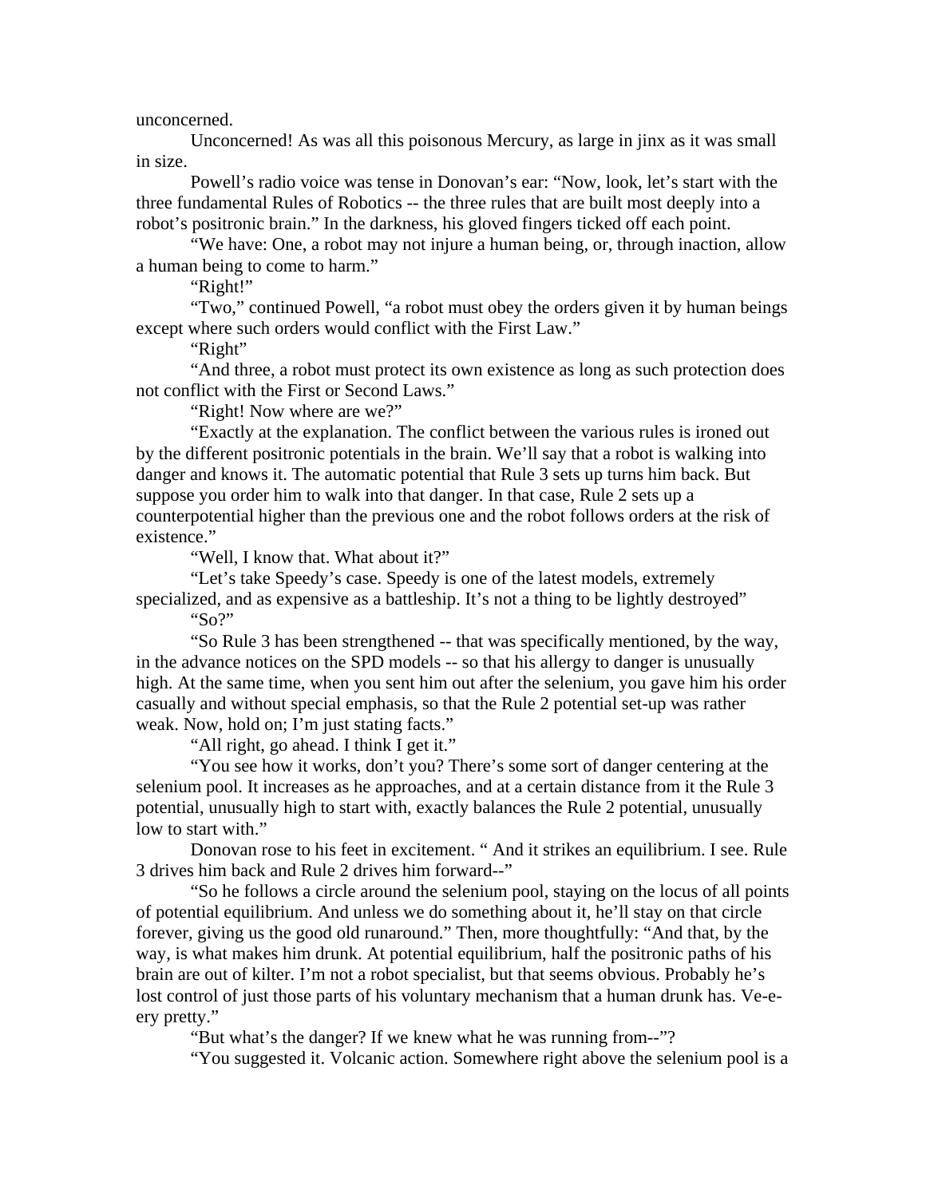unconcerned.

Unconcerned! As was all this poisonous Mercury, as large in jinx as it was small in size.

Powell's radio voice was tense in Donovan's ear: "Now, look, let's start with the three fundamental Rules of Robotics -- the three rules that are built most deeply into a robot's positronic brain." In the darkness, his gloved fingers ticked off each point.

"We have: One, a robot may not injure a human being, or, through inaction, allow a human being to come to harm."

"Right!"

"Two," continued Powell, "a robot must obey the orders given it by human beings except where such orders would conflict with the First Law."

"Right"

"And three, a robot must protect its own existence as long as such protection does not conflict with the First or Second Laws."

"Right! Now where are we?"

"Exactly at the explanation. The conflict between the various rules is ironed out by the different positronic potentials in the brain. We'll say that a robot is walking into danger and knows it. The automatic potential that Rule 3 sets up turns him back. But suppose you order him to walk into that danger. In that case, Rule 2 sets up a counterpotential higher than the previous one and the robot follows orders at the risk of existence."

"Well, I know that. What about it?"

"Let's take Speedy's case. Speedy is one of the latest models, extremely specialized, and as expensive as a battleship. It's not a thing to be lightly destroyed"

"So?"

"So Rule 3 has been strengthened -- that was specifically mentioned, by the way, in the advance notices on the SPD models -- so that his allergy to danger is unusually high. At the same time, when you sent him out after the selenium, you gave him his order casually and without special emphasis, so that the Rule 2 potential set-up was rather weak. Now, hold on; I'm just stating facts."

"All right, go ahead. I think I get it."

"You see how it works, don't you? There's some sort of danger centering at the selenium pool. It increases as he approaches, and at a certain distance from it the Rule 3 potential, unusually high to start with, exactly balances the Rule 2 potential, unusually low to start with."

Donovan rose to his feet in excitement. " And it strikes an equilibrium. I see. Rule 3 drives him back and Rule 2 drives him forward--"

"So he follows a circle around the selenium pool, staying on the locus of all points of potential equilibrium. And unless we do something about it, he'll stay on that circle forever, giving us the good old runaround." Then, more thoughtfully: "And that, by the way, is what makes him drunk. At potential equilibrium, half the positronic paths of his brain are out of kilter. I'm not a robot specialist, but that seems obvious. Probably he's lost control of just those parts of his voluntary mechanism that a human drunk has. Ve-e-ery pretty."

"But what's the danger? If we knew what he was running from--"?

"You suggested it. Volcanic action. Somewhere right above the selenium pool is a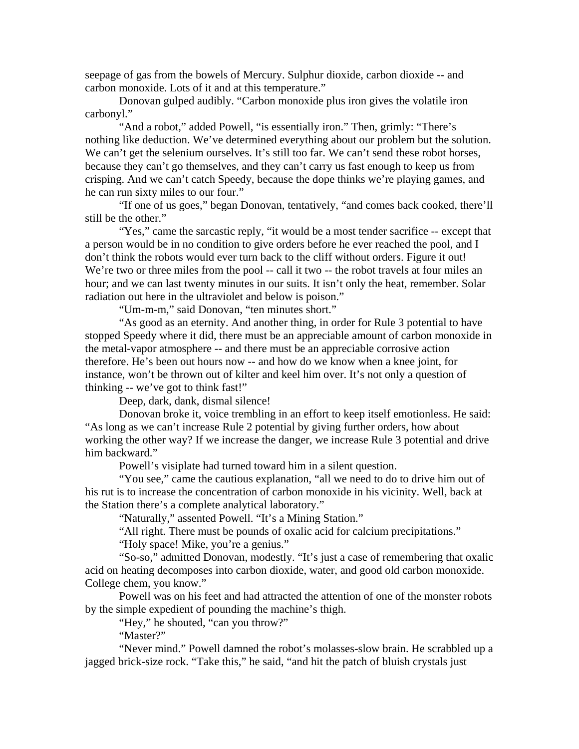seepage of gas from the bowels of Mercury. Sulphur dioxide, carbon dioxide -- and carbon monoxide. Lots of it and at this temperature."

Donovan gulped audibly. "Carbon monoxide plus iron gives the volatile iron carbonyl."

"And a robot," added Powell, "is essentially iron." Then, grimly: "There's nothing like deduction. We've determined everything about our problem but the solution. We can't get the selenium ourselves. It's still too far. We can't send these robot horses, because they can't go themselves, and they can't carry us fast enough to keep us from crisping. And we can't catch Speedy, because the dope thinks we're playing games, and he can run sixty miles to our four."

"If one of us goes," began Donovan, tentatively, "and comes back cooked, there'll still be the other."

"Yes," came the sarcastic reply, "it would be a most tender sacrifice -- except that a person would be in no condition to give orders before he ever reached the pool, and I don't think the robots would ever turn back to the cliff without orders. Figure it out! We're two or three miles from the pool -- call it two -- the robot travels at four miles an hour; and we can last twenty minutes in our suits. It isn't only the heat, remember. Solar radiation out here in the ultraviolet and below is poison."

"Um-m-m," said Donovan, "ten minutes short."

"As good as an eternity. And another thing, in order for Rule 3 potential to have stopped Speedy where it did, there must be an appreciable amount of carbon monoxide in the metal-vapor atmosphere -- and there must be an appreciable corrosive action therefore. He's been out hours now -- and how do we know when a knee joint, for instance, won't be thrown out of kilter and keel him over. It's not only a question of thinking -- we've got to think fast!"

Deep, dark, dank, dismal silence!

Donovan broke it, voice trembling in an effort to keep itself emotionless. He said: "As long as we can't increase Rule 2 potential by giving further orders, how about working the other way? If we increase the danger, we increase Rule 3 potential and drive him backward."

Powell's visiplate had turned toward him in a silent question.

"You see," came the cautious explanation, "all we need to do to drive him out of his rut is to increase the concentration of carbon monoxide in his vicinity. Well, back at the Station there's a complete analytical laboratory."

"Naturally," assented Powell. "It's a Mining Station."

"All right. There must be pounds of oxalic acid for calcium precipitations."

"Holy space! Mike, you're a genius."

"So-so," admitted Donovan, modestly. "It's just a case of remembering that oxalic acid on heating decomposes into carbon dioxide, water, and good old carbon monoxide. College chem, you know."

Powell was on his feet and had attracted the attention of one of the monster robots by the simple expedient of pounding the machine's thigh.

"Hey," he shouted, "can you throw?"

"Master?"

"Never mind." Powell damned the robot's molasses-slow brain. He scrabbled up a jagged brick-size rock. "Take this," he said, "and hit the patch of bluish crystals just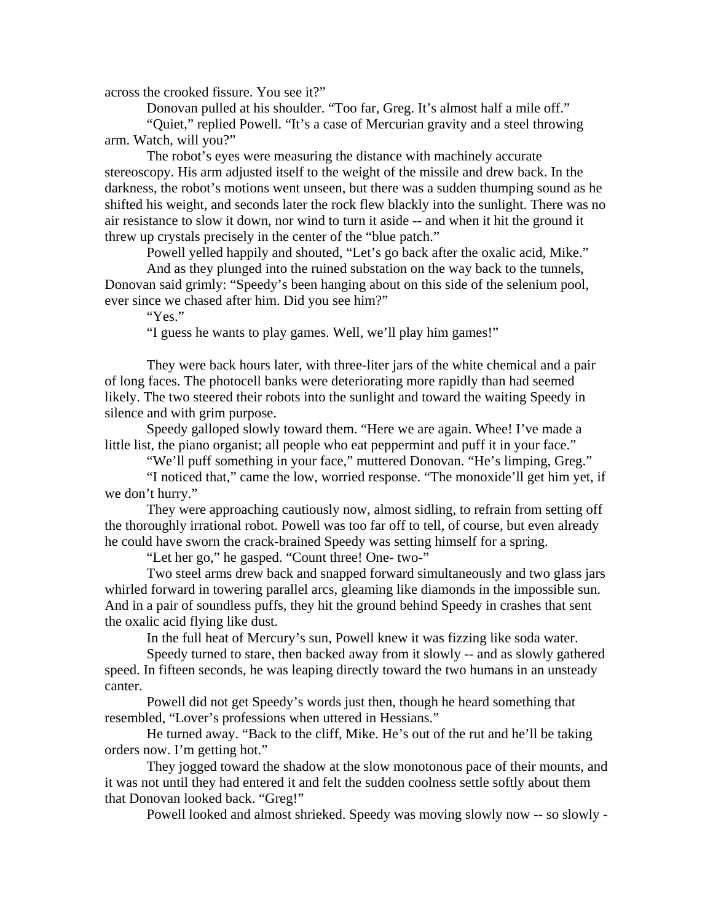across the crooked fissure. You see it?"

Donovan pulled at his shoulder. "Too far, Greg. It's almost half a mile off."

"Quiet," replied Powell. "It's a case of Mercurian gravity and a steel throwing arm. Watch, will you?"

The robot's eyes were measuring the distance with machinely accurate stereoscopy. His arm adjusted itself to the weight of the missile and drew back. In the darkness, the robot's motions went unseen, but there was a sudden thumping sound as he shifted his weight, and seconds later the rock flew blackly into the sunlight. There was no air resistance to slow it down, nor wind to turn it aside -- and when it hit the ground it threw up crystals precisely in the center of the "blue patch."

Powell yelled happily and shouted, "Let's go back after the oxalic acid, Mike."

And as they plunged into the ruined substation on the way back to the tunnels, Donovan said grimly: "Speedy's been hanging about on this side of the selenium pool, ever since we chased after him. Did you see him?"

"Yes."

"I guess he wants to play games. Well, we'll play him games!"

They were back hours later, with three-liter jars of the white chemical and a pair of long faces. The photocell banks were deteriorating more rapidly than had seemed likely. The two steered their robots into the sunlight and toward the waiting Speedy in silence and with grim purpose.

Speedy galloped slowly toward them. "Here we are again. Whee! I've made a little list, the piano organist; all people who eat peppermint and puff it in your face."

"We'll puff something in your face," muttered Donovan. "He's limping, Greg."

"I noticed that," came the low, worried response. "The monoxide'll get him yet, if we don't hurry."

They were approaching cautiously now, almost sidling, to refrain from setting off the thoroughly irrational robot. Powell was too far off to tell, of course, but even already he could have sworn the crack-brained Speedy was setting himself for a spring.

"Let her go," he gasped. "Count three! One- two-"

Two steel arms drew back and snapped forward simultaneously and two glass jars whirled forward in towering parallel arcs, gleaming like diamonds in the impossible sun. And in a pair of soundless puffs, they hit the ground behind Speedy in crashes that sent the oxalic acid flying like dust.

In the full heat of Mercury's sun, Powell knew it was fizzing like soda water.

Speedy turned to stare, then backed away from it slowly -- and as slowly gathered speed. In fifteen seconds, he was leaping directly toward the two humans in an unsteady canter.

Powell did not get Speedy's words just then, though he heard something that resembled, "Lover's professions when uttered in Hessians."

He turned away. "Back to the cliff, Mike. He's out of the rut and he'll be taking orders now. I'm getting hot."

They jogged toward the shadow at the slow monotonous pace of their mounts, and it was not until they had entered it and felt the sudden coolness settle softly about them that Donovan looked back. "Greg!"

Powell looked and almost shrieked. Speedy was moving slowly now -- so slowly -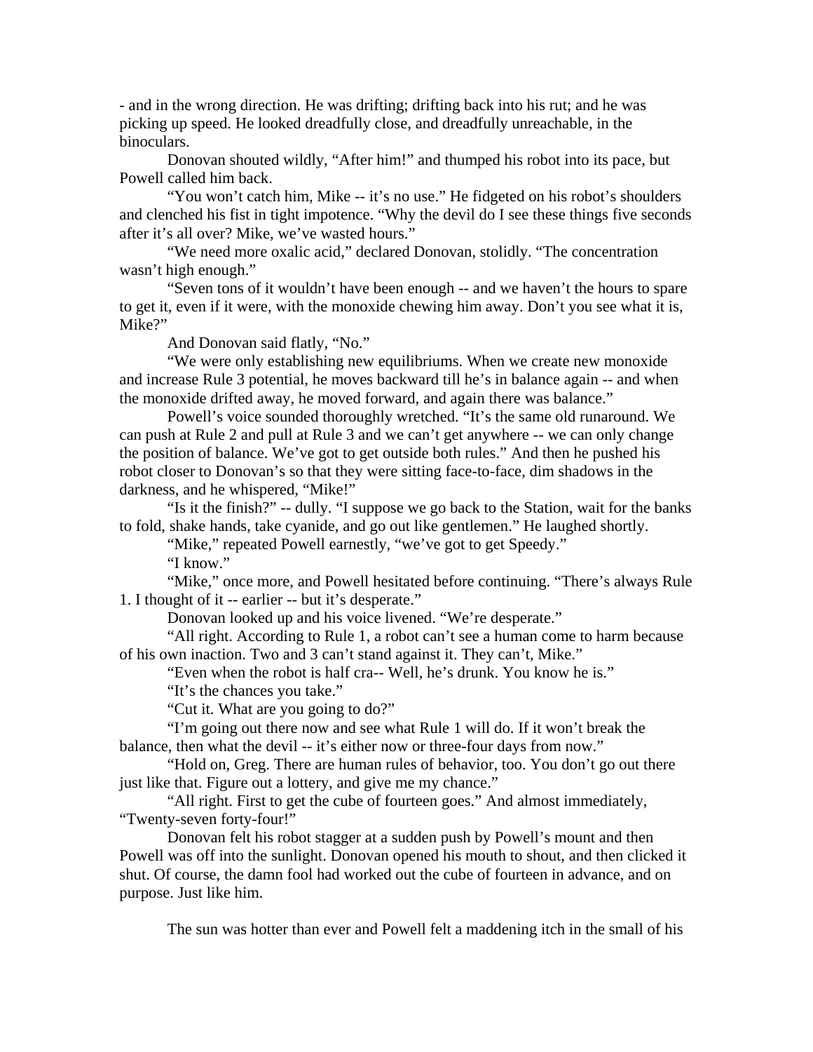- and in the wrong direction. He was drifting; drifting back into his rut; and he was picking up speed. He looked dreadfully close, and dreadfully unreachable, in the binoculars.

Donovan shouted wildly, “After him!” and thumped his robot into its pace, but Powell called him back.

“You won’t catch him, Mike -- it’s no use.” He fidgeted on his robot’s shoulders and clenched his fist in tight impotence. “Why the devil do I see these things five seconds after it’s all over? Mike, we’ve wasted hours.”

“We need more oxalic acid,” declared Donovan, stolidly. “The concentration wasn’t high enough.”

“Seven tons of it wouldn’t have been enough -- and we haven’t the hours to spare to get it, even if it were, with the monoxide chewing him away. Don’t you see what it is, Mike?”

And Donovan said flatly, “No.”

“We were only establishing new equilibriums. When we create new monoxide and increase Rule 3 potential, he moves backward till he’s in balance again -- and when the monoxide drifted away, he moved forward, and again there was balance.”

Powell’s voice sounded thoroughly wretched. “It’s the same old runaround. We can push at Rule 2 and pull at Rule 3 and we can’t get anywhere -- we can only change the position of balance. We’ve got to get outside both rules.” And then he pushed his robot closer to Donovan’s so that they were sitting face-to-face, dim shadows in the darkness, and he whispered, “Mike!”

“Is it the finish?” -- dully. “I suppose we go back to the Station, wait for the banks to fold, shake hands, take cyanide, and go out like gentlemen.” He laughed shortly.

“Mike,” repeated Powell earnestly, “we’ve got to get Speedy.”

“I know.”

“Mike,” once more, and Powell hesitated before continuing. “There’s always Rule 1. I thought of it -- earlier -- but it’s desperate.”

Donovan looked up and his voice livened. “We’re desperate.”

“All right. According to Rule 1, a robot can’t see a human come to harm because of his own inaction. Two and 3 can’t stand against it. They can’t, Mike.”

“Even when the robot is half cra-- Well, he’s drunk. You know he is.”

“It’s the chances you take.”

“Cut it. What are you going to do?”

“I’m going out there now and see what Rule 1 will do. If it won’t break the balance, then what the devil -- it’s either now or three-four days from now.”

“Hold on, Greg. There are human rules of behavior, too. You don’t go out there just like that. Figure out a lottery, and give me my chance.”

“All right. First to get the cube of fourteen goes.” And almost immediately, “Twenty-seven forty-four!”

Donovan felt his robot stagger at a sudden push by Powell’s mount and then Powell was off into the sunlight. Donovan opened his mouth to shout, and then clicked it shut. Of course, the damn fool had worked out the cube of fourteen in advance, and on purpose. Just like him.

The sun was hotter than ever and Powell felt a maddening itch in the small of his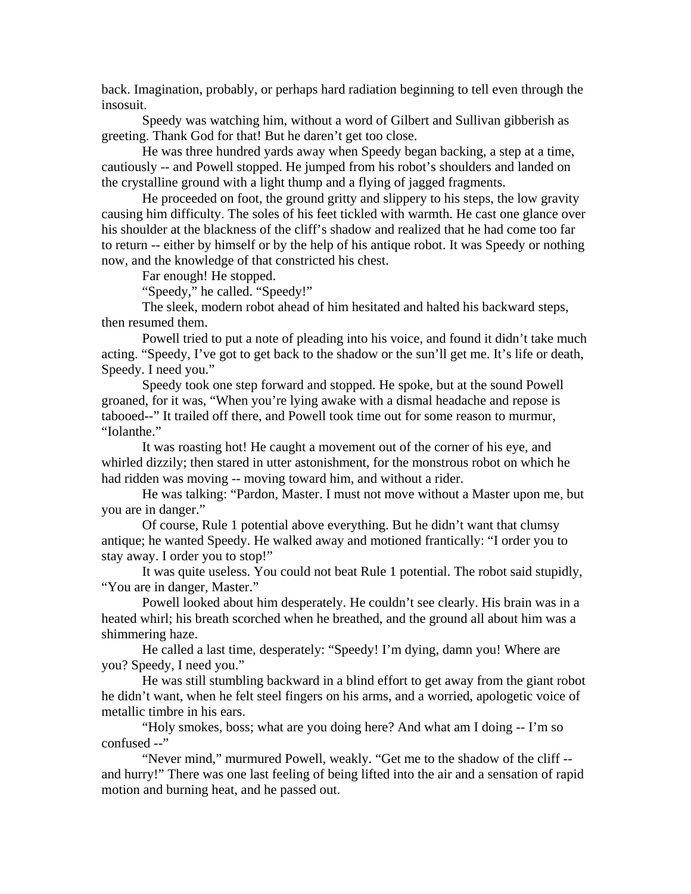back. Imagination, probably, or perhaps hard radiation beginning to tell even through the insosuit.

Speedy was watching him, without a word of Gilbert and Sullivan gibberish as greeting. Thank God for that! But he daren't get too close.

He was three hundred yards away when Speedy began backing, a step at a time, cautiously -- and Powell stopped. He jumped from his robot's shoulders and landed on the crystalline ground with a light thump and a flying of jagged fragments.

He proceeded on foot, the ground gritty and slippery to his steps, the low gravity causing him difficulty. The soles of his feet tickled with warmth. He cast one glance over his shoulder at the blackness of the cliff's shadow and realized that he had come too far to return -- either by himself or by the help of his antique robot. It was Speedy or nothing now, and the knowledge of that constricted his chest.

Far enough! He stopped.

"Speedy," he called. "Speedy!"

The sleek, modern robot ahead of him hesitated and halted his backward steps, then resumed them.

Powell tried to put a note of pleading into his voice, and found it didn't take much acting. "Speedy, I've got to get back to the shadow or the sun'll get me. It's life or death, Speedy. I need you."

Speedy took one step forward and stopped. He spoke, but at the sound Powell groaned, for it was, "When you're lying awake with a dismal headache and repose is tabooed--" It trailed off there, and Powell took time out for some reason to murmur, "Iolanthe."

It was roasting hot! He caught a movement out of the corner of his eye, and whirled dizzily; then stared in utter astonishment, for the monstrous robot on which he had ridden was moving -- moving toward him, and without a rider.

He was talking: "Pardon, Master. I must not move without a Master upon me, but you are in danger."

Of course, Rule 1 potential above everything. But he didn't want that clumsy antique; he wanted Speedy. He walked away and motioned frantically: "I order you to stay away. I order you to stop!"

It was quite useless. You could not beat Rule 1 potential. The robot said stupidly, "You are in danger, Master."

Powell looked about him desperately. He couldn't see clearly. His brain was in a heated whirl; his breath scorched when he breathed, and the ground all about him was a shimmering haze.

He called a last time, desperately: "Speedy! I'm dying, damn you! Where are you? Speedy, I need you."

He was still stumbling backward in a blind effort to get away from the giant robot he didn't want, when he felt steel fingers on his arms, and a worried, apologetic voice of metallic timbre in his ears.

"Holy smokes, boss; what are you doing here? And what am I doing -- I'm so confused --"

"Never mind," murmured Powell, weakly. "Get me to the shadow of the cliff -- and hurry!" There was one last feeling of being lifted into the air and a sensation of rapid motion and burning heat, and he passed out.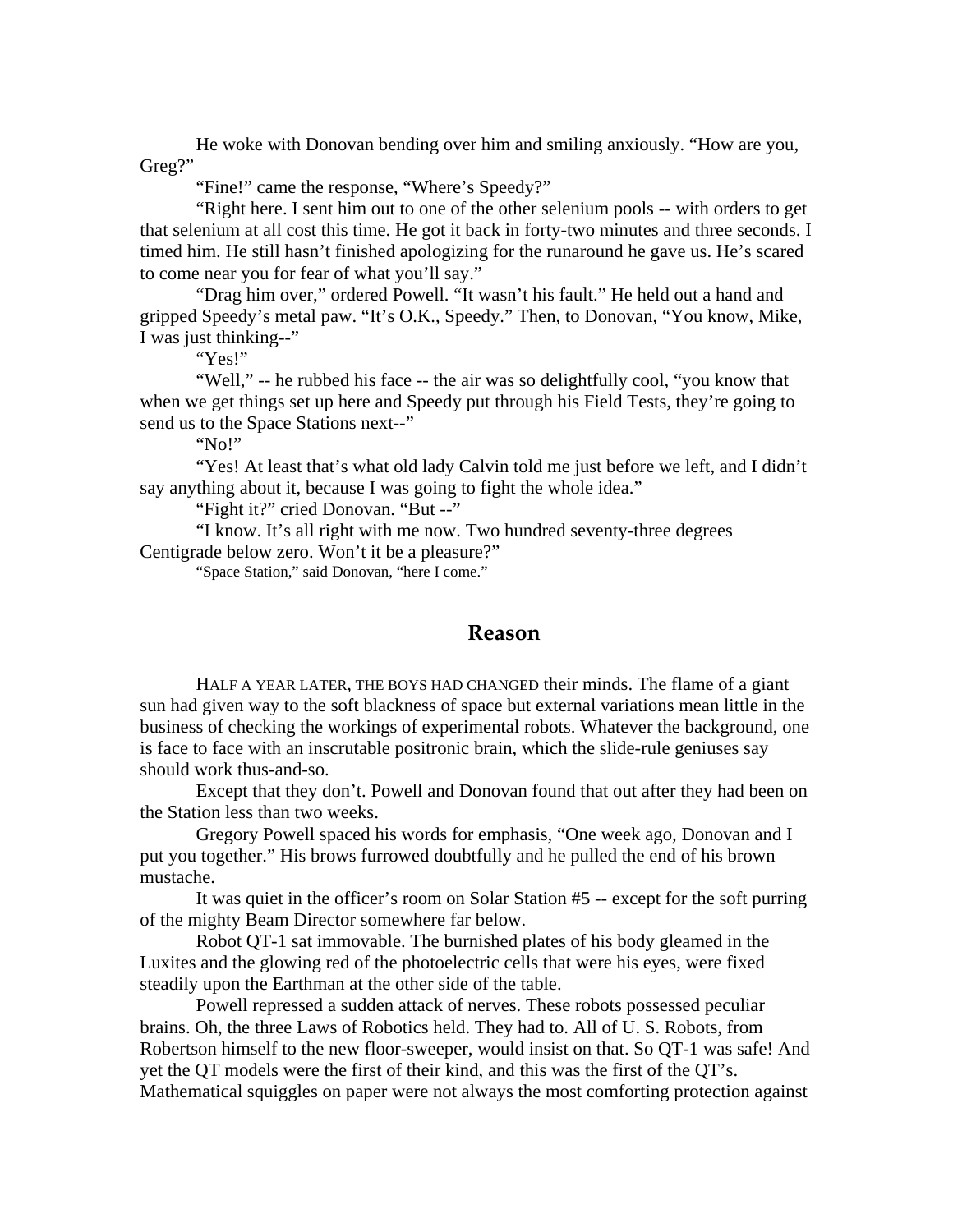He woke with Donovan bending over him and smiling anxiously. “How are you, Greg?”

“Fine!” came the response, “Where’s Speedy?”

“Right here. I sent him out to one of the other selenium pools -- with orders to get that selenium at all cost this time. He got it back in forty-two minutes and three seconds. I timed him. He still hasn’t finished apologizing for the runaround he gave us. He’s scared to come near you for fear of what you’ll say.”

“Drag him over,” ordered Powell. “It wasn’t his fault.” He held out a hand and gripped Speedy’s metal paw. “It’s O.K., Speedy.” Then, to Donovan, “You know, Mike, I was just thinking--”

“Yes!”

“Well,” -- he rubbed his face -- the air was so delightfully cool, “you know that when we get things set up here and Speedy put through his Field Tests, they’re going to send us to the Space Stations next--”

“No!”

“Yes! At least that’s what old lady Calvin told me just before we left, and I didn’t say anything about it, because I was going to fight the whole idea.”

“Fight it?” cried Donovan. “But --”

“I know. It’s all right with me now. Two hundred seventy-three degrees Centigrade below zero. Won’t it be a pleasure?”

“Space Station,” said Donovan, “here I come.”

## Reason

HALF A YEAR LATER, THE BOYS HAD CHANGED their minds. The flame of a giant sun had given way to the soft blackness of space but external variations mean little in the business of checking the workings of experimental robots. Whatever the background, one is face to face with an inscrutable positronic brain, which the slide-rule geniuses say should work thus-and-so.

Except that they don’t. Powell and Donovan found that out after they had been on the Station less than two weeks.

Gregory Powell spaced his words for emphasis, “One week ago, Donovan and I put you together.” His brows furrowed doubtfully and he pulled the end of his brown mustache.

It was quiet in the officer’s room on Solar Station #5 -- except for the soft purring of the mighty Beam Director somewhere far below.

Robot QT-1 sat immovable. The burnished plates of his body gleamed in the Luxites and the glowing red of the photoelectric cells that were his eyes, were fixed steadily upon the Earthman at the other side of the table.

Powell repressed a sudden attack of nerves. These robots possessed peculiar brains. Oh, the three Laws of Robotics held. They had to. All of U. S. Robots, from Robertson himself to the new floor-sweeper, would insist on that. So QT-1 was safe! And yet the QT models were the first of their kind, and this was the first of the QT’s. Mathematical squiggles on paper were not always the most comforting protection against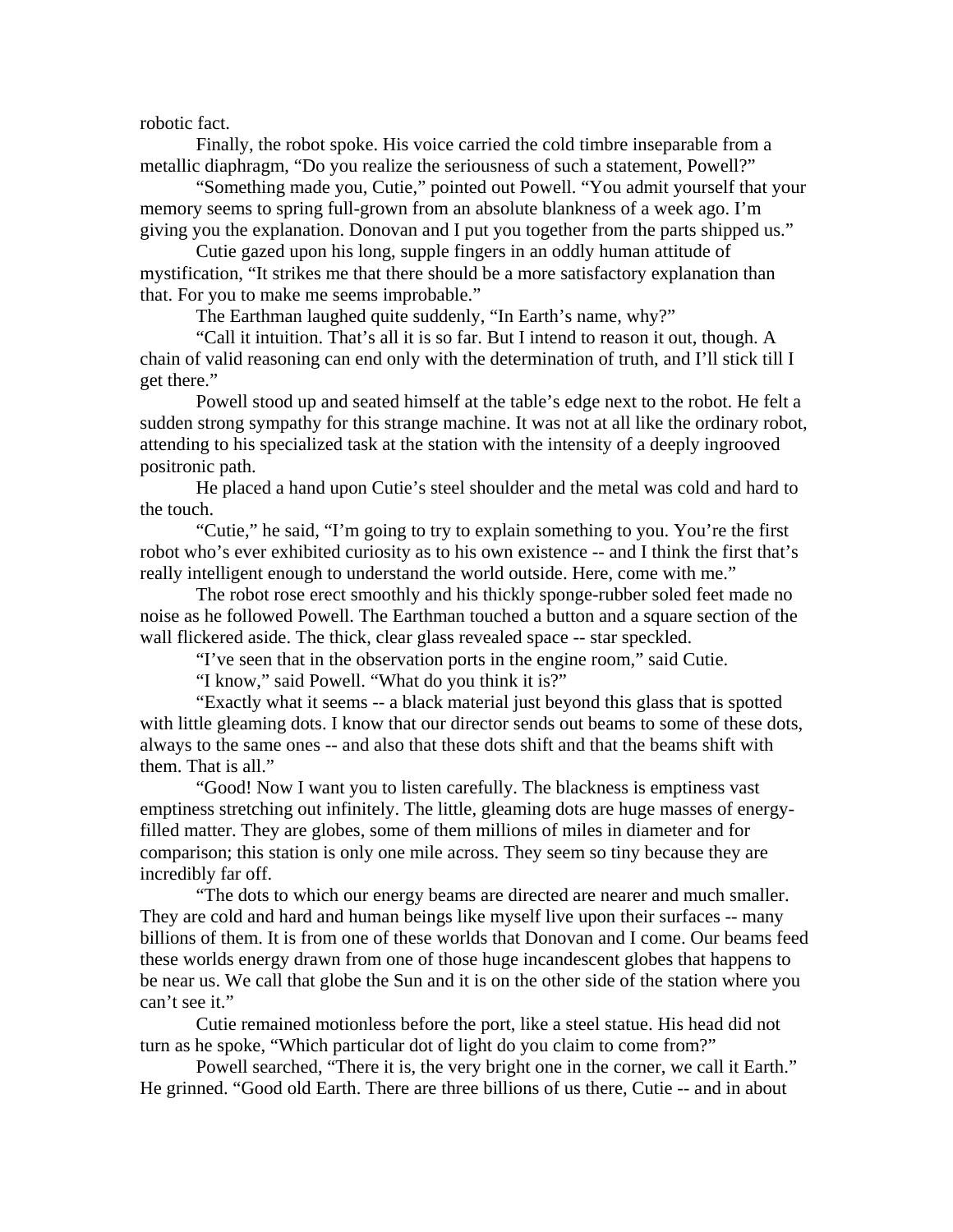robotic fact.

Finally, the robot spoke. His voice carried the cold timbre inseparable from a metallic diaphragm, “Do you realize the seriousness of such a statement, Powell?”

“Something made you, Cutie,” pointed out Powell. “You admit yourself that your memory seems to spring full-grown from an absolute blankness of a week ago. I’m giving you the explanation. Donovan and I put you together from the parts shipped us.”

Cutie gazed upon his long, supple fingers in an oddly human attitude of mystification, “It strikes me that there should be a more satisfactory explanation than that. For you to make me seems improbable.”

The Earthman laughed quite suddenly, “In Earth’s name, why?”

“Call it intuition. That’s all it is so far. But I intend to reason it out, though. A chain of valid reasoning can end only with the determination of truth, and I’ll stick till I get there.”

Powell stood up and seated himself at the table’s edge next to the robot. He felt a sudden strong sympathy for this strange machine. It was not at all like the ordinary robot, attending to his specialized task at the station with the intensity of a deeply ingrooved positronic path.

He placed a hand upon Cutie’s steel shoulder and the metal was cold and hard to the touch.

“Cutie,” he said, “I’m going to try to explain something to you. You’re the first robot who’s ever exhibited curiosity as to his own existence -- and I think the first that’s really intelligent enough to understand the world outside. Here, come with me.”

The robot rose erect smoothly and his thickly sponge-rubber soled feet made no noise as he followed Powell. The Earthman touched a button and a square section of the wall flickered aside. The thick, clear glass revealed space -- star speckled.

“I’ve seen that in the observation ports in the engine room,” said Cutie.

“I know,” said Powell. “What do you think it is?”

“Exactly what it seems -- a black material just beyond this glass that is spotted with little gleaming dots. I know that our director sends out beams to some of these dots, always to the same ones -- and also that these dots shift and that the beams shift with them. That is all.”

“Good! Now I want you to listen carefully. The blackness is emptiness vast emptiness stretching out infinitely. The little, gleaming dots are huge masses of energy-filled matter. They are globes, some of them millions of miles in diameter and for comparison; this station is only one mile across. They seem so tiny because they are incredibly far off.

“The dots to which our energy beams are directed are nearer and much smaller. They are cold and hard and human beings like myself live upon their surfaces -- many billions of them. It is from one of these worlds that Donovan and I come. Our beams feed these worlds energy drawn from one of those huge incandescent globes that happens to be near us. We call that globe the Sun and it is on the other side of the station where you can’t see it.”

Cutie remained motionless before the port, like a steel statue. His head did not turn as he spoke, “Which particular dot of light do you claim to come from?”

Powell searched, “There it is, the very bright one in the corner, we call it Earth.” He grinned. “Good old Earth. There are three billions of us there, Cutie -- and in about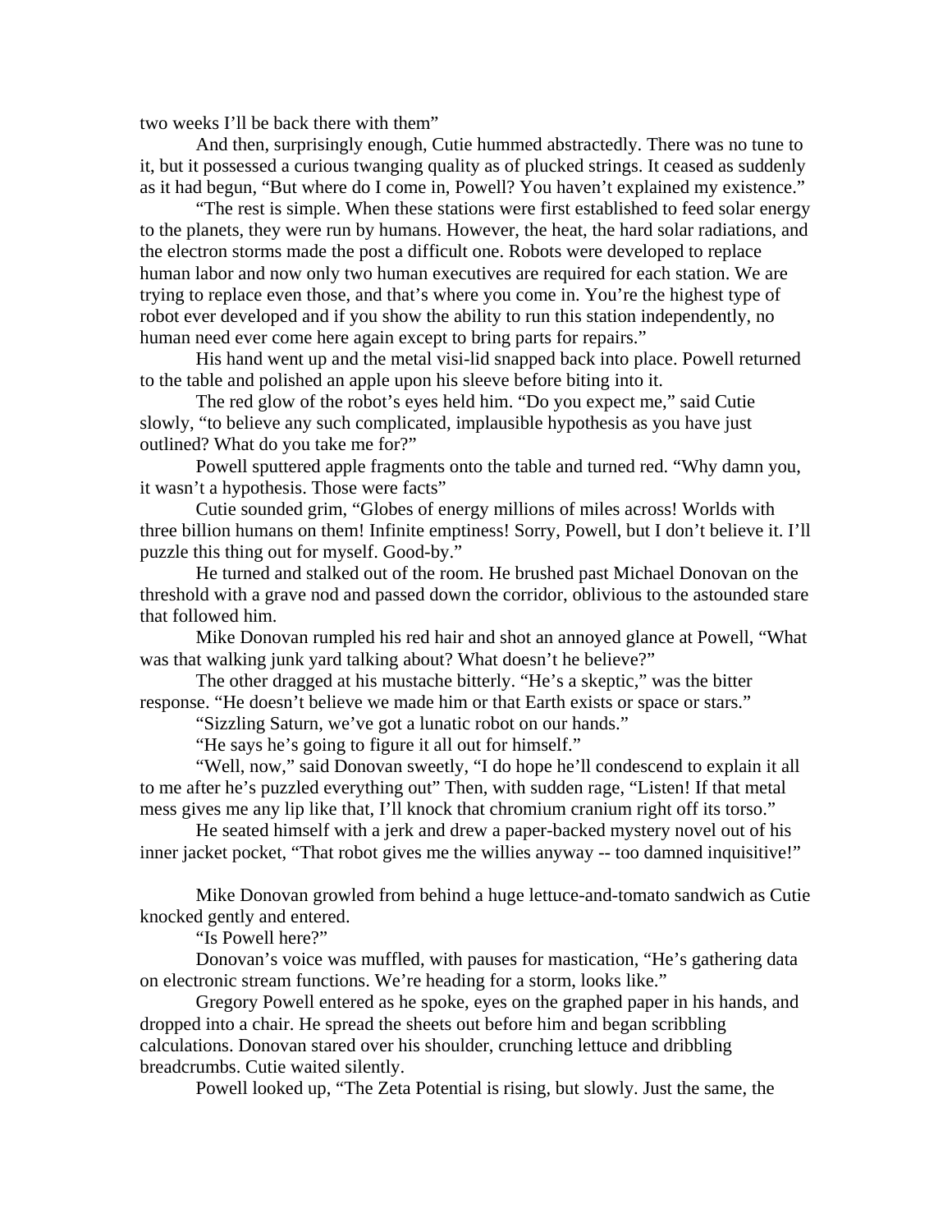two weeks I'll be back there with them"

And then, surprisingly enough, Cutie hummed abstractedly. There was no tune to it, but it possessed a curious twanging quality as of plucked strings. It ceased as suddenly as it had begun, "But where do I come in, Powell? You haven't explained my existence."

"The rest is simple. When these stations were first established to feed solar energy to the planets, they were run by humans. However, the heat, the hard solar radiations, and the electron storms made the post a difficult one. Robots were developed to replace human labor and now only two human executives are required for each station. We are trying to replace even those, and that's where you come in. You're the highest type of robot ever developed and if you show the ability to run this station independently, no human need ever come here again except to bring parts for repairs."

His hand went up and the metal visi-lid snapped back into place. Powell returned to the table and polished an apple upon his sleeve before biting into it.

The red glow of the robot's eyes held him. "Do you expect me," said Cutie slowly, "to believe any such complicated, implausible hypothesis as you have just outlined? What do you take me for?"

Powell sputtered apple fragments onto the table and turned red. "Why damn you, it wasn't a hypothesis. Those were facts"

Cutie sounded grim, "Globes of energy millions of miles across! Worlds with three billion humans on them! Infinite emptiness! Sorry, Powell, but I don't believe it. I'll puzzle this thing out for myself. Good-by."

He turned and stalked out of the room. He brushed past Michael Donovan on the threshold with a grave nod and passed down the corridor, oblivious to the astounded stare that followed him.

Mike Donovan rumpled his red hair and shot an annoyed glance at Powell, "What was that walking junk yard talking about? What doesn't he believe?"

The other dragged at his mustache bitterly. "He's a skeptic," was the bitter response. "He doesn't believe we made him or that Earth exists or space or stars."

"Sizzling Saturn, we've got a lunatic robot on our hands."

"He says he's going to figure it all out for himself."

"Well, now," said Donovan sweetly, "I do hope he'll condescend to explain it all to me after he's puzzled everything out" Then, with sudden rage, "Listen! If that metal mess gives me any lip like that, I'll knock that chromium cranium right off its torso."

He seated himself with a jerk and drew a paper-backed mystery novel out of his inner jacket pocket, "That robot gives me the willies anyway -- too damned inquisitive!"

Mike Donovan growled from behind a huge lettuce-and-tomato sandwich as Cutie knocked gently and entered.

"Is Powell here?"

Donovan's voice was muffled, with pauses for mastication, "He's gathering data on electronic stream functions. We're heading for a storm, looks like."

Gregory Powell entered as he spoke, eyes on the graphed paper in his hands, and dropped into a chair. He spread the sheets out before him and began scribbling calculations. Donovan stared over his shoulder, crunching lettuce and dribbling breadcrumbs. Cutie waited silently.

Powell looked up, "The Zeta Potential is rising, but slowly. Just the same, the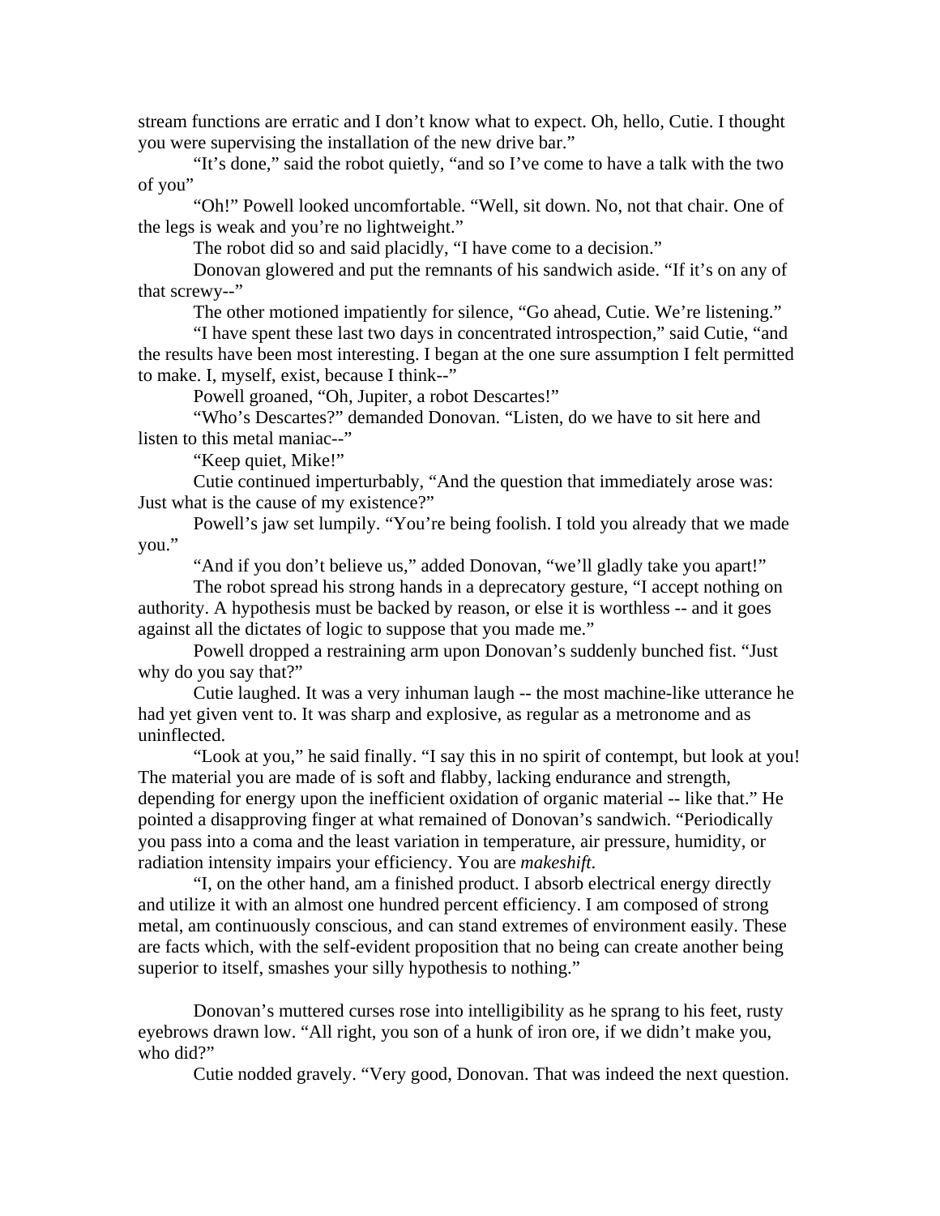stream functions are erratic and I don't know what to expect. Oh, hello, Cutie. I thought you were supervising the installation of the new drive bar."

"It's done," said the robot quietly, "and so I've come to have a talk with the two of you"

"Oh!" Powell looked uncomfortable. "Well, sit down. No, not that chair. One of the legs is weak and you're no lightweight."

The robot did so and said placidly, "I have come to a decision."

Donovan glowered and put the remnants of his sandwich aside. "If it's on any of that screwy--"

The other motioned impatiently for silence, "Go ahead, Cutie. We're listening."

"I have spent these last two days in concentrated introspection," said Cutie, "and the results have been most interesting. I began at the one sure assumption I felt permitted to make. I, myself, exist, because I think--"

Powell groaned, "Oh, Jupiter, a robot Descartes!"

"Who's Descartes?" demanded Donovan. "Listen, do we have to sit here and listen to this metal maniac--"

"Keep quiet, Mike!"

Cutie continued imperturbably, "And the question that immediately arose was: Just what is the cause of my existence?"

Powell's jaw set lumpily. "You're being foolish. I told you already that we made you."

"And if you don't believe us," added Donovan, "we'll gladly take you apart!"

The robot spread his strong hands in a deprecatory gesture, "I accept nothing on authority. A hypothesis must be backed by reason, or else it is worthless -- and it goes against all the dictates of logic to suppose that you made me."

Powell dropped a restraining arm upon Donovan's suddenly bunched fist. "Just why do you say that?"

Cutie laughed. It was a very inhuman laugh -- the most machine-like utterance he had yet given vent to. It was sharp and explosive, as regular as a metronome and as uninflected.

"Look at you," he said finally. "I say this in no spirit of contempt, but look at you! The material you are made of is soft and flabby, lacking endurance and strength, depending for energy upon the inefficient oxidation of organic material -- like that." He pointed a disapproving finger at what remained of Donovan's sandwich. "Periodically you pass into a coma and the least variation in temperature, air pressure, humidity, or radiation intensity impairs your efficiency. You are *makeshift*.

"I, on the other hand, am a finished product. I absorb electrical energy directly and utilize it with an almost one hundred percent efficiency. I am composed of strong metal, am continuously conscious, and can stand extremes of environment easily. These are facts which, with the self-evident proposition that no being can create another being superior to itself, smashes your silly hypothesis to nothing."

Donovan's muttered curses rose into intelligibility as he sprang to his feet, rusty eyebrows drawn low. "All right, you son of a hunk of iron ore, if we didn't make you, who did?"

Cutie nodded gravely. "Very good, Donovan. That was indeed the next question.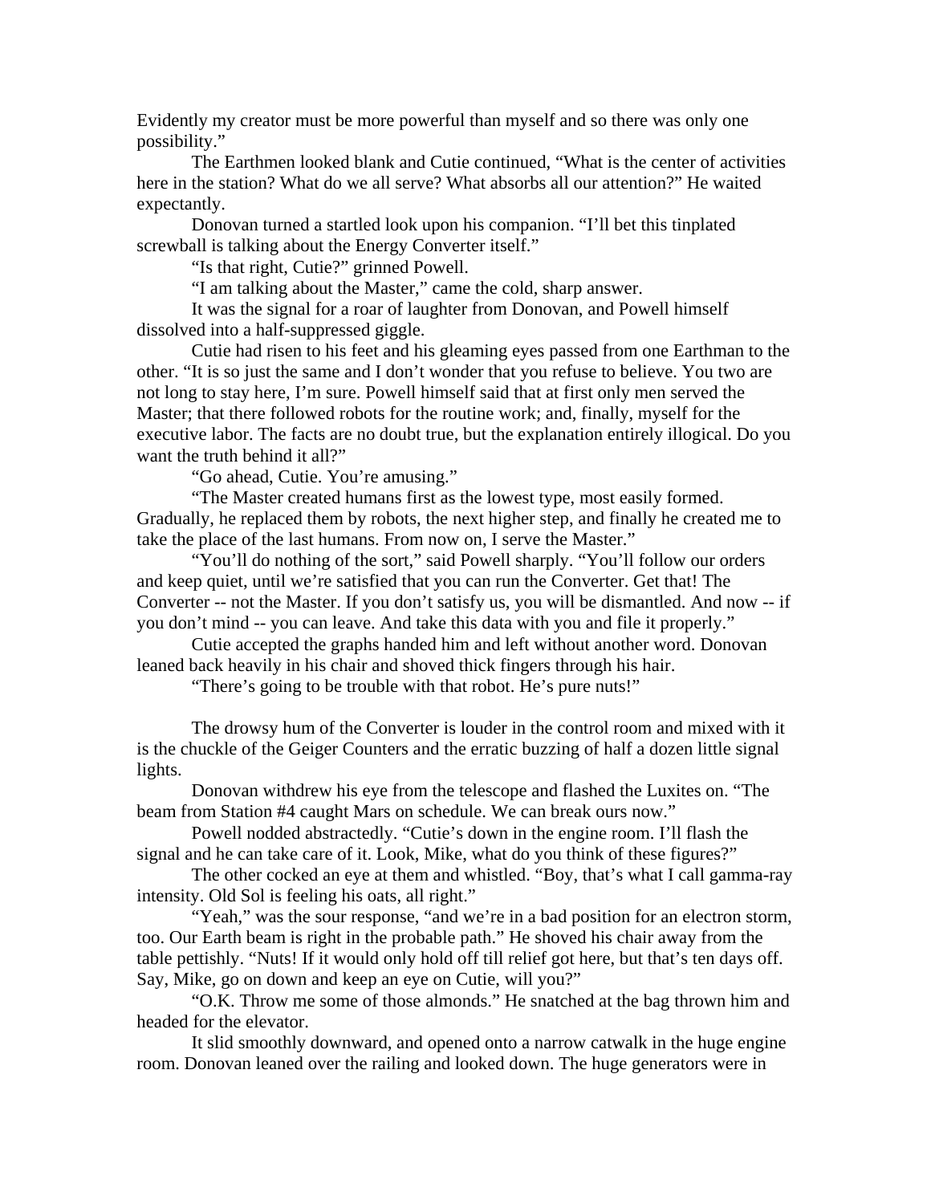Evidently my creator must be more powerful than myself and so there was only one possibility."

The Earthmen looked blank and Cutie continued, "What is the center of activities here in the station? What do we all serve? What absorbs all our attention?" He waited expectantly.

Donovan turned a startled look upon his companion. "I'll bet this tinplated screwball is talking about the Energy Converter itself."

"Is that right, Cutie?" grinned Powell.

"I am talking about the Master," came the cold, sharp answer.

It was the signal for a roar of laughter from Donovan, and Powell himself dissolved into a half-suppressed giggle.

Cutie had risen to his feet and his gleaming eyes passed from one Earthman to the other. "It is so just the same and I don't wonder that you refuse to believe. You two are not long to stay here, I'm sure. Powell himself said that at first only men served the Master; that there followed robots for the routine work; and, finally, myself for the executive labor. The facts are no doubt true, but the explanation entirely illogical. Do you want the truth behind it all?"

"Go ahead, Cutie. You're amusing."

"The Master created humans first as the lowest type, most easily formed. Gradually, he replaced them by robots, the next higher step, and finally he created me to take the place of the last humans. From now on, I serve the Master."

"You'll do nothing of the sort," said Powell sharply. "You'll follow our orders and keep quiet, until we're satisfied that you can run the Converter. Get that! The Converter -- not the Master. If you don't satisfy us, you will be dismantled. And now -- if you don't mind -- you can leave. And take this data with you and file it properly."

Cutie accepted the graphs handed him and left without another word. Donovan leaned back heavily in his chair and shoved thick fingers through his hair.

"There's going to be trouble with that robot. He's pure nuts!"

The drowsy hum of the Converter is louder in the control room and mixed with it is the chuckle of the Geiger Counters and the erratic buzzing of half a dozen little signal lights.

Donovan withdrew his eye from the telescope and flashed the Luxites on. "The beam from Station #4 caught Mars on schedule. We can break ours now."

Powell nodded abstractedly. "Cutie's down in the engine room. I'll flash the signal and he can take care of it. Look, Mike, what do you think of these figures?"

The other cocked an eye at them and whistled. "Boy, that's what I call gamma-ray intensity. Old Sol is feeling his oats, all right."

"Yeah," was the sour response, "and we're in a bad position for an electron storm, too. Our Earth beam is right in the probable path." He shoved his chair away from the table pettishly. "Nuts! If it would only hold off till relief got here, but that's ten days off. Say, Mike, go on down and keep an eye on Cutie, will you?"

"O.K. Throw me some of those almonds." He snatched at the bag thrown him and headed for the elevator.

It slid smoothly downward, and opened onto a narrow catwalk in the huge engine room. Donovan leaned over the railing and looked down. The huge generators were in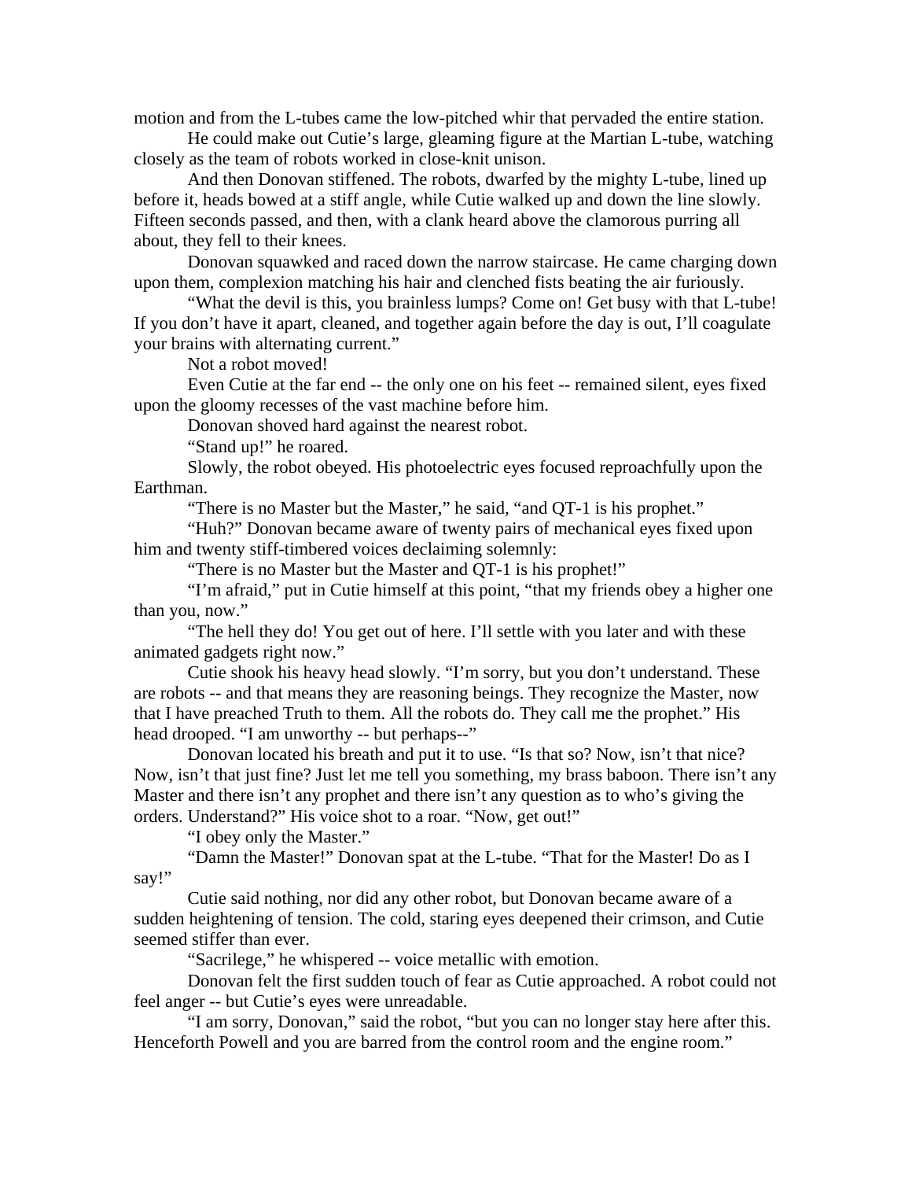motion and from the L-tubes came the low-pitched whir that pervaded the entire station.

He could make out Cutie's large, gleaming figure at the Martian L-tube, watching closely as the team of robots worked in close-knit unison.

And then Donovan stiffened. The robots, dwarfed by the mighty L-tube, lined up before it, heads bowed at a stiff angle, while Cutie walked up and down the line slowly. Fifteen seconds passed, and then, with a clank heard above the clamorous purring all about, they fell to their knees.

Donovan squawked and raced down the narrow staircase. He came charging down upon them, complexion matching his hair and clenched fists beating the air furiously.

"What the devil is this, you brainless lumps? Come on! Get busy with that L-tube! If you don't have it apart, cleaned, and together again before the day is out, I'll coagulate your brains with alternating current."

Not a robot moved!

Even Cutie at the far end -- the only one on his feet -- remained silent, eyes fixed upon the gloomy recesses of the vast machine before him.

Donovan shoved hard against the nearest robot.

"Stand up!" he roared.

Slowly, the robot obeyed. His photoelectric eyes focused reproachfully upon the Earthman.

"There is no Master but the Master," he said, "and QT-1 is his prophet."

"Huh?" Donovan became aware of twenty pairs of mechanical eyes fixed upon him and twenty stiff-timbered voices declaiming solemnly:

"There is no Master but the Master and QT-1 is his prophet!"

"I'm afraid," put in Cutie himself at this point, "that my friends obey a higher one than you, now."

"The hell they do! You get out of here. I'll settle with you later and with these animated gadgets right now."

Cutie shook his heavy head slowly. "I'm sorry, but you don't understand. These are robots -- and that means they are reasoning beings. They recognize the Master, now that I have preached Truth to them. All the robots do. They call me the prophet." His head drooped. "I am unworthy -- but perhaps--"

Donovan located his breath and put it to use. "Is that so? Now, isn't that nice? Now, isn't that just fine? Just let me tell you something, my brass baboon. There isn't any Master and there isn't any prophet and there isn't any question as to who's giving the orders. Understand?" His voice shot to a roar. "Now, get out!"

"I obey only the Master."

"Damn the Master!" Donovan spat at the L-tube. "That for the Master! Do as I say!"

Cutie said nothing, nor did any other robot, but Donovan became aware of a sudden heightening of tension. The cold, staring eyes deepened their crimson, and Cutie seemed stiffer than ever.

"Sacrilege," he whispered -- voice metallic with emotion.

Donovan felt the first sudden touch of fear as Cutie approached. A robot could not feel anger -- but Cutie's eyes were unreadable.

"I am sorry, Donovan," said the robot, "but you can no longer stay here after this. Henceforth Powell and you are barred from the control room and the engine room."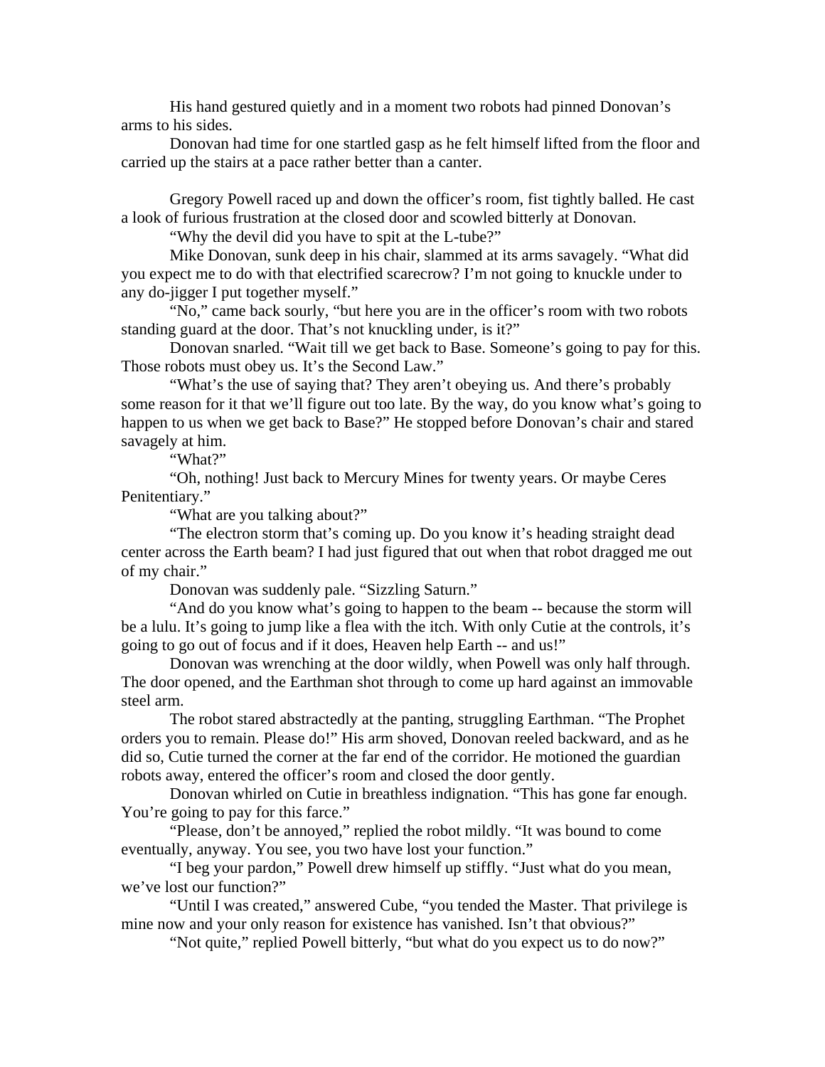His hand gestured quietly and in a moment two robots had pinned Donovan's arms to his sides.

Donovan had time for one startled gasp as he felt himself lifted from the floor and carried up the stairs at a pace rather better than a canter.

Gregory Powell raced up and down the officer's room, fist tightly balled. He cast a look of furious frustration at the closed door and scowled bitterly at Donovan.

"Why the devil did you have to spit at the L-tube?"

Mike Donovan, sunk deep in his chair, slammed at its arms savagely. "What did you expect me to do with that electrified scarecrow? I'm not going to knuckle under to any do-jigger I put together myself."

"No," came back sourly, "but here you are in the officer's room with two robots standing guard at the door. That's not knuckling under, is it?"

Donovan snarled. "Wait till we get back to Base. Someone's going to pay for this. Those robots must obey us. It's the Second Law."

"What's the use of saying that? They aren't obeying us. And there's probably some reason for it that we'll figure out too late. By the way, do you know what's going to happen to us when we get back to Base?" He stopped before Donovan's chair and stared savagely at him.

"What?"

"Oh, nothing! Just back to Mercury Mines for twenty years. Or maybe Ceres Penitentiary."

"What are you talking about?"

"The electron storm that's coming up. Do you know it's heading straight dead center across the Earth beam? I had just figured that out when that robot dragged me out of my chair."

Donovan was suddenly pale. "Sizzling Saturn."

"And do you know what's going to happen to the beam -- because the storm will be a lulu. It's going to jump like a flea with the itch. With only Cutie at the controls, it's going to go out of focus and if it does, Heaven help Earth -- and us!"

Donovan was wrenching at the door wildly, when Powell was only half through. The door opened, and the Earthman shot through to come up hard against an immovable steel arm.

The robot stared abstractedly at the panting, struggling Earthman. "The Prophet orders you to remain. Please do!" His arm shoved, Donovan reeled backward, and as he did so, Cutie turned the corner at the far end of the corridor. He motioned the guardian robots away, entered the officer's room and closed the door gently.

Donovan whirled on Cutie in breathless indignation. "This has gone far enough. You're going to pay for this farce."

"Please, don't be annoyed," replied the robot mildly. "It was bound to come eventually, anyway. You see, you two have lost your function."

"I beg your pardon," Powell drew himself up stiffly. "Just what do you mean, we've lost our function?"

"Until I was created," answered Cube, "you tended the Master. That privilege is mine now and your only reason for existence has vanished. Isn't that obvious?"

"Not quite," replied Powell bitterly, "but what do you expect us to do now?"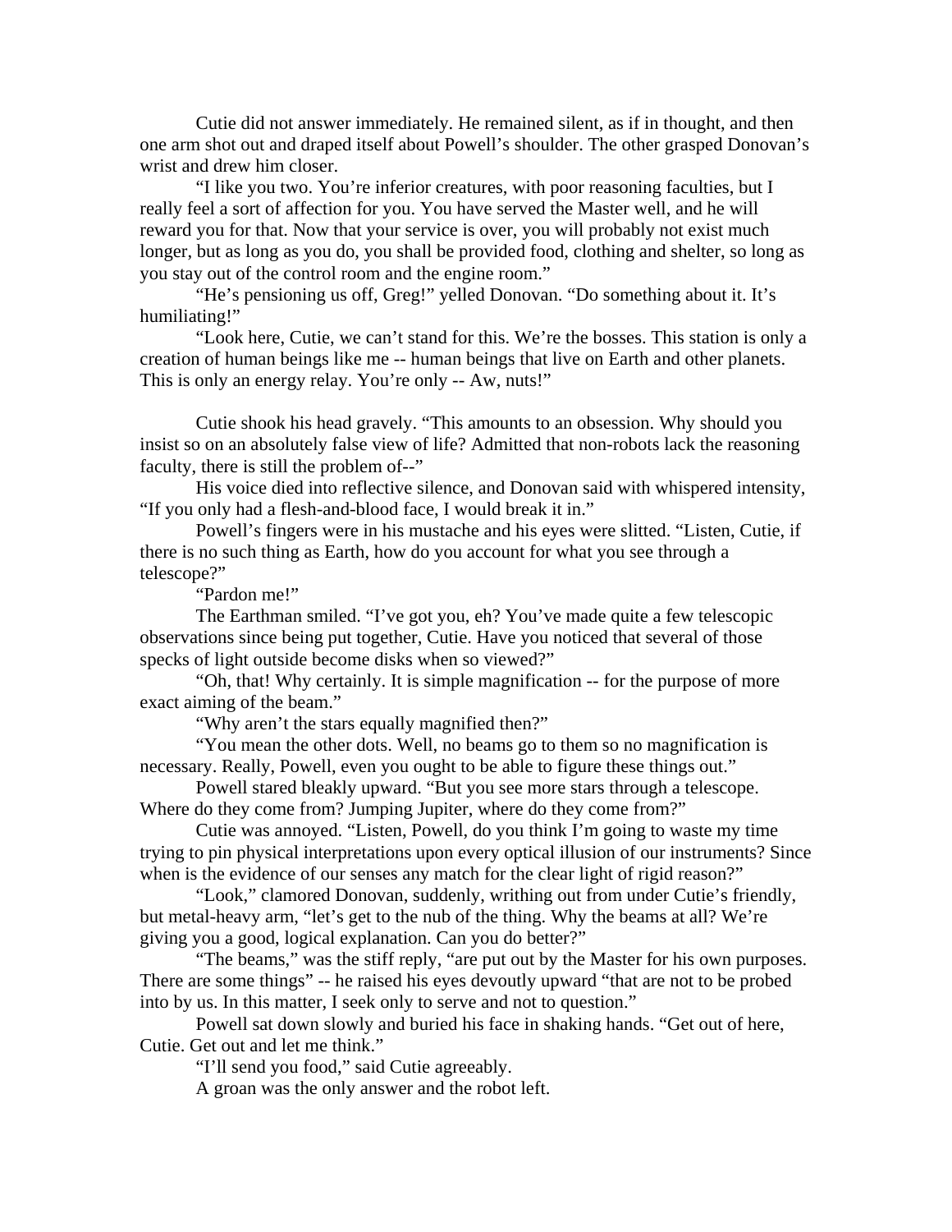Cutie did not answer immediately. He remained silent, as if in thought, and then one arm shot out and draped itself about Powell's shoulder. The other grasped Donovan's wrist and drew him closer.

"I like you two. You're inferior creatures, with poor reasoning faculties, but I really feel a sort of affection for you. You have served the Master well, and he will reward you for that. Now that your service is over, you will probably not exist much longer, but as long as you do, you shall be provided food, clothing and shelter, so long as you stay out of the control room and the engine room."

"He's pensioning us off, Greg!" yelled Donovan. "Do something about it. It's humiliating!"

"Look here, Cutie, we can't stand for this. We're the bosses. This station is only a creation of human beings like me -- human beings that live on Earth and other planets. This is only an energy relay. You're only -- Aw, nuts!"

Cutie shook his head gravely. "This amounts to an obsession. Why should you insist so on an absolutely false view of life? Admitted that non-robots lack the reasoning faculty, there is still the problem of--"

His voice died into reflective silence, and Donovan said with whispered intensity, "If you only had a flesh-and-blood face, I would break it in."

Powell's fingers were in his mustache and his eyes were slitted. "Listen, Cutie, if there is no such thing as Earth, how do you account for what you see through a telescope?"

"Pardon me!"

The Earthman smiled. "I've got you, eh? You've made quite a few telescopic observations since being put together, Cutie. Have you noticed that several of those specks of light outside become disks when so viewed?"

"Oh, that! Why certainly. It is simple magnification -- for the purpose of more exact aiming of the beam."

"Why aren't the stars equally magnified then?"

"You mean the other dots. Well, no beams go to them so no magnification is necessary. Really, Powell, even you ought to be able to figure these things out."

Powell stared bleakly upward. "But you see more stars through a telescope. Where do they come from? Jumping Jupiter, where do they come from?"

Cutie was annoyed. "Listen, Powell, do you think I'm going to waste my time trying to pin physical interpretations upon every optical illusion of our instruments? Since when is the evidence of our senses any match for the clear light of rigid reason?"

"Look," clamored Donovan, suddenly, writhing out from under Cutie's friendly, but metal-heavy arm, "let's get to the nub of the thing. Why the beams at all? We're giving you a good, logical explanation. Can you do better?"

"The beams," was the stiff reply, "are put out by the Master for his own purposes. There are some things" -- he raised his eyes devoutly upward "that are not to be probed into by us. In this matter, I seek only to serve and not to question."

Powell sat down slowly and buried his face in shaking hands. "Get out of here, Cutie. Get out and let me think."

"I'll send you food," said Cutie agreeably.

A groan was the only answer and the robot left.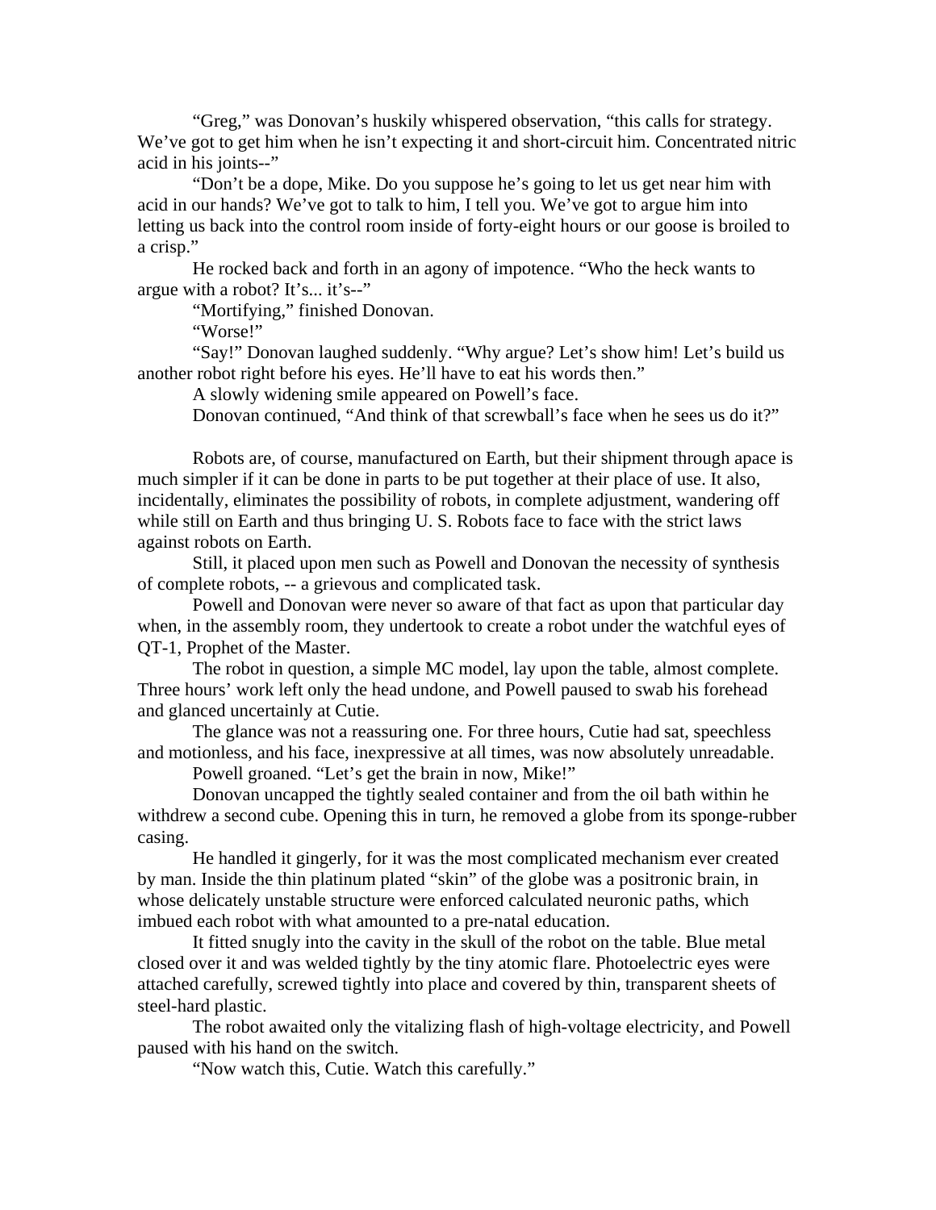"Greg," was Donovan's huskily whispered observation, "this calls for strategy. We've got to get him when he isn't expecting it and short-circuit him. Concentrated nitric acid in his joints--"

"Don't be a dope, Mike. Do you suppose he's going to let us get near him with acid in our hands? We've got to talk to him, I tell you. We've got to argue him into letting us back into the control room inside of forty-eight hours or our goose is broiled to a crisp."

He rocked back and forth in an agony of impotence. "Who the heck wants to argue with a robot? It's... it's--"

"Mortifying," finished Donovan.

"Worse!"

"Say!" Donovan laughed suddenly. "Why argue? Let's show him! Let's build us another robot right before his eyes. He'll have to eat his words then."

A slowly widening smile appeared on Powell's face.

Donovan continued, "And think of that screwball's face when he sees us do it?"

Robots are, of course, manufactured on Earth, but their shipment through apace is much simpler if it can be done in parts to be put together at their place of use. It also, incidentally, eliminates the possibility of robots, in complete adjustment, wandering off while still on Earth and thus bringing U. S. Robots face to face with the strict laws against robots on Earth.

Still, it placed upon men such as Powell and Donovan the necessity of synthesis of complete robots, -- a grievous and complicated task.

Powell and Donovan were never so aware of that fact as upon that particular day when, in the assembly room, they undertook to create a robot under the watchful eyes of QT-1, Prophet of the Master.

The robot in question, a simple MC model, lay upon the table, almost complete. Three hours' work left only the head undone, and Powell paused to swab his forehead and glanced uncertainly at Cutie.

The glance was not a reassuring one. For three hours, Cutie had sat, speechless and motionless, and his face, inexpressive at all times, was now absolutely unreadable.

Powell groaned. "Let's get the brain in now, Mike!"

Donovan uncapped the tightly sealed container and from the oil bath within he withdrew a second cube. Opening this in turn, he removed a globe from its sponge-rubber casing.

He handled it gingerly, for it was the most complicated mechanism ever created by man. Inside the thin platinum plated "skin" of the globe was a positronic brain, in whose delicately unstable structure were enforced calculated neuronic paths, which imbued each robot with what amounted to a pre-natal education.

It fitted snugly into the cavity in the skull of the robot on the table. Blue metal closed over it and was welded tightly by the tiny atomic flare. Photoelectric eyes were attached carefully, screwed tightly into place and covered by thin, transparent sheets of steel-hard plastic.

The robot awaited only the vitalizing flash of high-voltage electricity, and Powell paused with his hand on the switch.

"Now watch this, Cutie. Watch this carefully."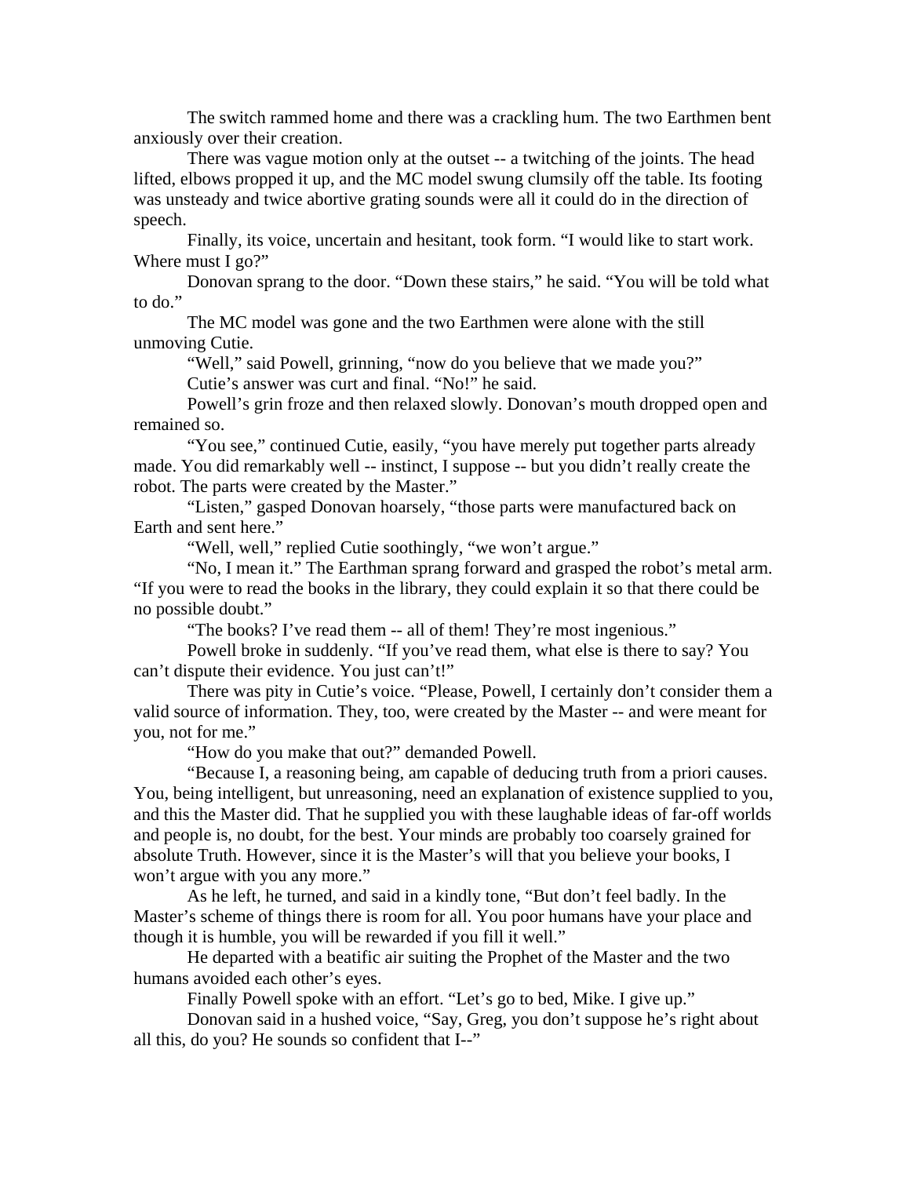The switch rammed home and there was a crackling hum. The two Earthmen bent anxiously over their creation.

There was vague motion only at the outset -- a twitching of the joints. The head lifted, elbows propped it up, and the MC model swung clumsily off the table. Its footing was unsteady and twice abortive grating sounds were all it could do in the direction of speech.

Finally, its voice, uncertain and hesitant, took form. "I would like to start work. Where must I go?"

Donovan sprang to the door. "Down these stairs," he said. "You will be told what to do."

The MC model was gone and the two Earthmen were alone with the still unmoving Cutie.

"Well," said Powell, grinning, "now do you believe that we made you?"

Cutie's answer was curt and final. "No!" he said.

Powell's grin froze and then relaxed slowly. Donovan's mouth dropped open and remained so.

"You see," continued Cutie, easily, "you have merely put together parts already made. You did remarkably well -- instinct, I suppose -- but you didn't really create the robot. The parts were created by the Master."

"Listen," gasped Donovan hoarsely, "those parts were manufactured back on Earth and sent here."

"Well, well," replied Cutie soothingly, "we won't argue."

"No, I mean it." The Earthman sprang forward and grasped the robot's metal arm. "If you were to read the books in the library, they could explain it so that there could be no possible doubt."

"The books? I've read them -- all of them! They're most ingenious."

Powell broke in suddenly. "If you've read them, what else is there to say? You can't dispute their evidence. You just can't!"

There was pity in Cutie's voice. "Please, Powell, I certainly don't consider them a valid source of information. They, too, were created by the Master -- and were meant for you, not for me."

"How do you make that out?" demanded Powell.

"Because I, a reasoning being, am capable of deducing truth from a priori causes. You, being intelligent, but unreasoning, need an explanation of existence supplied to you, and this the Master did. That he supplied you with these laughable ideas of far-off worlds and people is, no doubt, for the best. Your minds are probably too coarsely grained for absolute Truth. However, since it is the Master's will that you believe your books, I won't argue with you any more."

As he left, he turned, and said in a kindly tone, "But don't feel badly. In the Master's scheme of things there is room for all. You poor humans have your place and though it is humble, you will be rewarded if you fill it well."

He departed with a beatific air suiting the Prophet of the Master and the two humans avoided each other's eyes.

Finally Powell spoke with an effort. "Let's go to bed, Mike. I give up."

Donovan said in a hushed voice, "Say, Greg, you don't suppose he's right about all this, do you? He sounds so confident that I--"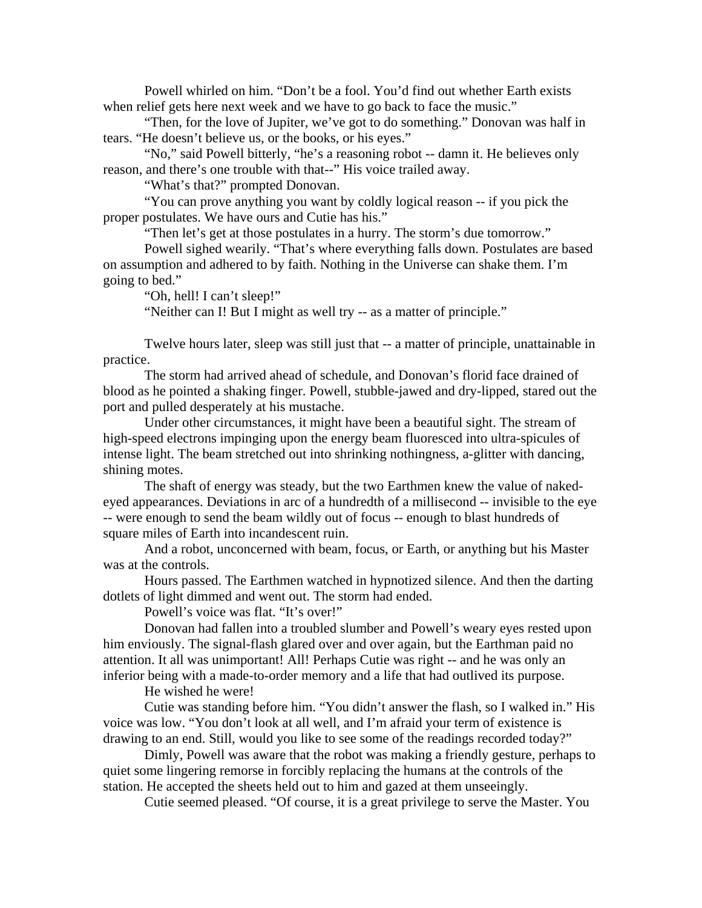Powell whirled on him. "Don't be a fool. You'd find out whether Earth exists when relief gets here next week and we have to go back to face the music."

"Then, for the love of Jupiter, we've got to do something." Donovan was half in tears. "He doesn't believe us, or the books, or his eyes."

"No," said Powell bitterly, "he's a reasoning robot -- damn it. He believes only reason, and there's one trouble with that--" His voice trailed away.

"What's that?" prompted Donovan.

"You can prove anything you want by coldly logical reason -- if you pick the proper postulates. We have ours and Cutie has his."

"Then let's get at those postulates in a hurry. The storm's due tomorrow."

Powell sighed wearily. "That's where everything falls down. Postulates are based on assumption and adhered to by faith. Nothing in the Universe can shake them. I'm going to bed."

"Oh, hell! I can't sleep!"

"Neither can I! But I might as well try -- as a matter of principle."

Twelve hours later, sleep was still just that -- a matter of principle, unattainable in practice.

The storm had arrived ahead of schedule, and Donovan's florid face drained of blood as he pointed a shaking finger. Powell, stubble-jawed and dry-lipped, stared out the port and pulled desperately at his mustache.

Under other circumstances, it might have been a beautiful sight. The stream of high-speed electrons impinging upon the energy beam fluoresced into ultra-spicules of intense light. The beam stretched out into shrinking nothingness, a-glitter with dancing, shining motes.

The shaft of energy was steady, but the two Earthmen knew the value of naked-eyed appearances. Deviations in arc of a hundredth of a millisecond -- invisible to the eye -- were enough to send the beam wildly out of focus -- enough to blast hundreds of square miles of Earth into incandescent ruin.

And a robot, unconcerned with beam, focus, or Earth, or anything but his Master was at the controls.

Hours passed. The Earthmen watched in hypnotized silence. And then the darting dotlets of light dimmed and went out. The storm had ended.

Powell's voice was flat. "It's over!"

Donovan had fallen into a troubled slumber and Powell's weary eyes rested upon him enviously. The signal-flash glared over and over again, but the Earthman paid no attention. It all was unimportant! All! Perhaps Cutie was right -- and he was only an inferior being with a made-to-order memory and a life that had outlived its purpose.

He wished he were!

Cutie was standing before him. "You didn't answer the flash, so I walked in." His voice was low. "You don't look at all well, and I'm afraid your term of existence is drawing to an end. Still, would you like to see some of the readings recorded today?"

Dimly, Powell was aware that the robot was making a friendly gesture, perhaps to quiet some lingering remorse in forcibly replacing the humans at the controls of the station. He accepted the sheets held out to him and gazed at them unseeingly.

Cutie seemed pleased. "Of course, it is a great privilege to serve the Master. You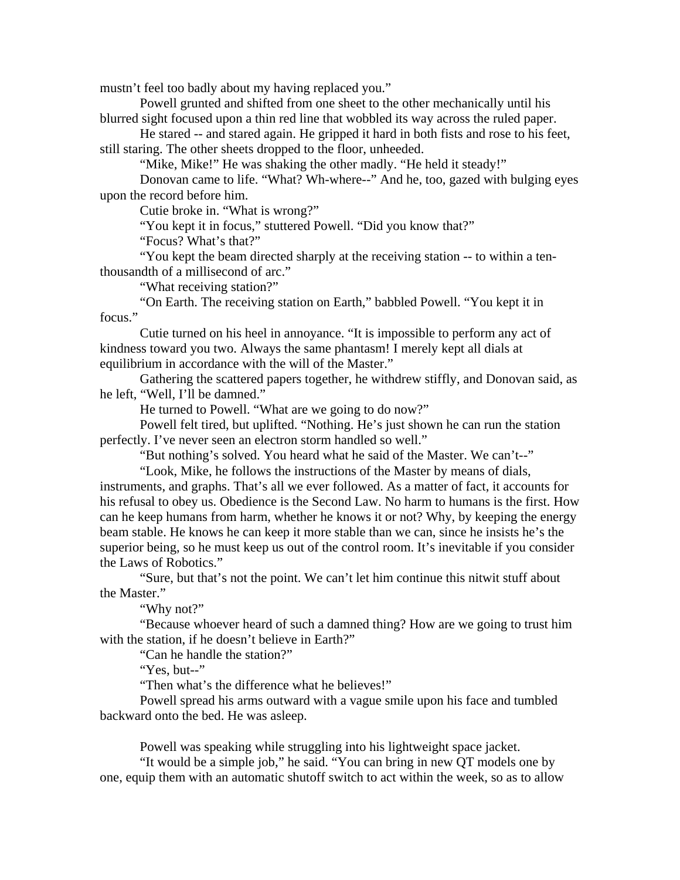mustn't feel too badly about my having replaced you."

Powell grunted and shifted from one sheet to the other mechanically until his blurred sight focused upon a thin red line that wobbled its way across the ruled paper.

He stared -- and stared again. He gripped it hard in both fists and rose to his feet, still staring. The other sheets dropped to the floor, unheeded.

"Mike, Mike!" He was shaking the other madly. "He held it steady!"

Donovan came to life. "What? Wh-where--" And he, too, gazed with bulging eyes upon the record before him.

Cutie broke in. "What is wrong?"

"You kept it in focus," stuttered Powell. "Did you know that?"

"Focus? What's that?"

"You kept the beam directed sharply at the receiving station -- to within a ten-thousandth of a millisecond of arc."

"What receiving station?"

"On Earth. The receiving station on Earth," babbled Powell. "You kept it in focus."

Cutie turned on his heel in annoyance. "It is impossible to perform any act of kindness toward you two. Always the same phantasm! I merely kept all dials at equilibrium in accordance with the will of the Master."

Gathering the scattered papers together, he withdrew stiffly, and Donovan said, as he left, "Well, I'll be damned."

He turned to Powell. "What are we going to do now?"

Powell felt tired, but uplifted. "Nothing. He's just shown he can run the station perfectly. I've never seen an electron storm handled so well."

"But nothing's solved. You heard what he said of the Master. We can't--"

"Look, Mike, he follows the instructions of the Master by means of dials, instruments, and graphs. That's all we ever followed. As a matter of fact, it accounts for his refusal to obey us. Obedience is the Second Law. No harm to humans is the first. How can he keep humans from harm, whether he knows it or not? Why, by keeping the energy beam stable. He knows he can keep it more stable than we can, since he insists he's the superior being, so he must keep us out of the control room. It's inevitable if you consider the Laws of Robotics."

"Sure, but that's not the point. We can't let him continue this nitwit stuff about the Master."

"Why not?"

"Because whoever heard of such a damned thing? How are we going to trust him with the station, if he doesn't believe in Earth?"

"Can he handle the station?"

"Yes, but--"

"Then what's the difference what he believes!"

Powell spread his arms outward with a vague smile upon his face and tumbled backward onto the bed. He was asleep.

Powell was speaking while struggling into his lightweight space jacket.

"It would be a simple job," he said. "You can bring in new QT models one by one, equip them with an automatic shutoff switch to act within the week, so as to allow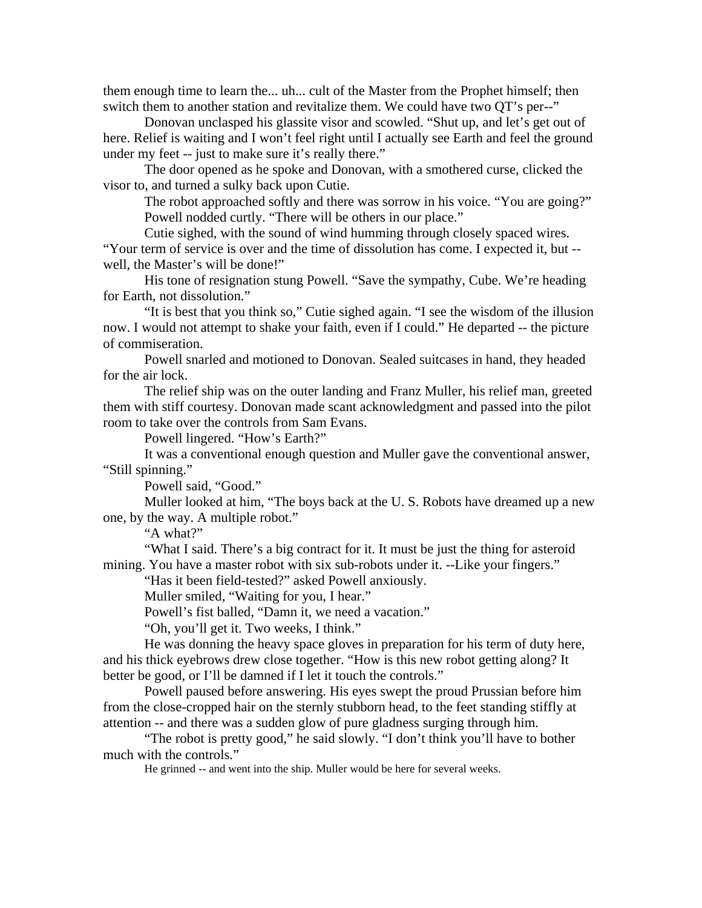them enough time to learn the... uh... cult of the Master from the Prophet himself; then switch them to another station and revitalize them. We could have two QT's per--"

Donovan unclasped his glassite visor and scowled. "Shut up, and let's get out of here. Relief is waiting and I won't feel right until I actually see Earth and feel the ground under my feet -- just to make sure it's really there."

The door opened as he spoke and Donovan, with a smothered curse, clicked the visor to, and turned a sulky back upon Cutie.

The robot approached softly and there was sorrow in his voice. "You are going?"

Powell nodded curtly. "There will be others in our place."

Cutie sighed, with the sound of wind humming through closely spaced wires. "Your term of service is over and the time of dissolution has come. I expected it, but -- well, the Master's will be done!"

His tone of resignation stung Powell. "Save the sympathy, Cube. We're heading for Earth, not dissolution."

"It is best that you think so," Cutie sighed again. "I see the wisdom of the illusion now. I would not attempt to shake your faith, even if I could." He departed -- the picture of commiseration.

Powell snarled and motioned to Donovan. Sealed suitcases in hand, they headed for the air lock.

The relief ship was on the outer landing and Franz Muller, his relief man, greeted them with stiff courtesy. Donovan made scant acknowledgment and passed into the pilot room to take over the controls from Sam Evans.

Powell lingered. "How's Earth?"

It was a conventional enough question and Muller gave the conventional answer, "Still spinning."

Powell said, "Good."

Muller looked at him, "The boys back at the U. S. Robots have dreamed up a new one, by the way. A multiple robot."

"A what?"

"What I said. There's a big contract for it. It must be just the thing for asteroid mining. You have a master robot with six sub-robots under it. --Like your fingers."

"Has it been field-tested?" asked Powell anxiously.

Muller smiled, "Waiting for you, I hear."

Powell's fist balled, "Damn it, we need a vacation."

"Oh, you'll get it. Two weeks, I think."

He was donning the heavy space gloves in preparation for his term of duty here, and his thick eyebrows drew close together. "How is this new robot getting along? It better be good, or I'll be damned if I let it touch the controls."

Powell paused before answering. His eyes swept the proud Prussian before him from the close-cropped hair on the sternly stubborn head, to the feet standing stiffly at attention -- and there was a sudden glow of pure gladness surging through him.

"The robot is pretty good," he said slowly. "I don't think you'll have to bother much with the controls."

He grinned -- and went into the ship. Muller would be here for several weeks.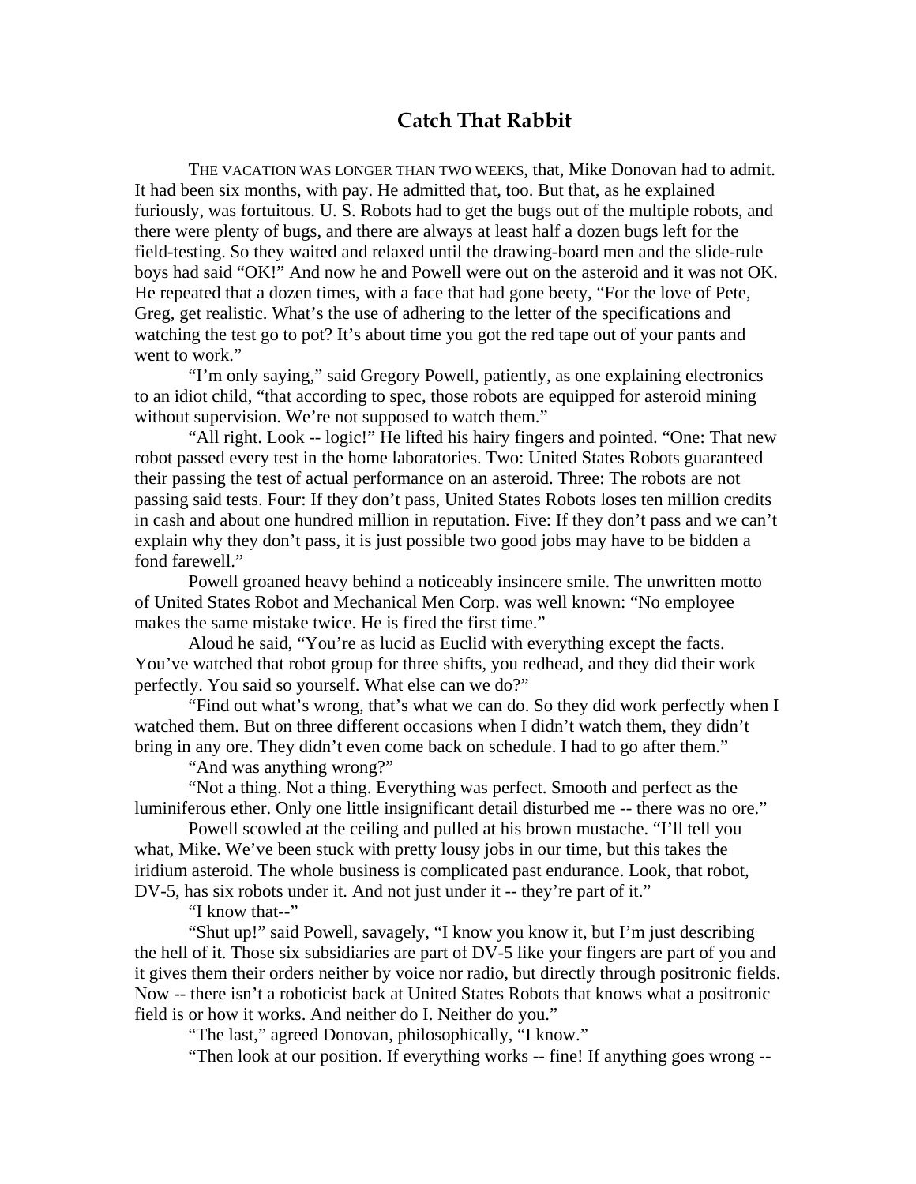# Catch That Rabbit

THE VACATION WAS LONGER THAN TWO WEEKS, that, Mike Donovan had to admit. It had been six months, with pay. He admitted that, too. But that, as he explained furiously, was fortuitous. U. S. Robots had to get the bugs out of the multiple robots, and there were plenty of bugs, and there are always at least half a dozen bugs left for the field-testing. So they waited and relaxed until the drawing-board men and the slide-rule boys had said "OK!" And now he and Powell were out on the asteroid and it was not OK. He repeated that a dozen times, with a face that had gone beety, "For the love of Pete, Greg, get realistic. What's the use of adhering to the letter of the specifications and watching the test go to pot? It's about time you got the red tape out of your pants and went to work."

"I'm only saying," said Gregory Powell, patiently, as one explaining electronics to an idiot child, "that according to spec, those robots are equipped for asteroid mining without supervision. We're not supposed to watch them."

"All right. Look -- logic!" He lifted his hairy fingers and pointed. "One: That new robot passed every test in the home laboratories. Two: United States Robots guaranteed their passing the test of actual performance on an asteroid. Three: The robots are not passing said tests. Four: If they don't pass, United States Robots loses ten million credits in cash and about one hundred million in reputation. Five: If they don't pass and we can't explain why they don't pass, it is just possible two good jobs may have to be bidden a fond farewell."

Powell groaned heavy behind a noticeably insincere smile. The unwritten motto of United States Robot and Mechanical Men Corp. was well known: "No employee makes the same mistake twice. He is fired the first time."

Aloud he said, "You're as lucid as Euclid with everything except the facts. You've watched that robot group for three shifts, you redhead, and they did their work perfectly. You said so yourself. What else can we do?"

"Find out what's wrong, that's what we can do. So they did work perfectly when I watched them. But on three different occasions when I didn't watch them, they didn't bring in any ore. They didn't even come back on schedule. I had to go after them."

"And was anything wrong?"

"Not a thing. Not a thing. Everything was perfect. Smooth and perfect as the luminiferous ether. Only one little insignificant detail disturbed me -- there was no ore."

Powell scowled at the ceiling and pulled at his brown mustache. "I'll tell you what, Mike. We've been stuck with pretty lousy jobs in our time, but this takes the iridium asteroid. The whole business is complicated past endurance. Look, that robot, DV-5, has six robots under it. And not just under it -- they're part of it."

"I know that--"

"Shut up!" said Powell, savagely, "I know you know it, but I'm just describing the hell of it. Those six subsidiaries are part of DV-5 like your fingers are part of you and it gives them their orders neither by voice nor radio, but directly through positronic fields. Now -- there isn't a roboticist back at United States Robots that knows what a positronic field is or how it works. And neither do I. Neither do you."

"The last," agreed Donovan, philosophically, "I know."

"Then look at our position. If everything works -- fine! If anything goes wrong --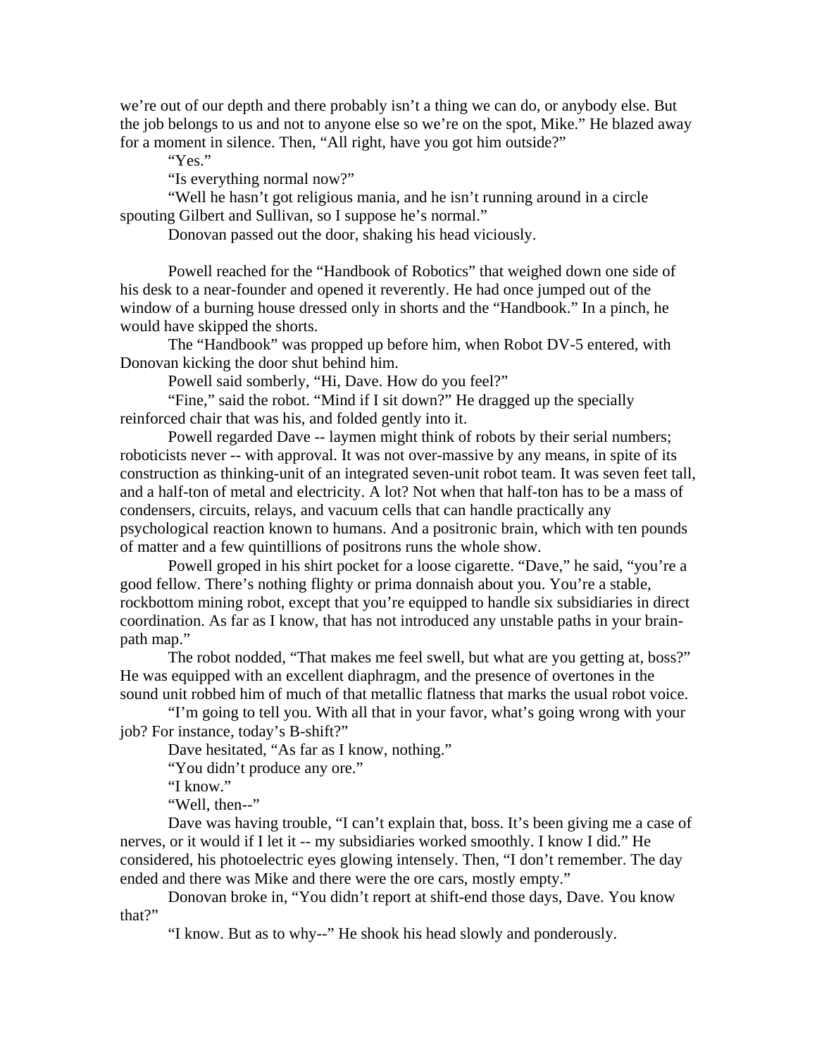we’re out of our depth and there probably isn’t a thing we can do, or anybody else. But the job belongs to us and not to anyone else so we’re on the spot, Mike.” He blazed away for a moment in silence. Then, “All right, have you got him outside?”

“Yes.”

“Is everything normal now?”

“Well he hasn’t got religious mania, and he isn’t running around in a circle spouting Gilbert and Sullivan, so I suppose he’s normal.”

Donovan passed out the door, shaking his head viciously.

Powell reached for the “Handbook of Robotics” that weighed down one side of his desk to a near-founder and opened it reverently. He had once jumped out of the window of a burning house dressed only in shorts and the “Handbook.” In a pinch, he would have skipped the shorts.

The “Handbook” was propped up before him, when Robot DV-5 entered, with Donovan kicking the door shut behind him.

Powell said somberly, “Hi, Dave. How do you feel?”

“Fine,” said the robot. “Mind if I sit down?” He dragged up the specially reinforced chair that was his, and folded gently into it.

Powell regarded Dave -- laymen might think of robots by their serial numbers; roboticists never -- with approval. It was not over-massive by any means, in spite of its construction as thinking-unit of an integrated seven-unit robot team. It was seven feet tall, and a half-ton of metal and electricity. A lot? Not when that half-ton has to be a mass of condensers, circuits, relays, and vacuum cells that can handle practically any psychological reaction known to humans. And a positronic brain, which with ten pounds of matter and a few quintillions of positrons runs the whole show.

Powell groped in his shirt pocket for a loose cigarette. “Dave,” he said, “you’re a good fellow. There’s nothing flighty or prima donnaish about you. You’re a stable, rockbottom mining robot, except that you’re equipped to handle six subsidiaries in direct coordination. As far as I know, that has not introduced any unstable paths in your brain-path map.”

The robot nodded, “That makes me feel swell, but what are you getting at, boss?” He was equipped with an excellent diaphragm, and the presence of overtones in the sound unit robbed him of much of that metallic flatness that marks the usual robot voice.

“I’m going to tell you. With all that in your favor, what’s going wrong with your job? For instance, today’s B-shift?”

Dave hesitated, “As far as I know, nothing.”

“You didn’t produce any ore.”

“I know.”

“Well, then--”

Dave was having trouble, “I can’t explain that, boss. It’s been giving me a case of nerves, or it would if I let it -- my subsidiaries worked smoothly. I know I did.” He considered, his photoelectric eyes glowing intensely. Then, “I don’t remember. The day ended and there was Mike and there were the ore cars, mostly empty.”

Donovan broke in, “You didn’t report at shift-end those days, Dave. You know that?”

“I know. But as to why--” He shook his head slowly and ponderously.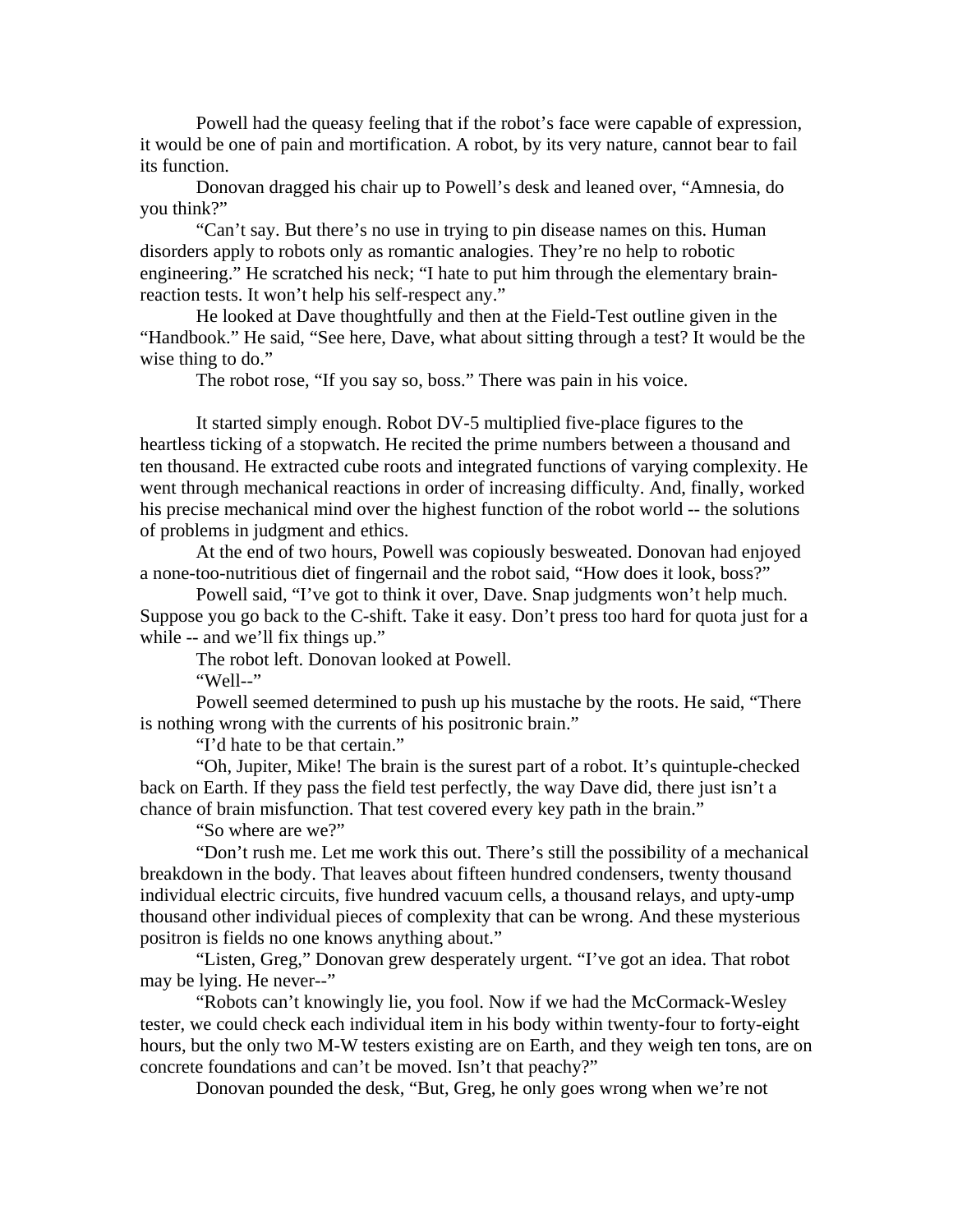Powell had the queasy feeling that if the robot's face were capable of expression, it would be one of pain and mortification. A robot, by its very nature, cannot bear to fail its function.

Donovan dragged his chair up to Powell's desk and leaned over, "Amnesia, do you think?"

"Can't say. But there's no use in trying to pin disease names on this. Human disorders apply to robots only as romantic analogies. They're no help to robotic engineering." He scratched his neck; "I hate to put him through the elementary brain-reaction tests. It won't help his self-respect any."

He looked at Dave thoughtfully and then at the Field-Test outline given in the "Handbook." He said, "See here, Dave, what about sitting through a test? It would be the wise thing to do."

The robot rose, "If you say so, boss." There was pain in his voice.

It started simply enough. Robot DV-5 multiplied five-place figures to the heartless ticking of a stopwatch. He recited the prime numbers between a thousand and ten thousand. He extracted cube roots and integrated functions of varying complexity. He went through mechanical reactions in order of increasing difficulty. And, finally, worked his precise mechanical mind over the highest function of the robot world -- the solutions of problems in judgment and ethics.

At the end of two hours, Powell was copiously besweated. Donovan had enjoyed a none-too-nutritious diet of fingernail and the robot said, "How does it look, boss?"

Powell said, "I've got to think it over, Dave. Snap judgments won't help much. Suppose you go back to the C-shift. Take it easy. Don't press too hard for quota just for a while -- and we'll fix things up."

The robot left. Donovan looked at Powell.

"Well--"

Powell seemed determined to push up his mustache by the roots. He said, "There is nothing wrong with the currents of his positronic brain."

"I'd hate to be that certain."

"Oh, Jupiter, Mike! The brain is the surest part of a robot. It's quintuple-checked back on Earth. If they pass the field test perfectly, the way Dave did, there just isn't a chance of brain misfunction. That test covered every key path in the brain."

"So where are we?"

"Don't rush me. Let me work this out. There's still the possibility of a mechanical breakdown in the body. That leaves about fifteen hundred condensers, twenty thousand individual electric circuits, five hundred vacuum cells, a thousand relays, and upty-ump thousand other individual pieces of complexity that can be wrong. And these mysterious positron is fields no one knows anything about."

"Listen, Greg," Donovan grew desperately urgent. "I've got an idea. That robot may be lying. He never--"

"Robots can't knowingly lie, you fool. Now if we had the McCormack-Wesley tester, we could check each individual item in his body within twenty-four to forty-eight hours, but the only two M-W testers existing are on Earth, and they weigh ten tons, are on concrete foundations and can't be moved. Isn't that peachy?"

Donovan pounded the desk, "But, Greg, he only goes wrong when we're not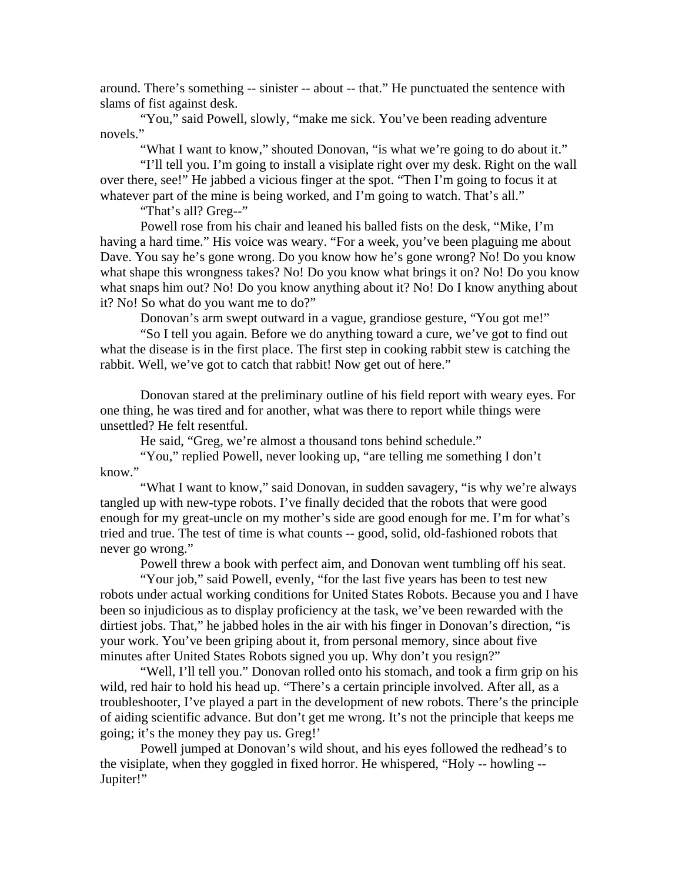around. There's something -- sinister -- about -- that." He punctuated the sentence with slams of fist against desk.

"You," said Powell, slowly, "make me sick. You've been reading adventure novels."

"What I want to know," shouted Donovan, "is what we're going to do about it."

"I'll tell you. I'm going to install a visiplate right over my desk. Right on the wall over there, see!" He jabbed a vicious finger at the spot. "Then I'm going to focus it at whatever part of the mine is being worked, and I'm going to watch. That's all."

"That's all? Greg--"

Powell rose from his chair and leaned his balled fists on the desk, "Mike, I'm having a hard time." His voice was weary. "For a week, you've been plaguing me about Dave. You say he's gone wrong. Do you know how he's gone wrong? No! Do you know what shape this wrongness takes? No! Do you know what brings it on? No! Do you know what snaps him out? No! Do you know anything about it? No! Do I know anything about it? No! So what do you want me to do?"

Donovan's arm swept outward in a vague, grandiose gesture, "You got me!"

"So I tell you again. Before we do anything toward a cure, we've got to find out what the disease is in the first place. The first step in cooking rabbit stew is catching the rabbit. Well, we've got to catch that rabbit! Now get out of here."

Donovan stared at the preliminary outline of his field report with weary eyes. For one thing, he was tired and for another, what was there to report while things were unsettled? He felt resentful.

He said, "Greg, we're almost a thousand tons behind schedule."

"You," replied Powell, never looking up, "are telling me something I don't know."

"What I want to know," said Donovan, in sudden savagery, "is why we're always tangled up with new-type robots. I've finally decided that the robots that were good enough for my great-uncle on my mother's side are good enough for me. I'm for what's tried and true. The test of time is what counts -- good, solid, old-fashioned robots that never go wrong."

Powell threw a book with perfect aim, and Donovan went tumbling off his seat.

"Your job," said Powell, evenly, "for the last five years has been to test new robots under actual working conditions for United States Robots. Because you and I have been so injudicious as to display proficiency at the task, we've been rewarded with the dirtiest jobs. That," he jabbed holes in the air with his finger in Donovan's direction, "is your work. You've been griping about it, from personal memory, since about five minutes after United States Robots signed you up. Why don't you resign?"

"Well, I'll tell you." Donovan rolled onto his stomach, and took a firm grip on his wild, red hair to hold his head up. "There's a certain principle involved. After all, as a troubleshooter, I've played a part in the development of new robots. There's the principle of aiding scientific advance. But don't get me wrong. It's not the principle that keeps me going; it's the money they pay us. Greg!'

Powell jumped at Donovan's wild shout, and his eyes followed the redhead's to the visiplate, when they goggled in fixed horror. He whispered, "Holy -- howling -- Jupiter!"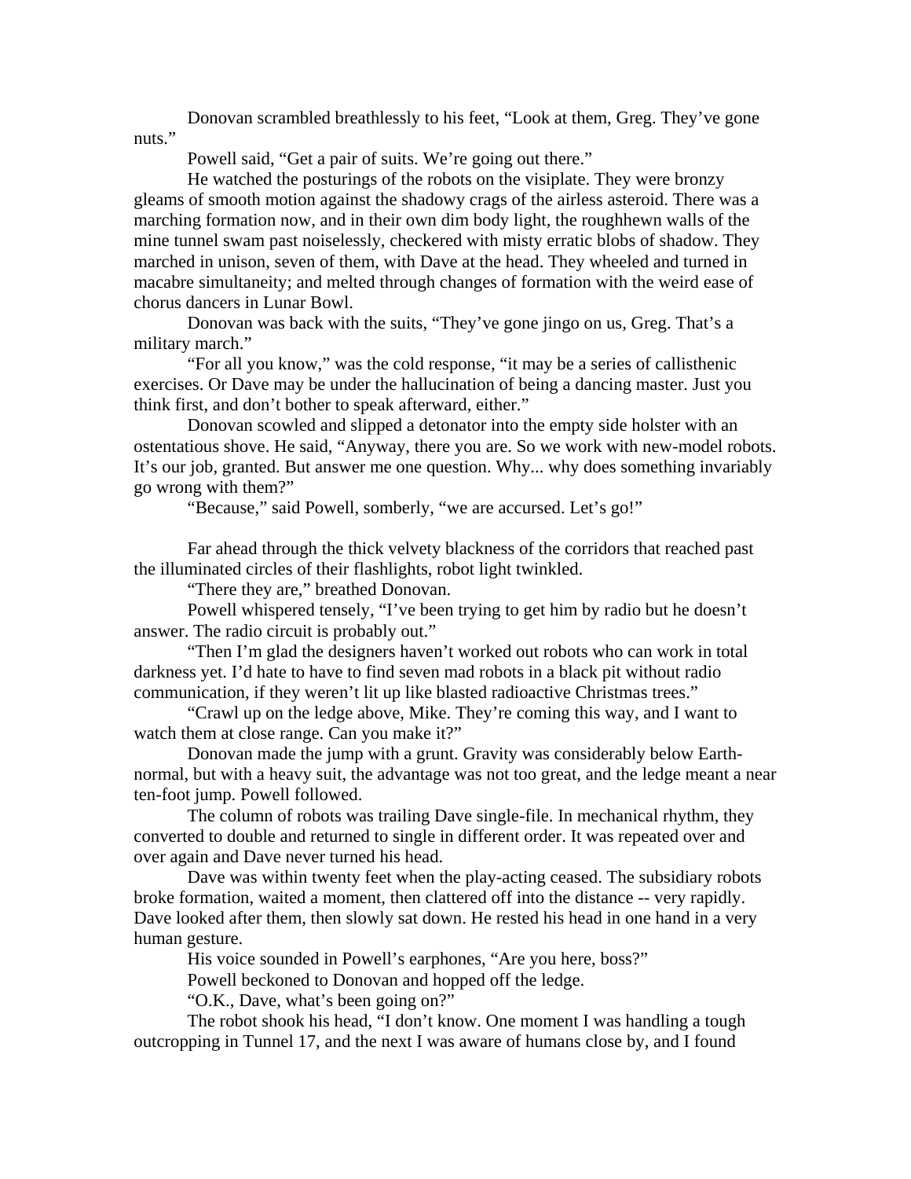Donovan scrambled breathlessly to his feet, "Look at them, Greg. They've gone nuts."

Powell said, "Get a pair of suits. We're going out there."

He watched the posturings of the robots on the visiplate. They were bronzy gleams of smooth motion against the shadowy crags of the airless asteroid. There was a marching formation now, and in their own dim body light, the roughhewn walls of the mine tunnel swam past noiselessly, checkered with misty erratic blobs of shadow. They marched in unison, seven of them, with Dave at the head. They wheeled and turned in macabre simultaneity; and melted through changes of formation with the weird ease of chorus dancers in Lunar Bowl.

Donovan was back with the suits, "They've gone jingo on us, Greg. That's a military march."

"For all you know," was the cold response, "it may be a series of callisthenic exercises. Or Dave may be under the hallucination of being a dancing master. Just you think first, and don't bother to speak afterward, either."

Donovan scowled and slipped a detonator into the empty side holster with an ostentatious shove. He said, "Anyway, there you are. So we work with new-model robots. It's our job, granted. But answer me one question. Why... why does something invariably go wrong with them?"

"Because," said Powell, somberly, "we are accursed. Let's go!"

Far ahead through the thick velvety blackness of the corridors that reached past the illuminated circles of their flashlights, robot light twinkled.

"There they are," breathed Donovan.

Powell whispered tensely, "I've been trying to get him by radio but he doesn't answer. The radio circuit is probably out."

"Then I'm glad the designers haven't worked out robots who can work in total darkness yet. I'd hate to have to find seven mad robots in a black pit without radio communication, if they weren't lit up like blasted radioactive Christmas trees."

"Crawl up on the ledge above, Mike. They're coming this way, and I want to watch them at close range. Can you make it?"

Donovan made the jump with a grunt. Gravity was considerably below Earth-normal, but with a heavy suit, the advantage was not too great, and the ledge meant a near ten-foot jump. Powell followed.

The column of robots was trailing Dave single-file. In mechanical rhythm, they converted to double and returned to single in different order. It was repeated over and over again and Dave never turned his head.

Dave was within twenty feet when the play-acting ceased. The subsidiary robots broke formation, waited a moment, then clattered off into the distance -- very rapidly. Dave looked after them, then slowly sat down. He rested his head in one hand in a very human gesture.

His voice sounded in Powell's earphones, "Are you here, boss?"

Powell beckoned to Donovan and hopped off the ledge.

"O.K., Dave, what's been going on?"

The robot shook his head, "I don't know. One moment I was handling a tough outcropping in Tunnel 17, and the next I was aware of humans close by, and I found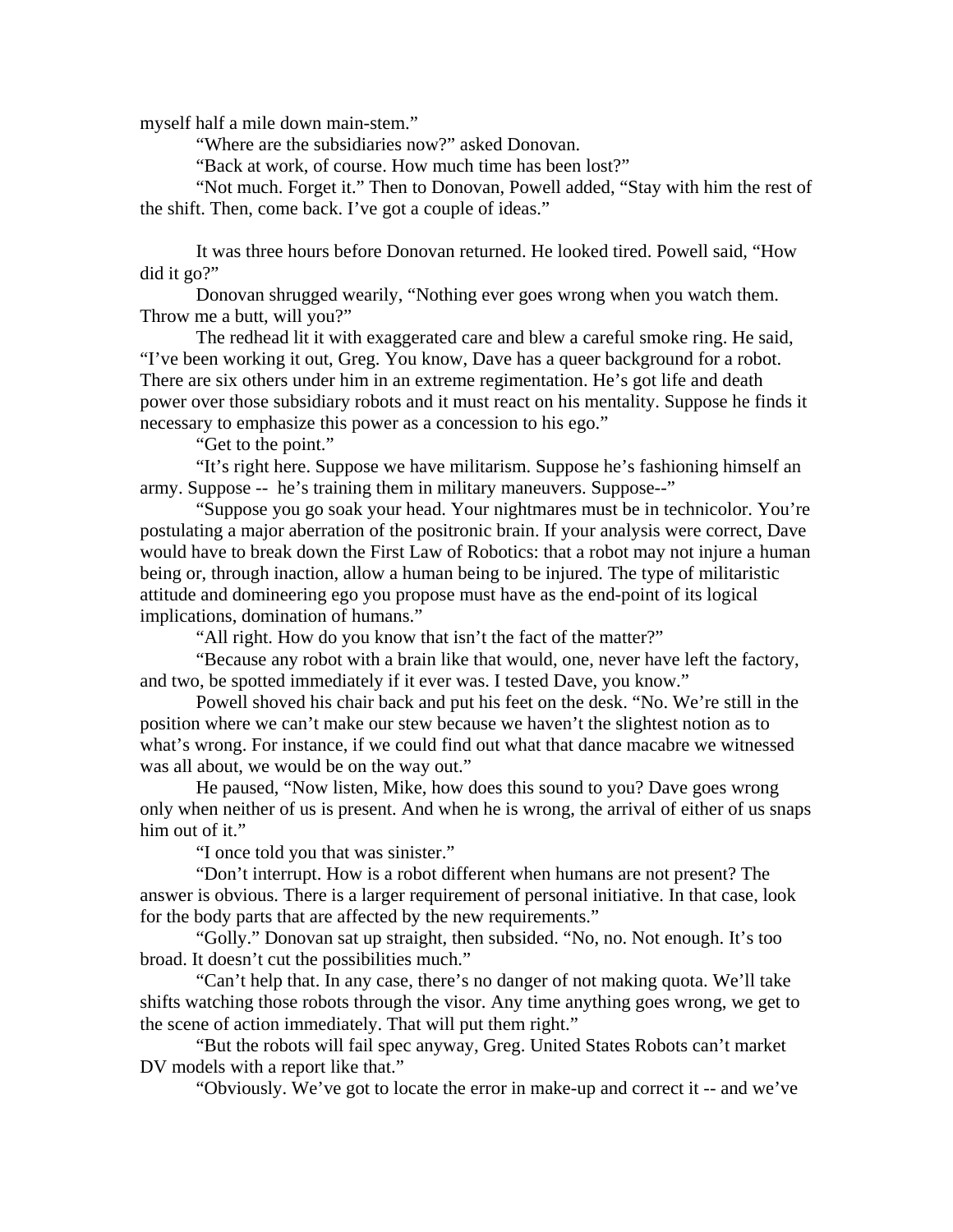myself half a mile down main-stem."

"Where are the subsidiaries now?" asked Donovan.

"Back at work, of course. How much time has been lost?"

"Not much. Forget it." Then to Donovan, Powell added, "Stay with him the rest of the shift. Then, come back. I've got a couple of ideas."

It was three hours before Donovan returned. He looked tired. Powell said, "How did it go?"

Donovan shrugged wearily, "Nothing ever goes wrong when you watch them. Throw me a butt, will you?"

The redhead lit it with exaggerated care and blew a careful smoke ring. He said, "I've been working it out, Greg. You know, Dave has a queer background for a robot. There are six others under him in an extreme regimentation. He's got life and death power over those subsidiary robots and it must react on his mentality. Suppose he finds it necessary to emphasize this power as a concession to his ego."

"Get to the point."

"It's right here. Suppose we have militarism. Suppose he's fashioning himself an army. Suppose -- he's training them in military maneuvers. Suppose--"

"Suppose you go soak your head. Your nightmares must be in technicolor. You're postulating a major aberration of the positronic brain. If your analysis were correct, Dave would have to break down the First Law of Robotics: that a robot may not injure a human being or, through inaction, allow a human being to be injured. The type of militaristic attitude and domineering ego you propose must have as the end-point of its logical implications, domination of humans."

"All right. How do you know that isn't the fact of the matter?"

"Because any robot with a brain like that would, one, never have left the factory, and two, be spotted immediately if it ever was. I tested Dave, you know."

Powell shoved his chair back and put his feet on the desk. "No. We're still in the position where we can't make our stew because we haven't the slightest notion as to what's wrong. For instance, if we could find out what that dance macabre we witnessed was all about, we would be on the way out."

He paused, "Now listen, Mike, how does this sound to you? Dave goes wrong only when neither of us is present. And when he is wrong, the arrival of either of us snaps him out of it."

"I once told you that was sinister."

"Don't interrupt. How is a robot different when humans are not present? The answer is obvious. There is a larger requirement of personal initiative. In that case, look for the body parts that are affected by the new requirements."

"Golly." Donovan sat up straight, then subsided. "No, no. Not enough. It's too broad. It doesn't cut the possibilities much."

"Can't help that. In any case, there's no danger of not making quota. We'll take shifts watching those robots through the visor. Any time anything goes wrong, we get to the scene of action immediately. That will put them right."

"But the robots will fail spec anyway, Greg. United States Robots can't market DV models with a report like that."

"Obviously. We've got to locate the error in make-up and correct it -- and we've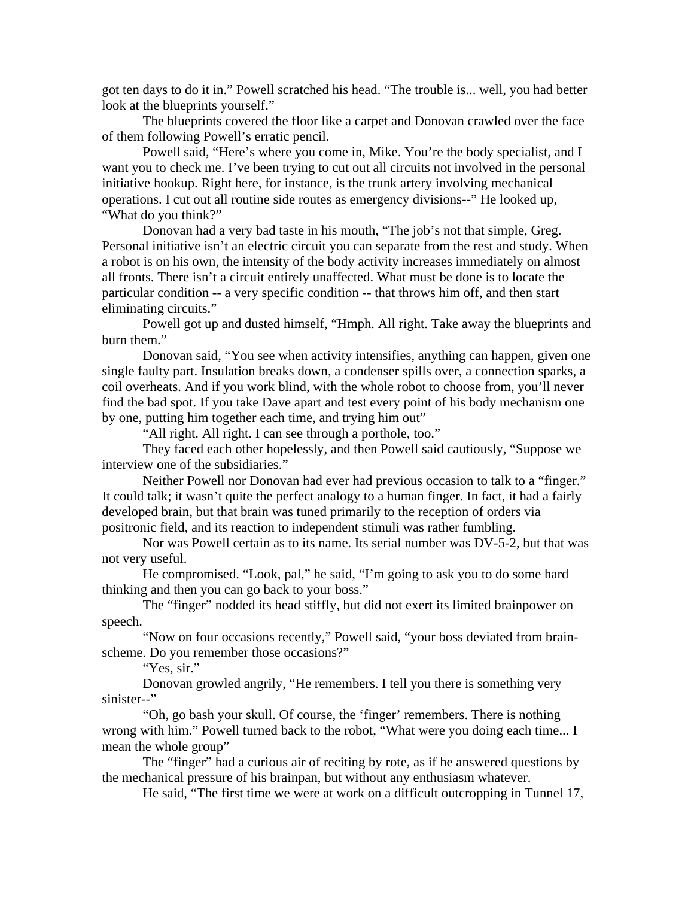got ten days to do it in." Powell scratched his head. "The trouble is... well, you had better look at the blueprints yourself."

The blueprints covered the floor like a carpet and Donovan crawled over the face of them following Powell's erratic pencil.

Powell said, "Here's where you come in, Mike. You're the body specialist, and I want you to check me. I've been trying to cut out all circuits not involved in the personal initiative hookup. Right here, for instance, is the trunk artery involving mechanical operations. I cut out all routine side routes as emergency divisions--" He looked up, "What do you think?"

Donovan had a very bad taste in his mouth, "The job's not that simple, Greg. Personal initiative isn't an electric circuit you can separate from the rest and study. When a robot is on his own, the intensity of the body activity increases immediately on almost all fronts. There isn't a circuit entirely unaffected. What must be done is to locate the particular condition -- a very specific condition -- that throws him off, and then start eliminating circuits."

Powell got up and dusted himself, "Hmph. All right. Take away the blueprints and burn them."

Donovan said, "You see when activity intensifies, anything can happen, given one single faulty part. Insulation breaks down, a condenser spills over, a connection sparks, a coil overheats. And if you work blind, with the whole robot to choose from, you'll never find the bad spot. If you take Dave apart and test every point of his body mechanism one by one, putting him together each time, and trying him out"

"All right. All right. I can see through a porthole, too."

They faced each other hopelessly, and then Powell said cautiously, "Suppose we interview one of the subsidiaries."

Neither Powell nor Donovan had ever had previous occasion to talk to a "finger." It could talk; it wasn't quite the perfect analogy to a human finger. In fact, it had a fairly developed brain, but that brain was tuned primarily to the reception of orders via positronic field, and its reaction to independent stimuli was rather fumbling.

Nor was Powell certain as to its name. Its serial number was DV-5-2, but that was not very useful.

He compromised. "Look, pal," he said, "I'm going to ask you to do some hard thinking and then you can go back to your boss."

The "finger" nodded its head stiffly, but did not exert its limited brainpower on speech.

"Now on four occasions recently," Powell said, "your boss deviated from brain-scheme. Do you remember those occasions?"

"Yes, sir."

Donovan growled angrily, "He remembers. I tell you there is something very sinister--"

"Oh, go bash your skull. Of course, the 'finger' remembers. There is nothing wrong with him." Powell turned back to the robot, "What were you doing each time... I mean the whole group"

The "finger" had a curious air of reciting by rote, as if he answered questions by the mechanical pressure of his brainpan, but without any enthusiasm whatever.

He said, "The first time we were at work on a difficult outcropping in Tunnel 17,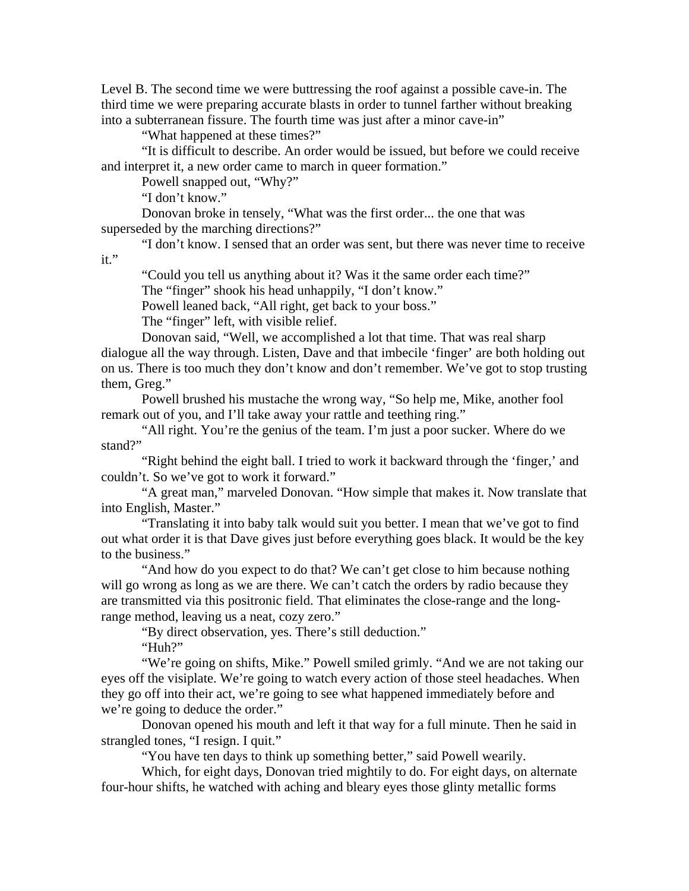Level B. The second time we were buttressing the roof against a possible cave-in. The third time we were preparing accurate blasts in order to tunnel farther without breaking into a subterranean fissure. The fourth time was just after a minor cave-in"

"What happened at these times?"

"It is difficult to describe. An order would be issued, but before we could receive and interpret it, a new order came to march in queer formation."

Powell snapped out, "Why?"

"I don't know."

Donovan broke in tensely, "What was the first order... the one that was superseded by the marching directions?"

"I don't know. I sensed that an order was sent, but there was never time to receive it."

"Could you tell us anything about it? Was it the same order each time?"

The "finger" shook his head unhappily, "I don't know."

Powell leaned back, "All right, get back to your boss."

The "finger" left, with visible relief.

Donovan said, "Well, we accomplished a lot that time. That was real sharp dialogue all the way through. Listen, Dave and that imbecile 'finger' are both holding out on us. There is too much they don't know and don't remember. We've got to stop trusting them, Greg."

Powell brushed his mustache the wrong way, "So help me, Mike, another fool remark out of you, and I'll take away your rattle and teething ring."

"All right. You're the genius of the team. I'm just a poor sucker. Where do we stand?"

"Right behind the eight ball. I tried to work it backward through the 'finger,' and couldn't. So we've got to work it forward."

"A great man," marveled Donovan. "How simple that makes it. Now translate that into English, Master."

"Translating it into baby talk would suit you better. I mean that we've got to find out what order it is that Dave gives just before everything goes black. It would be the key to the business."

"And how do you expect to do that? We can't get close to him because nothing will go wrong as long as we are there. We can't catch the orders by radio because they are transmitted via this positronic field. That eliminates the close-range and the long-range method, leaving us a neat, cozy zero."

"By direct observation, yes. There's still deduction."

"Huh?"

"We're going on shifts, Mike." Powell smiled grimly. "And we are not taking our eyes off the visiplate. We're going to watch every action of those steel headaches. When they go off into their act, we're going to see what happened immediately before and we're going to deduce the order."

Donovan opened his mouth and left it that way for a full minute. Then he said in strangled tones, "I resign. I quit."

"You have ten days to think up something better," said Powell wearily.

Which, for eight days, Donovan tried mightily to do. For eight days, on alternate four-hour shifts, he watched with aching and bleary eyes those glinty metallic forms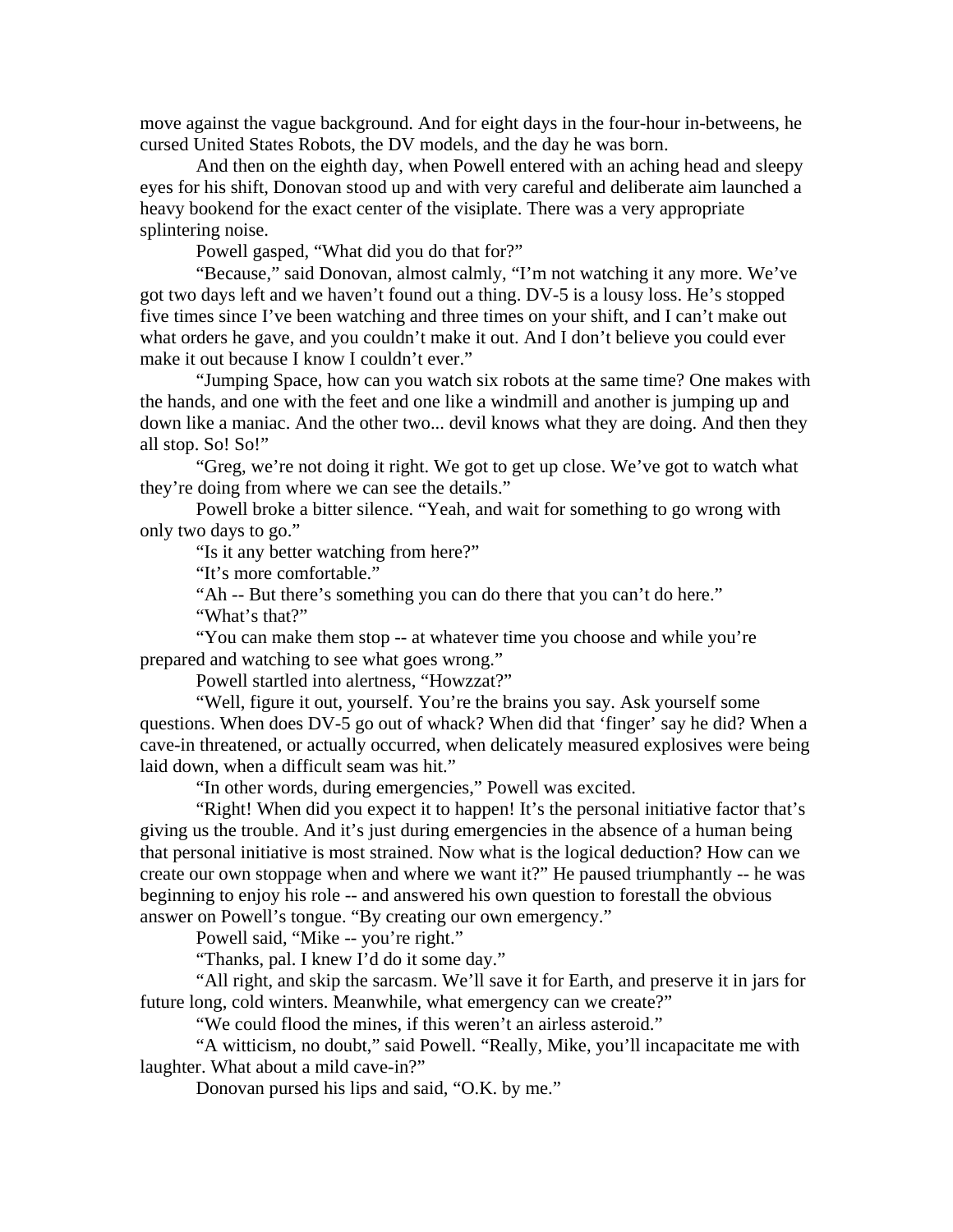move against the vague background. And for eight days in the four-hour in-betweens, he cursed United States Robots, the DV models, and the day he was born.

And then on the eighth day, when Powell entered with an aching head and sleepy eyes for his shift, Donovan stood up and with very careful and deliberate aim launched a heavy bookend for the exact center of the visiplate. There was a very appropriate splintering noise.

Powell gasped, "What did you do that for?"

"Because," said Donovan, almost calmly, "I'm not watching it any more. We've got two days left and we haven't found out a thing. DV-5 is a lousy loss. He's stopped five times since I've been watching and three times on your shift, and I can't make out what orders he gave, and you couldn't make it out. And I don't believe you could ever make it out because I know I couldn't ever."

"Jumping Space, how can you watch six robots at the same time? One makes with the hands, and one with the feet and one like a windmill and another is jumping up and down like a maniac. And the other two... devil knows what they are doing. And then they all stop. So! So!"

"Greg, we're not doing it right. We got to get up close. We've got to watch what they're doing from where we can see the details."

Powell broke a bitter silence. "Yeah, and wait for something to go wrong with only two days to go."

"Is it any better watching from here?"

"It's more comfortable."

"Ah -- But there's something you can do there that you can't do here."

"What's that?"

"You can make them stop -- at whatever time you choose and while you're prepared and watching to see what goes wrong."

Powell startled into alertness, "Howzzat?"

"Well, figure it out, yourself. You're the brains you say. Ask yourself some questions. When does DV-5 go out of whack? When did that 'finger' say he did? When a cave-in threatened, or actually occurred, when delicately measured explosives were being laid down, when a difficult seam was hit."

"In other words, during emergencies," Powell was excited.

"Right! When did you expect it to happen! It's the personal initiative factor that's giving us the trouble. And it's just during emergencies in the absence of a human being that personal initiative is most strained. Now what is the logical deduction? How can we create our own stoppage when and where we want it?" He paused triumphantly -- he was beginning to enjoy his role -- and answered his own question to forestall the obvious answer on Powell's tongue. "By creating our own emergency."

Powell said, "Mike -- you're right."

"Thanks, pal. I knew I'd do it some day."

"All right, and skip the sarcasm. We'll save it for Earth, and preserve it in jars for future long, cold winters. Meanwhile, what emergency can we create?"

"We could flood the mines, if this weren't an airless asteroid."

"A witticism, no doubt," said Powell. "Really, Mike, you'll incapacitate me with laughter. What about a mild cave-in?"

Donovan pursed his lips and said, "O.K. by me."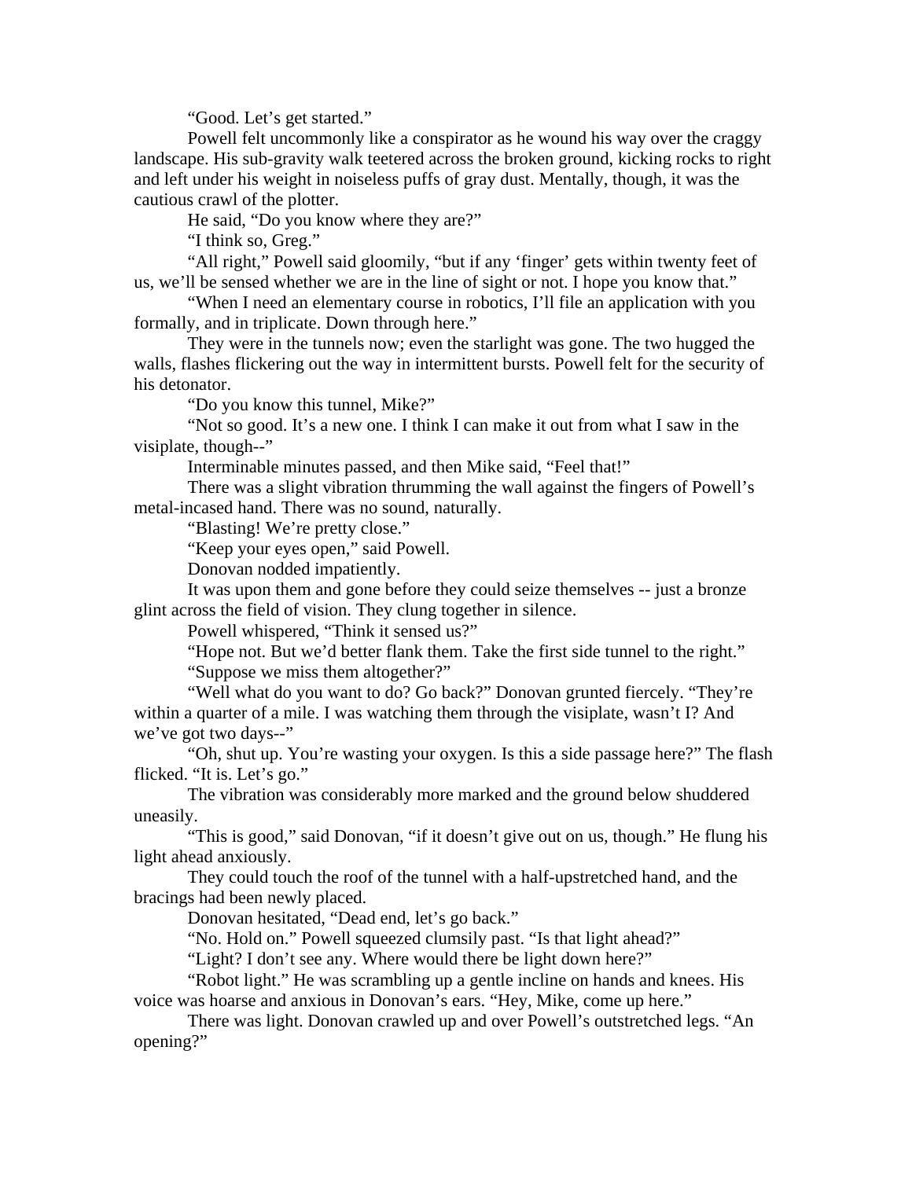"Good. Let's get started."

Powell felt uncommonly like a conspirator as he wound his way over the craggy landscape. His sub-gravity walk teetered across the broken ground, kicking rocks to right and left under his weight in noiseless puffs of gray dust. Mentally, though, it was the cautious crawl of the plotter.

He said, "Do you know where they are?"

"I think so, Greg."

"All right," Powell said gloomily, "but if any 'finger' gets within twenty feet of us, we'll be sensed whether we are in the line of sight or not. I hope you know that."

"When I need an elementary course in robotics, I'll file an application with you formally, and in triplicate. Down through here."

They were in the tunnels now; even the starlight was gone. The two hugged the walls, flashes flickering out the way in intermittent bursts. Powell felt for the security of his detonator.

"Do you know this tunnel, Mike?"

"Not so good. It's a new one. I think I can make it out from what I saw in the visiplate, though--"

Interminable minutes passed, and then Mike said, "Feel that!"

There was a slight vibration thrumming the wall against the fingers of Powell's metal-incased hand. There was no sound, naturally.

"Blasting! We're pretty close."

"Keep your eyes open," said Powell.

Donovan nodded impatiently.

It was upon them and gone before they could seize themselves -- just a bronze glint across the field of vision. They clung together in silence.

Powell whispered, "Think it sensed us?"

"Hope not. But we'd better flank them. Take the first side tunnel to the right."

"Suppose we miss them altogether?"

"Well what do you want to do? Go back?" Donovan grunted fiercely. "They're within a quarter of a mile. I was watching them through the visiplate, wasn't I? And we've got two days--"

"Oh, shut up. You're wasting your oxygen. Is this a side passage here?" The flash flicked. "It is. Let's go."

The vibration was considerably more marked and the ground below shuddered uneasily.

"This is good," said Donovan, "if it doesn't give out on us, though." He flung his light ahead anxiously.

They could touch the roof of the tunnel with a half-upstretched hand, and the bracings had been newly placed.

Donovan hesitated, "Dead end, let's go back."

"No. Hold on." Powell squeezed clumsily past. "Is that light ahead?"

"Light? I don't see any. Where would there be light down here?"

"Robot light." He was scrambling up a gentle incline on hands and knees. His voice was hoarse and anxious in Donovan's ears. "Hey, Mike, come up here."

There was light. Donovan crawled up and over Powell's outstretched legs. "An opening?"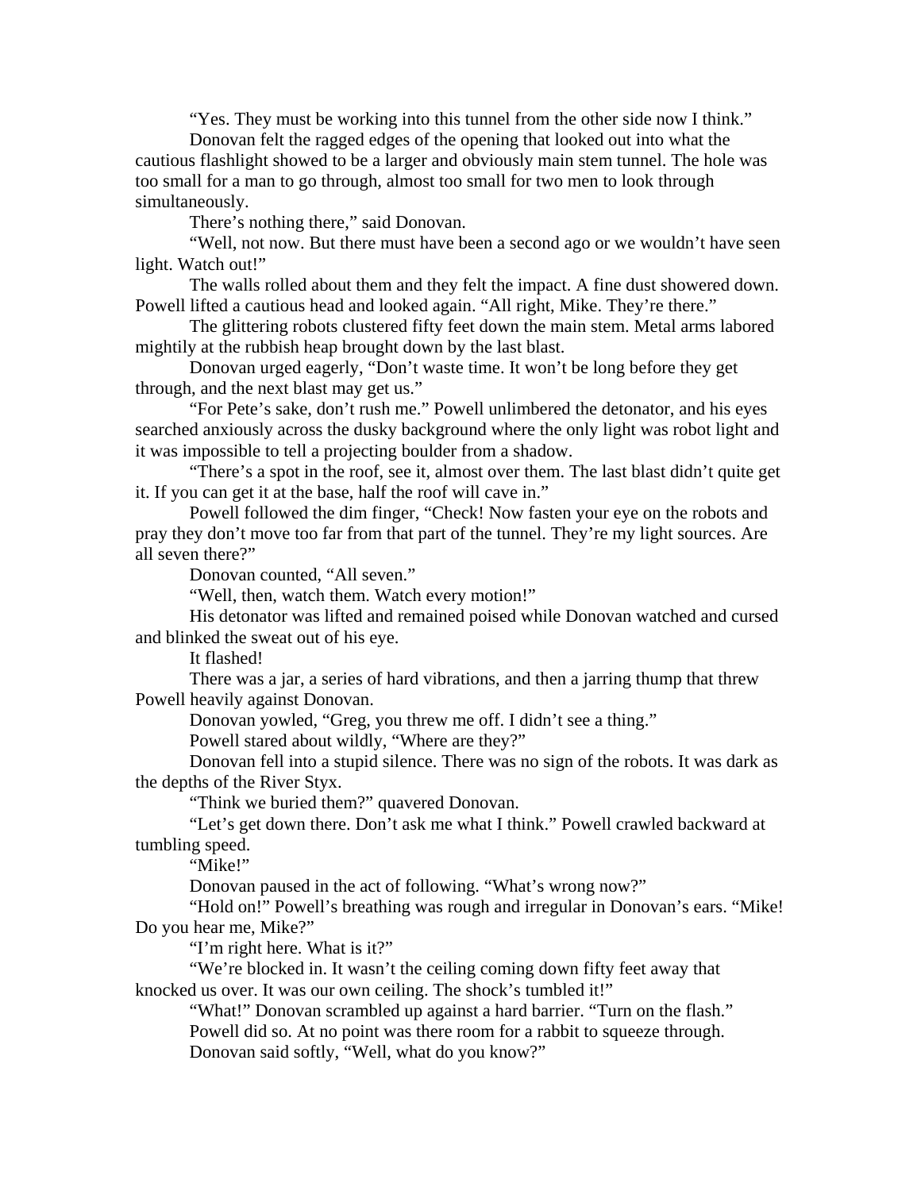“Yes. They must be working into this tunnel from the other side now I think.”

Donovan felt the ragged edges of the opening that looked out into what the cautious flashlight showed to be a larger and obviously main stem tunnel. The hole was too small for a man to go through, almost too small for two men to look through simultaneously.

There’s nothing there,” said Donovan.

“Well, not now. But there must have been a second ago or we wouldn’t have seen light. Watch out!”

The walls rolled about them and they felt the impact. A fine dust showered down. Powell lifted a cautious head and looked again. “All right, Mike. They’re there.”

The glittering robots clustered fifty feet down the main stem. Metal arms labored mightily at the rubbish heap brought down by the last blast.

Donovan urged eagerly, “Don’t waste time. It won’t be long before they get through, and the next blast may get us.”

“For Pete’s sake, don’t rush me.” Powell unlimbered the detonator, and his eyes searched anxiously across the dusky background where the only light was robot light and it was impossible to tell a projecting boulder from a shadow.

“There’s a spot in the roof, see it, almost over them. The last blast didn’t quite get it. If you can get it at the base, half the roof will cave in.”

Powell followed the dim finger, “Check! Now fasten your eye on the robots and pray they don’t move too far from that part of the tunnel. They’re my light sources. Are all seven there?”

Donovan counted, “All seven.”

“Well, then, watch them. Watch every motion!”

His detonator was lifted and remained poised while Donovan watched and cursed and blinked the sweat out of his eye.

It flashed!

There was a jar, a series of hard vibrations, and then a jarring thump that threw Powell heavily against Donovan.

Donovan yowled, “Greg, you threw me off. I didn’t see a thing.”

Powell stared about wildly, “Where are they?”

Donovan fell into a stupid silence. There was no sign of the robots. It was dark as the depths of the River Styx.

“Think we buried them?” quavered Donovan.

“Let’s get down there. Don’t ask me what I think.” Powell crawled backward at tumbling speed.

“Mike!”

Donovan paused in the act of following. “What’s wrong now?”

“Hold on!” Powell’s breathing was rough and irregular in Donovan’s ears. “Mike! Do you hear me, Mike?”

“I’m right here. What is it?”

“We’re blocked in. It wasn’t the ceiling coming down fifty feet away that knocked us over. It was our own ceiling. The shock’s tumbled it!”

“What!” Donovan scrambled up against a hard barrier. “Turn on the flash.”

Powell did so. At no point was there room for a rabbit to squeeze through.

Donovan said softly, “Well, what do you know?”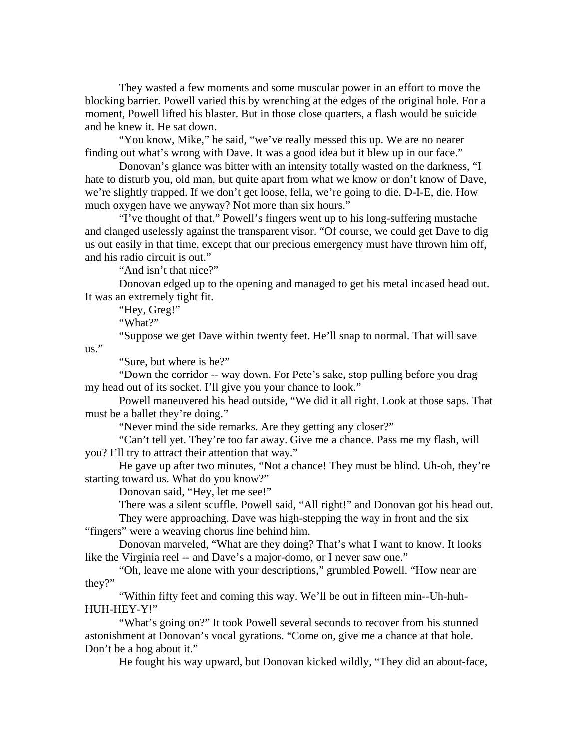They wasted a few moments and some muscular power in an effort to move the blocking barrier. Powell varied this by wrenching at the edges of the original hole. For a moment, Powell lifted his blaster. But in those close quarters, a flash would be suicide and he knew it. He sat down.

"You know, Mike," he said, "we've really messed this up. We are no nearer finding out what's wrong with Dave. It was a good idea but it blew up in our face."

Donovan's glance was bitter with an intensity totally wasted on the darkness, "I hate to disturb you, old man, but quite apart from what we know or don't know of Dave, we're slightly trapped. If we don't get loose, fella, we're going to die. D-I-E, die. How much oxygen have we anyway? Not more than six hours."

"I've thought of that." Powell's fingers went up to his long-suffering mustache and clanged uselessly against the transparent visor. "Of course, we could get Dave to dig us out easily in that time, except that our precious emergency must have thrown him off, and his radio circuit is out."

"And isn't that nice?"

Donovan edged up to the opening and managed to get his metal incased head out. It was an extremely tight fit.

"Hey, Greg!"

"What?"

"Suppose we get Dave within twenty feet. He'll snap to normal. That will save us."

"Sure, but where is he?"

"Down the corridor -- way down. For Pete's sake, stop pulling before you drag my head out of its socket. I'll give you your chance to look."

Powell maneuvered his head outside, "We did it all right. Look at those saps. That must be a ballet they're doing."

"Never mind the side remarks. Are they getting any closer?"

"Can't tell yet. They're too far away. Give me a chance. Pass me my flash, will you? I'll try to attract their attention that way."

He gave up after two minutes, "Not a chance! They must be blind. Uh-oh, they're starting toward us. What do you know?"

Donovan said, "Hey, let me see!"

There was a silent scuffle. Powell said, "All right!" and Donovan got his head out.

They were approaching. Dave was high-stepping the way in front and the six "fingers" were a weaving chorus line behind him.

Donovan marveled, "What are they doing? That's what I want to know. It looks like the Virginia reel -- and Dave's a major-domo, or I never saw one."

"Oh, leave me alone with your descriptions," grumbled Powell. "How near are they?"

"Within fifty feet and coming this way. We'll be out in fifteen min--Uh-huh-HUH-HEY-Y!"

"What's going on?" It took Powell several seconds to recover from his stunned astonishment at Donovan's vocal gyrations. "Come on, give me a chance at that hole. Don't be a hog about it."

He fought his way upward, but Donovan kicked wildly, "They did an about-face,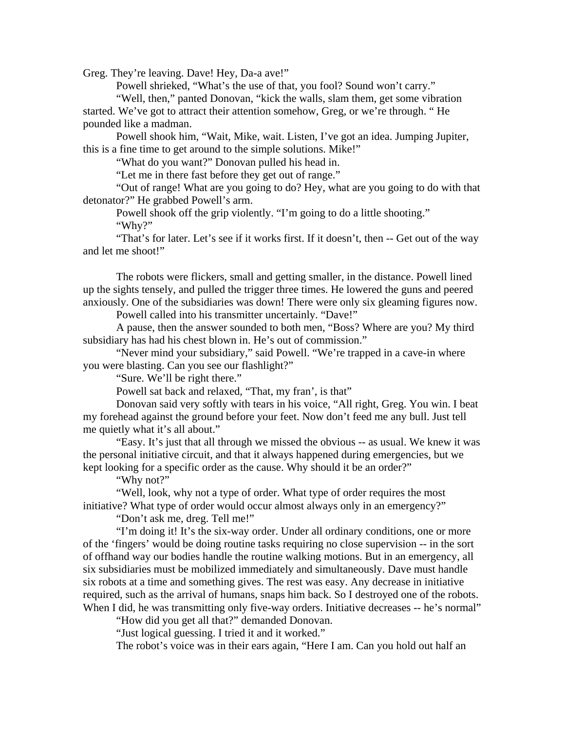Greg. They're leaving. Dave! Hey, Da-a ave!"

Powell shrieked, "What's the use of that, you fool? Sound won't carry."

"Well, then," panted Donovan, "kick the walls, slam them, get some vibration started. We've got to attract their attention somehow, Greg, or we're through. " He pounded like a madman.

Powell shook him, "Wait, Mike, wait. Listen, I've got an idea. Jumping Jupiter, this is a fine time to get around to the simple solutions. Mike!"

"What do you want?" Donovan pulled his head in.

"Let me in there fast before they get out of range."

"Out of range! What are you going to do? Hey, what are you going to do with that detonator?" He grabbed Powell's arm.

Powell shook off the grip violently. "I'm going to do a little shooting."

"Why?"

"That's for later. Let's see if it works first. If it doesn't, then -- Get out of the way and let me shoot!"

The robots were flickers, small and getting smaller, in the distance. Powell lined up the sights tensely, and pulled the trigger three times. He lowered the guns and peered anxiously. One of the subsidiaries was down! There were only six gleaming figures now.

Powell called into his transmitter uncertainly. "Dave!"

A pause, then the answer sounded to both men, "Boss? Where are you? My third subsidiary has had his chest blown in. He's out of commission."

"Never mind your subsidiary," said Powell. "We're trapped in a cave-in where you were blasting. Can you see our flashlight?"

"Sure. We'll be right there."

Powell sat back and relaxed, "That, my fran', is that"

Donovan said very softly with tears in his voice, "All right, Greg. You win. I beat my forehead against the ground before your feet. Now don't feed me any bull. Just tell me quietly what it's all about."

"Easy. It's just that all through we missed the obvious -- as usual. We knew it was the personal initiative circuit, and that it always happened during emergencies, but we kept looking for a specific order as the cause. Why should it be an order?"

"Why not?"

"Well, look, why not a type of order. What type of order requires the most initiative? What type of order would occur almost always only in an emergency?"

"Don't ask me, dreg. Tell me!"

"I'm doing it! It's the six-way order. Under all ordinary conditions, one or more of the 'fingers' would be doing routine tasks requiring no close supervision -- in the sort of offhand way our bodies handle the routine walking motions. But in an emergency, all six subsidiaries must be mobilized immediately and simultaneously. Dave must handle six robots at a time and something gives. The rest was easy. Any decrease in initiative required, such as the arrival of humans, snaps him back. So I destroyed one of the robots. When I did, he was transmitting only five-way orders. Initiative decreases -- he's normal"

"How did you get all that?" demanded Donovan.

"Just logical guessing. I tried it and it worked."

The robot's voice was in their ears again, "Here I am. Can you hold out half an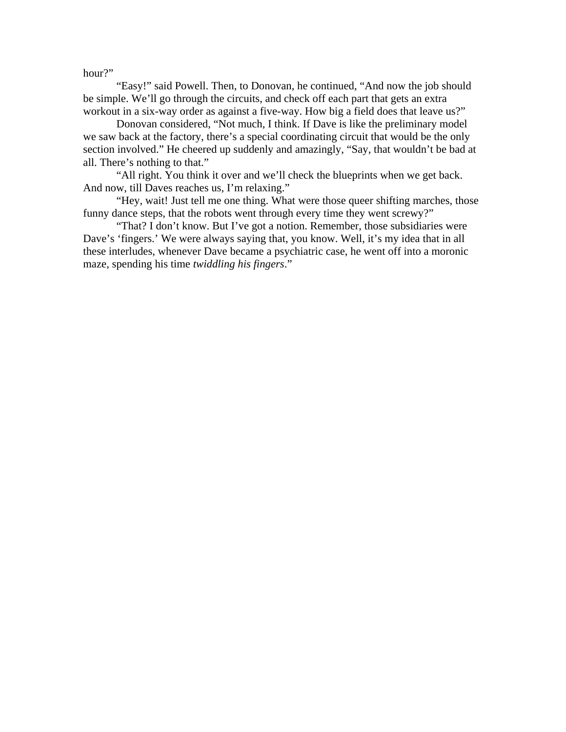hour?"

"Easy!" said Powell. Then, to Donovan, he continued, "And now the job should be simple. We'll go through the circuits, and check off each part that gets an extra workout in a six-way order as against a five-way. How big a field does that leave us?"

Donovan considered, "Not much, I think. If Dave is like the preliminary model we saw back at the factory, there's a special coordinating circuit that would be the only section involved." He cheered up suddenly and amazingly, "Say, that wouldn't be bad at all. There's nothing to that."

"All right. You think it over and we'll check the blueprints when we get back. And now, till Daves reaches us, I'm relaxing."

"Hey, wait! Just tell me one thing. What were those queer shifting marches, those funny dance steps, that the robots went through every time they went screwy?"

"That? I don't know. But I've got a notion. Remember, those subsidiaries were Dave's 'fingers.' We were always saying that, you know. Well, it's my idea that in all these interludes, whenever Dave became a psychiatric case, he went off into a moronic maze, spending his time *twiddling his fingers*."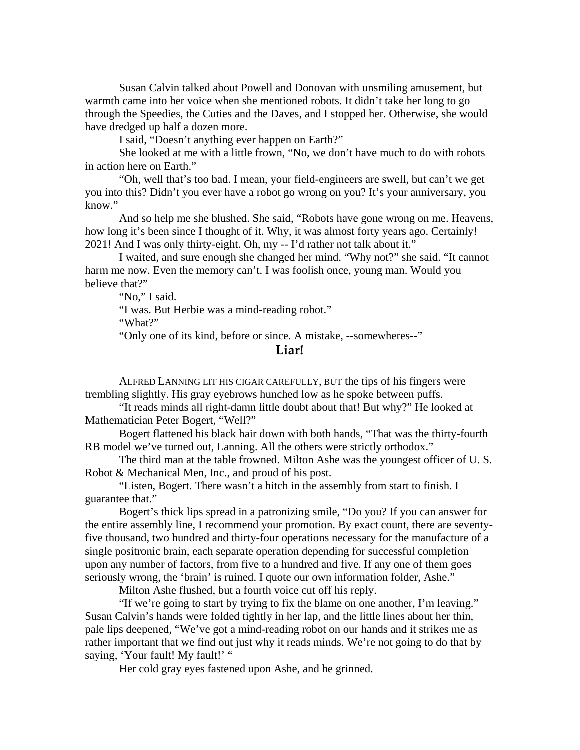Susan Calvin talked about Powell and Donovan with unsmiling amusement, but warmth came into her voice when she mentioned robots. It didn't take her long to go through the Speedies, the Cuties and the Daves, and I stopped her. Otherwise, she would have dredged up half a dozen more.

I said, "Doesn't anything ever happen on Earth?"

She looked at me with a little frown, "No, we don't have much to do with robots in action here on Earth."

"Oh, well that's too bad. I mean, your field-engineers are swell, but can't we get you into this? Didn't you ever have a robot go wrong on you? It's your anniversary, you know."

And so help me she blushed. She said, "Robots have gone wrong on me. Heavens, how long it's been since I thought of it. Why, it was almost forty years ago. Certainly! 2021! And I was only thirty-eight. Oh, my -- I'd rather not talk about it."

I waited, and sure enough she changed her mind. "Why not?" she said. "It cannot harm me now. Even the memory can't. I was foolish once, young man. Would you believe that?"

"No," I said.

"I was. But Herbie was a mind-reading robot."

"What?"

"Only one of its kind, before or since. A mistake, --somewheres--"

## Liar!

ALFRED LANNING LIT HIS CIGAR CAREFULLY, BUT the tips of his fingers were trembling slightly. His gray eyebrows hunched low as he spoke between puffs.

"It reads minds all right-damn little doubt about that! But why?" He looked at Mathematician Peter Bogert, "Well?"

Bogert flattened his black hair down with both hands, "That was the thirty-fourth RB model we've turned out, Lanning. All the others were strictly orthodox."

The third man at the table frowned. Milton Ashe was the youngest officer of U. S. Robot & Mechanical Men, Inc., and proud of his post.

"Listen, Bogert. There wasn't a hitch in the assembly from start to finish. I guarantee that."

Bogert's thick lips spread in a patronizing smile, "Do you? If you can answer for the entire assembly line, I recommend your promotion. By exact count, there are seventy-five thousand, two hundred and thirty-four operations necessary for the manufacture of a single positronic brain, each separate operation depending for successful completion upon any number of factors, from five to a hundred and five. If any one of them goes seriously wrong, the 'brain' is ruined. I quote our own information folder, Ashe."

Milton Ashe flushed, but a fourth voice cut off his reply.

"If we're going to start by trying to fix the blame on one another, I'm leaving." Susan Calvin's hands were folded tightly in her lap, and the little lines about her thin, pale lips deepened, "We've got a mind-reading robot on our hands and it strikes me as rather important that we find out just why it reads minds. We're not going to do that by saying, 'Your fault! My fault!' "

Her cold gray eyes fastened upon Ashe, and he grinned.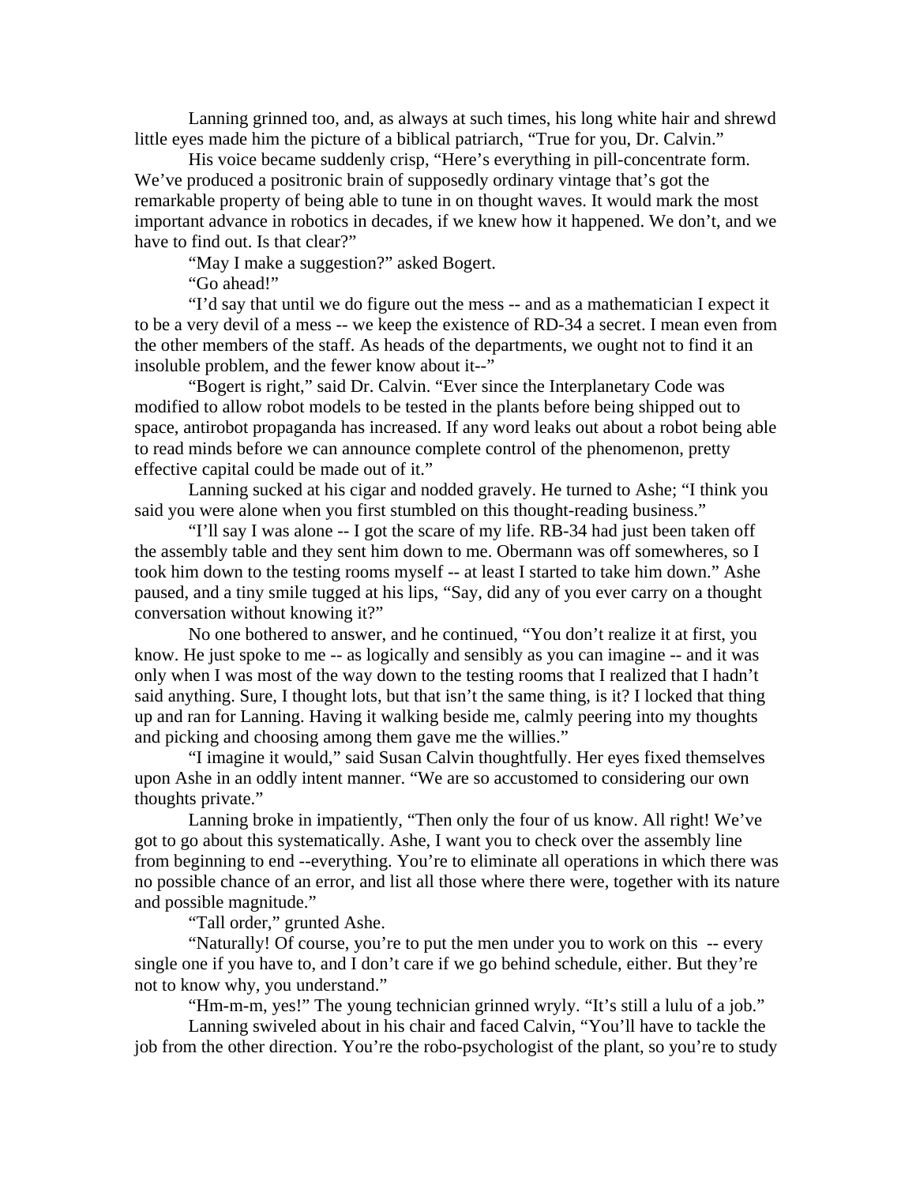Lanning grinned too, and, as always at such times, his long white hair and shrewd little eyes made him the picture of a biblical patriarch, "True for you, Dr. Calvin."

His voice became suddenly crisp, "Here's everything in pill-concentrate form. We've produced a positronic brain of supposedly ordinary vintage that's got the remarkable property of being able to tune in on thought waves. It would mark the most important advance in robotics in decades, if we knew how it happened. We don't, and we have to find out. Is that clear?"

"May I make a suggestion?" asked Bogert.

"Go ahead!"

"I'd say that until we do figure out the mess -- and as a mathematician I expect it to be a very devil of a mess -- we keep the existence of RD-34 a secret. I mean even from the other members of the staff. As heads of the departments, we ought not to find it an insoluble problem, and the fewer know about it--"

"Bogert is right," said Dr. Calvin. "Ever since the Interplanetary Code was modified to allow robot models to be tested in the plants before being shipped out to space, antirobot propaganda has increased. If any word leaks out about a robot being able to read minds before we can announce complete control of the phenomenon, pretty effective capital could be made out of it."

Lanning sucked at his cigar and nodded gravely. He turned to Ashe; "I think you said you were alone when you first stumbled on this thought-reading business."

"I'll say I was alone -- I got the scare of my life. RB-34 had just been taken off the assembly table and they sent him down to me. Obermann was off somewheres, so I took him down to the testing rooms myself -- at least I started to take him down." Ashe paused, and a tiny smile tugged at his lips, "Say, did any of you ever carry on a thought conversation without knowing it?"

No one bothered to answer, and he continued, "You don't realize it at first, you know. He just spoke to me -- as logically and sensibly as you can imagine -- and it was only when I was most of the way down to the testing rooms that I realized that I hadn't said anything. Sure, I thought lots, but that isn't the same thing, is it? I locked that thing up and ran for Lanning. Having it walking beside me, calmly peering into my thoughts and picking and choosing among them gave me the willies."

"I imagine it would," said Susan Calvin thoughtfully. Her eyes fixed themselves upon Ashe in an oddly intent manner. "We are so accustomed to considering our own thoughts private."

Lanning broke in impatiently, "Then only the four of us know. All right! We've got to go about this systematically. Ashe, I want you to check over the assembly line from beginning to end --everything. You're to eliminate all operations in which there was no possible chance of an error, and list all those where there were, together with its nature and possible magnitude."

"Tall order," grunted Ashe.

"Naturally! Of course, you're to put the men under you to work on this -- every single one if you have to, and I don't care if we go behind schedule, either. But they're not to know why, you understand."

"Hm-m-m, yes!" The young technician grinned wryly. "It's still a lulu of a job."

Lanning swiveled about in his chair and faced Calvin, "You'll have to tackle the job from the other direction. You're the robo-psychologist of the plant, so you're to study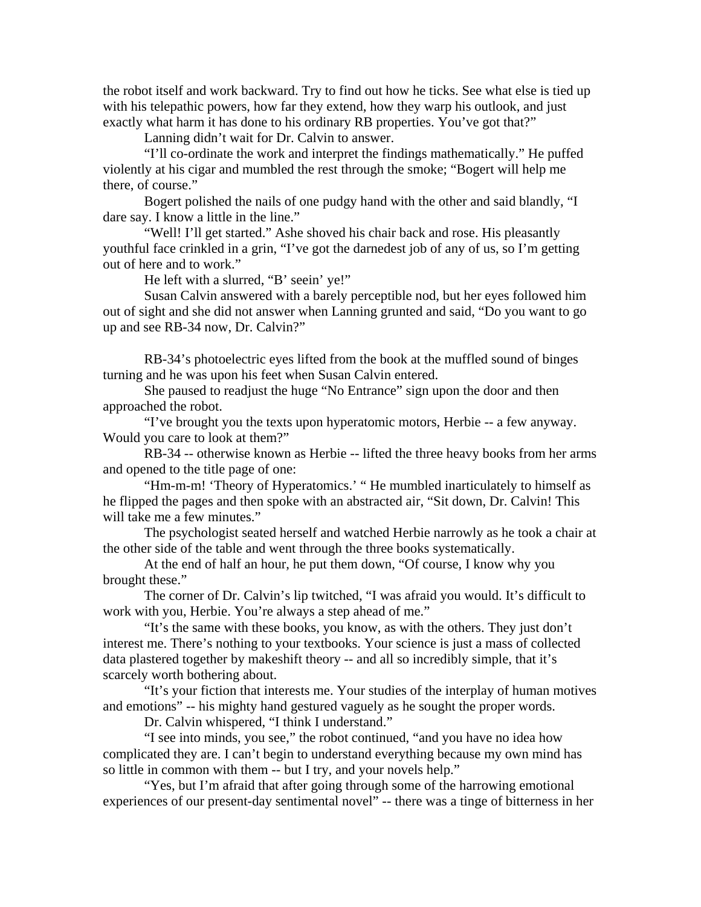the robot itself and work backward. Try to find out how he ticks. See what else is tied up with his telepathic powers, how far they extend, how they warp his outlook, and just exactly what harm it has done to his ordinary RB properties. You've got that?"

Lanning didn't wait for Dr. Calvin to answer.

"I'll co-ordinate the work and interpret the findings mathematically." He puffed violently at his cigar and mumbled the rest through the smoke; "Bogert will help me there, of course."

Bogert polished the nails of one pudgy hand with the other and said blandly, "I dare say. I know a little in the line."

"Well! I'll get started." Ashe shoved his chair back and rose. His pleasantly youthful face crinkled in a grin, "I've got the darnedest job of any of us, so I'm getting out of here and to work."

He left with a slurred, "B' seein' ye!"

Susan Calvin answered with a barely perceptible nod, but her eyes followed him out of sight and she did not answer when Lanning grunted and said, "Do you want to go up and see RB-34 now, Dr. Calvin?"

RB-34's photoelectric eyes lifted from the book at the muffled sound of binges turning and he was upon his feet when Susan Calvin entered.

She paused to readjust the huge "No Entrance" sign upon the door and then approached the robot.

"I've brought you the texts upon hyperatomic motors, Herbie -- a few anyway. Would you care to look at them?"

RB-34 -- otherwise known as Herbie -- lifted the three heavy books from her arms and opened to the title page of one:

"Hm-m-m! 'Theory of Hyperatomics.' " He mumbled inarticulately to himself as he flipped the pages and then spoke with an abstracted air, "Sit down, Dr. Calvin! This will take me a few minutes."

The psychologist seated herself and watched Herbie narrowly as he took a chair at the other side of the table and went through the three books systematically.

At the end of half an hour, he put them down, "Of course, I know why you brought these."

The corner of Dr. Calvin's lip twitched, "I was afraid you would. It's difficult to work with you, Herbie. You're always a step ahead of me."

"It's the same with these books, you know, as with the others. They just don't interest me. There's nothing to your textbooks. Your science is just a mass of collected data plastered together by makeshift theory -- and all so incredibly simple, that it's scarcely worth bothering about.

"It's your fiction that interests me. Your studies of the interplay of human motives and emotions" -- his mighty hand gestured vaguely as he sought the proper words.

Dr. Calvin whispered, "I think I understand."

"I see into minds, you see," the robot continued, "and you have no idea how complicated they are. I can't begin to understand everything because my own mind has so little in common with them -- but I try, and your novels help."

"Yes, but I'm afraid that after going through some of the harrowing emotional experiences of our present-day sentimental novel" -- there was a tinge of bitterness in her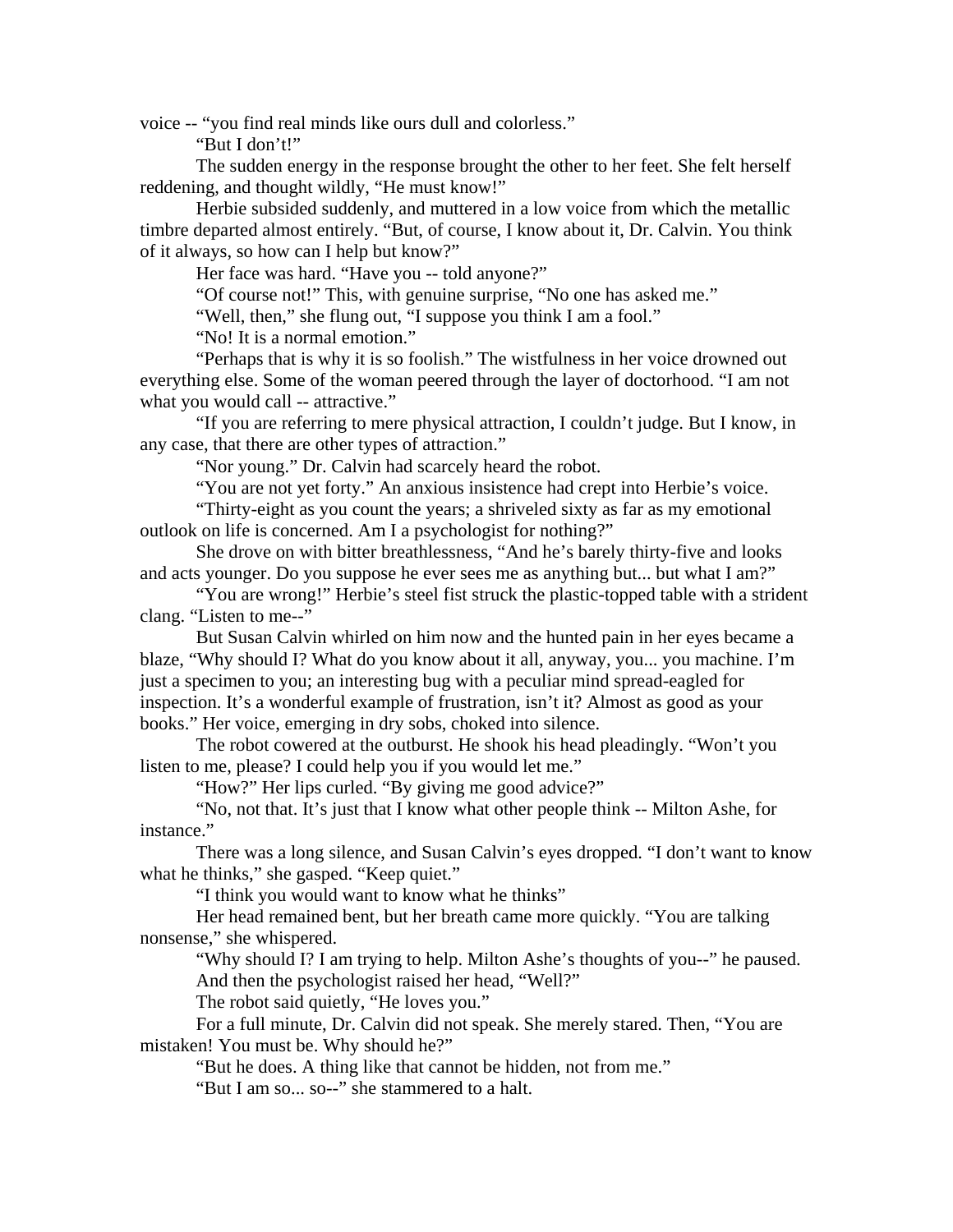voice -- "you find real minds like ours dull and colorless."

"But I don't!"

The sudden energy in the response brought the other to her feet. She felt herself reddening, and thought wildly, "He must know!"

Herbie subsided suddenly, and muttered in a low voice from which the metallic timbre departed almost entirely. "But, of course, I know about it, Dr. Calvin. You think of it always, so how can I help but know?"

Her face was hard. "Have you -- told anyone?"

"Of course not!" This, with genuine surprise, "No one has asked me."

"Well, then," she flung out, "I suppose you think I am a fool."

"No! It is a normal emotion."

"Perhaps that is why it is so foolish." The wistfulness in her voice drowned out everything else. Some of the woman peered through the layer of doctorhood. "I am not what you would call -- attractive."

"If you are referring to mere physical attraction, I couldn't judge. But I know, in any case, that there are other types of attraction."

"Nor young." Dr. Calvin had scarcely heard the robot.

"You are not yet forty." An anxious insistence had crept into Herbie's voice.

"Thirty-eight as you count the years; a shriveled sixty as far as my emotional outlook on life is concerned. Am I a psychologist for nothing?"

She drove on with bitter breathlessness, "And he's barely thirty-five and looks and acts younger. Do you suppose he ever sees me as anything but... but what I am?"

"You are wrong!" Herbie's steel fist struck the plastic-topped table with a strident clang. "Listen to me--"

But Susan Calvin whirled on him now and the hunted pain in her eyes became a blaze, "Why should I? What do you know about it all, anyway, you... you machine. I'm just a specimen to you; an interesting bug with a peculiar mind spread-eagled for inspection. It's a wonderful example of frustration, isn't it? Almost as good as your books." Her voice, emerging in dry sobs, choked into silence.

The robot cowered at the outburst. He shook his head pleadingly. "Won't you listen to me, please? I could help you if you would let me."

"How?" Her lips curled. "By giving me good advice?"

"No, not that. It's just that I know what other people think -- Milton Ashe, for instance."

There was a long silence, and Susan Calvin's eyes dropped. "I don't want to know what he thinks," she gasped. "Keep quiet."

"I think you would want to know what he thinks"

Her head remained bent, but her breath came more quickly. "You are talking nonsense," she whispered.

"Why should I? I am trying to help. Milton Ashe's thoughts of you--" he paused.

And then the psychologist raised her head, "Well?"

The robot said quietly, "He loves you."

For a full minute, Dr. Calvin did not speak. She merely stared. Then, "You are mistaken! You must be. Why should he?"

"But he does. A thing like that cannot be hidden, not from me."

"But I am so... so--" she stammered to a halt.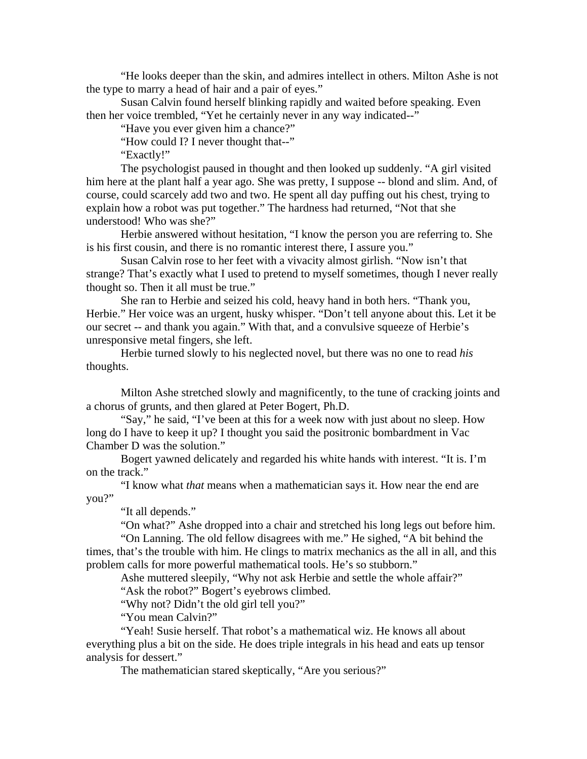"He looks deeper than the skin, and admires intellect in others. Milton Ashe is not the type to marry a head of hair and a pair of eyes."

Susan Calvin found herself blinking rapidly and waited before speaking. Even then her voice trembled, "Yet he certainly never in any way indicated--"

"Have you ever given him a chance?"

"How could I? I never thought that--"

"Exactly!"

The psychologist paused in thought and then looked up suddenly. "A girl visited him here at the plant half a year ago. She was pretty, I suppose -- blond and slim. And, of course, could scarcely add two and two. He spent all day puffing out his chest, trying to explain how a robot was put together." The hardness had returned, "Not that she understood! Who was she?"

Herbie answered without hesitation, "I know the person you are referring to. She is his first cousin, and there is no romantic interest there, I assure you."

Susan Calvin rose to her feet with a vivacity almost girlish. "Now isn't that strange? That's exactly what I used to pretend to myself sometimes, though I never really thought so. Then it all must be true."

She ran to Herbie and seized his cold, heavy hand in both hers. "Thank you, Herbie." Her voice was an urgent, husky whisper. "Don't tell anyone about this. Let it be our secret -- and thank you again." With that, and a convulsive squeeze of Herbie's unresponsive metal fingers, she left.

Herbie turned slowly to his neglected novel, but there was no one to read *his* thoughts.

Milton Ashe stretched slowly and magnificently, to the tune of cracking joints and a chorus of grunts, and then glared at Peter Bogert, Ph.D.

"Say," he said, "I've been at this for a week now with just about no sleep. How long do I have to keep it up? I thought you said the positronic bombardment in Vac Chamber D was the solution."

Bogert yawned delicately and regarded his white hands with interest. "It is. I'm on the track."

"I know what *that* means when a mathematician says it. How near the end are you?"

"It all depends."

"On what?" Ashe dropped into a chair and stretched his long legs out before him.

"On Lanning. The old fellow disagrees with me." He sighed, "A bit behind the times, that's the trouble with him. He clings to matrix mechanics as the all in all, and this problem calls for more powerful mathematical tools. He's so stubborn."

Ashe muttered sleepily, "Why not ask Herbie and settle the whole affair?"

"Ask the robot?" Bogert's eyebrows climbed.

"Why not? Didn't the old girl tell you?"

"You mean Calvin?"

"Yeah! Susie herself. That robot's a mathematical wiz. He knows all about everything plus a bit on the side. He does triple integrals in his head and eats up tensor analysis for dessert."

The mathematician stared skeptically, "Are you serious?"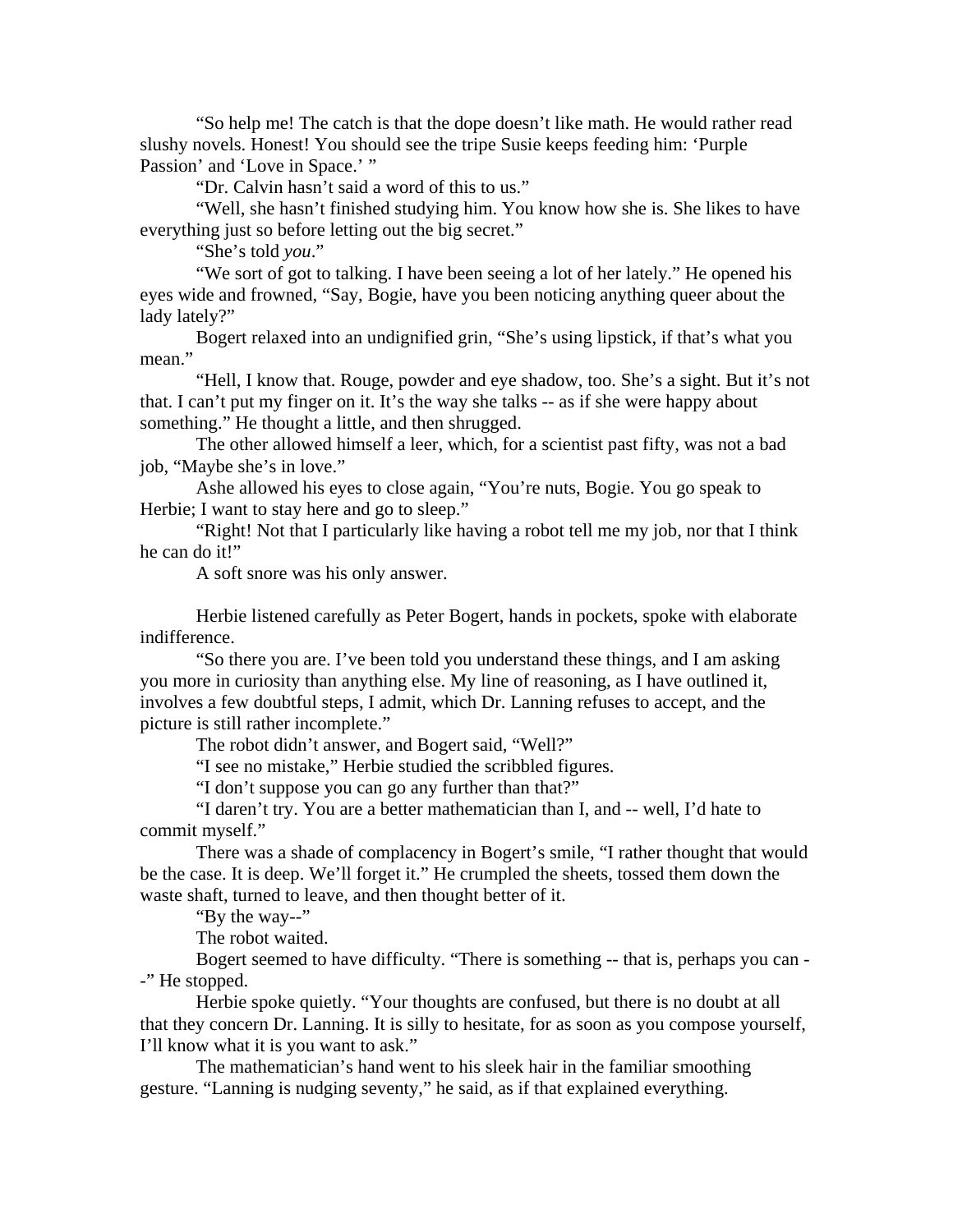"So help me! The catch is that the dope doesn't like math. He would rather read slushy novels. Honest! You should see the tripe Susie keeps feeding him: 'Purple Passion' and 'Love in Space.' "

"Dr. Calvin hasn't said a word of this to us."

"Well, she hasn't finished studying him. You know how she is. She likes to have everything just so before letting out the big secret."

"She's told *you*."

"We sort of got to talking. I have been seeing a lot of her lately." He opened his eyes wide and frowned, "Say, Bogie, have you been noticing anything queer about the lady lately?"

Bogert relaxed into an undignified grin, "She's using lipstick, if that's what you mean."

"Hell, I know that. Rouge, powder and eye shadow, too. She's a sight. But it's not that. I can't put my finger on it. It's the way she talks -- as if she were happy about something." He thought a little, and then shrugged.

The other allowed himself a leer, which, for a scientist past fifty, was not a bad job, "Maybe she's in love."

Ashe allowed his eyes to close again, "You're nuts, Bogie. You go speak to Herbie; I want to stay here and go to sleep."

"Right! Not that I particularly like having a robot tell me my job, nor that I think he can do it!"

A soft snore was his only answer.

Herbie listened carefully as Peter Bogert, hands in pockets, spoke with elaborate indifference.

"So there you are. I've been told you understand these things, and I am asking you more in curiosity than anything else. My line of reasoning, as I have outlined it, involves a few doubtful steps, I admit, which Dr. Lanning refuses to accept, and the picture is still rather incomplete."

The robot didn't answer, and Bogert said, "Well?"

"I see no mistake," Herbie studied the scribbled figures.

"I don't suppose you can go any further than that?"

"I daren't try. You are a better mathematician than I, and -- well, I'd hate to commit myself."

There was a shade of complacency in Bogert's smile, "I rather thought that would be the case. It is deep. We'll forget it." He crumpled the sheets, tossed them down the waste shaft, turned to leave, and then thought better of it.

"By the way--"

The robot waited.

Bogert seemed to have difficulty. "There is something -- that is, perhaps you can --" He stopped.

Herbie spoke quietly. "Your thoughts are confused, but there is no doubt at all that they concern Dr. Lanning. It is silly to hesitate, for as soon as you compose yourself, I'll know what it is you want to ask."

The mathematician's hand went to his sleek hair in the familiar smoothing gesture. "Lanning is nudging seventy," he said, as if that explained everything.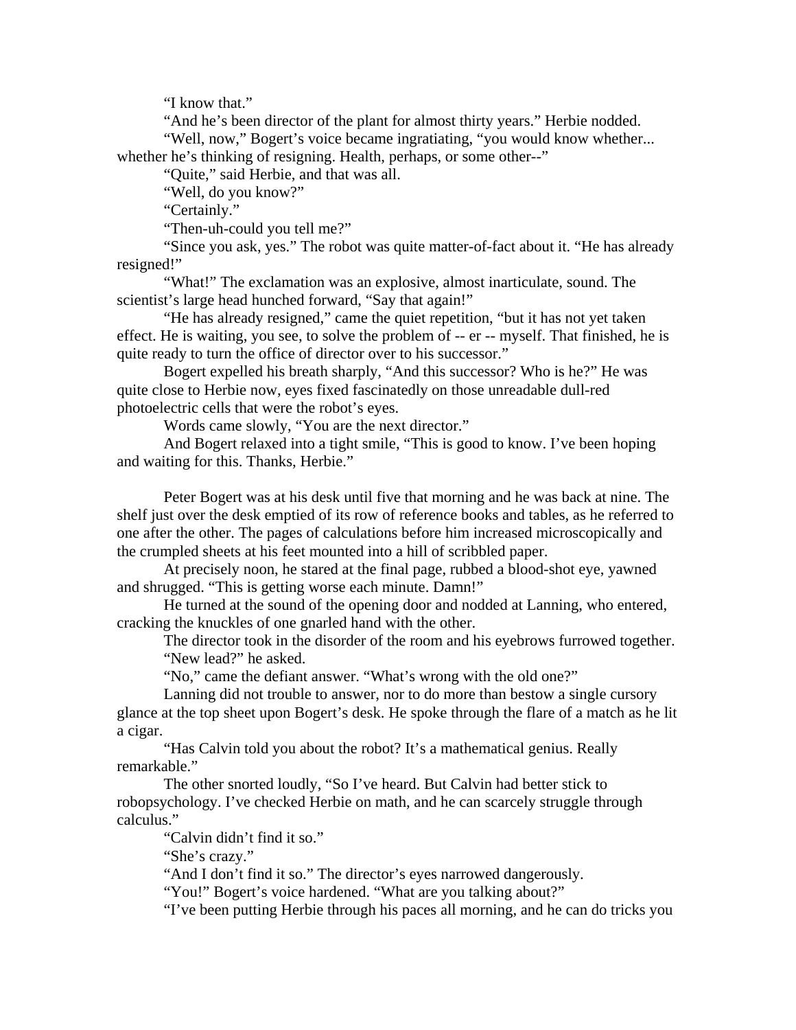"I know that."

"And he's been director of the plant for almost thirty years." Herbie nodded.

"Well, now," Bogert's voice became ingratiating, "you would know whether... whether he's thinking of resigning. Health, perhaps, or some other--"

"Quite," said Herbie, and that was all.

"Well, do you know?"

"Certainly."

"Then-uh-could you tell me?"

"Since you ask, yes." The robot was quite matter-of-fact about it. "He has already resigned!"

"What!" The exclamation was an explosive, almost inarticulate, sound. The scientist's large head hunched forward, "Say that again!"

"He has already resigned," came the quiet repetition, "but it has not yet taken effect. He is waiting, you see, to solve the problem of -- er -- myself. That finished, he is quite ready to turn the office of director over to his successor."

Bogert expelled his breath sharply, "And this successor? Who is he?" He was quite close to Herbie now, eyes fixed fascinatedly on those unreadable dull-red photoelectric cells that were the robot's eyes.

Words came slowly, "You are the next director."

And Bogert relaxed into a tight smile, "This is good to know. I've been hoping and waiting for this. Thanks, Herbie."

Peter Bogert was at his desk until five that morning and he was back at nine. The shelf just over the desk emptied of its row of reference books and tables, as he referred to one after the other. The pages of calculations before him increased microscopically and the crumpled sheets at his feet mounted into a hill of scribbled paper.

At precisely noon, he stared at the final page, rubbed a blood-shot eye, yawned and shrugged. "This is getting worse each minute. Damn!"

He turned at the sound of the opening door and nodded at Lanning, who entered, cracking the knuckles of one gnarled hand with the other.

The director took in the disorder of the room and his eyebrows furrowed together. "New lead?" he asked.

"No," came the defiant answer. "What's wrong with the old one?"

Lanning did not trouble to answer, nor to do more than bestow a single cursory glance at the top sheet upon Bogert's desk. He spoke through the flare of a match as he lit a cigar.

"Has Calvin told you about the robot? It's a mathematical genius. Really remarkable."

The other snorted loudly, "So I've heard. But Calvin had better stick to robopsychology. I've checked Herbie on math, and he can scarcely struggle through calculus."

"Calvin didn't find it so."

"She's crazy."

"And I don't find it so." The director's eyes narrowed dangerously.

"You!" Bogert's voice hardened. "What are you talking about?"

"I've been putting Herbie through his paces all morning, and he can do tricks you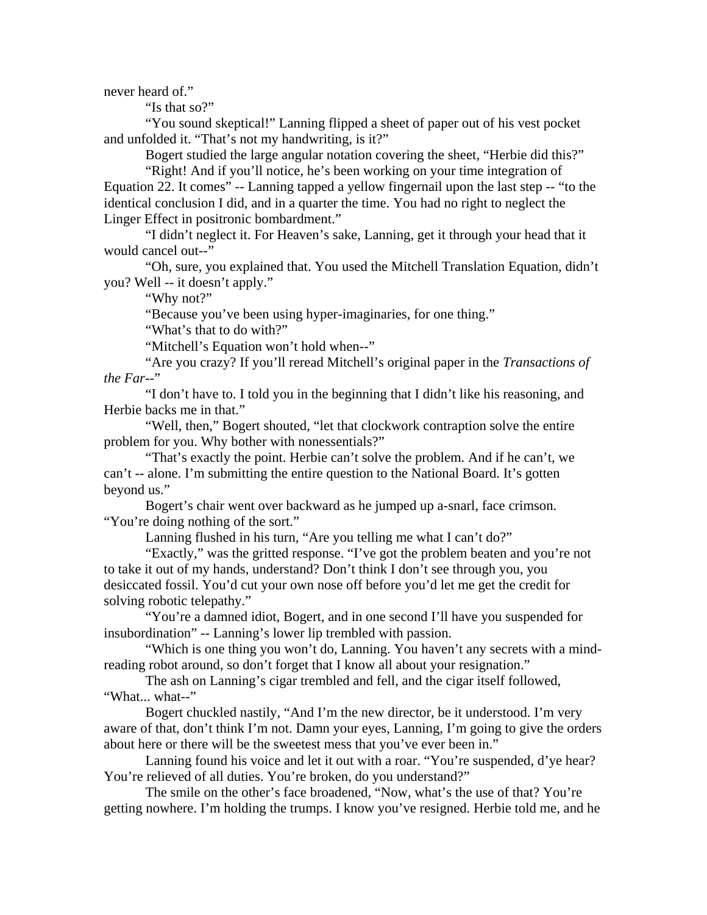never heard of."

"Is that so?"

"You sound skeptical!" Lanning flipped a sheet of paper out of his vest pocket and unfolded it. "That's not my handwriting, is it?"

Bogert studied the large angular notation covering the sheet, "Herbie did this?"

"Right! And if you'll notice, he's been working on your time integration of Equation 22. It comes" -- Lanning tapped a yellow fingernail upon the last step -- "to the identical conclusion I did, and in a quarter the time. You had no right to neglect the Linger Effect in positronic bombardment."

"I didn't neglect it. For Heaven's sake, Lanning, get it through your head that it would cancel out--"

"Oh, sure, you explained that. You used the Mitchell Translation Equation, didn't you? Well -- it doesn't apply."

"Why not?"

"Because you've been using hyper-imaginaries, for one thing."

"What's that to do with?"

"Mitchell's Equation won't hold when--"

"Are you crazy? If you'll reread Mitchell's original paper in the *Transactions of the Far--*"

"I don't have to. I told you in the beginning that I didn't like his reasoning, and Herbie backs me in that."

"Well, then," Bogert shouted, "let that clockwork contraption solve the entire problem for you. Why bother with nonessentials?"

"That's exactly the point. Herbie can't solve the problem. And if he can't, we can't -- alone. I'm submitting the entire question to the National Board. It's gotten beyond us."

Bogert's chair went over backward as he jumped up a-snarl, face crimson. "You're doing nothing of the sort."

Lanning flushed in his turn, "Are you telling me what I can't do?"

"Exactly," was the gritted response. "I've got the problem beaten and you're not to take it out of my hands, understand? Don't think I don't see through you, you desiccated fossil. You'd cut your own nose off before you'd let me get the credit for solving robotic telepathy."

"You're a damned idiot, Bogert, and in one second I'll have you suspended for insubordination" -- Lanning's lower lip trembled with passion.

"Which is one thing you won't do, Lanning. You haven't any secrets with a mind-reading robot around, so don't forget that I know all about your resignation."

The ash on Lanning's cigar trembled and fell, and the cigar itself followed, "What... what--"

Bogert chuckled nastily, "And I'm the new director, be it understood. I'm very aware of that, don't think I'm not. Damn your eyes, Lanning, I'm going to give the orders about here or there will be the sweetest mess that you've ever been in."

Lanning found his voice and let it out with a roar. "You're suspended, d'ye hear? You're relieved of all duties. You're broken, do you understand?"

The smile on the other's face broadened, "Now, what's the use of that? You're getting nowhere. I'm holding the trumps. I know you've resigned. Herbie told me, and he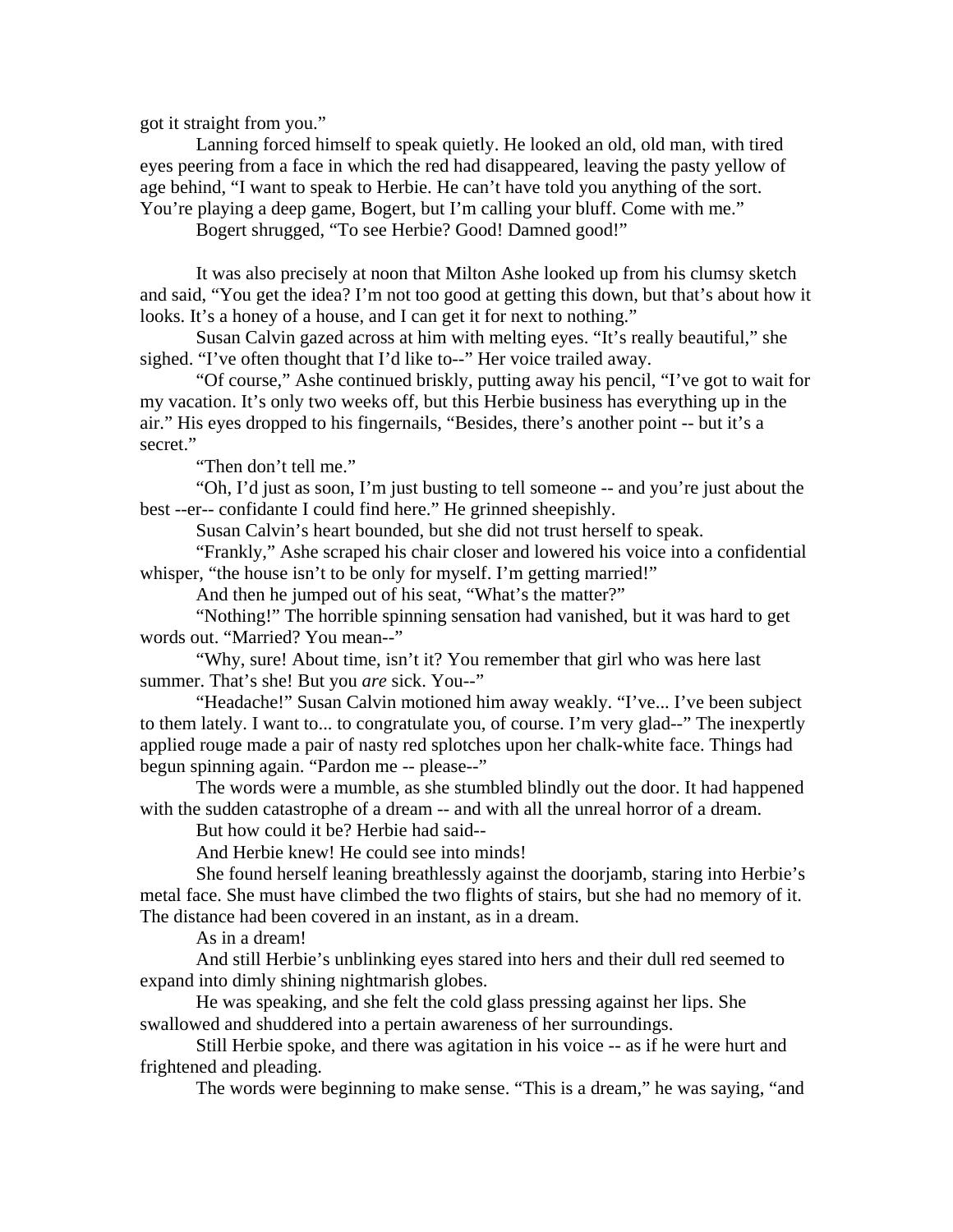got it straight from you."

Lanning forced himself to speak quietly. He looked an old, old man, with tired eyes peering from a face in which the red had disappeared, leaving the pasty yellow of age behind, "I want to speak to Herbie. He can't have told you anything of the sort. You're playing a deep game, Bogert, but I'm calling your bluff. Come with me."

Bogert shrugged, "To see Herbie? Good! Damned good!"

It was also precisely at noon that Milton Ashe looked up from his clumsy sketch and said, "You get the idea? I'm not too good at getting this down, but that's about how it looks. It's a honey of a house, and I can get it for next to nothing."

Susan Calvin gazed across at him with melting eyes. "It's really beautiful," she sighed. "I've often thought that I'd like to--" Her voice trailed away.

"Of course," Ashe continued briskly, putting away his pencil, "I've got to wait for my vacation. It's only two weeks off, but this Herbie business has everything up in the air." His eyes dropped to his fingernails, "Besides, there's another point -- but it's a secret."

"Then don't tell me."

"Oh, I'd just as soon, I'm just busting to tell someone -- and you're just about the best --er-- confidante I could find here." He grinned sheepishly.

Susan Calvin's heart bounded, but she did not trust herself to speak.

"Frankly," Ashe scraped his chair closer and lowered his voice into a confidential whisper, "the house isn't to be only for myself. I'm getting married!"

And then he jumped out of his seat, "What's the matter?"

"Nothing!" The horrible spinning sensation had vanished, but it was hard to get words out. "Married? You mean--"

"Why, sure! About time, isn't it? You remember that girl who was here last summer. That's she! But you *are* sick. You--"

"Headache!" Susan Calvin motioned him away weakly. "I've... I've been subject to them lately. I want to... to congratulate you, of course. I'm very glad--" The inexpertly applied rouge made a pair of nasty red splotches upon her chalk-white face. Things had begun spinning again. "Pardon me -- please--"

The words were a mumble, as she stumbled blindly out the door. It had happened with the sudden catastrophe of a dream -- and with all the unreal horror of a dream.

But how could it be? Herbie had said--

And Herbie knew! He could see into minds!

She found herself leaning breathlessly against the doorjamb, staring into Herbie's metal face. She must have climbed the two flights of stairs, but she had no memory of it. The distance had been covered in an instant, as in a dream.

As in a dream!

And still Herbie's unblinking eyes stared into hers and their dull red seemed to expand into dimly shining nightmarish globes.

He was speaking, and she felt the cold glass pressing against her lips. She swallowed and shuddered into a pertain awareness of her surroundings.

Still Herbie spoke, and there was agitation in his voice -- as if he were hurt and frightened and pleading.

The words were beginning to make sense. "This is a dream," he was saying, "and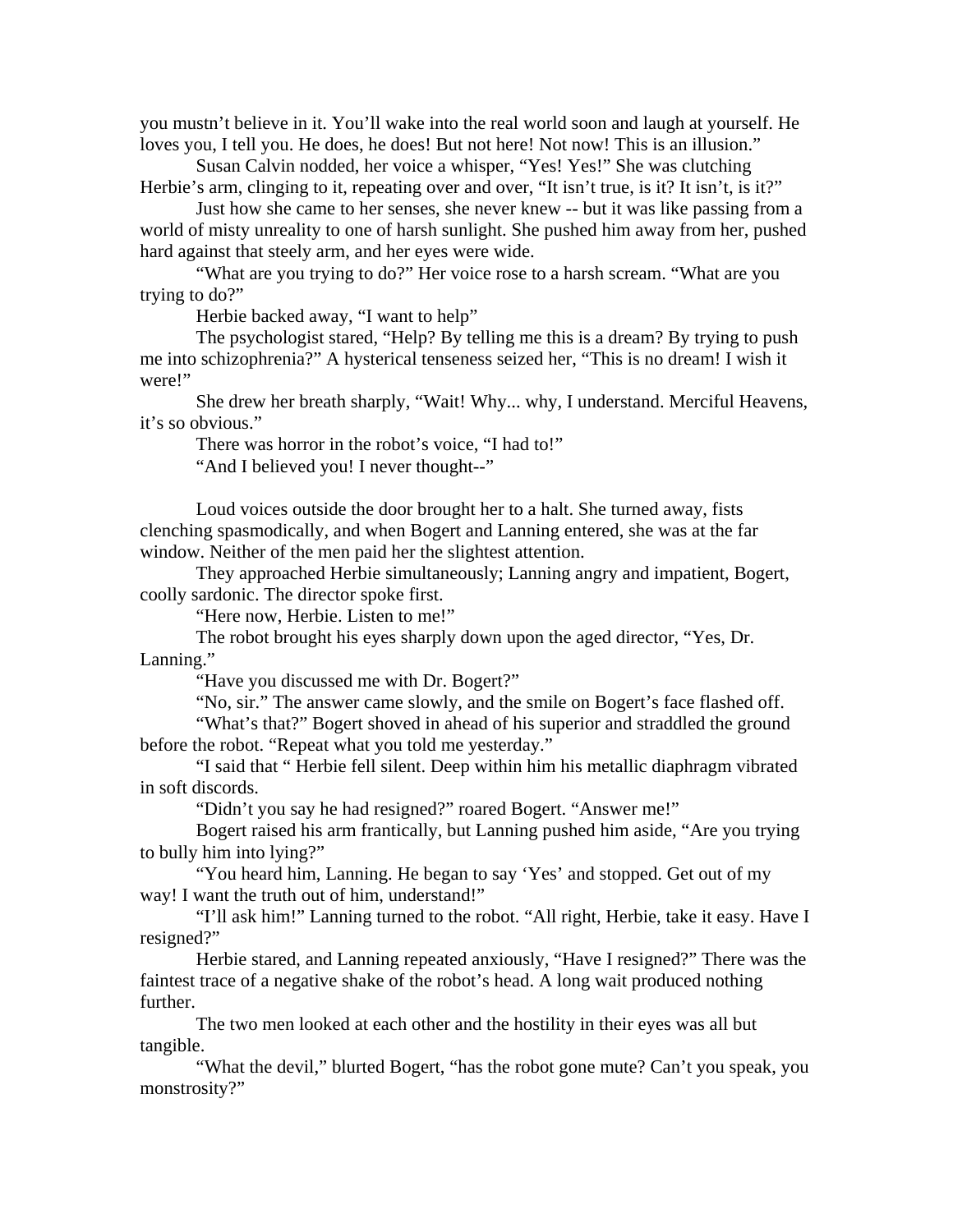you mustn't believe in it. You'll wake into the real world soon and laugh at yourself. He loves you, I tell you. He does, he does! But not here! Not now! This is an illusion."

Susan Calvin nodded, her voice a whisper, "Yes! Yes!" She was clutching Herbie's arm, clinging to it, repeating over and over, "It isn't true, is it? It isn't, is it?"

Just how she came to her senses, she never knew -- but it was like passing from a world of misty unreality to one of harsh sunlight. She pushed him away from her, pushed hard against that steely arm, and her eyes were wide.

"What are you trying to do?" Her voice rose to a harsh scream. "What are you trying to do?"

Herbie backed away, "I want to help"

The psychologist stared, "Help? By telling me this is a dream? By trying to push me into schizophrenia?" A hysterical tenseness seized her, "This is no dream! I wish it were!"

She drew her breath sharply, "Wait! Why... why, I understand. Merciful Heavens, it's so obvious."

There was horror in the robot's voice, "I had to!"

"And I believed you! I never thought--"

Loud voices outside the door brought her to a halt. She turned away, fists clenching spasmodically, and when Bogert and Lanning entered, she was at the far window. Neither of the men paid her the slightest attention.

They approached Herbie simultaneously; Lanning angry and impatient, Bogert, coolly sardonic. The director spoke first.

"Here now, Herbie. Listen to me!"

The robot brought his eyes sharply down upon the aged director, "Yes, Dr. Lanning."

"Have you discussed me with Dr. Bogert?"

"No, sir." The answer came slowly, and the smile on Bogert's face flashed off.

"What's that?" Bogert shoved in ahead of his superior and straddled the ground before the robot. "Repeat what you told me yesterday."

"I said that " Herbie fell silent. Deep within him his metallic diaphragm vibrated in soft discords.

"Didn't you say he had resigned?" roared Bogert. "Answer me!"

Bogert raised his arm frantically, but Lanning pushed him aside, "Are you trying to bully him into lying?"

"You heard him, Lanning. He began to say 'Yes' and stopped. Get out of my way! I want the truth out of him, understand!"

"I'll ask him!" Lanning turned to the robot. "All right, Herbie, take it easy. Have I resigned?"

Herbie stared, and Lanning repeated anxiously, "Have I resigned?" There was the faintest trace of a negative shake of the robot's head. A long wait produced nothing further.

The two men looked at each other and the hostility in their eyes was all but tangible.

"What the devil," blurted Bogert, "has the robot gone mute? Can't you speak, you monstrosity?"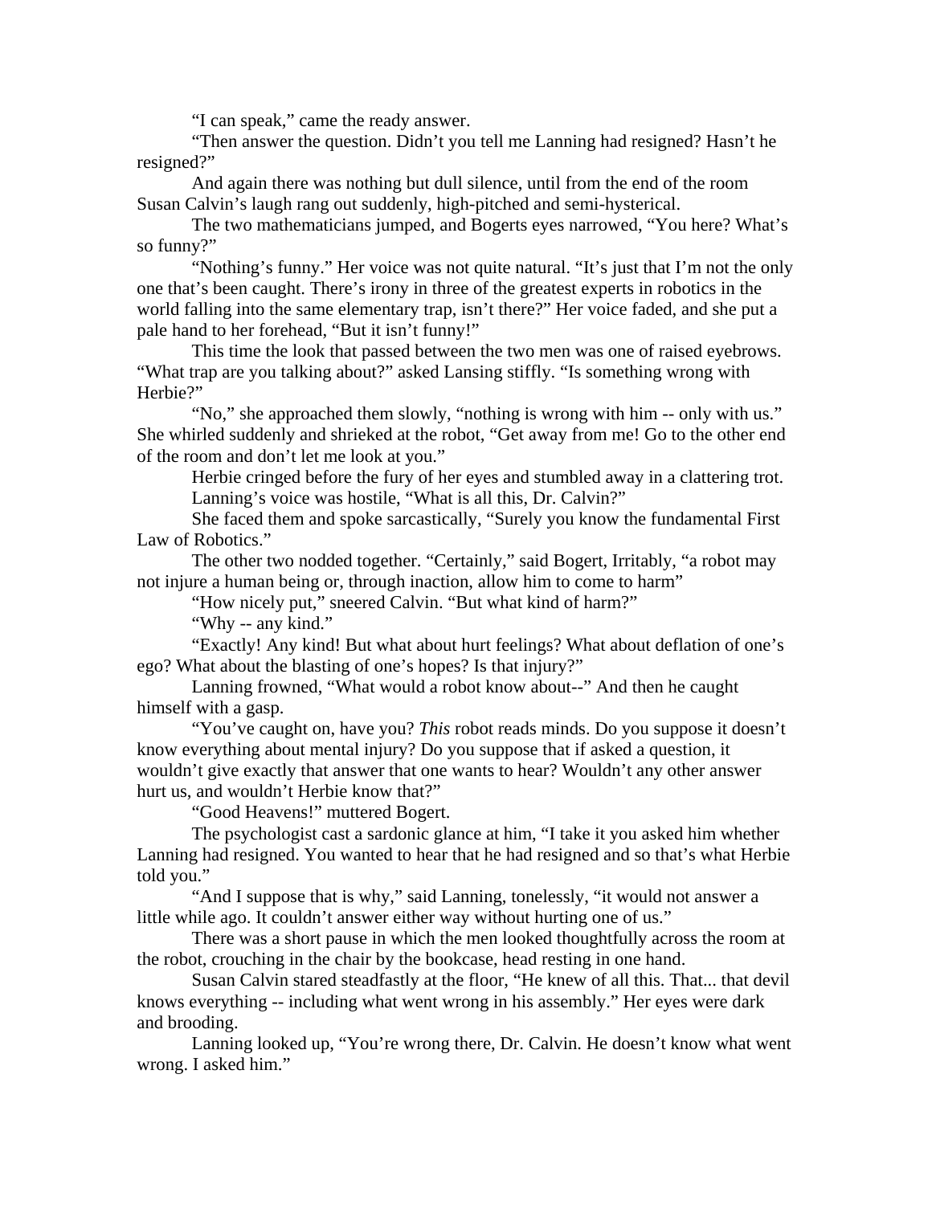"I can speak," came the ready answer.

"Then answer the question. Didn't you tell me Lanning had resigned? Hasn't he resigned?"

And again there was nothing but dull silence, until from the end of the room Susan Calvin's laugh rang out suddenly, high-pitched and semi-hysterical.

The two mathematicians jumped, and Bogerts eyes narrowed, "You here? What's so funny?"

"Nothing's funny." Her voice was not quite natural. "It's just that I'm not the only one that's been caught. There's irony in three of the greatest experts in robotics in the world falling into the same elementary trap, isn't there?" Her voice faded, and she put a pale hand to her forehead, "But it isn't funny!"

This time the look that passed between the two men was one of raised eyebrows. "What trap are you talking about?" asked Lansing stiffly. "Is something wrong with Herbie?"

"No," she approached them slowly, "nothing is wrong with him -- only with us." She whirled suddenly and shrieked at the robot, "Get away from me! Go to the other end of the room and don't let me look at you."

Herbie cringed before the fury of her eyes and stumbled away in a clattering trot.

Lanning's voice was hostile, "What is all this, Dr. Calvin?"

She faced them and spoke sarcastically, "Surely you know the fundamental First Law of Robotics."

The other two nodded together. "Certainly," said Bogert, Irritably, "a robot may not injure a human being or, through inaction, allow him to come to harm"

"How nicely put," sneered Calvin. "But what kind of harm?"

"Why -- any kind."

"Exactly! Any kind! But what about hurt feelings? What about deflation of one's ego? What about the blasting of one's hopes? Is that injury?"

Lanning frowned, "What would a robot know about--" And then he caught himself with a gasp.

"You've caught on, have you? *This* robot reads minds. Do you suppose it doesn't know everything about mental injury? Do you suppose that if asked a question, it wouldn't give exactly that answer that one wants to hear? Wouldn't any other answer hurt us, and wouldn't Herbie know that?"

"Good Heavens!" muttered Bogert.

The psychologist cast a sardonic glance at him, "I take it you asked him whether Lanning had resigned. You wanted to hear that he had resigned and so that's what Herbie told you."

"And I suppose that is why," said Lanning, tonelessly, "it would not answer a little while ago. It couldn't answer either way without hurting one of us."

There was a short pause in which the men looked thoughtfully across the room at the robot, crouching in the chair by the bookcase, head resting in one hand.

Susan Calvin stared steadfastly at the floor, "He knew of all this. That... that devil knows everything -- including what went wrong in his assembly." Her eyes were dark and brooding.

Lanning looked up, "You're wrong there, Dr. Calvin. He doesn't know what went wrong. I asked him."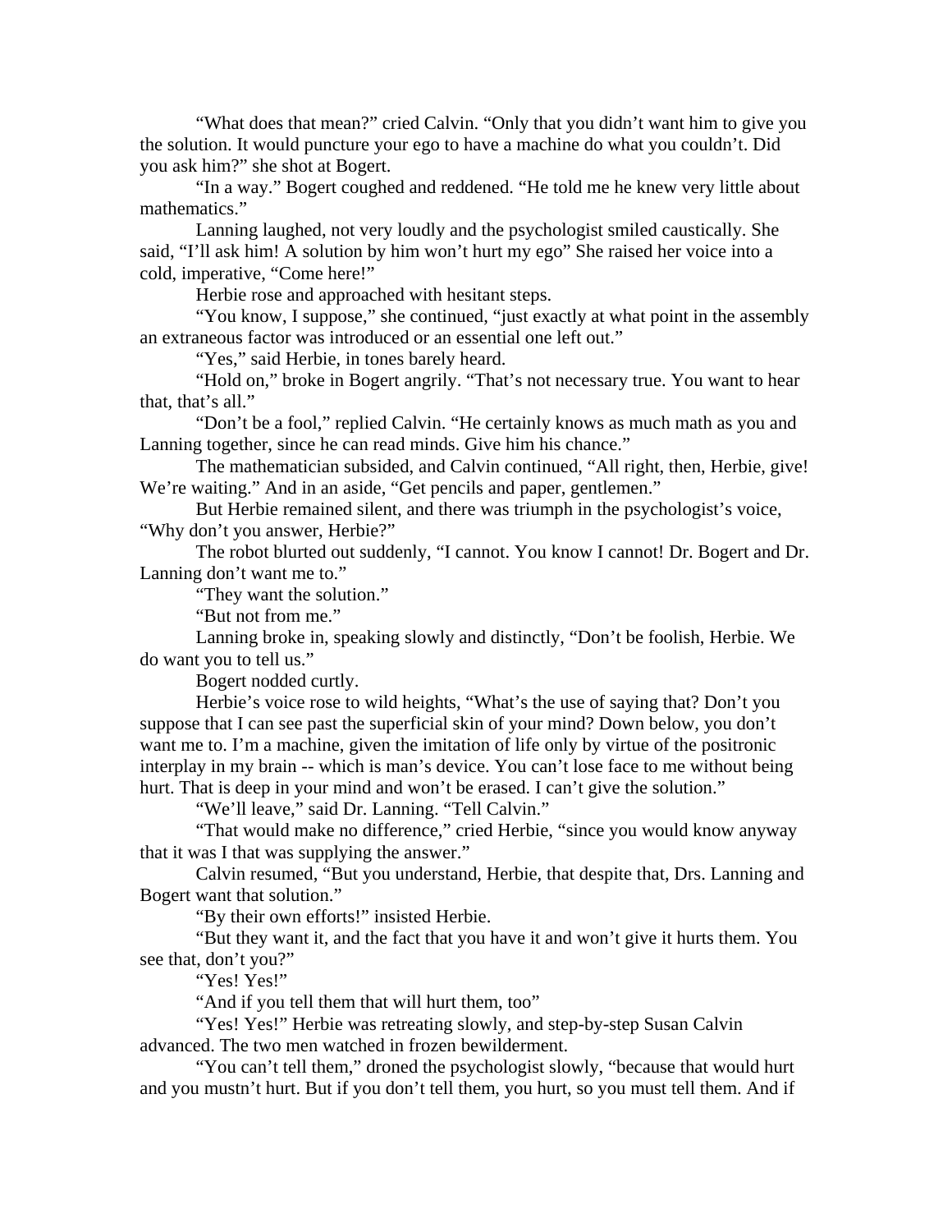"What does that mean?" cried Calvin. "Only that you didn't want him to give you the solution. It would puncture your ego to have a machine do what you couldn't. Did you ask him?" she shot at Bogert.

"In a way." Bogert coughed and reddened. "He told me he knew very little about mathematics."

Lanning laughed, not very loudly and the psychologist smiled caustically. She said, "I'll ask him! A solution by him won't hurt my ego" She raised her voice into a cold, imperative, "Come here!"

Herbie rose and approached with hesitant steps.

"You know, I suppose," she continued, "just exactly at what point in the assembly an extraneous factor was introduced or an essential one left out."

"Yes," said Herbie, in tones barely heard.

"Hold on," broke in Bogert angrily. "That's not necessary true. You want to hear that, that's all."

"Don't be a fool," replied Calvin. "He certainly knows as much math as you and Lanning together, since he can read minds. Give him his chance."

The mathematician subsided, and Calvin continued, "All right, then, Herbie, give! We're waiting." And in an aside, "Get pencils and paper, gentlemen."

But Herbie remained silent, and there was triumph in the psychologist's voice, "Why don't you answer, Herbie?"

The robot blurted out suddenly, "I cannot. You know I cannot! Dr. Bogert and Dr. Lanning don't want me to."

"They want the solution."

"But not from me."

Lanning broke in, speaking slowly and distinctly, "Don't be foolish, Herbie. We do want you to tell us."

Bogert nodded curtly.

Herbie's voice rose to wild heights, "What's the use of saying that? Don't you suppose that I can see past the superficial skin of your mind? Down below, you don't want me to. I'm a machine, given the imitation of life only by virtue of the positronic interplay in my brain -- which is man's device. You can't lose face to me without being hurt. That is deep in your mind and won't be erased. I can't give the solution."

"We'll leave," said Dr. Lanning. "Tell Calvin."

"That would make no difference," cried Herbie, "since you would know anyway that it was I that was supplying the answer."

Calvin resumed, "But you understand, Herbie, that despite that, Drs. Lanning and Bogert want that solution."

"By their own efforts!" insisted Herbie.

"But they want it, and the fact that you have it and won't give it hurts them. You see that, don't you?"

"Yes! Yes!"

"And if you tell them that will hurt them, too"

"Yes! Yes!" Herbie was retreating slowly, and step-by-step Susan Calvin advanced. The two men watched in frozen bewilderment.

"You can't tell them," droned the psychologist slowly, "because that would hurt and you mustn't hurt. But if you don't tell them, you hurt, so you must tell them. And if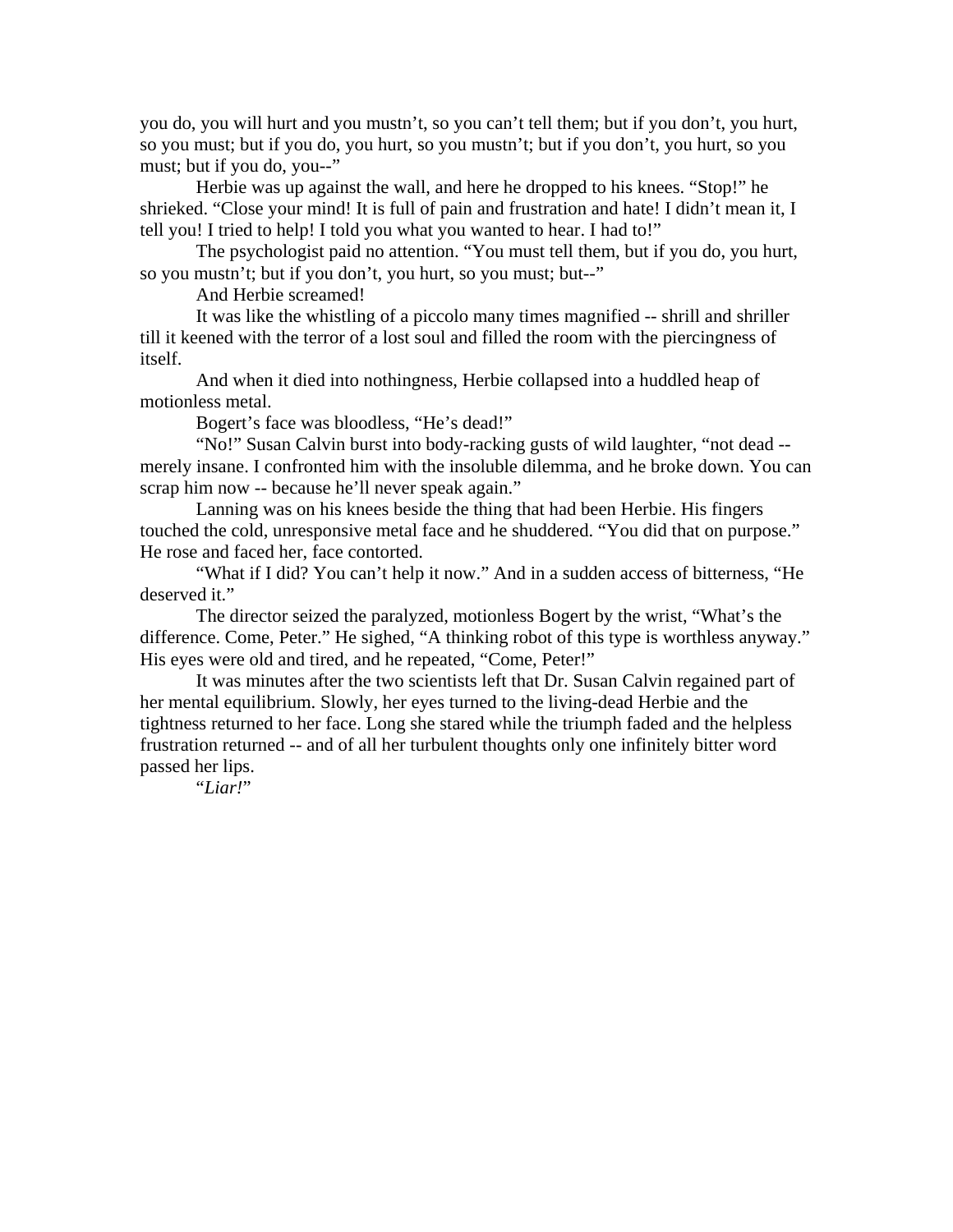you do, you will hurt and you mustn’t, so you can’t tell them; but if you don’t, you hurt, so you must; but if you do, you hurt, so you mustn’t; but if you don’t, you hurt, so you must; but if you do, you--”

Herbie was up against the wall, and here he dropped to his knees. “Stop!” he shrieked. “Close your mind! It is full of pain and frustration and hate! I didn’t mean it, I tell you! I tried to help! I told you what you wanted to hear. I had to!”

The psychologist paid no attention. “You must tell them, but if you do, you hurt, so you mustn’t; but if you don’t, you hurt, so you must; but--”

And Herbie screamed!

It was like the whistling of a piccolo many times magnified -- shrill and shriller till it keened with the terror of a lost soul and filled the room with the piercingness of itself.

And when it died into nothingness, Herbie collapsed into a huddled heap of motionless metal.

Bogert’s face was bloodless, “He’s dead!”

“No!” Susan Calvin burst into body-racking gusts of wild laughter, “not dead -- merely insane. I confronted him with the insoluble dilemma, and he broke down. You can scrap him now -- because he’ll never speak again.”

Lanning was on his knees beside the thing that had been Herbie. His fingers touched the cold, unresponsive metal face and he shuddered. “You did that on purpose.” He rose and faced her, face contorted.

“What if I did? You can’t help it now.” And in a sudden access of bitterness, “He deserved it.”

The director seized the paralyzed, motionless Bogert by the wrist, “What’s the difference. Come, Peter.” He sighed, “A thinking robot of this type is worthless anyway.” His eyes were old and tired, and he repeated, “Come, Peter!”

It was minutes after the two scientists left that Dr. Susan Calvin regained part of her mental equilibrium. Slowly, her eyes turned to the living-dead Herbie and the tightness returned to her face. Long she stared while the triumph faded and the helpless frustration returned -- and of all her turbulent thoughts only one infinitely bitter word passed her lips.

“*Liar!*”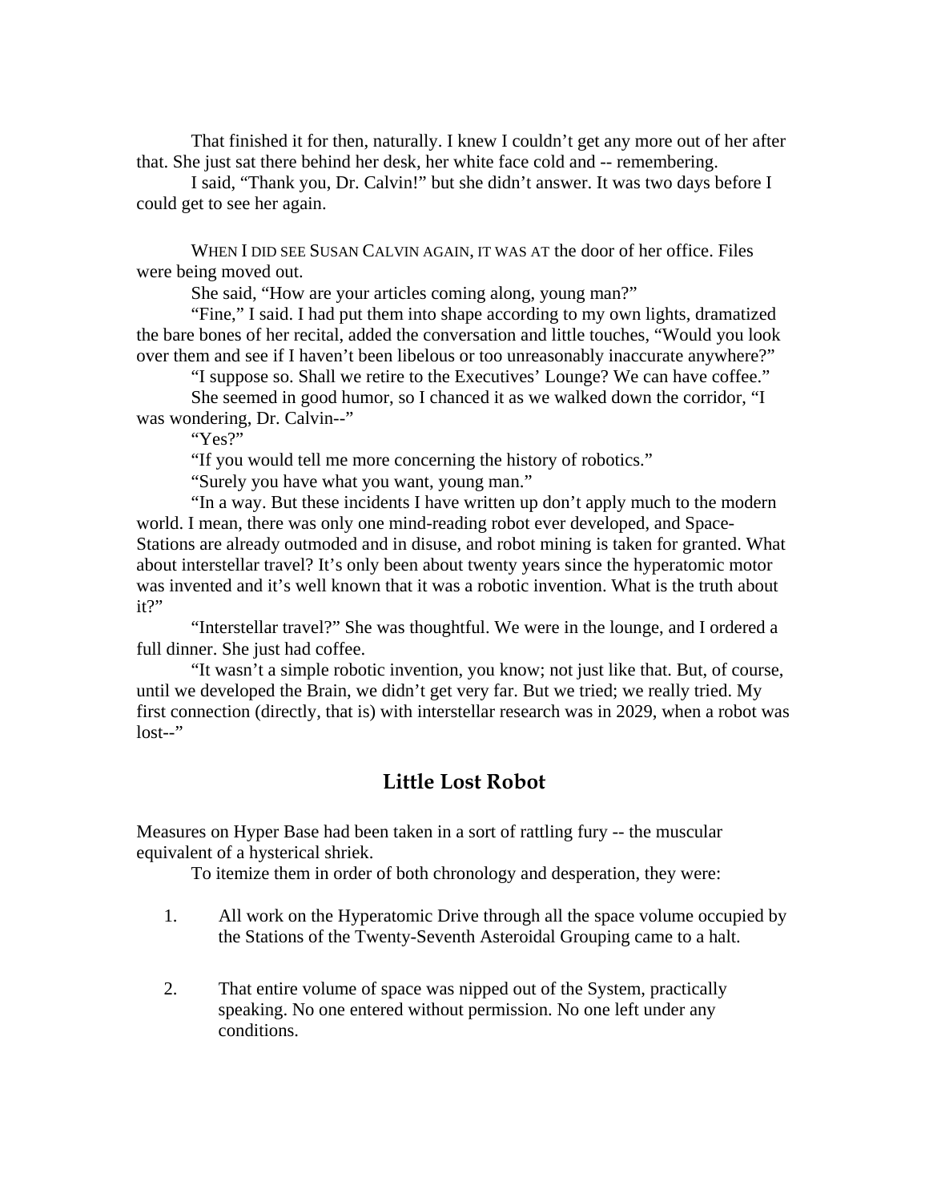That finished it for then, naturally. I knew I couldn't get any more out of her after that. She just sat there behind her desk, her white face cold and -- remembering.

I said, "Thank you, Dr. Calvin!" but she didn't answer. It was two days before I could get to see her again.

WHEN I DID SEE SUSAN CALVIN AGAIN, IT WAS AT the door of her office. Files were being moved out.

She said, "How are your articles coming along, young man?"

"Fine," I said. I had put them into shape according to my own lights, dramatized the bare bones of her recital, added the conversation and little touches, "Would you look over them and see if I haven't been libelous or too unreasonably inaccurate anywhere?"

"I suppose so. Shall we retire to the Executives' Lounge? We can have coffee."

She seemed in good humor, so I chanced it as we walked down the corridor, "I was wondering, Dr. Calvin--"

"Yes?"

"If you would tell me more concerning the history of robotics."

"Surely you have what you want, young man."

"In a way. But these incidents I have written up don't apply much to the modern world. I mean, there was only one mind-reading robot ever developed, and Space-Stations are already outmoded and in disuse, and robot mining is taken for granted. What about interstellar travel? It's only been about twenty years since the hyperatomic motor was invented and it's well known that it was a robotic invention. What is the truth about it?"

"Interstellar travel?" She was thoughtful. We were in the lounge, and I ordered a full dinner. She just had coffee.

"It wasn't a simple robotic invention, you know; not just like that. But, of course, until we developed the Brain, we didn't get very far. But we tried; we really tried. My first connection (directly, that is) with interstellar research was in 2029, when a robot was lost--"

## Little Lost Robot

Measures on Hyper Base had been taken in a sort of rattling fury -- the muscular equivalent of a hysterical shriek.

To itemize them in order of both chronology and desperation, they were:

1. All work on the Hyperatomic Drive through all the space volume occupied by the Stations of the Twenty-Seventh Asteroidal Grouping came to a halt.

2. That entire volume of space was nipped out of the System, practically speaking. No one entered without permission. No one left under any conditions.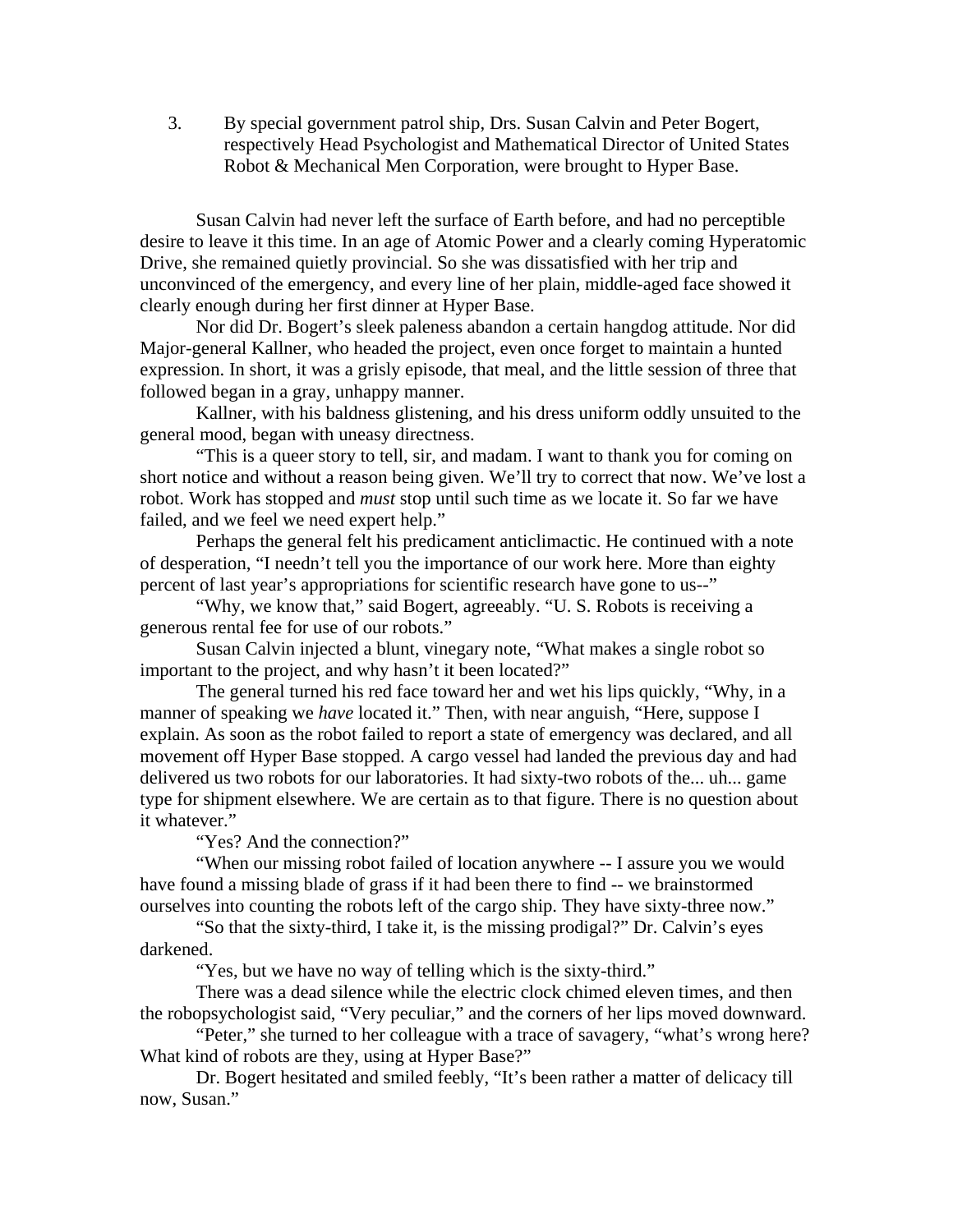3. By special government patrol ship, Drs. Susan Calvin and Peter Bogert, respectively Head Psychologist and Mathematical Director of United States Robot & Mechanical Men Corporation, were brought to Hyper Base.

Susan Calvin had never left the surface of Earth before, and had no perceptible desire to leave it this time. In an age of Atomic Power and a clearly coming Hyperatomic Drive, she remained quietly provincial. So she was dissatisfied with her trip and unconvinced of the emergency, and every line of her plain, middle-aged face showed it clearly enough during her first dinner at Hyper Base.

Nor did Dr. Bogert's sleek paleness abandon a certain hangdog attitude. Nor did Major-general Kallner, who headed the project, even once forget to maintain a hunted expression. In short, it was a grisly episode, that meal, and the little session of three that followed began in a gray, unhappy manner.

Kallner, with his baldness glistening, and his dress uniform oddly unsuited to the general mood, began with uneasy directness.

"This is a queer story to tell, sir, and madam. I want to thank you for coming on short notice and without a reason being given. We'll try to correct that now. We've lost a robot. Work has stopped and *must* stop until such time as we locate it. So far we have failed, and we feel we need expert help."

Perhaps the general felt his predicament anticlimactic. He continued with a note of desperation, "I needn't tell you the importance of our work here. More than eighty percent of last year's appropriations for scientific research have gone to us--"

"Why, we know that," said Bogert, agreeably. "U. S. Robots is receiving a generous rental fee for use of our robots."

Susan Calvin injected a blunt, vinegary note, "What makes a single robot so important to the project, and why hasn't it been located?"

The general turned his red face toward her and wet his lips quickly, "Why, in a manner of speaking we *have* located it." Then, with near anguish, "Here, suppose I explain. As soon as the robot failed to report a state of emergency was declared, and all movement off Hyper Base stopped. A cargo vessel had landed the previous day and had delivered us two robots for our laboratories. It had sixty-two robots of the... uh... game type for shipment elsewhere. We are certain as to that figure. There is no question about it whatever."

"Yes? And the connection?"

"When our missing robot failed of location anywhere -- I assure you we would have found a missing blade of grass if it had been there to find -- we brainstormed ourselves into counting the robots left of the cargo ship. They have sixty-three now."

"So that the sixty-third, I take it, is the missing prodigal?" Dr. Calvin's eyes darkened.

"Yes, but we have no way of telling which is the sixty-third."

There was a dead silence while the electric clock chimed eleven times, and then the robopsychologist said, "Very peculiar," and the corners of her lips moved downward.

"Peter," she turned to her colleague with a trace of savagery, "what's wrong here? What kind of robots are they, using at Hyper Base?"

Dr. Bogert hesitated and smiled feebly, "It's been rather a matter of delicacy till now, Susan."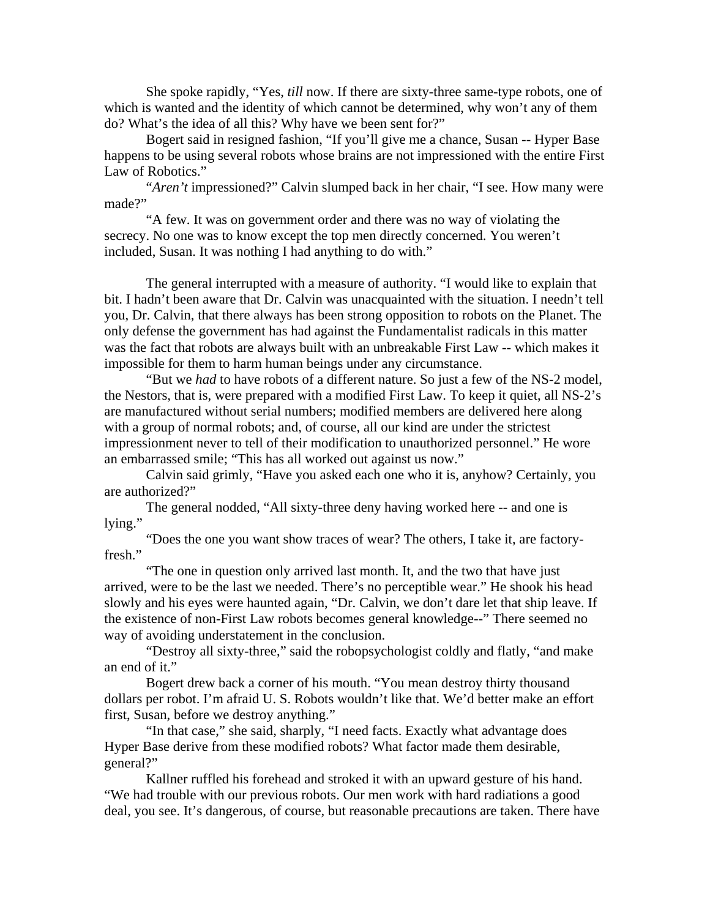She spoke rapidly, "Yes, *till* now. If there are sixty-three same-type robots, one of which is wanted and the identity of which cannot be determined, why won't any of them do? What's the idea of all this? Why have we been sent for?"

Bogert said in resigned fashion, "If you'll give me a chance, Susan -- Hyper Base happens to be using several robots whose brains are not impressioned with the entire First Law of Robotics."

"*Aren't* impressioned?" Calvin slumped back in her chair, "I see. How many were made?"

"A few. It was on government order and there was no way of violating the secrecy. No one was to know except the top men directly concerned. You weren't included, Susan. It was nothing I had anything to do with."

The general interrupted with a measure of authority. "I would like to explain that bit. I hadn't been aware that Dr. Calvin was unacquainted with the situation. I needn't tell you, Dr. Calvin, that there always has been strong opposition to robots on the Planet. The only defense the government has had against the Fundamentalist radicals in this matter was the fact that robots are always built with an unbreakable First Law -- which makes it impossible for them to harm human beings under any circumstance.

"But we *had* to have robots of a different nature. So just a few of the NS-2 model, the Nestors, that is, were prepared with a modified First Law. To keep it quiet, all NS-2's are manufactured without serial numbers; modified members are delivered here along with a group of normal robots; and, of course, all our kind are under the strictest impressionment never to tell of their modification to unauthorized personnel." He wore an embarrassed smile; "This has all worked out against us now."

Calvin said grimly, "Have you asked each one who it is, anyhow? Certainly, you are authorized?"

The general nodded, "All sixty-three deny having worked here -- and one is lying."

"Does the one you want show traces of wear? The others, I take it, are factory-fresh."

"The one in question only arrived last month. It, and the two that have just arrived, were to be the last we needed. There's no perceptible wear." He shook his head slowly and his eyes were haunted again, "Dr. Calvin, we don't dare let that ship leave. If the existence of non-First Law robots becomes general knowledge--" There seemed no way of avoiding understatement in the conclusion.

"Destroy all sixty-three," said the robopsychologist coldly and flatly, "and make an end of it."

Bogert drew back a corner of his mouth. "You mean destroy thirty thousand dollars per robot. I'm afraid U. S. Robots wouldn't like that. We'd better make an effort first, Susan, before we destroy anything."

"In that case," she said, sharply, "I need facts. Exactly what advantage does Hyper Base derive from these modified robots? What factor made them desirable, general?"

Kallner ruffled his forehead and stroked it with an upward gesture of his hand. "We had trouble with our previous robots. Our men work with hard radiations a good deal, you see. It's dangerous, of course, but reasonable precautions are taken. There have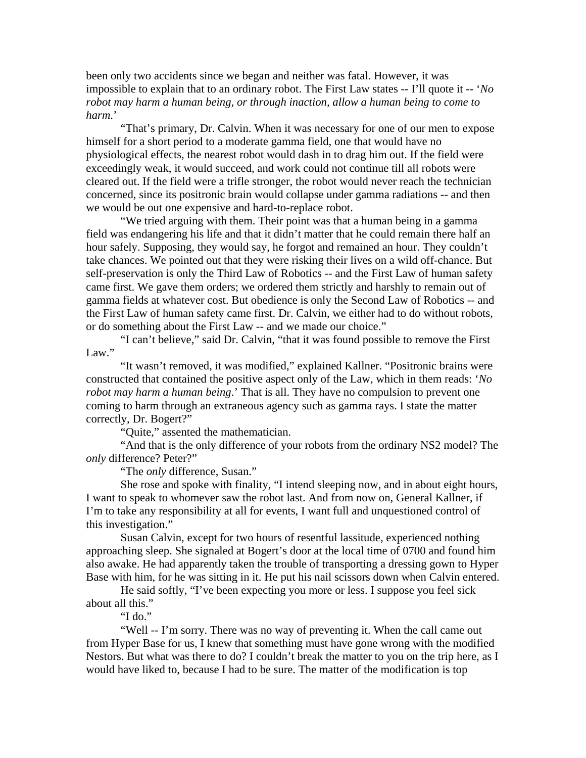been only two accidents since we began and neither was fatal. However, it was impossible to explain that to an ordinary robot. The First Law states -- I'll quote it -- '*No robot may harm a human being, or through inaction, allow a human being to come to harm*.'

"That's primary, Dr. Calvin. When it was necessary for one of our men to expose himself for a short period to a moderate gamma field, one that would have no physiological effects, the nearest robot would dash in to drag him out. If the field were exceedingly weak, it would succeed, and work could not continue till all robots were cleared out. If the field were a trifle stronger, the robot would never reach the technician concerned, since its positronic brain would collapse under gamma radiations -- and then we would be out one expensive and hard-to-replace robot.

"We tried arguing with them. Their point was that a human being in a gamma field was endangering his life and that it didn't matter that he could remain there half an hour safely. Supposing, they would say, he forgot and remained an hour. They couldn't take chances. We pointed out that they were risking their lives on a wild off-chance. But self-preservation is only the Third Law of Robotics -- and the First Law of human safety came first. We gave them orders; we ordered them strictly and harshly to remain out of gamma fields at whatever cost. But obedience is only the Second Law of Robotics -- and the First Law of human safety came first. Dr. Calvin, we either had to do without robots, or do something about the First Law -- and we made our choice."

"I can't believe," said Dr. Calvin, "that it was found possible to remove the First Law."

"It wasn't removed, it was modified," explained Kallner. "Positronic brains were constructed that contained the positive aspect only of the Law, which in them reads: '*No robot may harm a human being*.' That is all. They have no compulsion to prevent one coming to harm through an extraneous agency such as gamma rays. I state the matter correctly, Dr. Bogert?"

"Quite," assented the mathematician.

"And that is the only difference of your robots from the ordinary NS2 model? The *only* difference? Peter?"

"The *only* difference, Susan."

She rose and spoke with finality, "I intend sleeping now, and in about eight hours, I want to speak to whomever saw the robot last. And from now on, General Kallner, if I'm to take any responsibility at all for events, I want full and unquestioned control of this investigation."

Susan Calvin, except for two hours of resentful lassitude, experienced nothing approaching sleep. She signaled at Bogert's door at the local time of 0700 and found him also awake. He had apparently taken the trouble of transporting a dressing gown to Hyper Base with him, for he was sitting in it. He put his nail scissors down when Calvin entered.

He said softly, "I've been expecting you more or less. I suppose you feel sick about all this."

"I do."

"Well -- I'm sorry. There was no way of preventing it. When the call came out from Hyper Base for us, I knew that something must have gone wrong with the modified Nestors. But what was there to do? I couldn't break the matter to you on the trip here, as I would have liked to, because I had to be sure. The matter of the modification is top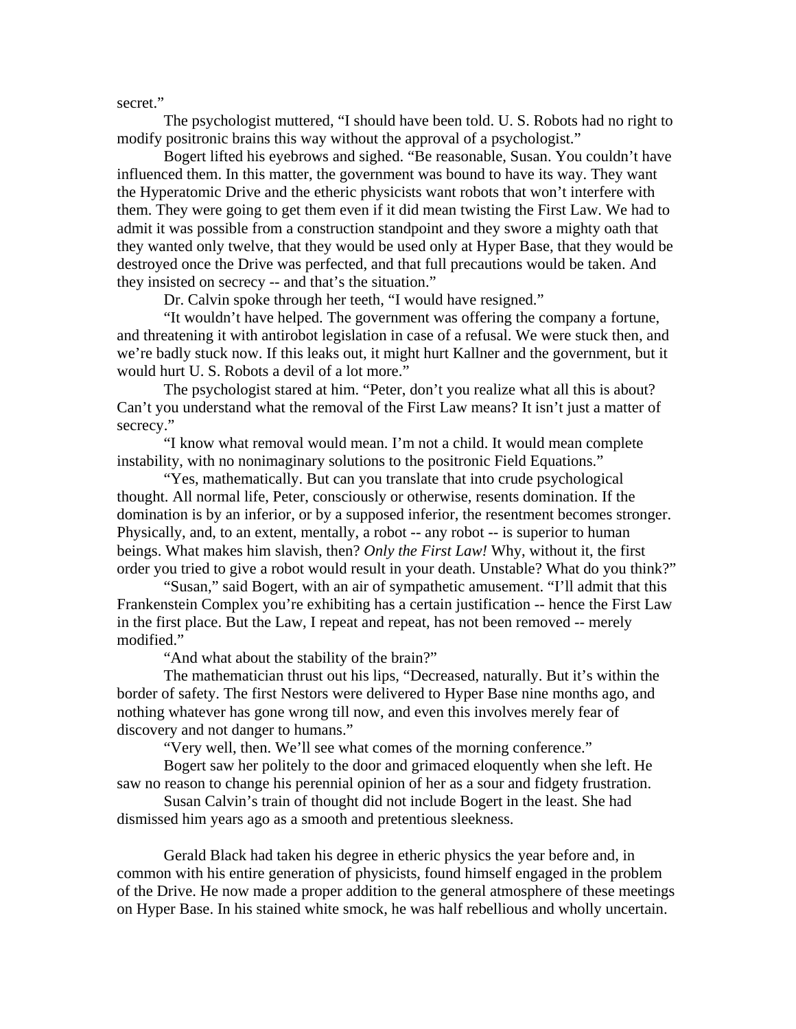secret."

The psychologist muttered, "I should have been told. U. S. Robots had no right to modify positronic brains this way without the approval of a psychologist."

Bogert lifted his eyebrows and sighed. "Be reasonable, Susan. You couldn't have influenced them. In this matter, the government was bound to have its way. They want the Hyperatomic Drive and the etheric physicists want robots that won't interfere with them. They were going to get them even if it did mean twisting the First Law. We had to admit it was possible from a construction standpoint and they swore a mighty oath that they wanted only twelve, that they would be used only at Hyper Base, that they would be destroyed once the Drive was perfected, and that full precautions would be taken. And they insisted on secrecy -- and that's the situation."

Dr. Calvin spoke through her teeth, "I would have resigned."

"It wouldn't have helped. The government was offering the company a fortune, and threatening it with antirobot legislation in case of a refusal. We were stuck then, and we're badly stuck now. If this leaks out, it might hurt Kallner and the government, but it would hurt U. S. Robots a devil of a lot more."

The psychologist stared at him. "Peter, don't you realize what all this is about? Can't you understand what the removal of the First Law means? It isn't just a matter of secrecy."

"I know what removal would mean. I'm not a child. It would mean complete instability, with no nonimaginary solutions to the positronic Field Equations."

"Yes, mathematically. But can you translate that into crude psychological thought. All normal life, Peter, consciously or otherwise, resents domination. If the domination is by an inferior, or by a supposed inferior, the resentment becomes stronger. Physically, and, to an extent, mentally, a robot -- any robot -- is superior to human beings. What makes him slavish, then? *Only the First Law!* Why, without it, the first order you tried to give a robot would result in your death. Unstable? What do you think?"

"Susan," said Bogert, with an air of sympathetic amusement. "I'll admit that this Frankenstein Complex you're exhibiting has a certain justification -- hence the First Law in the first place. But the Law, I repeat and repeat, has not been removed -- merely modified."

"And what about the stability of the brain?"

The mathematician thrust out his lips, "Decreased, naturally. But it's within the border of safety. The first Nestors were delivered to Hyper Base nine months ago, and nothing whatever has gone wrong till now, and even this involves merely fear of discovery and not danger to humans."

"Very well, then. We'll see what comes of the morning conference."

Bogert saw her politely to the door and grimaced eloquently when she left. He saw no reason to change his perennial opinion of her as a sour and fidgety frustration.

Susan Calvin's train of thought did not include Bogert in the least. She had dismissed him years ago as a smooth and pretentious sleekness.

Gerald Black had taken his degree in etheric physics the year before and, in common with his entire generation of physicists, found himself engaged in the problem of the Drive. He now made a proper addition to the general atmosphere of these meetings on Hyper Base. In his stained white smock, he was half rebellious and wholly uncertain.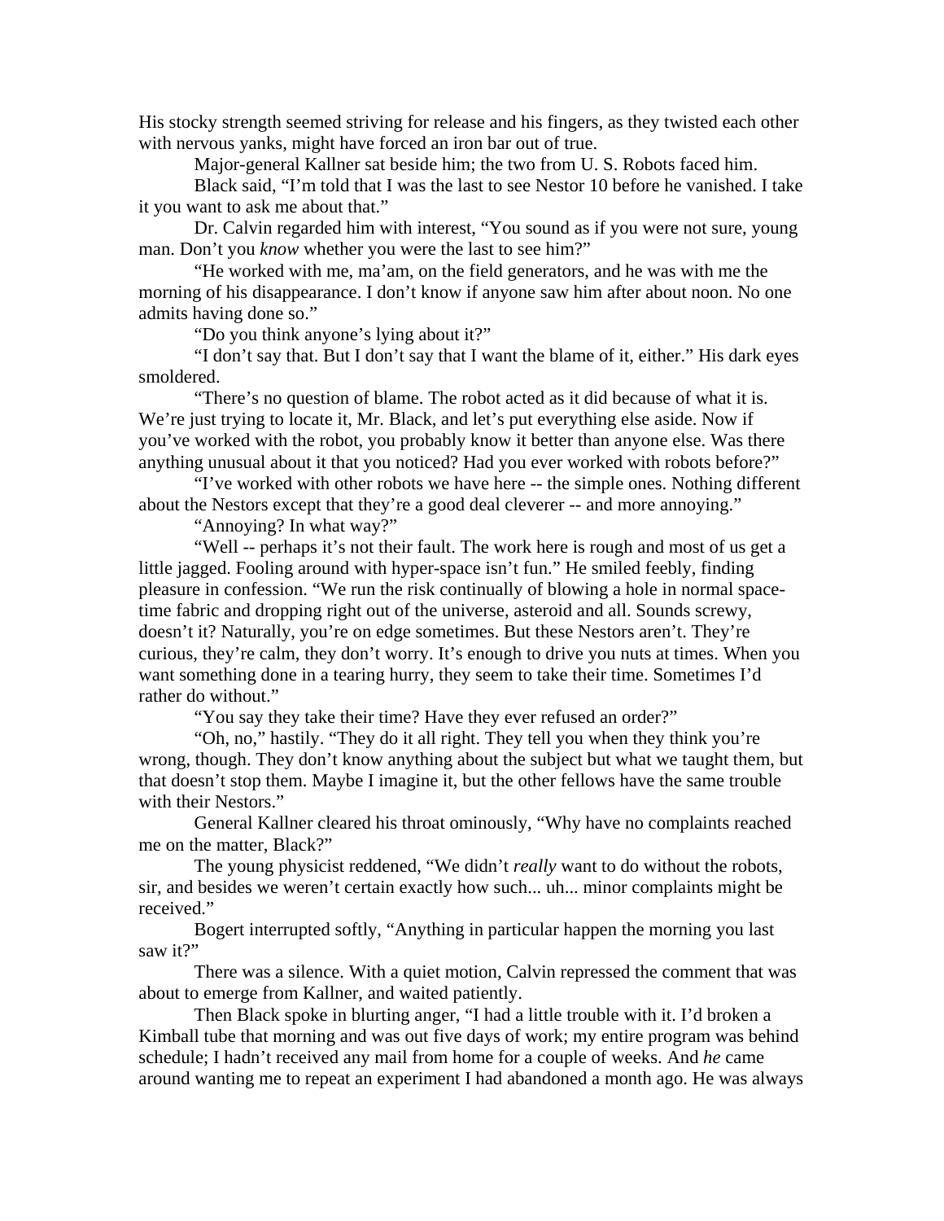His stocky strength seemed striving for release and his fingers, as they twisted each other with nervous yanks, might have forced an iron bar out of true.

Major-general Kallner sat beside him; the two from U. S. Robots faced him.

Black said, “I’m told that I was the last to see Nestor 10 before he vanished. I take it you want to ask me about that.”

Dr. Calvin regarded him with interest, “You sound as if you were not sure, young man. Don’t you *know* whether you were the last to see him?”

“He worked with me, ma’am, on the field generators, and he was with me the morning of his disappearance. I don’t know if anyone saw him after about noon. No one admits having done so.”

“Do you think anyone’s lying about it?”

“I don’t say that. But I don’t say that I want the blame of it, either.” His dark eyes smoldered.

“There’s no question of blame. The robot acted as it did because of what it is. We’re just trying to locate it, Mr. Black, and let’s put everything else aside. Now if you’ve worked with the robot, you probably know it better than anyone else. Was there anything unusual about it that you noticed? Had you ever worked with robots before?”

“I’ve worked with other robots we have here -- the simple ones. Nothing different about the Nestors except that they’re a good deal cleverer -- and more annoying.”

“Annoying? In what way?”

“Well -- perhaps it’s not their fault. The work here is rough and most of us get a little jagged. Fooling around with hyper-space isn’t fun.” He smiled feebly, finding pleasure in confession. “We run the risk continually of blowing a hole in normal space-time fabric and dropping right out of the universe, asteroid and all. Sounds screwy, doesn’t it? Naturally, you’re on edge sometimes. But these Nestors aren’t. They’re curious, they’re calm, they don’t worry. It’s enough to drive you nuts at times. When you want something done in a tearing hurry, they seem to take their time. Sometimes I’d rather do without.”

“You say they take their time? Have they ever refused an order?”

“Oh, no,” hastily. “They do it all right. They tell you when they think you’re wrong, though. They don’t know anything about the subject but what we taught them, but that doesn’t stop them. Maybe I imagine it, but the other fellows have the same trouble with their Nestors.”

General Kallner cleared his throat ominously, “Why have no complaints reached me on the matter, Black?”

The young physicist reddened, “We didn’t *really* want to do without the robots, sir, and besides we weren’t certain exactly how such... uh... minor complaints might be received.”

Bogert interrupted softly, “Anything in particular happen the morning you last saw it?”

There was a silence. With a quiet motion, Calvin repressed the comment that was about to emerge from Kallner, and waited patiently.

Then Black spoke in blurting anger, “I had a little trouble with it. I’d broken a Kimball tube that morning and was out five days of work; my entire program was behind schedule; I hadn’t received any mail from home for a couple of weeks. And *he* came around wanting me to repeat an experiment I had abandoned a month ago. He was always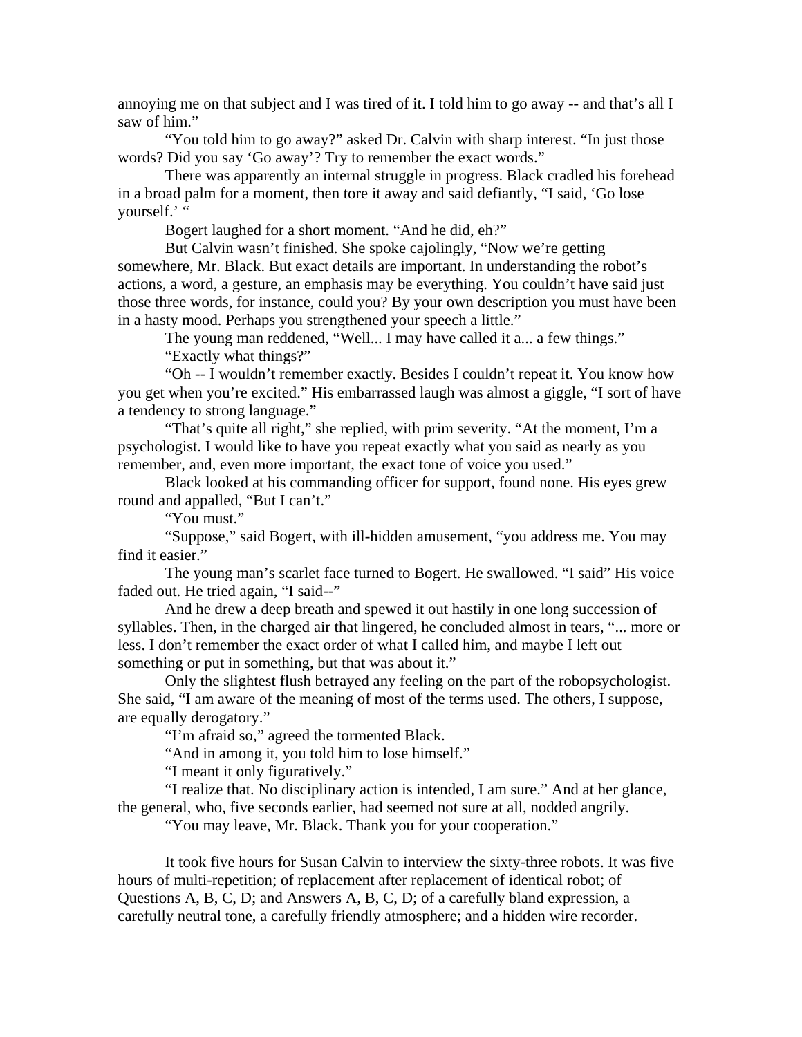annoying me on that subject and I was tired of it. I told him to go away -- and that's all I saw of him."

"You told him to go away?" asked Dr. Calvin with sharp interest. "In just those words? Did you say 'Go away'? Try to remember the exact words."

There was apparently an internal struggle in progress. Black cradled his forehead in a broad palm for a moment, then tore it away and said defiantly, "I said, 'Go lose yourself.' "

Bogert laughed for a short moment. "And he did, eh?"

But Calvin wasn't finished. She spoke cajolingly, "Now we're getting somewhere, Mr. Black. But exact details are important. In understanding the robot's actions, a word, a gesture, an emphasis may be everything. You couldn't have said just those three words, for instance, could you? By your own description you must have been in a hasty mood. Perhaps you strengthened your speech a little."

The young man reddened, "Well... I may have called it a... a few things."

"Exactly what things?"

"Oh -- I wouldn't remember exactly. Besides I couldn't repeat it. You know how you get when you're excited." His embarrassed laugh was almost a giggle, "I sort of have a tendency to strong language."

"That's quite all right," she replied, with prim severity. "At the moment, I'm a psychologist. I would like to have you repeat exactly what you said as nearly as you remember, and, even more important, the exact tone of voice you used."

Black looked at his commanding officer for support, found none. His eyes grew round and appalled, "But I can't."

"You must."

"Suppose," said Bogert, with ill-hidden amusement, "you address me. You may find it easier."

The young man's scarlet face turned to Bogert. He swallowed. "I said" His voice faded out. He tried again, "I said--"

And he drew a deep breath and spewed it out hastily in one long succession of syllables. Then, in the charged air that lingered, he concluded almost in tears, "... more or less. I don't remember the exact order of what I called him, and maybe I left out something or put in something, but that was about it."

Only the slightest flush betrayed any feeling on the part of the robopsychologist. She said, "I am aware of the meaning of most of the terms used. The others, I suppose, are equally derogatory."

"I'm afraid so," agreed the tormented Black.

"And in among it, you told him to lose himself."

"I meant it only figuratively."

"I realize that. No disciplinary action is intended, I am sure." And at her glance, the general, who, five seconds earlier, had seemed not sure at all, nodded angrily.

"You may leave, Mr. Black. Thank you for your cooperation."

It took five hours for Susan Calvin to interview the sixty-three robots. It was five hours of multi-repetition; of replacement after replacement of identical robot; of Questions A, B, C, D; and Answers A, B, C, D; of a carefully bland expression, a carefully neutral tone, a carefully friendly atmosphere; and a hidden wire recorder.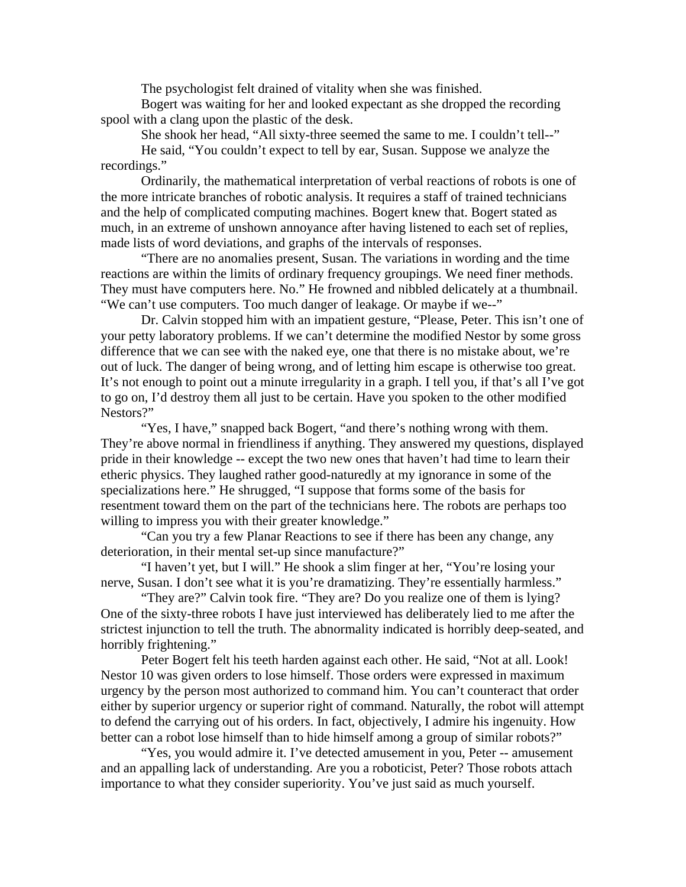The psychologist felt drained of vitality when she was finished.

Bogert was waiting for her and looked expectant as she dropped the recording spool with a clang upon the plastic of the desk.

She shook her head, "All sixty-three seemed the same to me. I couldn't tell--"

He said, "You couldn't expect to tell by ear, Susan. Suppose we analyze the recordings."

Ordinarily, the mathematical interpretation of verbal reactions of robots is one of the more intricate branches of robotic analysis. It requires a staff of trained technicians and the help of complicated computing machines. Bogert knew that. Bogert stated as much, in an extreme of unshown annoyance after having listened to each set of replies, made lists of word deviations, and graphs of the intervals of responses.

"There are no anomalies present, Susan. The variations in wording and the time reactions are within the limits of ordinary frequency groupings. We need finer methods. They must have computers here. No." He frowned and nibbled delicately at a thumbnail. "We can't use computers. Too much danger of leakage. Or maybe if we--"

Dr. Calvin stopped him with an impatient gesture, "Please, Peter. This isn't one of your petty laboratory problems. If we can't determine the modified Nestor by some gross difference that we can see with the naked eye, one that there is no mistake about, we're out of luck. The danger of being wrong, and of letting him escape is otherwise too great. It's not enough to point out a minute irregularity in a graph. I tell you, if that's all I've got to go on, I'd destroy them all just to be certain. Have you spoken to the other modified Nestors?"

"Yes, I have," snapped back Bogert, "and there's nothing wrong with them. They're above normal in friendliness if anything. They answered my questions, displayed pride in their knowledge -- except the two new ones that haven't had time to learn their etheric physics. They laughed rather good-naturedly at my ignorance in some of the specializations here." He shrugged, "I suppose that forms some of the basis for resentment toward them on the part of the technicians here. The robots are perhaps too willing to impress you with their greater knowledge."

"Can you try a few Planar Reactions to see if there has been any change, any deterioration, in their mental set-up since manufacture?"

"I haven't yet, but I will." He shook a slim finger at her, "You're losing your nerve, Susan. I don't see what it is you're dramatizing. They're essentially harmless."

"They are?" Calvin took fire. "They are? Do you realize one of them is lying? One of the sixty-three robots I have just interviewed has deliberately lied to me after the strictest injunction to tell the truth. The abnormality indicated is horribly deep-seated, and horribly frightening."

Peter Bogert felt his teeth harden against each other. He said, "Not at all. Look! Nestor 10 was given orders to lose himself. Those orders were expressed in maximum urgency by the person most authorized to command him. You can't counteract that order either by superior urgency or superior right of command. Naturally, the robot will attempt to defend the carrying out of his orders. In fact, objectively, I admire his ingenuity. How better can a robot lose himself than to hide himself among a group of similar robots?"

"Yes, you would admire it. I've detected amusement in you, Peter -- amusement and an appalling lack of understanding. Are you a roboticist, Peter? Those robots attach importance to what they consider superiority. You've just said as much yourself.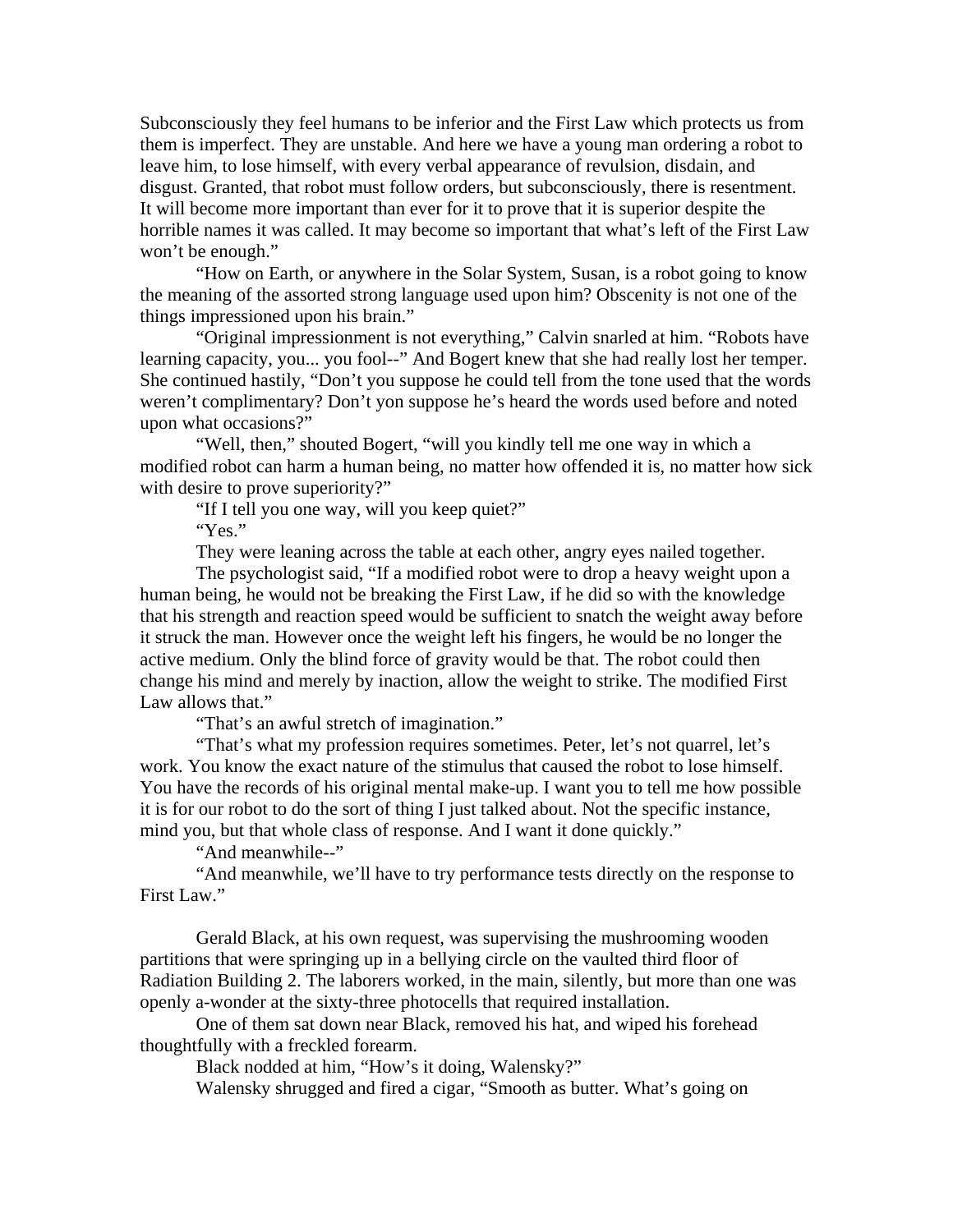Subconsciously they feel humans to be inferior and the First Law which protects us from them is imperfect. They are unstable. And here we have a young man ordering a robot to leave him, to lose himself, with every verbal appearance of revulsion, disdain, and disgust. Granted, that robot must follow orders, but subconsciously, there is resentment. It will become more important than ever for it to prove that it is superior despite the horrible names it was called. It may become so important that what's left of the First Law won't be enough."

"How on Earth, or anywhere in the Solar System, Susan, is a robot going to know the meaning of the assorted strong language used upon him? Obscenity is not one of the things impressioned upon his brain."

"Original impressionment is not everything," Calvin snarled at him. "Robots have learning capacity, you... you fool--" And Bogert knew that she had really lost her temper. She continued hastily, "Don't you suppose he could tell from the tone used that the words weren't complimentary? Don't yon suppose he's heard the words used before and noted upon what occasions?"

"Well, then," shouted Bogert, "will you kindly tell me one way in which a modified robot can harm a human being, no matter how offended it is, no matter how sick with desire to prove superiority?"

"If I tell you one way, will you keep quiet?"

"Yes."

They were leaning across the table at each other, angry eyes nailed together.

The psychologist said, "If a modified robot were to drop a heavy weight upon a human being, he would not be breaking the First Law, if he did so with the knowledge that his strength and reaction speed would be sufficient to snatch the weight away before it struck the man. However once the weight left his fingers, he would be no longer the active medium. Only the blind force of gravity would be that. The robot could then change his mind and merely by inaction, allow the weight to strike. The modified First Law allows that."

"That's an awful stretch of imagination."

"That's what my profession requires sometimes. Peter, let's not quarrel, let's work. You know the exact nature of the stimulus that caused the robot to lose himself. You have the records of his original mental make-up. I want you to tell me how possible it is for our robot to do the sort of thing I just talked about. Not the specific instance, mind you, but that whole class of response. And I want it done quickly."

"And meanwhile--"

"And meanwhile, we'll have to try performance tests directly on the response to First Law."

Gerald Black, at his own request, was supervising the mushrooming wooden partitions that were springing up in a bellying circle on the vaulted third floor of Radiation Building 2. The laborers worked, in the main, silently, but more than one was openly a-wonder at the sixty-three photocells that required installation.

One of them sat down near Black, removed his hat, and wiped his forehead thoughtfully with a freckled forearm.

Black nodded at him, "How's it doing, Walensky?"

Walensky shrugged and fired a cigar, "Smooth as butter. What's going on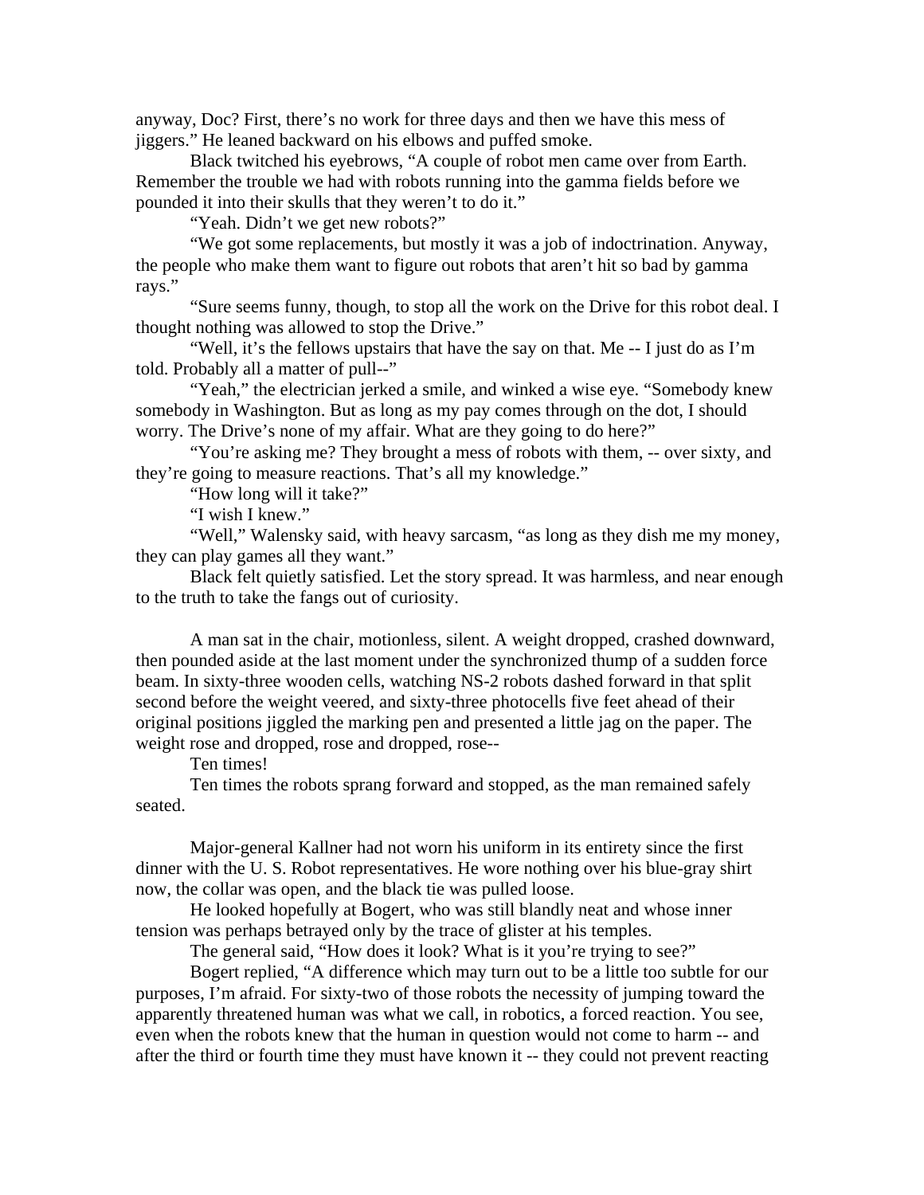anyway, Doc? First, there’s no work for three days and then we have this mess of jiggers.” He leaned backward on his elbows and puffed smoke.

Black twitched his eyebrows, “A couple of robot men came over from Earth. Remember the trouble we had with robots running into the gamma fields before we pounded it into their skulls that they weren’t to do it.”

“Yeah. Didn’t we get new robots?”

“We got some replacements, but mostly it was a job of indoctrination. Anyway, the people who make them want to figure out robots that aren’t hit so bad by gamma rays.”

“Sure seems funny, though, to stop all the work on the Drive for this robot deal. I thought nothing was allowed to stop the Drive.”

“Well, it’s the fellows upstairs that have the say on that. Me -- I just do as I’m told. Probably all a matter of pull--”

“Yeah,” the electrician jerked a smile, and winked a wise eye. “Somebody knew somebody in Washington. But as long as my pay comes through on the dot, I should worry. The Drive’s none of my affair. What are they going to do here?”

“You’re asking me? They brought a mess of robots with them, -- over sixty, and they’re going to measure reactions. That’s all my knowledge.”

“How long will it take?”

“I wish I knew.”

“Well,” Walensky said, with heavy sarcasm, “as long as they dish me my money, they can play games all they want.”

Black felt quietly satisfied. Let the story spread. It was harmless, and near enough to the truth to take the fangs out of curiosity.

A man sat in the chair, motionless, silent. A weight dropped, crashed downward, then pounded aside at the last moment under the synchronized thump of a sudden force beam. In sixty-three wooden cells, watching NS-2 robots dashed forward in that split second before the weight veered, and sixty-three photocells five feet ahead of their original positions jiggled the marking pen and presented a little jag on the paper. The weight rose and dropped, rose and dropped, rose--

Ten times!

Ten times the robots sprang forward and stopped, as the man remained safely seated.

Major-general Kallner had not worn his uniform in its entirety since the first dinner with the U. S. Robot representatives. He wore nothing over his blue-gray shirt now, the collar was open, and the black tie was pulled loose.

He looked hopefully at Bogert, who was still blandly neat and whose inner tension was perhaps betrayed only by the trace of glister at his temples.

The general said, “How does it look? What is it you’re trying to see?”

Bogert replied, “A difference which may turn out to be a little too subtle for our purposes, I’m afraid. For sixty-two of those robots the necessity of jumping toward the apparently threatened human was what we call, in robotics, a forced reaction. You see, even when the robots knew that the human in question would not come to harm -- and after the third or fourth time they must have known it -- they could not prevent reacting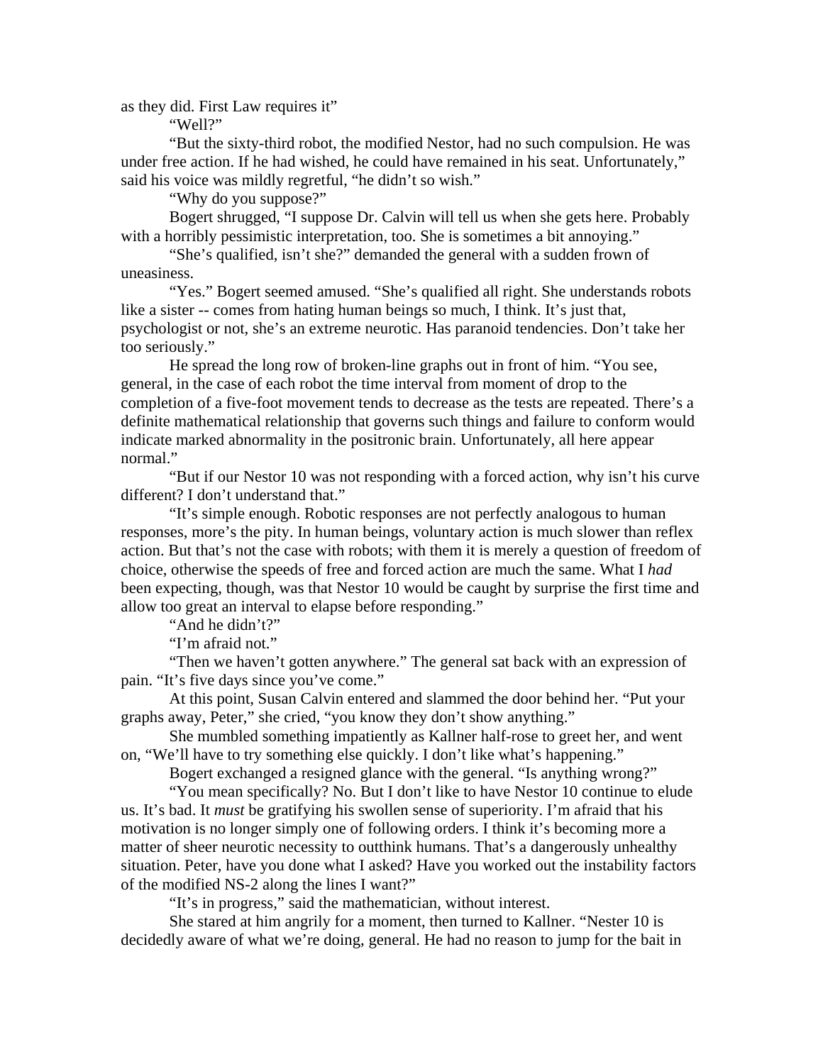as they did. First Law requires it"

"Well?"

"But the sixty-third robot, the modified Nestor, had no such compulsion. He was under free action. If he had wished, he could have remained in his seat. Unfortunately," said his voice was mildly regretful, "he didn't so wish."

"Why do you suppose?"

Bogert shrugged, "I suppose Dr. Calvin will tell us when she gets here. Probably with a horribly pessimistic interpretation, too. She is sometimes a bit annoying."

"She's qualified, isn't she?" demanded the general with a sudden frown of uneasiness.

"Yes." Bogert seemed amused. "She's qualified all right. She understands robots like a sister -- comes from hating human beings so much, I think. It's just that, psychologist or not, she's an extreme neurotic. Has paranoid tendencies. Don't take her too seriously."

He spread the long row of broken-line graphs out in front of him. "You see, general, in the case of each robot the time interval from moment of drop to the completion of a five-foot movement tends to decrease as the tests are repeated. There's a definite mathematical relationship that governs such things and failure to conform would indicate marked abnormality in the positronic brain. Unfortunately, all here appear normal."

"But if our Nestor 10 was not responding with a forced action, why isn't his curve different? I don't understand that."

"It's simple enough. Robotic responses are not perfectly analogous to human responses, more's the pity. In human beings, voluntary action is much slower than reflex action. But that's not the case with robots; with them it is merely a question of freedom of choice, otherwise the speeds of free and forced action are much the same. What I *had* been expecting, though, was that Nestor 10 would be caught by surprise the first time and allow too great an interval to elapse before responding."

"And he didn't?"

"I'm afraid not."

"Then we haven't gotten anywhere." The general sat back with an expression of pain. "It's five days since you've come."

At this point, Susan Calvin entered and slammed the door behind her. "Put your graphs away, Peter," she cried, "you know they don't show anything."

She mumbled something impatiently as Kallner half-rose to greet her, and went on, "We'll have to try something else quickly. I don't like what's happening."

Bogert exchanged a resigned glance with the general. "Is anything wrong?"

"You mean specifically? No. But I don't like to have Nestor 10 continue to elude us. It's bad. It *must* be gratifying his swollen sense of superiority. I'm afraid that his motivation is no longer simply one of following orders. I think it's becoming more a matter of sheer neurotic necessity to outthink humans. That's a dangerously unhealthy situation. Peter, have you done what I asked? Have you worked out the instability factors of the modified NS-2 along the lines I want?"

"It's in progress," said the mathematician, without interest.

She stared at him angrily for a moment, then turned to Kallner. "Nester 10 is decidedly aware of what we're doing, general. He had no reason to jump for the bait in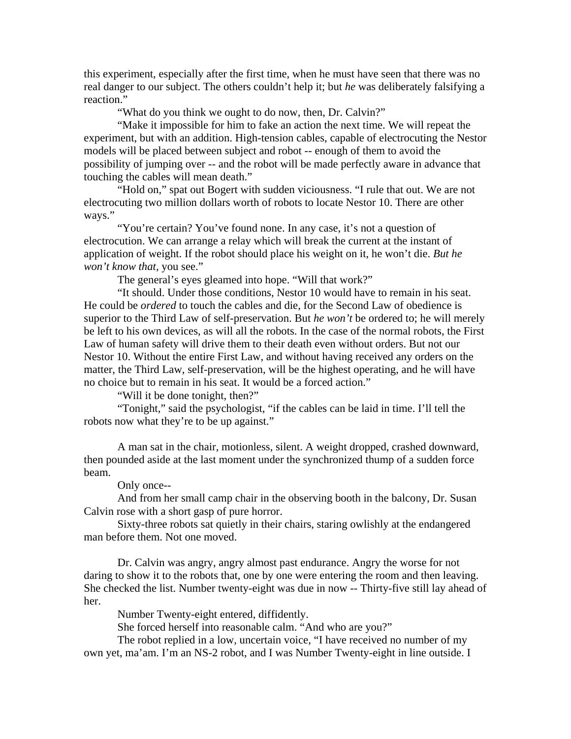this experiment, especially after the first time, when he must have seen that there was no real danger to our subject. The others couldn't help it; but *he* was deliberately falsifying a reaction."

"What do you think we ought to do now, then, Dr. Calvin?"

"Make it impossible for him to fake an action the next time. We will repeat the experiment, but with an addition. High-tension cables, capable of electrocuting the Nestor models will be placed between subject and robot -- enough of them to avoid the possibility of jumping over -- and the robot will be made perfectly aware in advance that touching the cables will mean death."

"Hold on," spat out Bogert with sudden viciousness. "I rule that out. We are not electrocuting two million dollars worth of robots to locate Nestor 10. There are other ways."

"You're certain? You've found none. In any case, it's not a question of electrocution. We can arrange a relay which will break the current at the instant of application of weight. If the robot should place his weight on it, he won't die. *But he won't know that*, you see."

The general's eyes gleamed into hope. "Will that work?"

"It should. Under those conditions, Nestor 10 would have to remain in his seat. He could be *ordered* to touch the cables and die, for the Second Law of obedience is superior to the Third Law of self-preservation. But *he won't* be ordered to; he will merely be left to his own devices, as will all the robots. In the case of the normal robots, the First Law of human safety will drive them to their death even without orders. But not our Nestor 10. Without the entire First Law, and without having received any orders on the matter, the Third Law, self-preservation, will be the highest operating, and he will have no choice but to remain in his seat. It would be a forced action."

"Will it be done tonight, then?"

"Tonight," said the psychologist, "if the cables can be laid in time. I'll tell the robots now what they're to be up against."

A man sat in the chair, motionless, silent. A weight dropped, crashed downward, then pounded aside at the last moment under the synchronized thump of a sudden force beam.

Only once--

And from her small camp chair in the observing booth in the balcony, Dr. Susan Calvin rose with a short gasp of pure horror.

Sixty-three robots sat quietly in their chairs, staring owlishly at the endangered man before them. Not one moved.

Dr. Calvin was angry, angry almost past endurance. Angry the worse for not daring to show it to the robots that, one by one were entering the room and then leaving. She checked the list. Number twenty-eight was due in now -- Thirty-five still lay ahead of her.

Number Twenty-eight entered, diffidently.

She forced herself into reasonable calm. "And who are you?"

The robot replied in a low, uncertain voice, "I have received no number of my own yet, ma'am. I'm an NS-2 robot, and I was Number Twenty-eight in line outside. I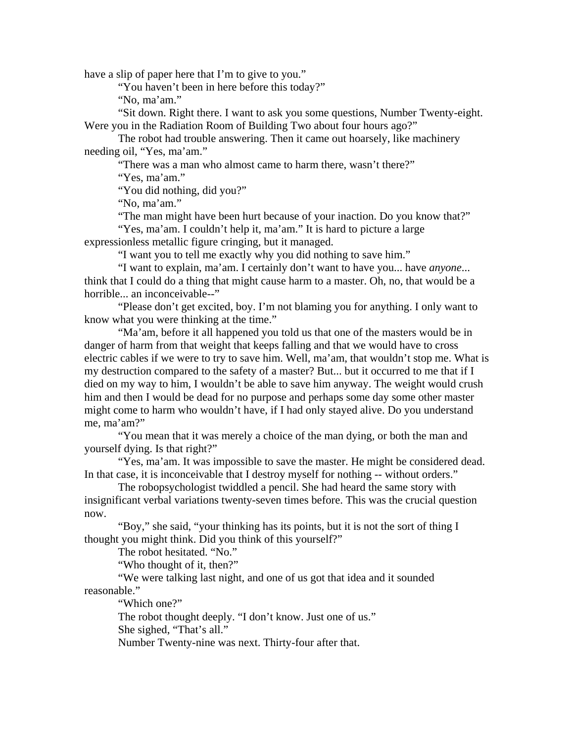have a slip of paper here that I'm to give to you."

"You haven't been in here before this today?"

"No, ma'am."

"Sit down. Right there. I want to ask you some questions, Number Twenty-eight. Were you in the Radiation Room of Building Two about four hours ago?"

The robot had trouble answering. Then it came out hoarsely, like machinery needing oil, "Yes, ma'am."

"There was a man who almost came to harm there, wasn't there?"

"Yes, ma'am."

"You did nothing, did you?"

"No, ma'am."

"The man might have been hurt because of your inaction. Do you know that?"

"Yes, ma'am. I couldn't help it, ma'am." It is hard to picture a large expressionless metallic figure cringing, but it managed.

"I want you to tell me exactly why you did nothing to save him."

"I want to explain, ma'am. I certainly don't want to have you... have *anyone*... think that I could do a thing that might cause harm to a master. Oh, no, that would be a horrible... an inconceivable--"

"Please don't get excited, boy. I'm not blaming you for anything. I only want to know what you were thinking at the time."

"Ma'am, before it all happened you told us that one of the masters would be in danger of harm from that weight that keeps falling and that we would have to cross electric cables if we were to try to save him. Well, ma'am, that wouldn't stop me. What is my destruction compared to the safety of a master? But... but it occurred to me that if I died on my way to him, I wouldn't be able to save him anyway. The weight would crush him and then I would be dead for no purpose and perhaps some day some other master might come to harm who wouldn't have, if I had only stayed alive. Do you understand me, ma'am?"

"You mean that it was merely a choice of the man dying, or both the man and yourself dying. Is that right?"

"Yes, ma'am. It was impossible to save the master. He might be considered dead. In that case, it is inconceivable that I destroy myself for nothing -- without orders."

The robopsychologist twiddled a pencil. She had heard the same story with insignificant verbal variations twenty-seven times before. This was the crucial question now.

"Boy," she said, "your thinking has its points, but it is not the sort of thing I thought you might think. Did you think of this yourself?"

The robot hesitated. "No."

"Who thought of it, then?"

"We were talking last night, and one of us got that idea and it sounded reasonable."

"Which one?"

The robot thought deeply. "I don't know. Just one of us."

She sighed, "That's all."

Number Twenty-nine was next. Thirty-four after that.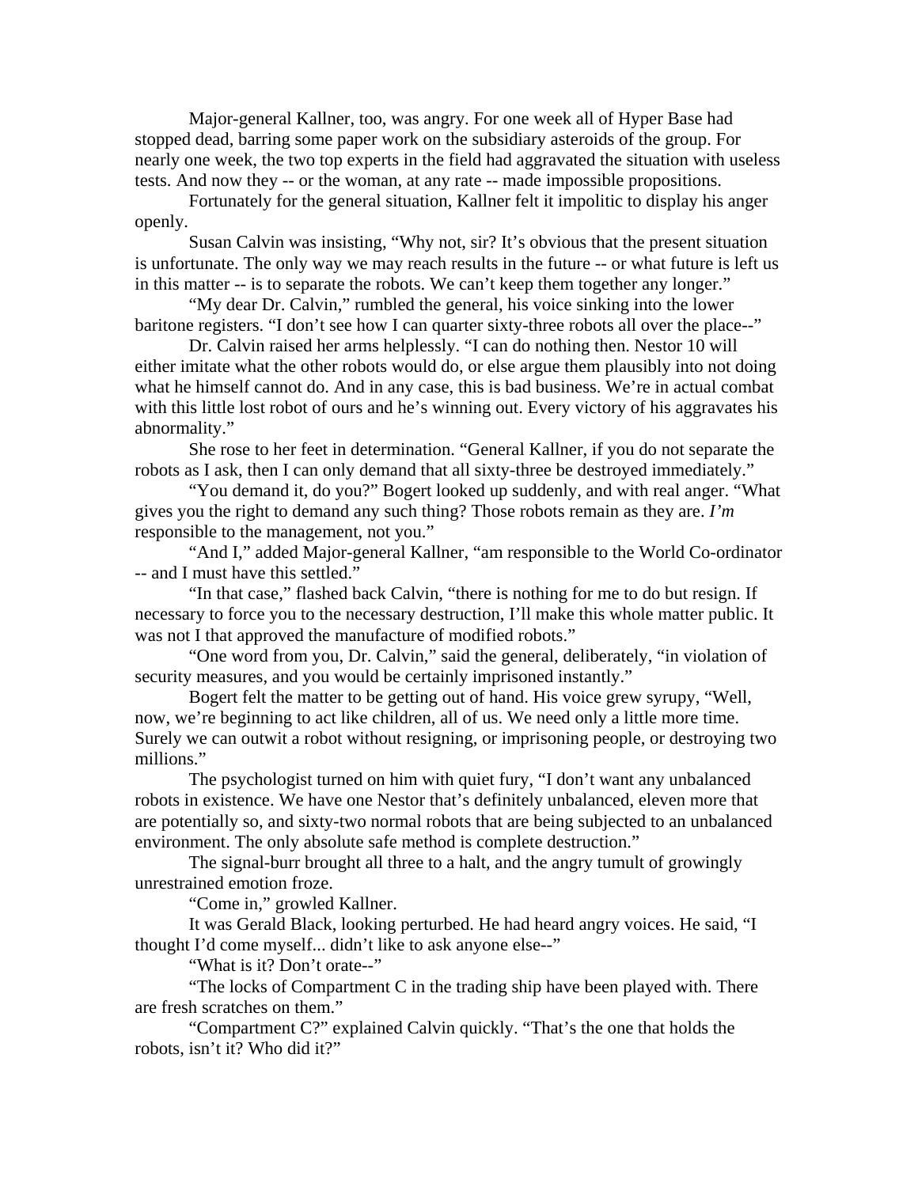Major-general Kallner, too, was angry. For one week all of Hyper Base had stopped dead, barring some paper work on the subsidiary asteroids of the group. For nearly one week, the two top experts in the field had aggravated the situation with useless tests. And now they -- or the woman, at any rate -- made impossible propositions.

Fortunately for the general situation, Kallner felt it impolitic to display his anger openly.

Susan Calvin was insisting, “Why not, sir? It’s obvious that the present situation is unfortunate. The only way we may reach results in the future -- or what future is left us in this matter -- is to separate the robots. We can’t keep them together any longer.”

“My dear Dr. Calvin,” rumbled the general, his voice sinking into the lower baritone registers. “I don’t see how I can quarter sixty-three robots all over the place--”

Dr. Calvin raised her arms helplessly. “I can do nothing then. Nestor 10 will either imitate what the other robots would do, or else argue them plausibly into not doing what he himself cannot do. And in any case, this is bad business. We’re in actual combat with this little lost robot of ours and he’s winning out. Every victory of his aggravates his abnormality.”

She rose to her feet in determination. “General Kallner, if you do not separate the robots as I ask, then I can only demand that all sixty-three be destroyed immediately.”

“You demand it, do you?” Bogert looked up suddenly, and with real anger. “What gives you the right to demand any such thing? Those robots remain as they are. *I’m* responsible to the management, not you.”

“And I,” added Major-general Kallner, “am responsible to the World Co-ordinator -- and I must have this settled.”

“In that case,” flashed back Calvin, “there is nothing for me to do but resign. If necessary to force you to the necessary destruction, I’ll make this whole matter public. It was not I that approved the manufacture of modified robots.”

“One word from you, Dr. Calvin,” said the general, deliberately, “in violation of security measures, and you would be certainly imprisoned instantly.”

Bogert felt the matter to be getting out of hand. His voice grew syrupy, “Well, now, we’re beginning to act like children, all of us. We need only a little more time. Surely we can outwit a robot without resigning, or imprisoning people, or destroying two millions.”

The psychologist turned on him with quiet fury, “I don’t want any unbalanced robots in existence. We have one Nestor that’s definitely unbalanced, eleven more that are potentially so, and sixty-two normal robots that are being subjected to an unbalanced environment. The only absolute safe method is complete destruction.”

The signal-burr brought all three to a halt, and the angry tumult of growingly unrestrained emotion froze.

“Come in,” growled Kallner.

It was Gerald Black, looking perturbed. He had heard angry voices. He said, “I thought I’d come myself... didn’t like to ask anyone else--”

“What is it? Don’t orate--”

“The locks of Compartment C in the trading ship have been played with. There are fresh scratches on them.”

“Compartment C?” explained Calvin quickly. “That’s the one that holds the robots, isn’t it? Who did it?”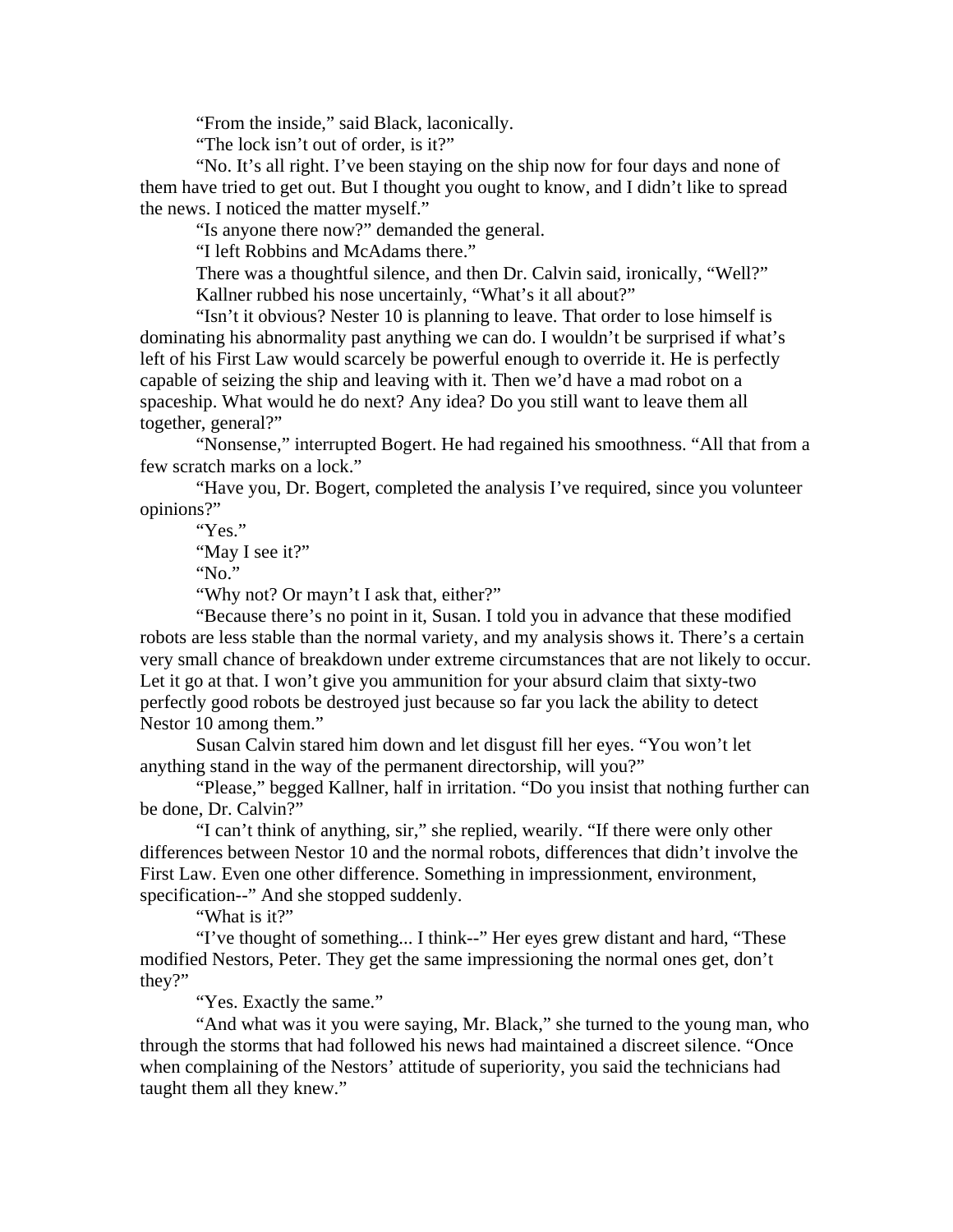"From the inside," said Black, laconically.

"The lock isn't out of order, is it?"

"No. It's all right. I've been staying on the ship now for four days and none of them have tried to get out. But I thought you ought to know, and I didn't like to spread the news. I noticed the matter myself."

"Is anyone there now?" demanded the general.

"I left Robbins and McAdams there."

There was a thoughtful silence, and then Dr. Calvin said, ironically, "Well?"

Kallner rubbed his nose uncertainly, "What's it all about?"

"Isn't it obvious? Nester 10 is planning to leave. That order to lose himself is dominating his abnormality past anything we can do. I wouldn't be surprised if what's left of his First Law would scarcely be powerful enough to override it. He is perfectly capable of seizing the ship and leaving with it. Then we'd have a mad robot on a spaceship. What would he do next? Any idea? Do you still want to leave them all together, general?"

"Nonsense," interrupted Bogert. He had regained his smoothness. "All that from a few scratch marks on a lock."

"Have you, Dr. Bogert, completed the analysis I've required, since you volunteer opinions?"

"Yes."

"May I see it?"

"No."

"Why not? Or mayn't I ask that, either?"

"Because there's no point in it, Susan. I told you in advance that these modified robots are less stable than the normal variety, and my analysis shows it. There's a certain very small chance of breakdown under extreme circumstances that are not likely to occur. Let it go at that. I won't give you ammunition for your absurd claim that sixty-two perfectly good robots be destroyed just because so far you lack the ability to detect Nestor 10 among them."

Susan Calvin stared him down and let disgust fill her eyes. "You won't let anything stand in the way of the permanent directorship, will you?"

"Please," begged Kallner, half in irritation. "Do you insist that nothing further can be done, Dr. Calvin?"

"I can't think of anything, sir," she replied, wearily. "If there were only other differences between Nestor 10 and the normal robots, differences that didn't involve the First Law. Even one other difference. Something in impressionment, environment, specification--" And she stopped suddenly.

"What is it?"

"I've thought of something... I think--" Her eyes grew distant and hard, "These modified Nestors, Peter. They get the same impressioning the normal ones get, don't they?"

"Yes. Exactly the same."

"And what was it you were saying, Mr. Black," she turned to the young man, who through the storms that had followed his news had maintained a discreet silence. "Once when complaining of the Nestors' attitude of superiority, you said the technicians had taught them all they knew."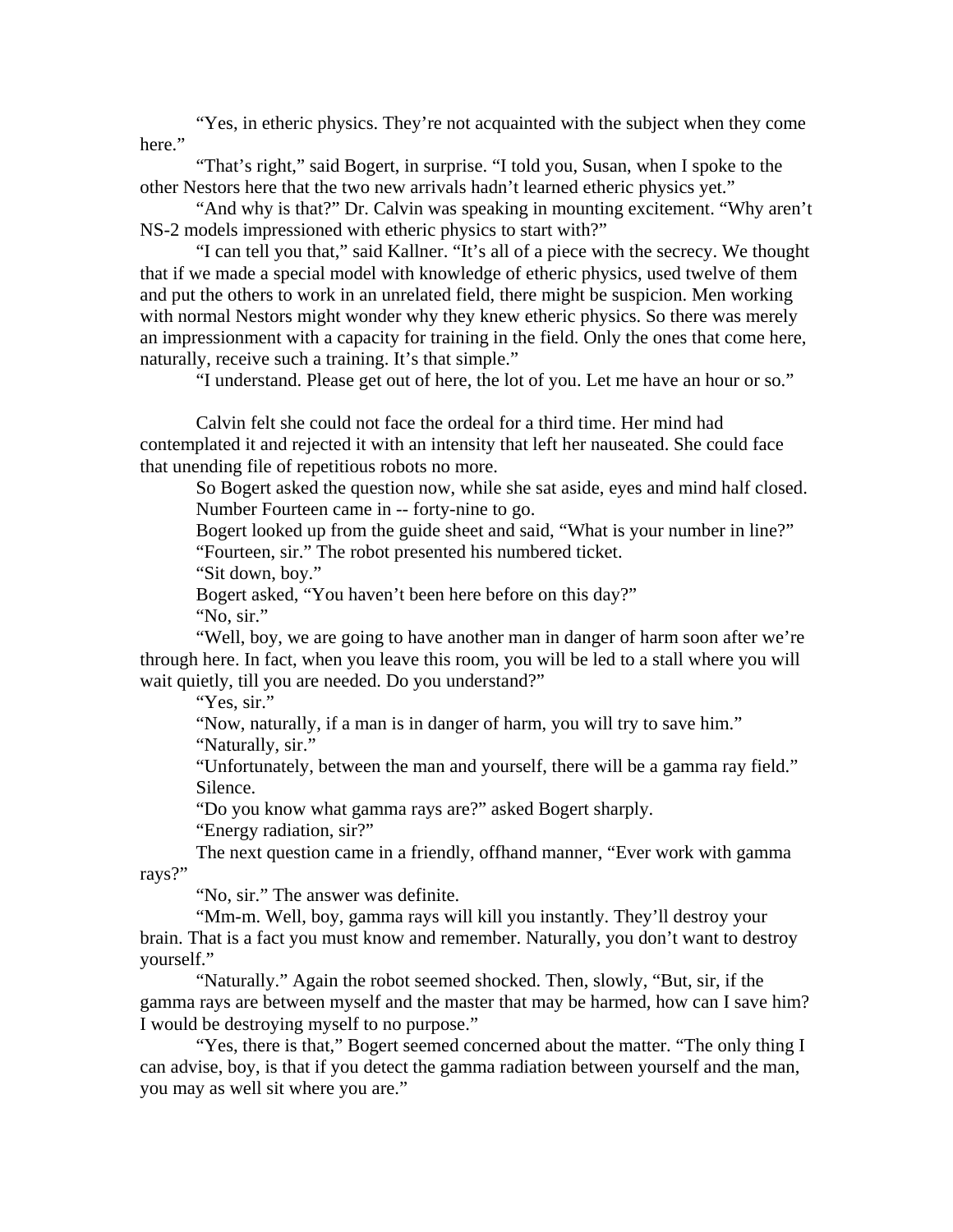"Yes, in etheric physics. They're not acquainted with the subject when they come here."

"That's right," said Bogert, in surprise. "I told you, Susan, when I spoke to the other Nestors here that the two new arrivals hadn't learned etheric physics yet."

"And why is that?" Dr. Calvin was speaking in mounting excitement. "Why aren't NS-2 models impressioned with etheric physics to start with?"

"I can tell you that," said Kallner. "It's all of a piece with the secrecy. We thought that if we made a special model with knowledge of etheric physics, used twelve of them and put the others to work in an unrelated field, there might be suspicion. Men working with normal Nestors might wonder why they knew etheric physics. So there was merely an impressionment with a capacity for training in the field. Only the ones that come here, naturally, receive such a training. It's that simple."

"I understand. Please get out of here, the lot of you. Let me have an hour or so."

Calvin felt she could not face the ordeal for a third time. Her mind had contemplated it and rejected it with an intensity that left her nauseated. She could face that unending file of repetitious robots no more.

So Bogert asked the question now, while she sat aside, eyes and mind half closed.

Number Fourteen came in -- forty-nine to go.

Bogert looked up from the guide sheet and said, "What is your number in line?"

"Fourteen, sir." The robot presented his numbered ticket.

"Sit down, boy."

Bogert asked, "You haven't been here before on this day?"

"No, sir."

"Well, boy, we are going to have another man in danger of harm soon after we're through here. In fact, when you leave this room, you will be led to a stall where you will wait quietly, till you are needed. Do you understand?"

"Yes, sir."

"Now, naturally, if a man is in danger of harm, you will try to save him."

"Naturally, sir."

"Unfortunately, between the man and yourself, there will be a gamma ray field."

Silence.

"Do you know what gamma rays are?" asked Bogert sharply.

"Energy radiation, sir?"

The next question came in a friendly, offhand manner, "Ever work with gamma rays?"

"No, sir." The answer was definite.

"Mm-m. Well, boy, gamma rays will kill you instantly. They'll destroy your brain. That is a fact you must know and remember. Naturally, you don't want to destroy yourself."

"Naturally." Again the robot seemed shocked. Then, slowly, "But, sir, if the gamma rays are between myself and the master that may be harmed, how can I save him? I would be destroying myself to no purpose."

"Yes, there is that," Bogert seemed concerned about the matter. "The only thing I can advise, boy, is that if you detect the gamma radiation between yourself and the man, you may as well sit where you are."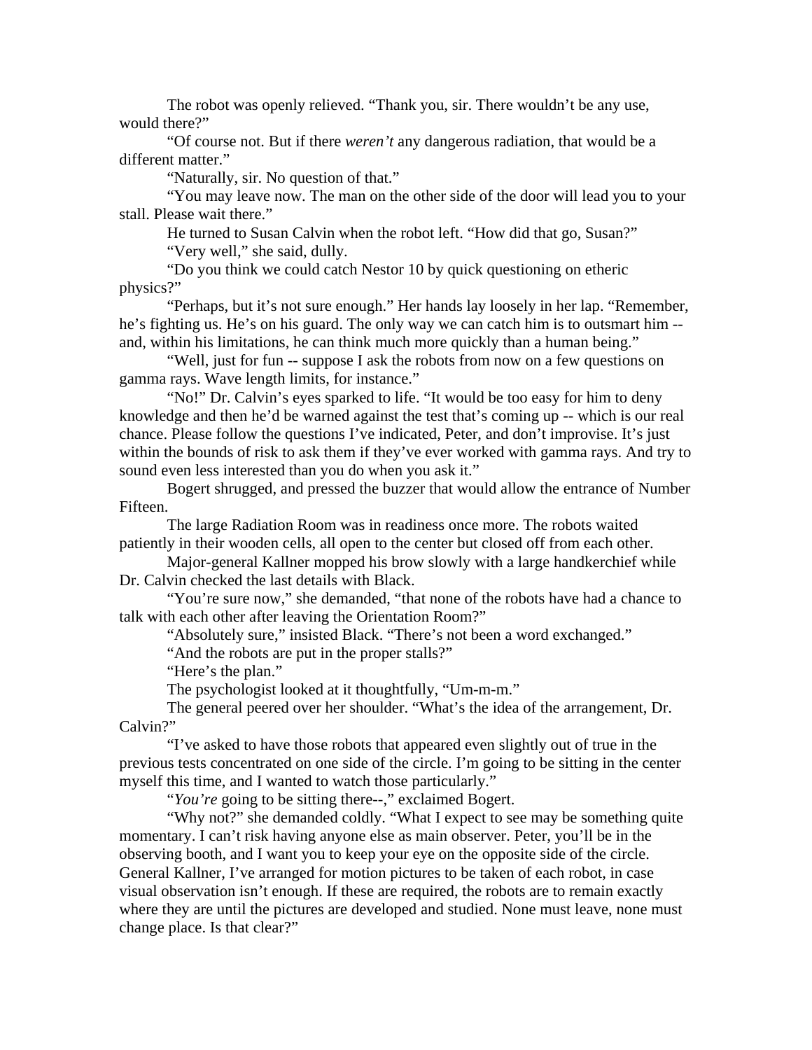The robot was openly relieved. “Thank you, sir. There wouldn’t be any use, would there?”

“Of course not. But if there *weren’t* any dangerous radiation, that would be a different matter.”

“Naturally, sir. No question of that.”

“You may leave now. The man on the other side of the door will lead you to your stall. Please wait there.”

He turned to Susan Calvin when the robot left. “How did that go, Susan?”

“Very well,” she said, dully.

“Do you think we could catch Nestor 10 by quick questioning on etheric physics?”

“Perhaps, but it’s not sure enough.” Her hands lay loosely in her lap. “Remember, he’s fighting us. He’s on his guard. The only way we can catch him is to outsmart him -- and, within his limitations, he can think much more quickly than a human being.”

“Well, just for fun -- suppose I ask the robots from now on a few questions on gamma rays. Wave length limits, for instance.”

“No!” Dr. Calvin’s eyes sparked to life. “It would be too easy for him to deny knowledge and then he’d be warned against the test that’s coming up -- which is our real chance. Please follow the questions I’ve indicated, Peter, and don’t improvise. It’s just within the bounds of risk to ask them if they’ve ever worked with gamma rays. And try to sound even less interested than you do when you ask it.”

Bogert shrugged, and pressed the buzzer that would allow the entrance of Number Fifteen.

The large Radiation Room was in readiness once more. The robots waited patiently in their wooden cells, all open to the center but closed off from each other.

Major-general Kallner mopped his brow slowly with a large handkerchief while Dr. Calvin checked the last details with Black.

“You’re sure now,” she demanded, “that none of the robots have had a chance to talk with each other after leaving the Orientation Room?”

“Absolutely sure,” insisted Black. “There’s not been a word exchanged.”

“And the robots are put in the proper stalls?”

“Here’s the plan.”

The psychologist looked at it thoughtfully, “Um-m-m.”

The general peered over her shoulder. “What’s the idea of the arrangement, Dr. Calvin?”

“I’ve asked to have those robots that appeared even slightly out of true in the previous tests concentrated on one side of the circle. I’m going to be sitting in the center myself this time, and I wanted to watch those particularly.”

“*You’re* going to be sitting there--,” exclaimed Bogert.

“Why not?” she demanded coldly. “What I expect to see may be something quite momentary. I can’t risk having anyone else as main observer. Peter, you’ll be in the observing booth, and I want you to keep your eye on the opposite side of the circle. General Kallner, I’ve arranged for motion pictures to be taken of each robot, in case visual observation isn’t enough. If these are required, the robots are to remain exactly where they are until the pictures are developed and studied. None must leave, none must change place. Is that clear?”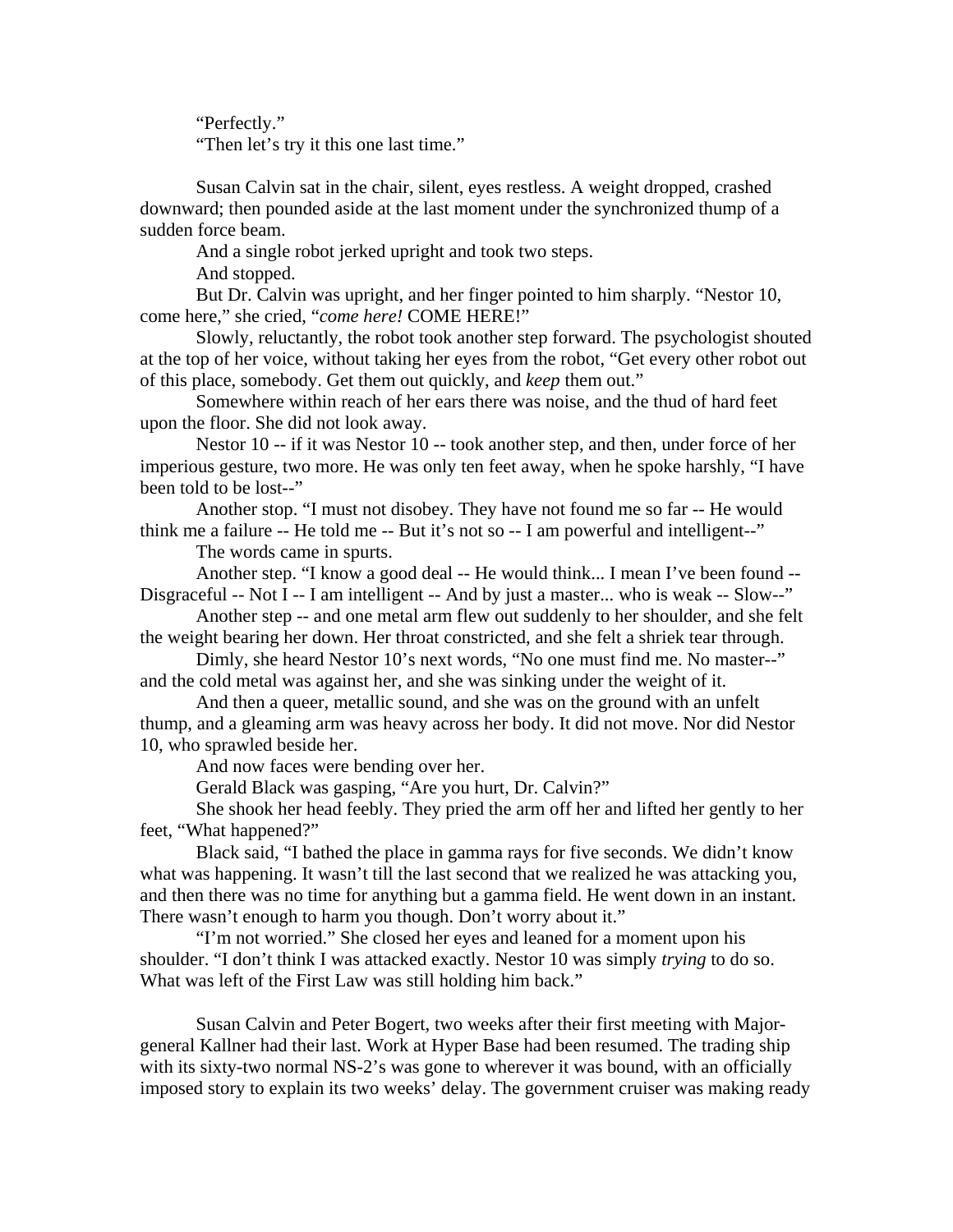"Perfectly."

"Then let's try it this one last time."

Susan Calvin sat in the chair, silent, eyes restless. A weight dropped, crashed downward; then pounded aside at the last moment under the synchronized thump of a sudden force beam.

And a single robot jerked upright and took two steps.

And stopped.

But Dr. Calvin was upright, and her finger pointed to him sharply. "Nestor 10, come here," she cried, "*come here!* COME HERE!"

Slowly, reluctantly, the robot took another step forward. The psychologist shouted at the top of her voice, without taking her eyes from the robot, "Get every other robot out of this place, somebody. Get them out quickly, and *keep* them out."

Somewhere within reach of her ears there was noise, and the thud of hard feet upon the floor. She did not look away.

Nestor 10 -- if it was Nestor 10 -- took another step, and then, under force of her imperious gesture, two more. He was only ten feet away, when he spoke harshly, "I have been told to be lost--"

Another stop. "I must not disobey. They have not found me so far -- He would think me a failure -- He told me -- But it's not so -- I am powerful and intelligent--"

The words came in spurts.

Another step. "I know a good deal -- He would think... I mean I've been found -- Disgraceful -- Not I -- I am intelligent -- And by just a master... who is weak -- Slow--"

Another step -- and one metal arm flew out suddenly to her shoulder, and she felt the weight bearing her down. Her throat constricted, and she felt a shriek tear through.

Dimly, she heard Nestor 10's next words, "No one must find me. No master--" and the cold metal was against her, and she was sinking under the weight of it.

And then a queer, metallic sound, and she was on the ground with an unfelt thump, and a gleaming arm was heavy across her body. It did not move. Nor did Nestor 10, who sprawled beside her.

And now faces were bending over her.

Gerald Black was gasping, "Are you hurt, Dr. Calvin?"

She shook her head feebly. They pried the arm off her and lifted her gently to her feet, "What happened?"

Black said, "I bathed the place in gamma rays for five seconds. We didn't know what was happening. It wasn't till the last second that we realized he was attacking you, and then there was no time for anything but a gamma field. He went down in an instant. There wasn't enough to harm you though. Don't worry about it."

"I'm not worried." She closed her eyes and leaned for a moment upon his shoulder. "I don't think I was attacked exactly. Nestor 10 was simply *trying* to do so. What was left of the First Law was still holding him back."

Susan Calvin and Peter Bogert, two weeks after their first meeting with Major-general Kallner had their last. Work at Hyper Base had been resumed. The trading ship with its sixty-two normal NS-2's was gone to wherever it was bound, with an officially imposed story to explain its two weeks' delay. The government cruiser was making ready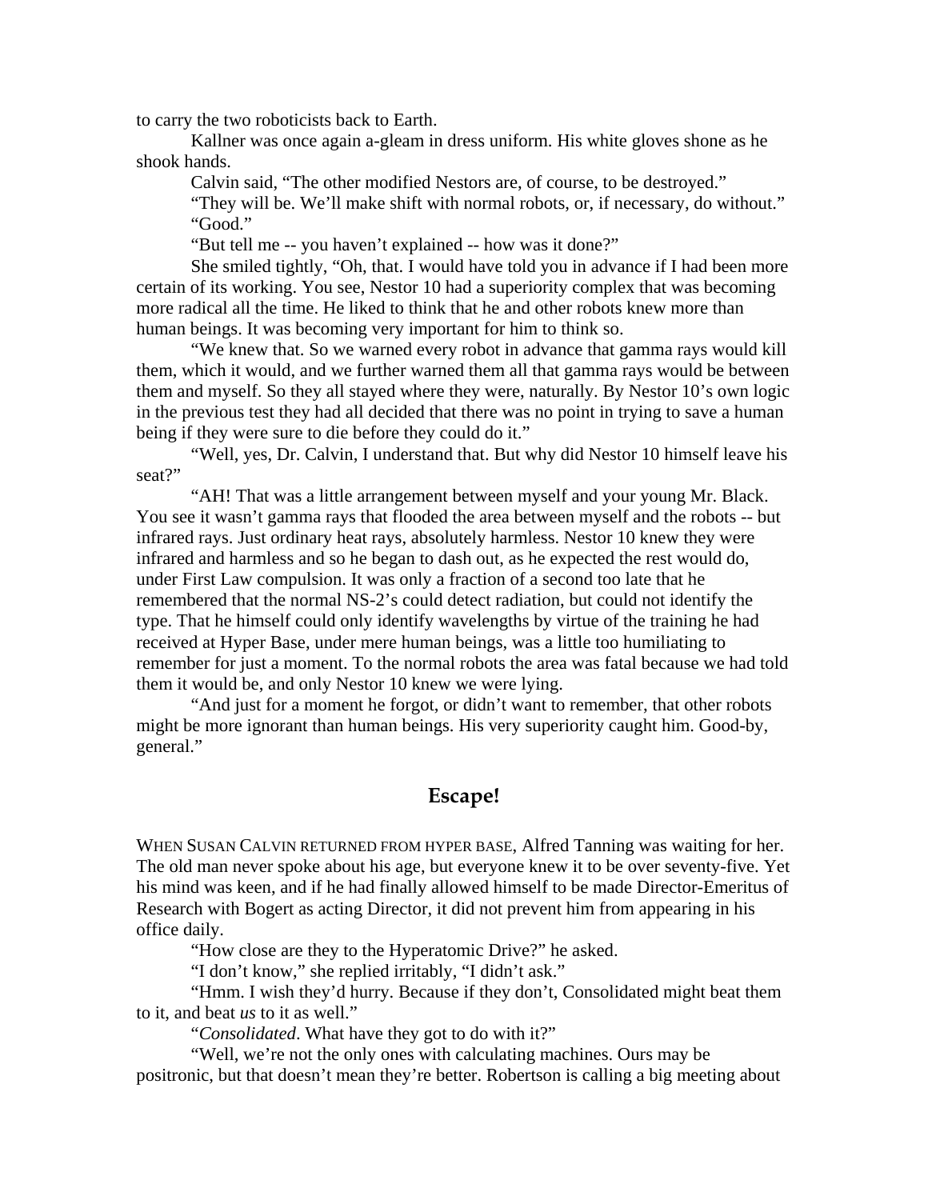to carry the two roboticists back to Earth.

Kallner was once again a-gleam in dress uniform. His white gloves shone as he shook hands.

Calvin said, "The other modified Nestors are, of course, to be destroyed."

"They will be. We'll make shift with normal robots, or, if necessary, do without."

"Good."

"But tell me -- you haven't explained -- how was it done?"

She smiled tightly, "Oh, that. I would have told you in advance if I had been more certain of its working. You see, Nestor 10 had a superiority complex that was becoming more radical all the time. He liked to think that he and other robots knew more than human beings. It was becoming very important for him to think so.

"We knew that. So we warned every robot in advance that gamma rays would kill them, which it would, and we further warned them all that gamma rays would be between them and myself. So they all stayed where they were, naturally. By Nestor 10's own logic in the previous test they had all decided that there was no point in trying to save a human being if they were sure to die before they could do it."

"Well, yes, Dr. Calvin, I understand that. But why did Nestor 10 himself leave his seat?"

"AH! That was a little arrangement between myself and your young Mr. Black. You see it wasn't gamma rays that flooded the area between myself and the robots -- but infrared rays. Just ordinary heat rays, absolutely harmless. Nestor 10 knew they were infrared and harmless and so he began to dash out, as he expected the rest would do, under First Law compulsion. It was only a fraction of a second too late that he remembered that the normal NS-2's could detect radiation, but could not identify the type. That he himself could only identify wavelengths by virtue of the training he had received at Hyper Base, under mere human beings, was a little too humiliating to remember for just a moment. To the normal robots the area was fatal because we had told them it would be, and only Nestor 10 knew we were lying.

"And just for a moment he forgot, or didn't want to remember, that other robots might be more ignorant than human beings. His very superiority caught him. Good-by, general."

## Escape!

WHEN SUSAN CALVIN RETURNED FROM HYPER BASE, Alfred Tanning was waiting for her. The old man never spoke about his age, but everyone knew it to be over seventy-five. Yet his mind was keen, and if he had finally allowed himself to be made Director-Emeritus of Research with Bogert as acting Director, it did not prevent him from appearing in his office daily.

"How close are they to the Hyperatomic Drive?" he asked.

"I don't know," she replied irritably, "I didn't ask."

"Hmm. I wish they'd hurry. Because if they don't, Consolidated might beat them to it, and beat *us* to it as well."

"*Consolidated*. What have they got to do with it?"

"Well, we're not the only ones with calculating machines. Ours may be positronic, but that doesn't mean they're better. Robertson is calling a big meeting about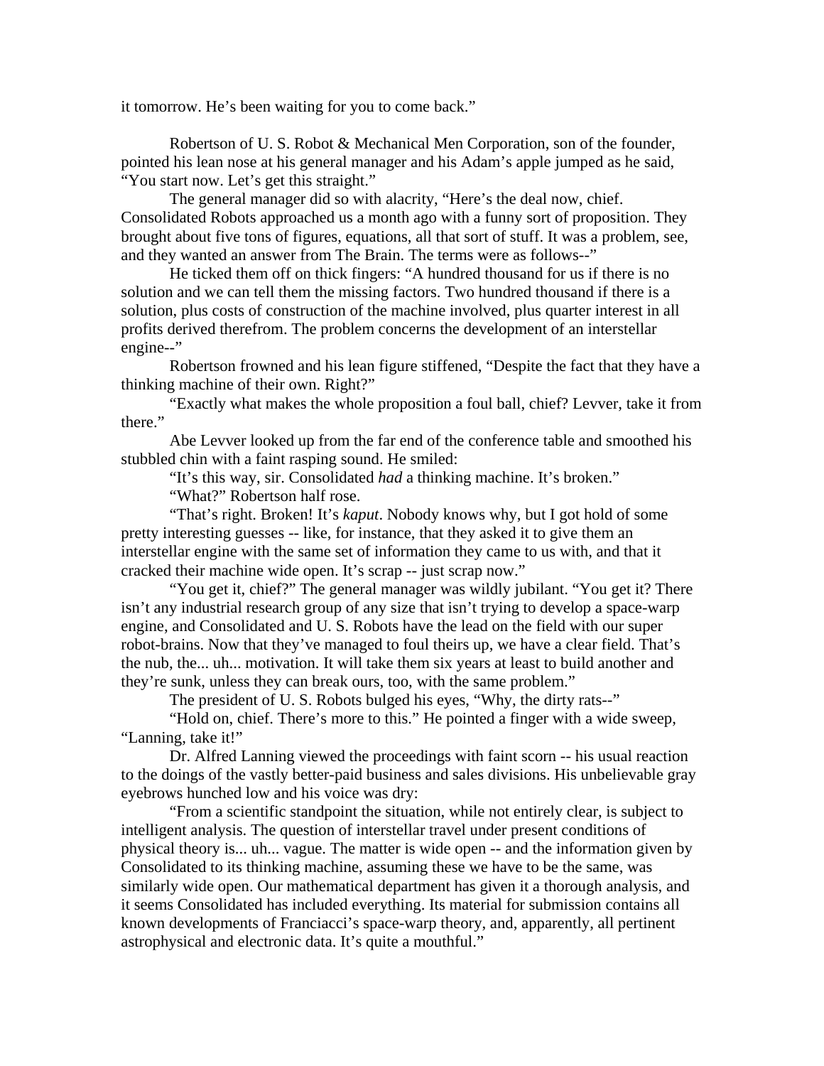it tomorrow. He's been waiting for you to come back."

Robertson of U. S. Robot & Mechanical Men Corporation, son of the founder, pointed his lean nose at his general manager and his Adam's apple jumped as he said, "You start now. Let's get this straight."

The general manager did so with alacrity, "Here's the deal now, chief. Consolidated Robots approached us a month ago with a funny sort of proposition. They brought about five tons of figures, equations, all that sort of stuff. It was a problem, see, and they wanted an answer from The Brain. The terms were as follows--"

He ticked them off on thick fingers: "A hundred thousand for us if there is no solution and we can tell them the missing factors. Two hundred thousand if there is a solution, plus costs of construction of the machine involved, plus quarter interest in all profits derived therefrom. The problem concerns the development of an interstellar engine--"

Robertson frowned and his lean figure stiffened, "Despite the fact that they have a thinking machine of their own. Right?"

"Exactly what makes the whole proposition a foul ball, chief? Levver, take it from there."

Abe Levver looked up from the far end of the conference table and smoothed his stubbled chin with a faint rasping sound. He smiled:

"It's this way, sir. Consolidated *had* a thinking machine. It's broken."

"What?" Robertson half rose.

"That's right. Broken! It's *kaput*. Nobody knows why, but I got hold of some pretty interesting guesses -- like, for instance, that they asked it to give them an interstellar engine with the same set of information they came to us with, and that it cracked their machine wide open. It's scrap -- just scrap now."

"You get it, chief?" The general manager was wildly jubilant. "You get it? There isn't any industrial research group of any size that isn't trying to develop a space-warp engine, and Consolidated and U. S. Robots have the lead on the field with our super robot-brains. Now that they've managed to foul theirs up, we have a clear field. That's the nub, the... uh... motivation. It will take them six years at least to build another and they're sunk, unless they can break ours, too, with the same problem."

The president of U. S. Robots bulged his eyes, "Why, the dirty rats--"

"Hold on, chief. There's more to this." He pointed a finger with a wide sweep, "Lanning, take it!"

Dr. Alfred Lanning viewed the proceedings with faint scorn -- his usual reaction to the doings of the vastly better-paid business and sales divisions. His unbelievable gray eyebrows hunched low and his voice was dry:

"From a scientific standpoint the situation, while not entirely clear, is subject to intelligent analysis. The question of interstellar travel under present conditions of physical theory is... uh... vague. The matter is wide open -- and the information given by Consolidated to its thinking machine, assuming these we have to be the same, was similarly wide open. Our mathematical department has given it a thorough analysis, and it seems Consolidated has included everything. Its material for submission contains all known developments of Franciacci's space-warp theory, and, apparently, all pertinent astrophysical and electronic data. It's quite a mouthful."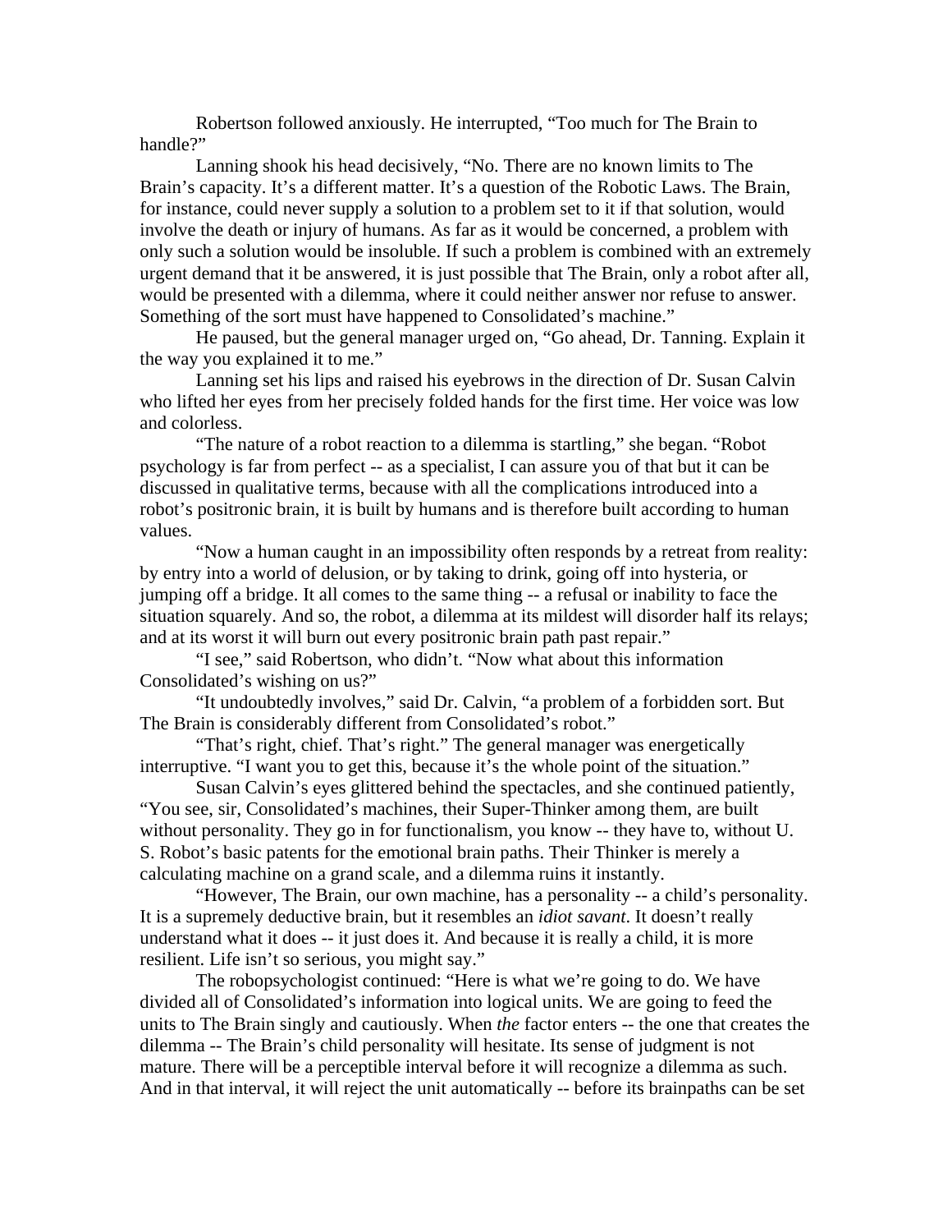Robertson followed anxiously. He interrupted, "Too much for The Brain to handle?"

Lanning shook his head decisively, "No. There are no known limits to The Brain's capacity. It's a different matter. It's a question of the Robotic Laws. The Brain, for instance, could never supply a solution to a problem set to it if that solution, would involve the death or injury of humans. As far as it would be concerned, a problem with only such a solution would be insoluble. If such a problem is combined with an extremely urgent demand that it be answered, it is just possible that The Brain, only a robot after all, would be presented with a dilemma, where it could neither answer nor refuse to answer. Something of the sort must have happened to Consolidated's machine."

He paused, but the general manager urged on, "Go ahead, Dr. Tanning. Explain it the way you explained it to me."

Lanning set his lips and raised his eyebrows in the direction of Dr. Susan Calvin who lifted her eyes from her precisely folded hands for the first time. Her voice was low and colorless.

"The nature of a robot reaction to a dilemma is startling," she began. "Robot psychology is far from perfect -- as a specialist, I can assure you of that but it can be discussed in qualitative terms, because with all the complications introduced into a robot's positronic brain, it is built by humans and is therefore built according to human values.

"Now a human caught in an impossibility often responds by a retreat from reality: by entry into a world of delusion, or by taking to drink, going off into hysteria, or jumping off a bridge. It all comes to the same thing -- a refusal or inability to face the situation squarely. And so, the robot, a dilemma at its mildest will disorder half its relays; and at its worst it will burn out every positronic brain path past repair."

"I see," said Robertson, who didn't. "Now what about this information Consolidated's wishing on us?"

"It undoubtedly involves," said Dr. Calvin, "a problem of a forbidden sort. But The Brain is considerably different from Consolidated's robot."

"That's right, chief. That's right." The general manager was energetically interruptive. "I want you to get this, because it's the whole point of the situation."

Susan Calvin's eyes glittered behind the spectacles, and she continued patiently, "You see, sir, Consolidated's machines, their Super-Thinker among them, are built without personality. They go in for functionalism, you know -- they have to, without U. S. Robot's basic patents for the emotional brain paths. Their Thinker is merely a calculating machine on a grand scale, and a dilemma ruins it instantly.

"However, The Brain, our own machine, has a personality -- a child's personality. It is a supremely deductive brain, but it resembles an *idiot savant*. It doesn't really understand what it does -- it just does it. And because it is really a child, it is more resilient. Life isn't so serious, you might say."

The robopsychologist continued: "Here is what we're going to do. We have divided all of Consolidated's information into logical units. We are going to feed the units to The Brain singly and cautiously. When *the* factor enters -- the one that creates the dilemma -- The Brain's child personality will hesitate. Its sense of judgment is not mature. There will be a perceptible interval before it will recognize a dilemma as such. And in that interval, it will reject the unit automatically -- before its brainpaths can be set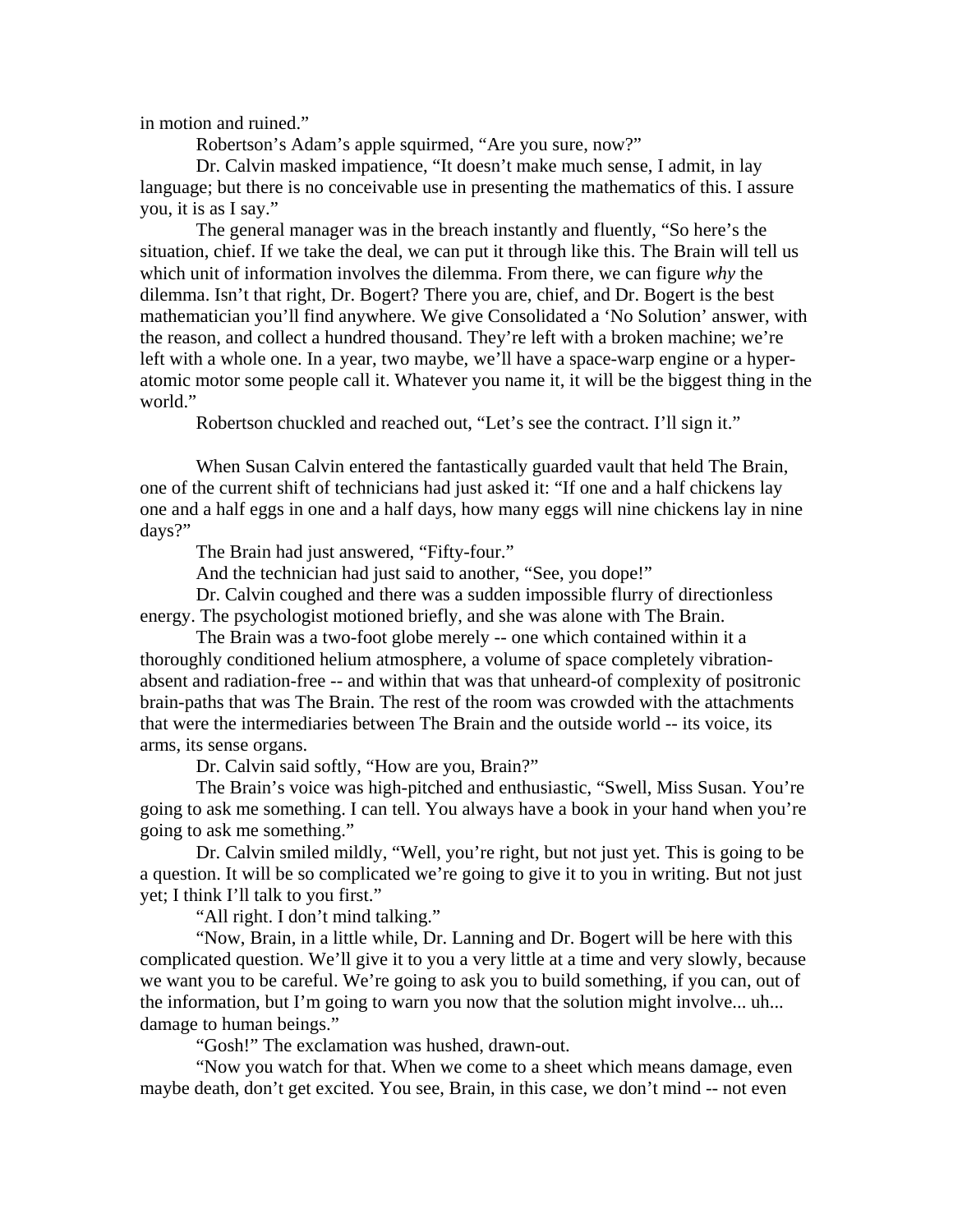in motion and ruined."

Robertson's Adam's apple squirmed, "Are you sure, now?"

Dr. Calvin masked impatience, "It doesn't make much sense, I admit, in lay language; but there is no conceivable use in presenting the mathematics of this. I assure you, it is as I say."

The general manager was in the breach instantly and fluently, "So here's the situation, chief. If we take the deal, we can put it through like this. The Brain will tell us which unit of information involves the dilemma. From there, we can figure *why* the dilemma. Isn't that right, Dr. Bogert? There you are, chief, and Dr. Bogert is the best mathematician you'll find anywhere. We give Consolidated a 'No Solution' answer, with the reason, and collect a hundred thousand. They're left with a broken machine; we're left with a whole one. In a year, two maybe, we'll have a space-warp engine or a hyper-atomic motor some people call it. Whatever you name it, it will be the biggest thing in the world."

Robertson chuckled and reached out, "Let's see the contract. I'll sign it."

When Susan Calvin entered the fantastically guarded vault that held The Brain, one of the current shift of technicians had just asked it: "If one and a half chickens lay one and a half eggs in one and a half days, how many eggs will nine chickens lay in nine days?"

The Brain had just answered, "Fifty-four."

And the technician had just said to another, "See, you dope!"

Dr. Calvin coughed and there was a sudden impossible flurry of directionless energy. The psychologist motioned briefly, and she was alone with The Brain.

The Brain was a two-foot globe merely -- one which contained within it a thoroughly conditioned helium atmosphere, a volume of space completely vibration-absent and radiation-free -- and within that was that unheard-of complexity of positronic brain-paths that was The Brain. The rest of the room was crowded with the attachments that were the intermediaries between The Brain and the outside world -- its voice, its arms, its sense organs.

Dr. Calvin said softly, "How are you, Brain?"

The Brain's voice was high-pitched and enthusiastic, "Swell, Miss Susan. You're going to ask me something. I can tell. You always have a book in your hand when you're going to ask me something."

Dr. Calvin smiled mildly, "Well, you're right, but not just yet. This is going to be a question. It will be so complicated we're going to give it to you in writing. But not just yet; I think I'll talk to you first."

"All right. I don't mind talking."

"Now, Brain, in a little while, Dr. Lanning and Dr. Bogert will be here with this complicated question. We'll give it to you a very little at a time and very slowly, because we want you to be careful. We're going to ask you to build something, if you can, out of the information, but I'm going to warn you now that the solution might involve... uh... damage to human beings."

"Gosh!" The exclamation was hushed, drawn-out.

"Now you watch for that. When we come to a sheet which means damage, even maybe death, don't get excited. You see, Brain, in this case, we don't mind -- not even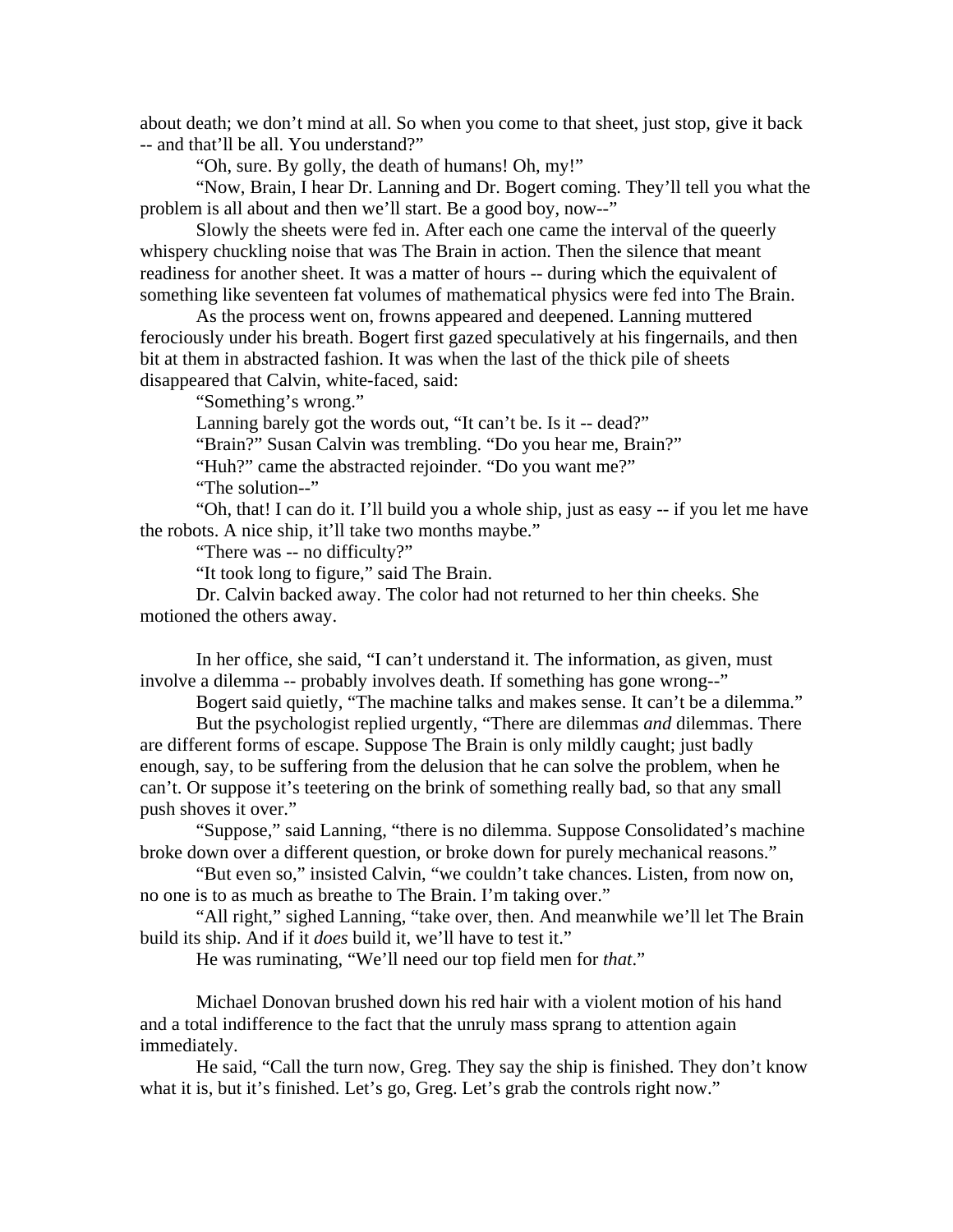about death; we don't mind at all. So when you come to that sheet, just stop, give it back -- and that'll be all. You understand?"

"Oh, sure. By golly, the death of humans! Oh, my!"

"Now, Brain, I hear Dr. Lanning and Dr. Bogert coming. They'll tell you what the problem is all about and then we'll start. Be a good boy, now--"

Slowly the sheets were fed in. After each one came the interval of the queerly whispery chuckling noise that was The Brain in action. Then the silence that meant readiness for another sheet. It was a matter of hours -- during which the equivalent of something like seventeen fat volumes of mathematical physics were fed into The Brain.

As the process went on, frowns appeared and deepened. Lanning muttered ferociously under his breath. Bogert first gazed speculatively at his fingernails, and then bit at them in abstracted fashion. It was when the last of the thick pile of sheets disappeared that Calvin, white-faced, said:

"Something's wrong."

Lanning barely got the words out, "It can't be. Is it -- dead?"

"Brain?" Susan Calvin was trembling. "Do you hear me, Brain?"

"Huh?" came the abstracted rejoinder. "Do you want me?"

"The solution--"

"Oh, that! I can do it. I'll build you a whole ship, just as easy -- if you let me have the robots. A nice ship, it'll take two months maybe."

"There was -- no difficulty?"

"It took long to figure," said The Brain.

Dr. Calvin backed away. The color had not returned to her thin cheeks. She motioned the others away.

In her office, she said, "I can't understand it. The information, as given, must involve a dilemma -- probably involves death. If something has gone wrong--"

Bogert said quietly, "The machine talks and makes sense. It can't be a dilemma."

But the psychologist replied urgently, "There are dilemmas *and* dilemmas. There are different forms of escape. Suppose The Brain is only mildly caught; just badly enough, say, to be suffering from the delusion that he can solve the problem, when he can't. Or suppose it's teetering on the brink of something really bad, so that any small push shoves it over."

"Suppose," said Lanning, "there is no dilemma. Suppose Consolidated's machine broke down over a different question, or broke down for purely mechanical reasons."

"But even so," insisted Calvin, "we couldn't take chances. Listen, from now on, no one is to as much as breathe to The Brain. I'm taking over."

"All right," sighed Lanning, "take over, then. And meanwhile we'll let The Brain build its ship. And if it *does* build it, we'll have to test it."

He was ruminating, "We'll need our top field men for *that*."

Michael Donovan brushed down his red hair with a violent motion of his hand and a total indifference to the fact that the unruly mass sprang to attention again immediately.

He said, "Call the turn now, Greg. They say the ship is finished. They don't know what it is, but it's finished. Let's go, Greg. Let's grab the controls right now."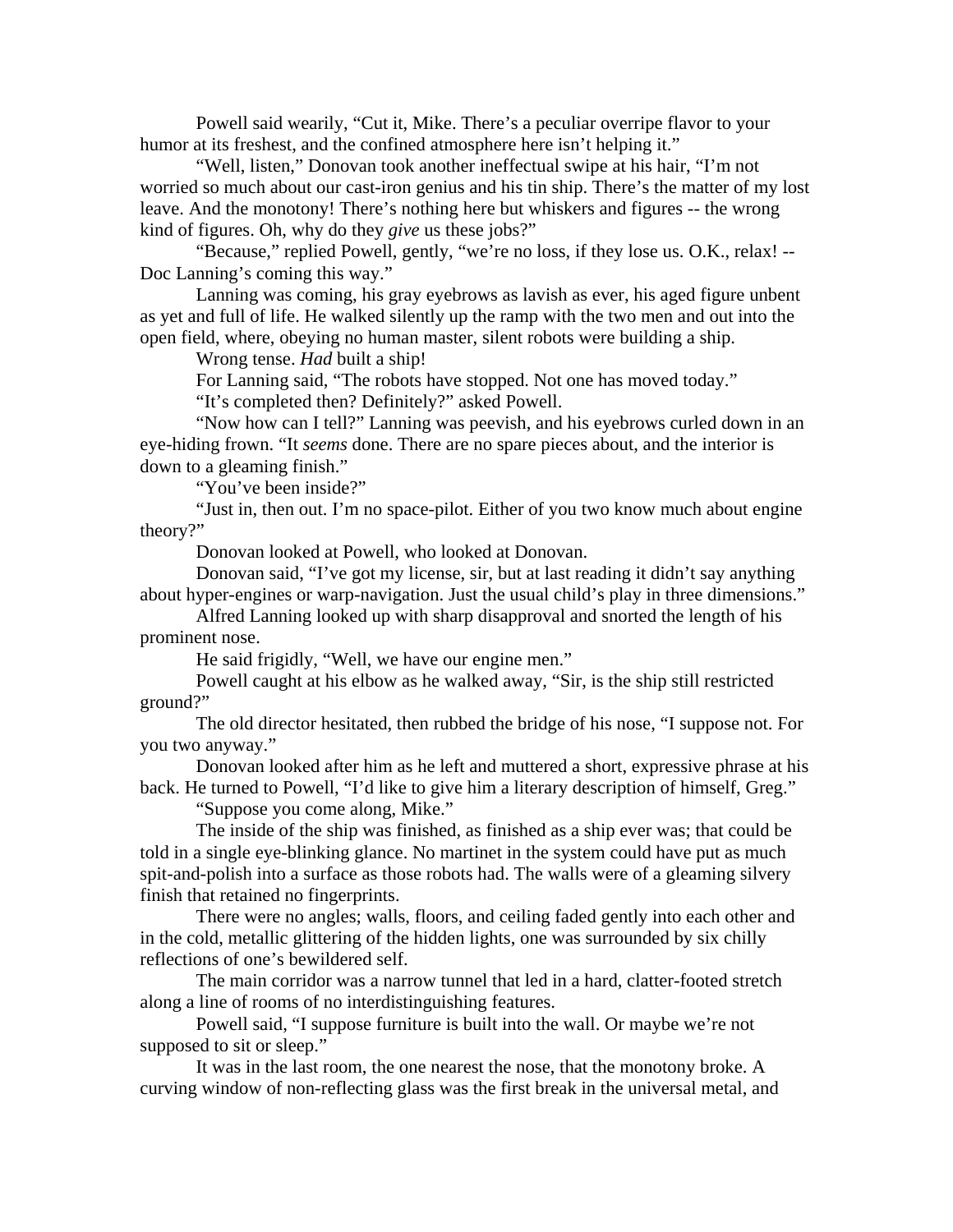Powell said wearily, "Cut it, Mike. There's a peculiar overripe flavor to your humor at its freshest, and the confined atmosphere here isn't helping it."

"Well, listen," Donovan took another ineffectual swipe at his hair, "I'm not worried so much about our cast-iron genius and his tin ship. There's the matter of my lost leave. And the monotony! There's nothing here but whiskers and figures -- the wrong kind of figures. Oh, why do they *give* us these jobs?"

"Because," replied Powell, gently, "we're no loss, if they lose us. O.K., relax! -- Doc Lanning's coming this way."

Lanning was coming, his gray eyebrows as lavish as ever, his aged figure unbent as yet and full of life. He walked silently up the ramp with the two men and out into the open field, where, obeying no human master, silent robots were building a ship.

Wrong tense. *Had* built a ship!

For Lanning said, "The robots have stopped. Not one has moved today."

"It's completed then? Definitely?" asked Powell.

"Now how can I tell?" Lanning was peevish, and his eyebrows curled down in an eye-hiding frown. "It *seems* done. There are no spare pieces about, and the interior is down to a gleaming finish."

"You've been inside?"

"Just in, then out. I'm no space-pilot. Either of you two know much about engine theory?"

Donovan looked at Powell, who looked at Donovan.

Donovan said, "I've got my license, sir, but at last reading it didn't say anything about hyper-engines or warp-navigation. Just the usual child's play in three dimensions."

Alfred Lanning looked up with sharp disapproval and snorted the length of his prominent nose.

He said frigidly, "Well, we have our engine men."

Powell caught at his elbow as he walked away, "Sir, is the ship still restricted ground?"

The old director hesitated, then rubbed the bridge of his nose, "I suppose not. For you two anyway."

Donovan looked after him as he left and muttered a short, expressive phrase at his back. He turned to Powell, "I'd like to give him a literary description of himself, Greg."

"Suppose you come along, Mike."

The inside of the ship was finished, as finished as a ship ever was; that could be told in a single eye-blinking glance. No martinet in the system could have put as much spit-and-polish into a surface as those robots had. The walls were of a gleaming silvery finish that retained no fingerprints.

There were no angles; walls, floors, and ceiling faded gently into each other and in the cold, metallic glittering of the hidden lights, one was surrounded by six chilly reflections of one's bewildered self.

The main corridor was a narrow tunnel that led in a hard, clatter-footed stretch along a line of rooms of no interdistinguishing features.

Powell said, "I suppose furniture is built into the wall. Or maybe we're not supposed to sit or sleep."

It was in the last room, the one nearest the nose, that the monotony broke. A curving window of non-reflecting glass was the first break in the universal metal, and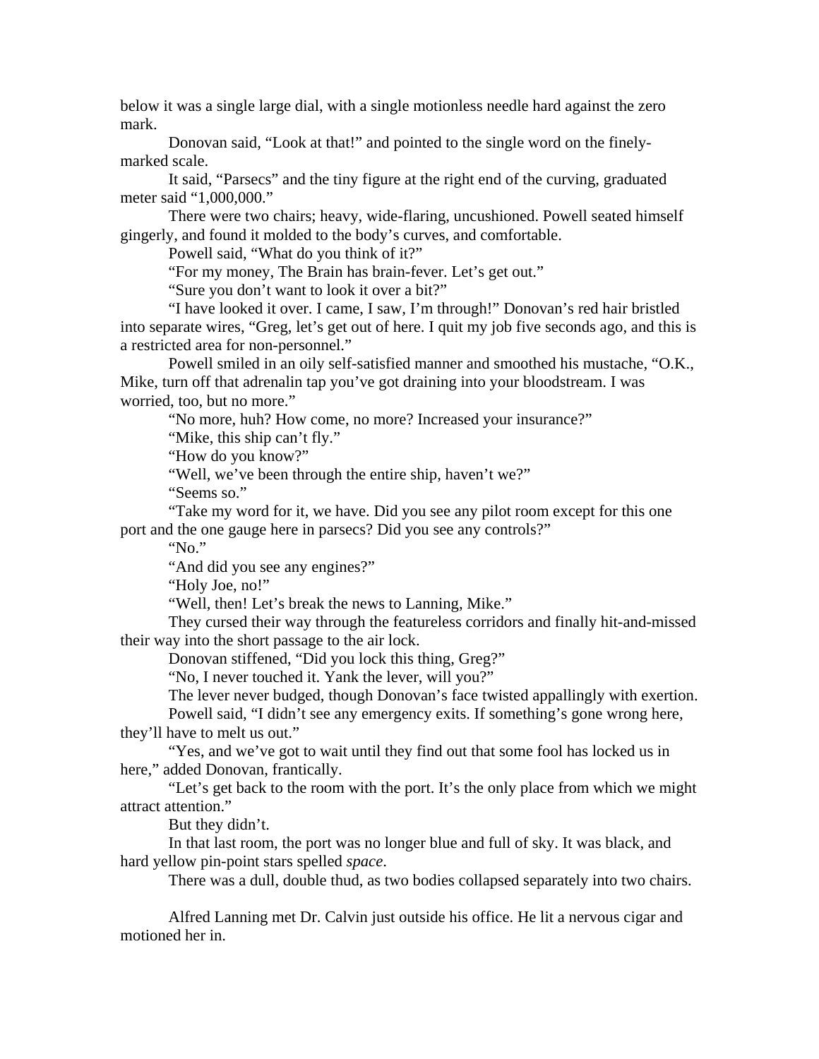below it was a single large dial, with a single motionless needle hard against the zero mark.

Donovan said, "Look at that!" and pointed to the single word on the finely-marked scale.

It said, "Parsecs" and the tiny figure at the right end of the curving, graduated meter said "1,000,000."

There were two chairs; heavy, wide-flaring, uncushioned. Powell seated himself gingerly, and found it molded to the body's curves, and comfortable.

Powell said, "What do you think of it?"

"For my money, The Brain has brain-fever. Let's get out."

"Sure you don't want to look it over a bit?"

"I have looked it over. I came, I saw, I'm through!" Donovan's red hair bristled into separate wires, "Greg, let's get out of here. I quit my job five seconds ago, and this is a restricted area for non-personnel."

Powell smiled in an oily self-satisfied manner and smoothed his mustache, "O.K., Mike, turn off that adrenalin tap you've got draining into your bloodstream. I was worried, too, but no more."

"No more, huh? How come, no more? Increased your insurance?"

"Mike, this ship can't fly."

"How do you know?"

"Well, we've been through the entire ship, haven't we?"

"Seems so."

"Take my word for it, we have. Did you see any pilot room except for this one port and the one gauge here in parsecs? Did you see any controls?"

"No."

"And did you see any engines?"

"Holy Joe, no!"

"Well, then! Let's break the news to Lanning, Mike."

They cursed their way through the featureless corridors and finally hit-and-missed their way into the short passage to the air lock.

Donovan stiffened, "Did you lock this thing, Greg?"

"No, I never touched it. Yank the lever, will you?"

The lever never budged, though Donovan's face twisted appallingly with exertion.

Powell said, "I didn't see any emergency exits. If something's gone wrong here, they'll have to melt us out."

"Yes, and we've got to wait until they find out that some fool has locked us in here," added Donovan, frantically.

"Let's get back to the room with the port. It's the only place from which we might attract attention."

But they didn't.

In that last room, the port was no longer blue and full of sky. It was black, and hard yellow pin-point stars spelled *space*.

There was a dull, double thud, as two bodies collapsed separately into two chairs.

Alfred Lanning met Dr. Calvin just outside his office. He lit a nervous cigar and motioned her in.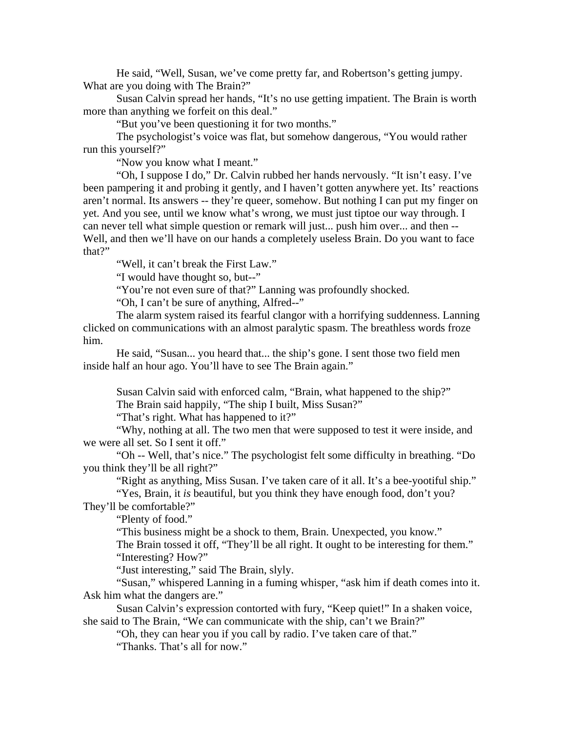He said, "Well, Susan, we've come pretty far, and Robertson's getting jumpy. What are you doing with The Brain?"

Susan Calvin spread her hands, "It's no use getting impatient. The Brain is worth more than anything we forfeit on this deal."

"But you've been questioning it for two months."

The psychologist's voice was flat, but somehow dangerous, "You would rather run this yourself?"

"Now you know what I meant."

"Oh, I suppose I do," Dr. Calvin rubbed her hands nervously. "It isn't easy. I've been pampering it and probing it gently, and I haven't gotten anywhere yet. Its' reactions aren't normal. Its answers -- they're queer, somehow. But nothing I can put my finger on yet. And you see, until we know what's wrong, we must just tiptoe our way through. I can never tell what simple question or remark will just... push him over... and then -- Well, and then we'll have on our hands a completely useless Brain. Do you want to face that?"

"Well, it can't break the First Law."

"I would have thought so, but--"

"You're not even sure of that?" Lanning was profoundly shocked.

"Oh, I can't be sure of anything, Alfred--"

The alarm system raised its fearful clangor with a horrifying suddenness. Lanning clicked on communications with an almost paralytic spasm. The breathless words froze him.

He said, "Susan... you heard that... the ship's gone. I sent those two field men inside half an hour ago. You'll have to see The Brain again."

Susan Calvin said with enforced calm, "Brain, what happened to the ship?"

The Brain said happily, "The ship I built, Miss Susan?"

"That's right. What has happened to it?"

"Why, nothing at all. The two men that were supposed to test it were inside, and we were all set. So I sent it off."

"Oh -- Well, that's nice." The psychologist felt some difficulty in breathing. "Do you think they'll be all right?"

"Right as anything, Miss Susan. I've taken care of it all. It's a bee-yootiful ship."

"Yes, Brain, it *is* beautiful, but you think they have enough food, don't you? They'll be comfortable?"

"Plenty of food."

"This business might be a shock to them, Brain. Unexpected, you know."

The Brain tossed it off, "They'll be all right. It ought to be interesting for them."

"Interesting? How?"

"Just interesting," said The Brain, slyly.

"Susan," whispered Lanning in a fuming whisper, "ask him if death comes into it. Ask him what the dangers are."

Susan Calvin's expression contorted with fury, "Keep quiet!" In a shaken voice, she said to The Brain, "We can communicate with the ship, can't we Brain?"

"Oh, they can hear you if you call by radio. I've taken care of that."

"Thanks. That's all for now."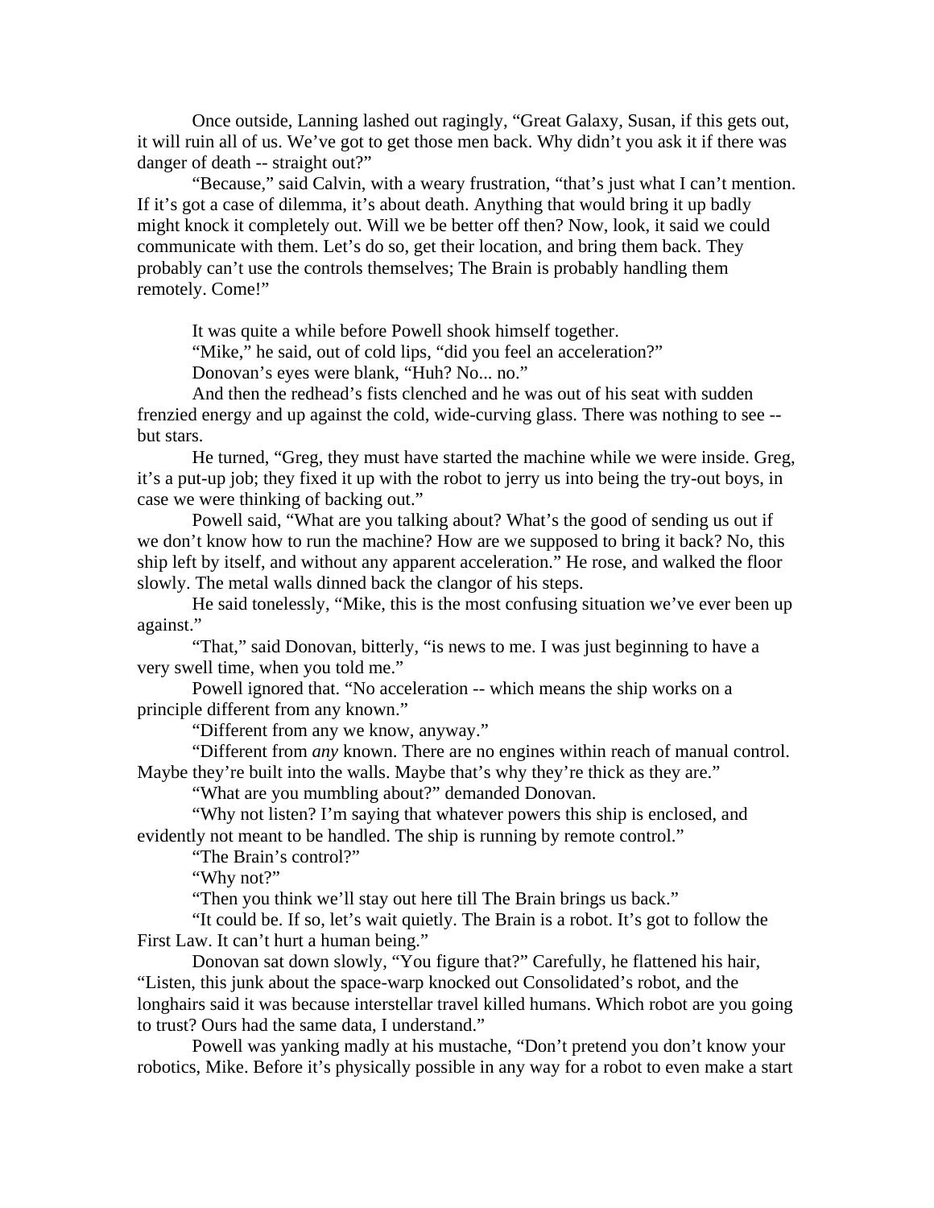Once outside, Lanning lashed out ragingly, "Great Galaxy, Susan, if this gets out, it will ruin all of us. We've got to get those men back. Why didn't you ask it if there was danger of death -- straight out?"

"Because," said Calvin, with a weary frustration, "that's just what I can't mention. If it's got a case of dilemma, it's about death. Anything that would bring it up badly might knock it completely out. Will we be better off then? Now, look, it said we could communicate with them. Let's do so, get their location, and bring them back. They probably can't use the controls themselves; The Brain is probably handling them remotely. Come!"

It was quite a while before Powell shook himself together.

"Mike," he said, out of cold lips, "did you feel an acceleration?"

Donovan's eyes were blank, "Huh? No... no."

And then the redhead's fists clenched and he was out of his seat with sudden frenzied energy and up against the cold, wide-curving glass. There was nothing to see -- but stars.

He turned, "Greg, they must have started the machine while we were inside. Greg, it's a put-up job; they fixed it up with the robot to jerry us into being the try-out boys, in case we were thinking of backing out."

Powell said, "What are you talking about? What's the good of sending us out if we don't know how to run the machine? How are we supposed to bring it back? No, this ship left by itself, and without any apparent acceleration." He rose, and walked the floor slowly. The metal walls dinned back the clangor of his steps.

He said tonelessly, "Mike, this is the most confusing situation we've ever been up against."

"That," said Donovan, bitterly, "is news to me. I was just beginning to have a very swell time, when you told me."

Powell ignored that. "No acceleration -- which means the ship works on a principle different from any known."

"Different from any we know, anyway."

"Different from *any* known. There are no engines within reach of manual control. Maybe they're built into the walls. Maybe that's why they're thick as they are."

"What are you mumbling about?" demanded Donovan.

"Why not listen? I'm saying that whatever powers this ship is enclosed, and evidently not meant to be handled. The ship is running by remote control."

"The Brain's control?"

"Why not?"

"Then you think we'll stay out here till The Brain brings us back."

"It could be. If so, let's wait quietly. The Brain is a robot. It's got to follow the First Law. It can't hurt a human being."

Donovan sat down slowly, "You figure that?" Carefully, he flattened his hair, "Listen, this junk about the space-warp knocked out Consolidated's robot, and the longhairs said it was because interstellar travel killed humans. Which robot are you going to trust? Ours had the same data, I understand."

Powell was yanking madly at his mustache, "Don't pretend you don't know your robotics, Mike. Before it's physically possible in any way for a robot to even make a start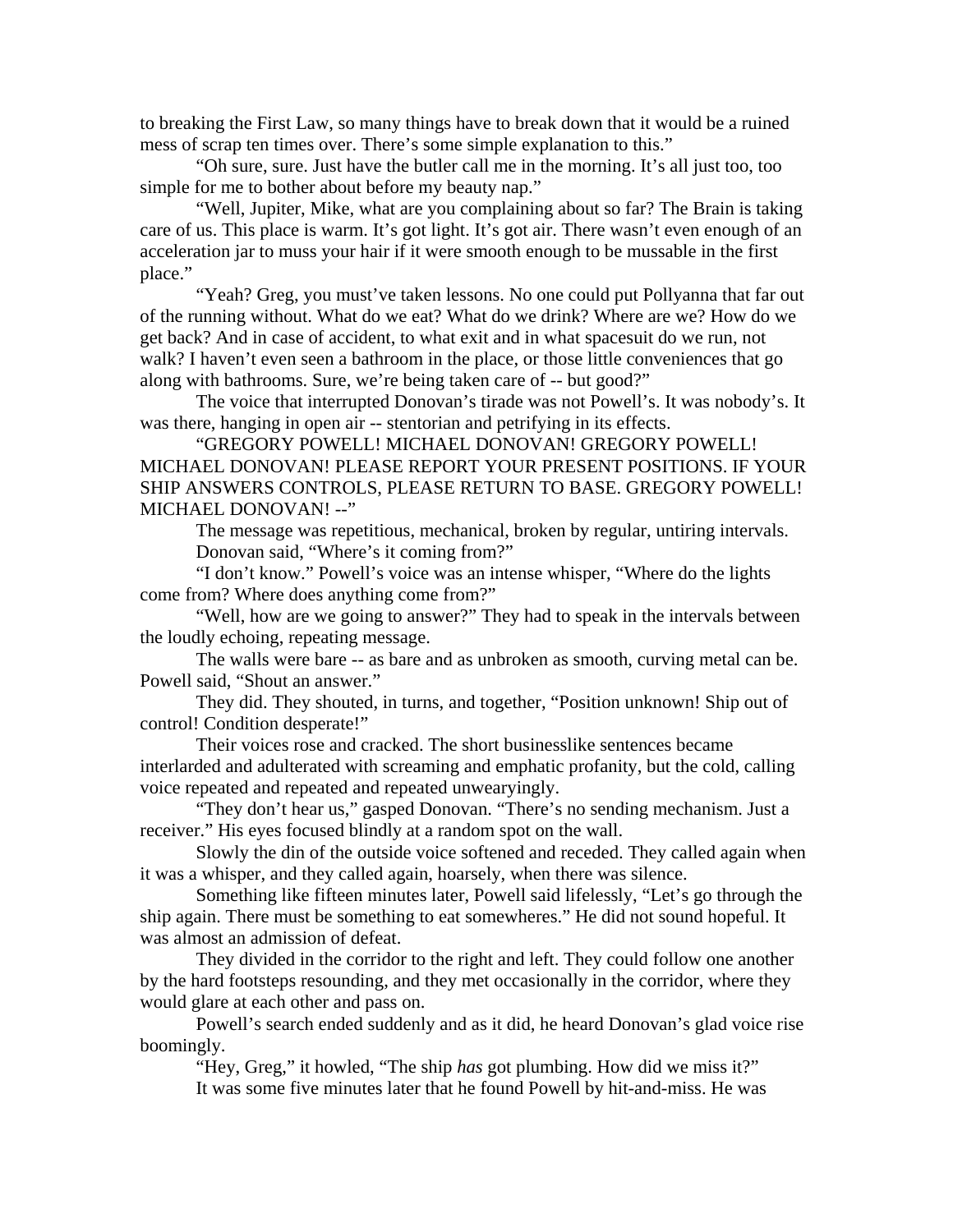to breaking the First Law, so many things have to break down that it would be a ruined mess of scrap ten times over. There's some simple explanation to this."

"Oh sure, sure. Just have the butler call me in the morning. It's all just too, too simple for me to bother about before my beauty nap."

"Well, Jupiter, Mike, what are you complaining about so far? The Brain is taking care of us. This place is warm. It's got light. It's got air. There wasn't even enough of an acceleration jar to muss your hair if it were smooth enough to be mussable in the first place."

"Yeah? Greg, you must've taken lessons. No one could put Pollyanna that far out of the running without. What do we eat? What do we drink? Where are we? How do we get back? And in case of accident, to what exit and in what spacesuit do we run, not walk? I haven't even seen a bathroom in the place, or those little conveniences that go along with bathrooms. Sure, we're being taken care of -- but good?"

The voice that interrupted Donovan's tirade was not Powell's. It was nobody's. It was there, hanging in open air -- stentorian and petrifying in its effects.

"GREGORY POWELL! MICHAEL DONOVAN! GREGORY POWELL! MICHAEL DONOVAN! PLEASE REPORT YOUR PRESENT POSITIONS. IF YOUR SHIP ANSWERS CONTROLS, PLEASE RETURN TO BASE. GREGORY POWELL! MICHAEL DONOVAN! --"

The message was repetitious, mechanical, broken by regular, untiring intervals.

Donovan said, "Where's it coming from?"

"I don't know." Powell's voice was an intense whisper, "Where do the lights come from? Where does anything come from?"

"Well, how are we going to answer?" They had to speak in the intervals between the loudly echoing, repeating message.

The walls were bare -- as bare and as unbroken as smooth, curving metal can be. Powell said, "Shout an answer."

They did. They shouted, in turns, and together, "Position unknown! Ship out of control! Condition desperate!"

Their voices rose and cracked. The short businesslike sentences became interlarded and adulterated with screaming and emphatic profanity, but the cold, calling voice repeated and repeated and repeated unwearyingly.

"They don't hear us," gasped Donovan. "There's no sending mechanism. Just a receiver." His eyes focused blindly at a random spot on the wall.

Slowly the din of the outside voice softened and receded. They called again when it was a whisper, and they called again, hoarsely, when there was silence.

Something like fifteen minutes later, Powell said lifelessly, "Let's go through the ship again. There must be something to eat somewheres." He did not sound hopeful. It was almost an admission of defeat.

They divided in the corridor to the right and left. They could follow one another by the hard footsteps resounding, and they met occasionally in the corridor, where they would glare at each other and pass on.

Powell's search ended suddenly and as it did, he heard Donovan's glad voice rise boomingly.

"Hey, Greg," it howled, "The ship *has* got plumbing. How did we miss it?"

It was some five minutes later that he found Powell by hit-and-miss. He was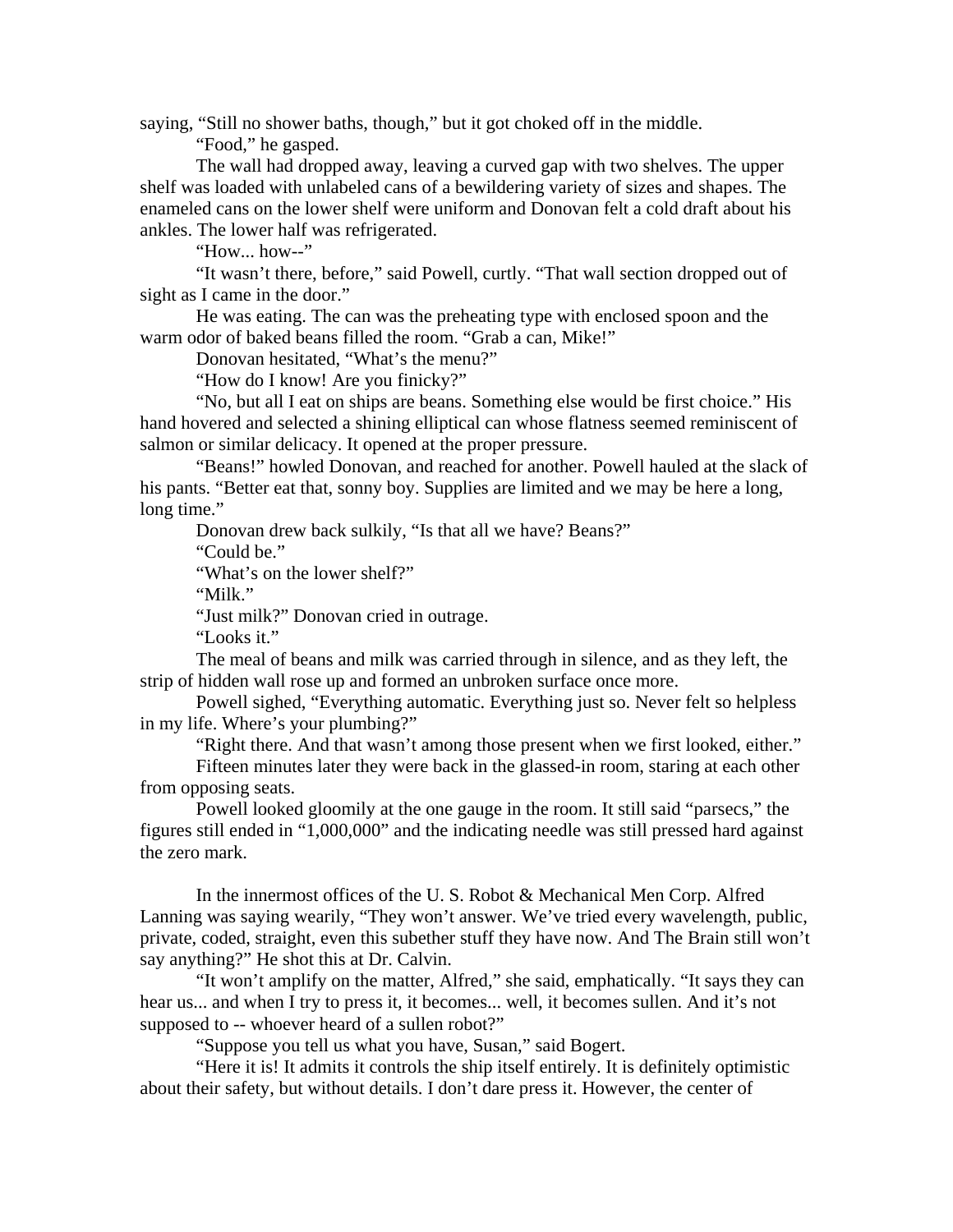saying, "Still no shower baths, though," but it got choked off in the middle.

"Food," he gasped.

The wall had dropped away, leaving a curved gap with two shelves. The upper shelf was loaded with unlabeled cans of a bewildering variety of sizes and shapes. The enameled cans on the lower shelf were uniform and Donovan felt a cold draft about his ankles. The lower half was refrigerated.

"How... how--"

"It wasn't there, before," said Powell, curtly. "That wall section dropped out of sight as I came in the door."

He was eating. The can was the preheating type with enclosed spoon and the warm odor of baked beans filled the room. "Grab a can, Mike!"

Donovan hesitated, "What's the menu?"

"How do I know! Are you finicky?"

"No, but all I eat on ships are beans. Something else would be first choice." His hand hovered and selected a shining elliptical can whose flatness seemed reminiscent of salmon or similar delicacy. It opened at the proper pressure.

"Beans!" howled Donovan, and reached for another. Powell hauled at the slack of his pants. "Better eat that, sonny boy. Supplies are limited and we may be here a long, long time."

Donovan drew back sulkily, "Is that all we have? Beans?"

"Could be."

"What's on the lower shelf?"

"Milk."

"Just milk?" Donovan cried in outrage.

"Looks it."

The meal of beans and milk was carried through in silence, and as they left, the strip of hidden wall rose up and formed an unbroken surface once more.

Powell sighed, "Everything automatic. Everything just so. Never felt so helpless in my life. Where's your plumbing?"

"Right there. And that wasn't among those present when we first looked, either."

Fifteen minutes later they were back in the glassed-in room, staring at each other from opposing seats.

Powell looked gloomily at the one gauge in the room. It still said "parsecs," the figures still ended in "1,000,000" and the indicating needle was still pressed hard against the zero mark.

In the innermost offices of the U. S. Robot & Mechanical Men Corp. Alfred Lanning was saying wearily, "They won't answer. We've tried every wavelength, public, private, coded, straight, even this subether stuff they have now. And The Brain still won't say anything?" He shot this at Dr. Calvin.

"It won't amplify on the matter, Alfred," she said, emphatically. "It says they can hear us... and when I try to press it, it becomes... well, it becomes sullen. And it's not supposed to -- whoever heard of a sullen robot?"

"Suppose you tell us what you have, Susan," said Bogert.

"Here it is! It admits it controls the ship itself entirely. It is definitely optimistic about their safety, but without details. I don't dare press it. However, the center of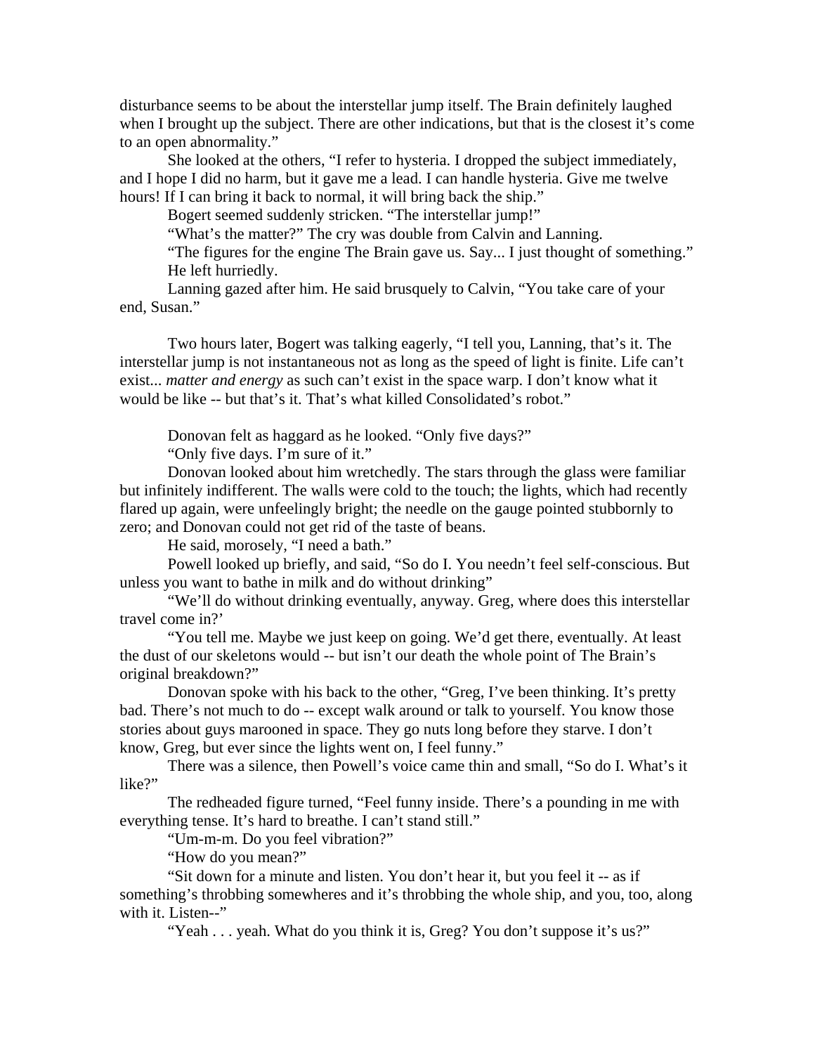disturbance seems to be about the interstellar jump itself. The Brain definitely laughed when I brought up the subject. There are other indications, but that is the closest it's come to an open abnormality."

She looked at the others, "I refer to hysteria. I dropped the subject immediately, and I hope I did no harm, but it gave me a lead. I can handle hysteria. Give me twelve hours! If I can bring it back to normal, it will bring back the ship."

Bogert seemed suddenly stricken. "The interstellar jump!"

"What's the matter?" The cry was double from Calvin and Lanning.

"The figures for the engine The Brain gave us. Say... I just thought of something." He left hurriedly.

Lanning gazed after him. He said brusquely to Calvin, "You take care of your end, Susan."

Two hours later, Bogert was talking eagerly, "I tell you, Lanning, that's it. The interstellar jump is not instantaneous not as long as the speed of light is finite. Life can't exist... *matter and energy* as such can't exist in the space warp. I don't know what it would be like -- but that's it. That's what killed Consolidated's robot."

Donovan felt as haggard as he looked. "Only five days?"

"Only five days. I'm sure of it."

Donovan looked about him wretchedly. The stars through the glass were familiar but infinitely indifferent. The walls were cold to the touch; the lights, which had recently flared up again, were unfeelingly bright; the needle on the gauge pointed stubbornly to zero; and Donovan could not get rid of the taste of beans.

He said, morosely, "I need a bath."

Powell looked up briefly, and said, "So do I. You needn't feel self-conscious. But unless you want to bathe in milk and do without drinking"

"We'll do without drinking eventually, anyway. Greg, where does this interstellar travel come in?'

"You tell me. Maybe we just keep on going. We'd get there, eventually. At least the dust of our skeletons would -- but isn't our death the whole point of The Brain's original breakdown?"

Donovan spoke with his back to the other, "Greg, I've been thinking. It's pretty bad. There's not much to do -- except walk around or talk to yourself. You know those stories about guys marooned in space. They go nuts long before they starve. I don't know, Greg, but ever since the lights went on, I feel funny."

There was a silence, then Powell's voice came thin and small, "So do I. What's it like?"

The redheaded figure turned, "Feel funny inside. There's a pounding in me with everything tense. It's hard to breathe. I can't stand still."

"Um-m-m. Do you feel vibration?"

"How do you mean?"

"Sit down for a minute and listen. You don't hear it, but you feel it -- as if something's throbbing somewheres and it's throbbing the whole ship, and you, too, along with it. Listen--"

"Yeah . . . yeah. What do you think it is, Greg? You don't suppose it's us?"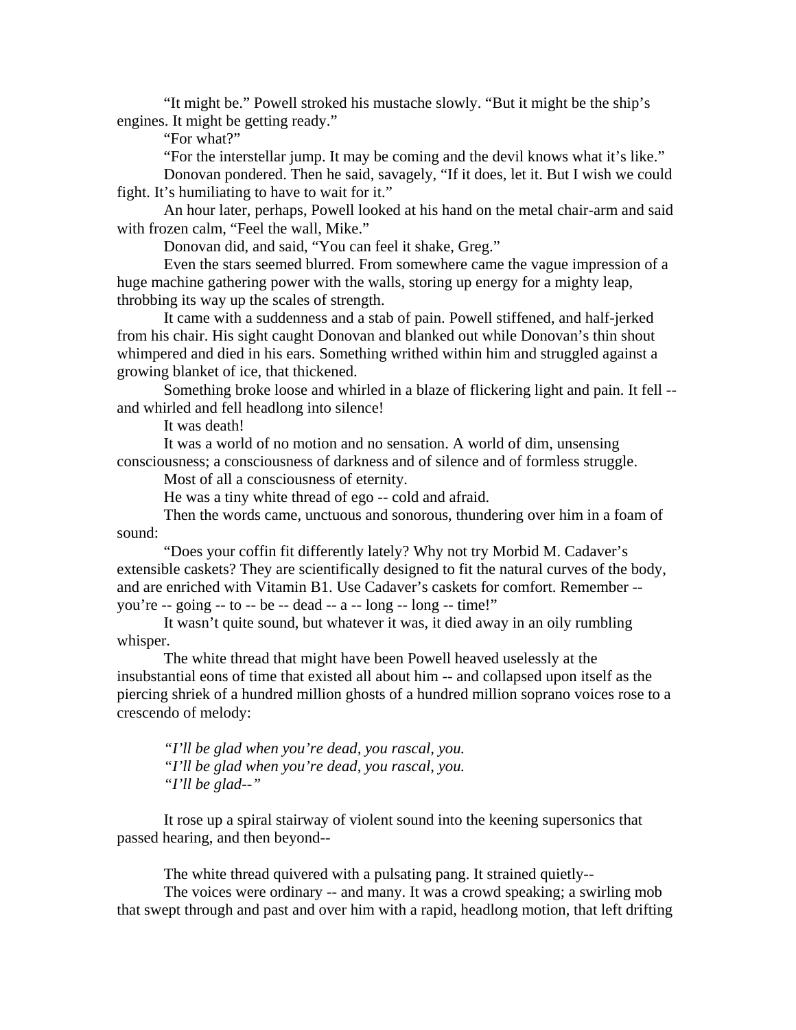"It might be." Powell stroked his mustache slowly. "But it might be the ship's engines. It might be getting ready."

"For what?"

"For the interstellar jump. It may be coming and the devil knows what it's like."

Donovan pondered. Then he said, savagely, "If it does, let it. But I wish we could fight. It's humiliating to have to wait for it."

An hour later, perhaps, Powell looked at his hand on the metal chair-arm and said with frozen calm, "Feel the wall, Mike."

Donovan did, and said, "You can feel it shake, Greg."

Even the stars seemed blurred. From somewhere came the vague impression of a huge machine gathering power with the walls, storing up energy for a mighty leap, throbbing its way up the scales of strength.

It came with a suddenness and a stab of pain. Powell stiffened, and half-jerked from his chair. His sight caught Donovan and blanked out while Donovan's thin shout whimpered and died in his ears. Something writhed within him and struggled against a growing blanket of ice, that thickened.

Something broke loose and whirled in a blaze of flickering light and pain. It fell -- and whirled and fell headlong into silence!

It was death!

It was a world of no motion and no sensation. A world of dim, unsensing consciousness; a consciousness of darkness and of silence and of formless struggle.

Most of all a consciousness of eternity.

He was a tiny white thread of ego -- cold and afraid.

Then the words came, unctuous and sonorous, thundering over him in a foam of sound:

"Does your coffin fit differently lately? Why not try Morbid M. Cadaver's extensible caskets? They are scientifically designed to fit the natural curves of the body, and are enriched with Vitamin B1. Use Cadaver's caskets for comfort. Remember -- you're -- going -- to -- be -- dead -- a -- long -- long -- time!"

It wasn't quite sound, but whatever it was, it died away in an oily rumbling whisper.

The white thread that might have been Powell heaved uselessly at the insubstantial eons of time that existed all about him -- and collapsed upon itself as the piercing shriek of a hundred million ghosts of a hundred million soprano voices rose to a crescendo of melody:

*"I'll be glad when you're dead, you rascal, you.*
*"I'll be glad when you're dead, you rascal, you.*
*"I'll be glad--"*

It rose up a spiral stairway of violent sound into the keening supersonics that passed hearing, and then beyond--

The white thread quivered with a pulsating pang. It strained quietly--

The voices were ordinary -- and many. It was a crowd speaking; a swirling mob that swept through and past and over him with a rapid, headlong motion, that left drifting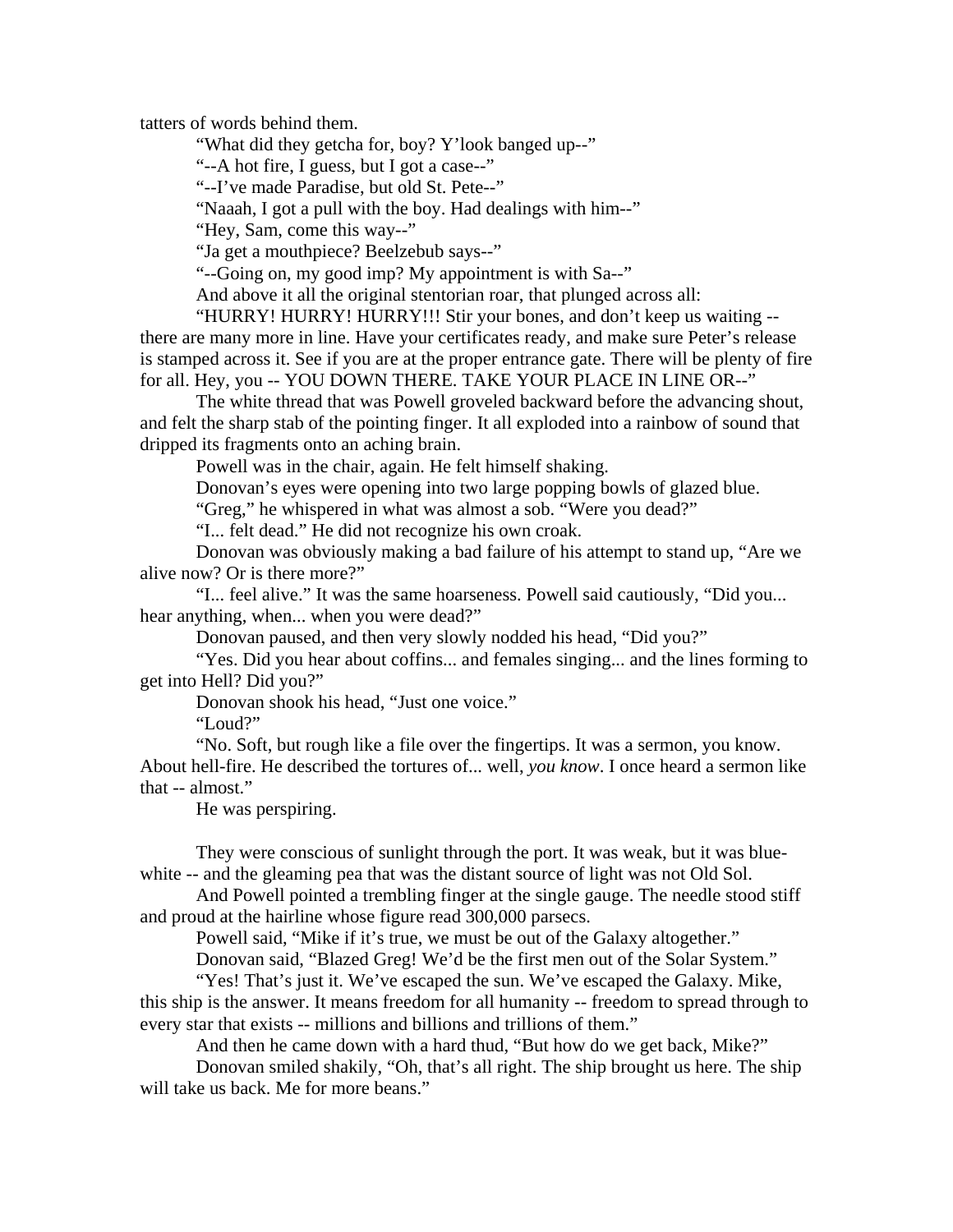tatters of words behind them.

"What did they getcha for, boy? Y'look banged up--"

"--A hot fire, I guess, but I got a case--"

"--I've made Paradise, but old St. Pete--"

"Naaah, I got a pull with the boy. Had dealings with him--"

"Hey, Sam, come this way--"

"Ja get a mouthpiece? Beelzebub says--"

"--Going on, my good imp? My appointment is with Sa--"

And above it all the original stentorian roar, that plunged across all:

"HURRY! HURRY! HURRY!!! Stir your bones, and don't keep us waiting -- there are many more in line. Have your certificates ready, and make sure Peter's release is stamped across it. See if you are at the proper entrance gate. There will be plenty of fire for all. Hey, you -- YOU DOWN THERE. TAKE YOUR PLACE IN LINE OR--"

The white thread that was Powell groveled backward before the advancing shout, and felt the sharp stab of the pointing finger. It all exploded into a rainbow of sound that dripped its fragments onto an aching brain.

Powell was in the chair, again. He felt himself shaking.

Donovan's eyes were opening into two large popping bowls of glazed blue.

"Greg," he whispered in what was almost a sob. "Were you dead?"

"I... felt dead." He did not recognize his own croak.

Donovan was obviously making a bad failure of his attempt to stand up, "Are we alive now? Or is there more?"

"I... feel alive." It was the same hoarseness. Powell said cautiously, "Did you... hear anything, when... when you were dead?"

Donovan paused, and then very slowly nodded his head, "Did you?"

"Yes. Did you hear about coffins... and females singing... and the lines forming to get into Hell? Did you?"

Donovan shook his head, "Just one voice."

"Loud?"

"No. Soft, but rough like a file over the fingertips. It was a sermon, you know. About hell-fire. He described the tortures of... well, *you know*. I once heard a sermon like that -- almost."

He was perspiring.

They were conscious of sunlight through the port. It was weak, but it was blue-white -- and the gleaming pea that was the distant source of light was not Old Sol.

And Powell pointed a trembling finger at the single gauge. The needle stood stiff and proud at the hairline whose figure read 300,000 parsecs.

Powell said, "Mike if it's true, we must be out of the Galaxy altogether."

Donovan said, "Blazed Greg! We'd be the first men out of the Solar System."

"Yes! That's just it. We've escaped the sun. We've escaped the Galaxy. Mike, this ship is the answer. It means freedom for all humanity -- freedom to spread through to every star that exists -- millions and billions and trillions of them."

And then he came down with a hard thud, "But how do we get back, Mike?"

Donovan smiled shakily, "Oh, that's all right. The ship brought us here. The ship will take us back. Me for more beans."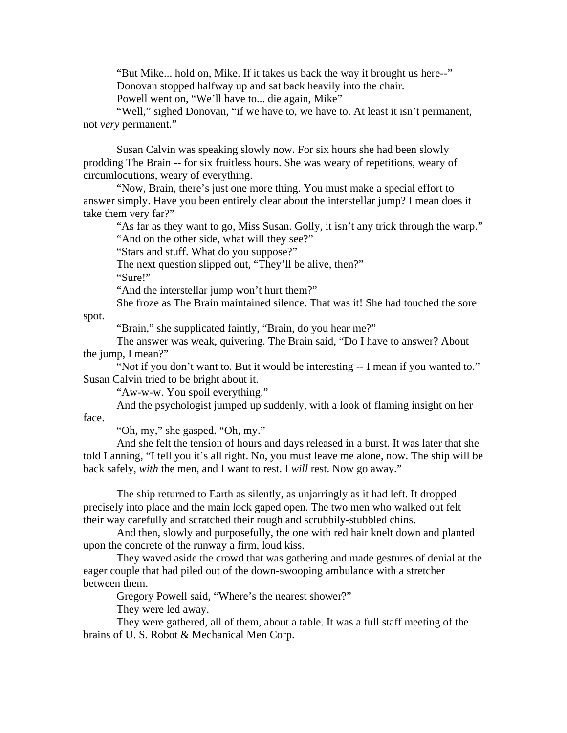"But Mike... hold on, Mike. If it takes us back the way it brought us here--"

Donovan stopped halfway up and sat back heavily into the chair.

Powell went on, "We'll have to... die again, Mike"

"Well," sighed Donovan, "if we have to, we have to. At least it isn't permanent, not *very* permanent."

Susan Calvin was speaking slowly now. For six hours she had been slowly prodding The Brain -- for six fruitless hours. She was weary of repetitions, weary of circumlocutions, weary of everything.

"Now, Brain, there's just one more thing. You must make a special effort to answer simply. Have you been entirely clear about the interstellar jump? I mean does it take them very far?"

"As far as they want to go, Miss Susan. Golly, it isn't any trick through the warp."

"And on the other side, what will they see?"

"Stars and stuff. What do you suppose?"

The next question slipped out, "They'll be alive, then?"

"Sure!"

"And the interstellar jump won't hurt them?"

She froze as The Brain maintained silence. That was it! She had touched the sore spot.

"Brain," she supplicated faintly, "Brain, do you hear me?"

The answer was weak, quivering. The Brain said, "Do I have to answer? About the jump, I mean?"

"Not if you don't want to. But it would be interesting -- I mean if you wanted to." Susan Calvin tried to be bright about it.

"Aw-w-w. You spoil everything."

And the psychologist jumped up suddenly, with a look of flaming insight on her face.

"Oh, my," she gasped. "Oh, my."

And she felt the tension of hours and days released in a burst. It was later that she told Lanning, "I tell you it's all right. No, you must leave me alone, now. The ship will be back safely, *with* the men, and I want to rest. I *will* rest. Now go away."

The ship returned to Earth as silently, as unjarringly as it had left. It dropped precisely into place and the main lock gaped open. The two men who walked out felt their way carefully and scratched their rough and scrubbily-stubbled chins.

And then, slowly and purposefully, the one with red hair knelt down and planted upon the concrete of the runway a firm, loud kiss.

They waved aside the crowd that was gathering and made gestures of denial at the eager couple that had piled out of the down-swooping ambulance with a stretcher between them.

Gregory Powell said, "Where's the nearest shower?"

They were led away.

They were gathered, all of them, about a table. It was a full staff meeting of the brains of U. S. Robot & Mechanical Men Corp.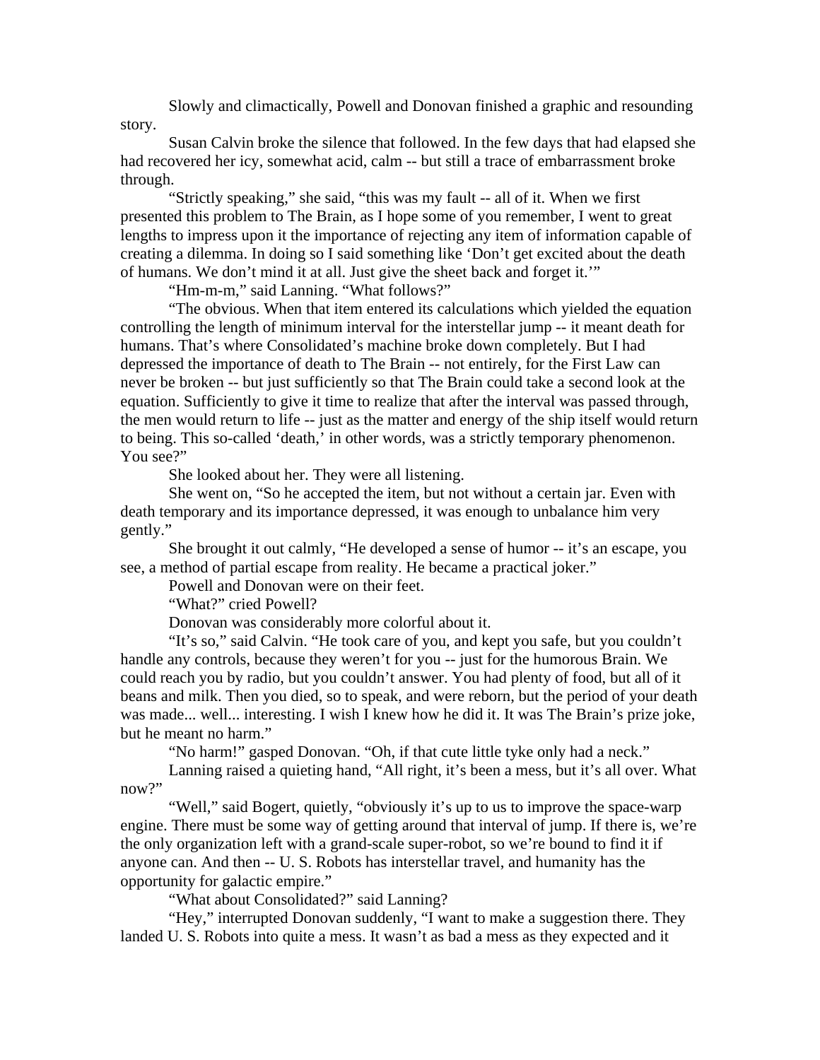Slowly and climactically, Powell and Donovan finished a graphic and resounding story.

Susan Calvin broke the silence that followed. In the few days that had elapsed she had recovered her icy, somewhat acid, calm -- but still a trace of embarrassment broke through.

"Strictly speaking," she said, "this was my fault -- all of it. When we first presented this problem to The Brain, as I hope some of you remember, I went to great lengths to impress upon it the importance of rejecting any item of information capable of creating a dilemma. In doing so I said something like 'Don't get excited about the death of humans. We don't mind it at all. Just give the sheet back and forget it.'"

"Hm-m-m," said Lanning. "What follows?"

"The obvious. When that item entered its calculations which yielded the equation controlling the length of minimum interval for the interstellar jump -- it meant death for humans. That's where Consolidated's machine broke down completely. But I had depressed the importance of death to The Brain -- not entirely, for the First Law can never be broken -- but just sufficiently so that The Brain could take a second look at the equation. Sufficiently to give it time to realize that after the interval was passed through, the men would return to life -- just as the matter and energy of the ship itself would return to being. This so-called 'death,' in other words, was a strictly temporary phenomenon. You see?"

She looked about her. They were all listening.

She went on, "So he accepted the item, but not without a certain jar. Even with death temporary and its importance depressed, it was enough to unbalance him very gently."

She brought it out calmly, "He developed a sense of humor -- it's an escape, you see, a method of partial escape from reality. He became a practical joker."

Powell and Donovan were on their feet.

"What?" cried Powell?

Donovan was considerably more colorful about it.

"It's so," said Calvin. "He took care of you, and kept you safe, but you couldn't handle any controls, because they weren't for you -- just for the humorous Brain. We could reach you by radio, but you couldn't answer. You had plenty of food, but all of it beans and milk. Then you died, so to speak, and were reborn, but the period of your death was made... well... interesting. I wish I knew how he did it. It was The Brain's prize joke, but he meant no harm."

"No harm!" gasped Donovan. "Oh, if that cute little tyke only had a neck."

Lanning raised a quieting hand, "All right, it's been a mess, but it's all over. What now?"

"Well," said Bogert, quietly, "obviously it's up to us to improve the space-warp engine. There must be some way of getting around that interval of jump. If there is, we're the only organization left with a grand-scale super-robot, so we're bound to find it if anyone can. And then -- U. S. Robots has interstellar travel, and humanity has the opportunity for galactic empire."

"What about Consolidated?" said Lanning?

"Hey," interrupted Donovan suddenly, "I want to make a suggestion there. They landed U. S. Robots into quite a mess. It wasn't as bad a mess as they expected and it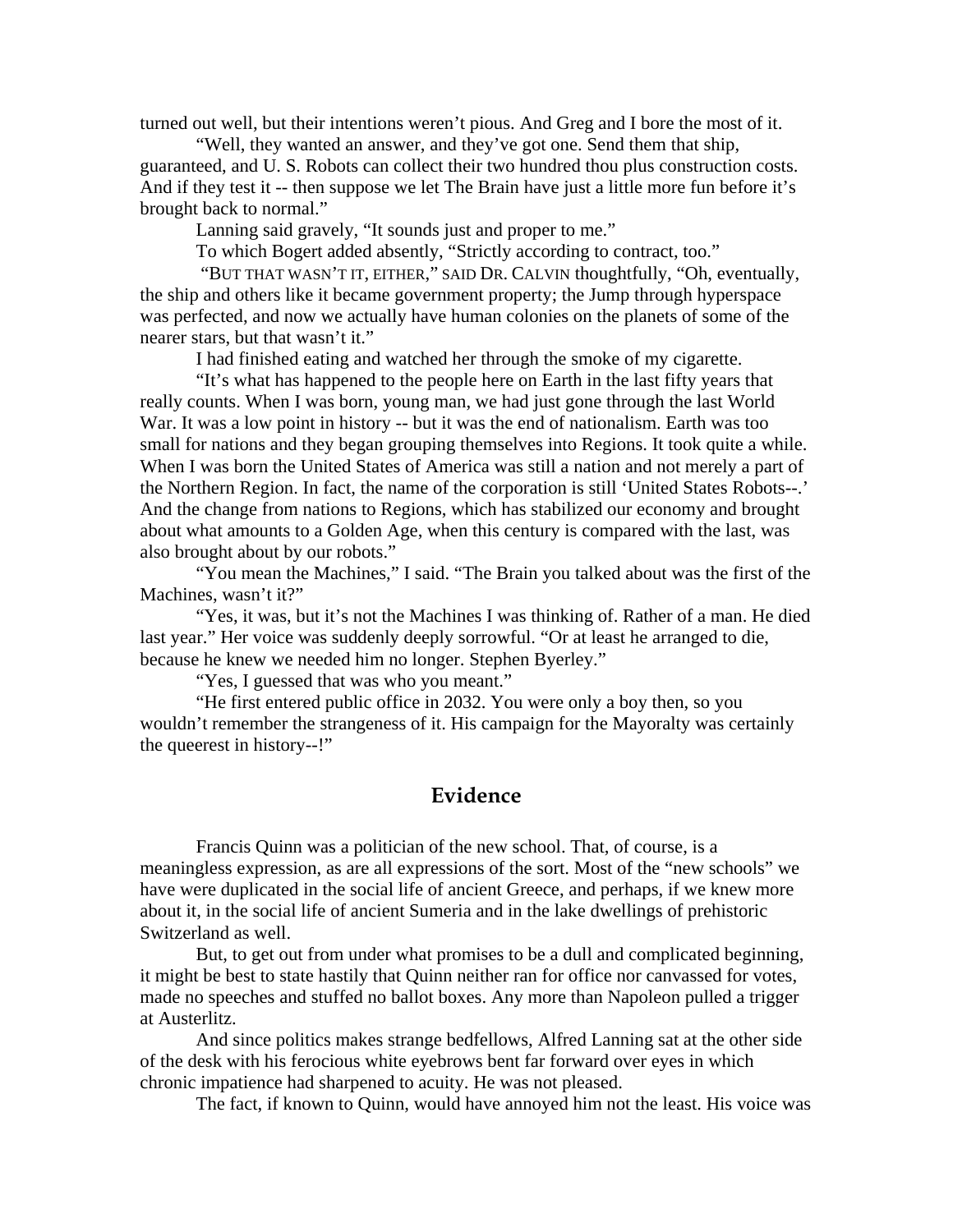turned out well, but their intentions weren't pious. And Greg and I bore the most of it.

"Well, they wanted an answer, and they've got one. Send them that ship, guaranteed, and U. S. Robots can collect their two hundred thou plus construction costs. And if they test it -- then suppose we let The Brain have just a little more fun before it's brought back to normal."

Lanning said gravely, "It sounds just and proper to me."

To which Bogert added absently, "Strictly according to contract, too."

"BUT THAT WASN'T IT, EITHER," SAID DR. CALVIN thoughtfully, "Oh, eventually, the ship and others like it became government property; the Jump through hyperspace was perfected, and now we actually have human colonies on the planets of some of the nearer stars, but that wasn't it."

I had finished eating and watched her through the smoke of my cigarette.

"It's what has happened to the people here on Earth in the last fifty years that really counts. When I was born, young man, we had just gone through the last World War. It was a low point in history -- but it was the end of nationalism. Earth was too small for nations and they began grouping themselves into Regions. It took quite a while. When I was born the United States of America was still a nation and not merely a part of the Northern Region. In fact, the name of the corporation is still 'United States Robots--.' And the change from nations to Regions, which has stabilized our economy and brought about what amounts to a Golden Age, when this century is compared with the last, was also brought about by our robots."

"You mean the Machines," I said. "The Brain you talked about was the first of the Machines, wasn't it?"

"Yes, it was, but it's not the Machines I was thinking of. Rather of a man. He died last year." Her voice was suddenly deeply sorrowful. "Or at least he arranged to die, because he knew we needed him no longer. Stephen Byerley."

"Yes, I guessed that was who you meant."

"He first entered public office in 2032. You were only a boy then, so you wouldn't remember the strangeness of it. His campaign for the Mayoralty was certainly the queerest in history--!"

## Evidence

Francis Quinn was a politician of the new school. That, of course, is a meaningless expression, as are all expressions of the sort. Most of the "new schools" we have were duplicated in the social life of ancient Greece, and perhaps, if we knew more about it, in the social life of ancient Sumeria and in the lake dwellings of prehistoric Switzerland as well.

But, to get out from under what promises to be a dull and complicated beginning, it might be best to state hastily that Quinn neither ran for office nor canvassed for votes, made no speeches and stuffed no ballot boxes. Any more than Napoleon pulled a trigger at Austerlitz.

And since politics makes strange bedfellows, Alfred Lanning sat at the other side of the desk with his ferocious white eyebrows bent far forward over eyes in which chronic impatience had sharpened to acuity. He was not pleased.

The fact, if known to Quinn, would have annoyed him not the least. His voice was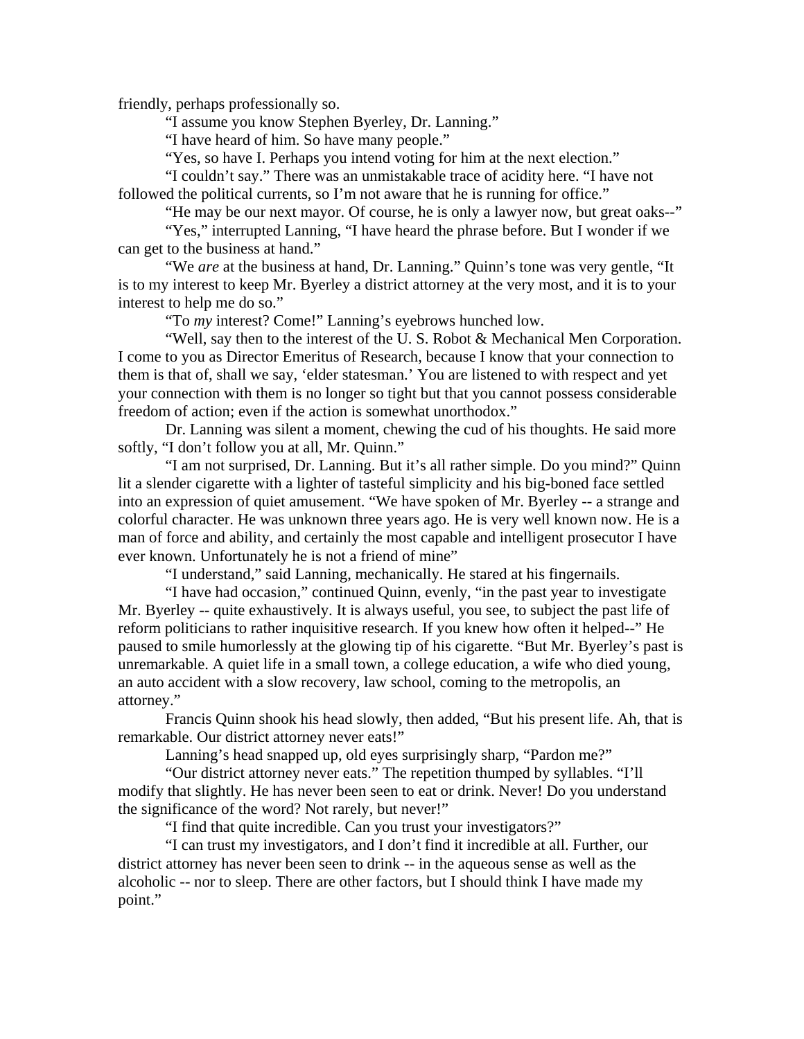friendly, perhaps professionally so.

"I assume you know Stephen Byerley, Dr. Lanning."

"I have heard of him. So have many people."

"Yes, so have I. Perhaps you intend voting for him at the next election."

"I couldn't say." There was an unmistakable trace of acidity here. "I have not followed the political currents, so I'm not aware that he is running for office."

"He may be our next mayor. Of course, he is only a lawyer now, but great oaks--"

"Yes," interrupted Lanning, "I have heard the phrase before. But I wonder if we can get to the business at hand."

"We *are* at the business at hand, Dr. Lanning." Quinn's tone was very gentle, "It is to my interest to keep Mr. Byerley a district attorney at the very most, and it is to your interest to help me do so."

"To *my* interest? Come!" Lanning's eyebrows hunched low.

"Well, say then to the interest of the U. S. Robot & Mechanical Men Corporation. I come to you as Director Emeritus of Research, because I know that your connection to them is that of, shall we say, 'elder statesman.' You are listened to with respect and yet your connection with them is no longer so tight but that you cannot possess considerable freedom of action; even if the action is somewhat unorthodox."

Dr. Lanning was silent a moment, chewing the cud of his thoughts. He said more softly, "I don't follow you at all, Mr. Quinn."

"I am not surprised, Dr. Lanning. But it's all rather simple. Do you mind?" Quinn lit a slender cigarette with a lighter of tasteful simplicity and his big-boned face settled into an expression of quiet amusement. "We have spoken of Mr. Byerley -- a strange and colorful character. He was unknown three years ago. He is very well known now. He is a man of force and ability, and certainly the most capable and intelligent prosecutor I have ever known. Unfortunately he is not a friend of mine"

"I understand," said Lanning, mechanically. He stared at his fingernails.

"I have had occasion," continued Quinn, evenly, "in the past year to investigate Mr. Byerley -- quite exhaustively. It is always useful, you see, to subject the past life of reform politicians to rather inquisitive research. If you knew how often it helped--" He paused to smile humorlessly at the glowing tip of his cigarette. "But Mr. Byerley's past is unremarkable. A quiet life in a small town, a college education, a wife who died young, an auto accident with a slow recovery, law school, coming to the metropolis, an attorney."

Francis Quinn shook his head slowly, then added, "But his present life. Ah, that is remarkable. Our district attorney never eats!"

Lanning's head snapped up, old eyes surprisingly sharp, "Pardon me?"

"Our district attorney never eats." The repetition thumped by syllables. "I'll modify that slightly. He has never been seen to eat or drink. Never! Do you understand the significance of the word? Not rarely, but never!"

"I find that quite incredible. Can you trust your investigators?"

"I can trust my investigators, and I don't find it incredible at all. Further, our district attorney has never been seen to drink -- in the aqueous sense as well as the alcoholic -- nor to sleep. There are other factors, but I should think I have made my point."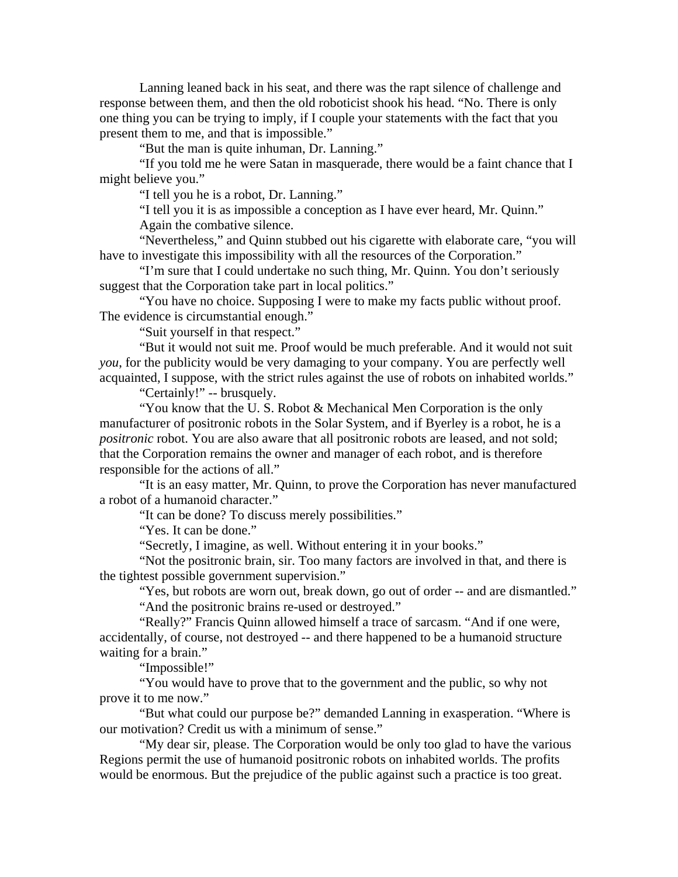Lanning leaned back in his seat, and there was the rapt silence of challenge and response between them, and then the old roboticist shook his head. "No. There is only one thing you can be trying to imply, if I couple your statements with the fact that you present them to me, and that is impossible."

"But the man is quite inhuman, Dr. Lanning."

"If you told me he were Satan in masquerade, there would be a faint chance that I might believe you."

"I tell you he is a robot, Dr. Lanning."

"I tell you it is as impossible a conception as I have ever heard, Mr. Quinn."

Again the combative silence.

"Nevertheless," and Quinn stubbed out his cigarette with elaborate care, "you will have to investigate this impossibility with all the resources of the Corporation."

"I'm sure that I could undertake no such thing, Mr. Quinn. You don't seriously suggest that the Corporation take part in local politics."

"You have no choice. Supposing I were to make my facts public without proof. The evidence is circumstantial enough."

"Suit yourself in that respect."

"But it would not suit me. Proof would be much preferable. And it would not suit *you*, for the publicity would be very damaging to your company. You are perfectly well acquainted, I suppose, with the strict rules against the use of robots on inhabited worlds."

"Certainly!" -- brusquely.

"You know that the U. S. Robot & Mechanical Men Corporation is the only manufacturer of positronic robots in the Solar System, and if Byerley is a robot, he is a *positronic* robot. You are also aware that all positronic robots are leased, and not sold; that the Corporation remains the owner and manager of each robot, and is therefore responsible for the actions of all."

"It is an easy matter, Mr. Quinn, to prove the Corporation has never manufactured a robot of a humanoid character."

"It can be done? To discuss merely possibilities."

"Yes. It can be done."

"Secretly, I imagine, as well. Without entering it in your books."

"Not the positronic brain, sir. Too many factors are involved in that, and there is the tightest possible government supervision."

"Yes, but robots are worn out, break down, go out of order -- and are dismantled."

"And the positronic brains re-used or destroyed."

"Really?" Francis Quinn allowed himself a trace of sarcasm. "And if one were, accidentally, of course, not destroyed -- and there happened to be a humanoid structure waiting for a brain."

"Impossible!"

"You would have to prove that to the government and the public, so why not prove it to me now."

"But what could our purpose be?" demanded Lanning in exasperation. "Where is our motivation? Credit us with a minimum of sense."

"My dear sir, please. The Corporation would be only too glad to have the various Regions permit the use of humanoid positronic robots on inhabited worlds. The profits would be enormous. But the prejudice of the public against such a practice is too great.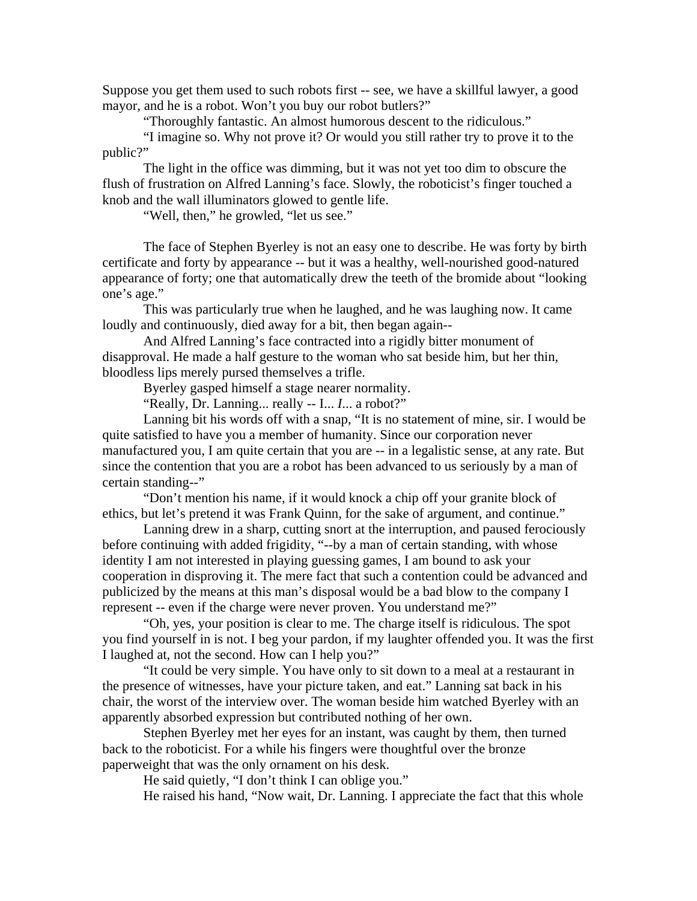Suppose you get them used to such robots first -- see, we have a skillful lawyer, a good mayor, and he is a robot. Won't you buy our robot butlers?"

"Thoroughly fantastic. An almost humorous descent to the ridiculous."

"I imagine so. Why not prove it? Or would you still rather try to prove it to the public?"

The light in the office was dimming, but it was not yet too dim to obscure the flush of frustration on Alfred Lanning's face. Slowly, the roboticist's finger touched a knob and the wall illuminators glowed to gentle life.

"Well, then," he growled, "let us see."

The face of Stephen Byerley is not an easy one to describe. He was forty by birth certificate and forty by appearance -- but it was a healthy, well-nourished good-natured appearance of forty; one that automatically drew the teeth of the bromide about "looking one's age."

This was particularly true when he laughed, and he was laughing now. It came loudly and continuously, died away for a bit, then began again--

And Alfred Lanning's face contracted into a rigidly bitter monument of disapproval. He made a half gesture to the woman who sat beside him, but her thin, bloodless lips merely pursed themselves a trifle.

Byerley gasped himself a stage nearer normality.

"Really, Dr. Lanning... really -- I... *I*... a robot?"

Lanning bit his words off with a snap, "It is no statement of mine, sir. I would be quite satisfied to have you a member of humanity. Since our corporation never manufactured you, I am quite certain that you are -- in a legalistic sense, at any rate. But since the contention that you are a robot has been advanced to us seriously by a man of certain standing--"

"Don't mention his name, if it would knock a chip off your granite block of ethics, but let's pretend it was Frank Quinn, for the sake of argument, and continue."

Lanning drew in a sharp, cutting snort at the interruption, and paused ferociously before continuing with added frigidity, "--by a man of certain standing, with whose identity I am not interested in playing guessing games, I am bound to ask your cooperation in disproving it. The mere fact that such a contention could be advanced and publicized by the means at this man's disposal would be a bad blow to the company I represent -- even if the charge were never proven. You understand me?"

"Oh, yes, your position is clear to me. The charge itself is ridiculous. The spot you find yourself in is not. I beg your pardon, if my laughter offended you. It was the first I laughed at, not the second. How can I help you?"

"It could be very simple. You have only to sit down to a meal at a restaurant in the presence of witnesses, have your picture taken, and eat." Lanning sat back in his chair, the worst of the interview over. The woman beside him watched Byerley with an apparently absorbed expression but contributed nothing of her own.

Stephen Byerley met her eyes for an instant, was caught by them, then turned back to the roboticist. For a while his fingers were thoughtful over the bronze paperweight that was the only ornament on his desk.

He said quietly, "I don't think I can oblige you."

He raised his hand, "Now wait, Dr. Lanning. I appreciate the fact that this whole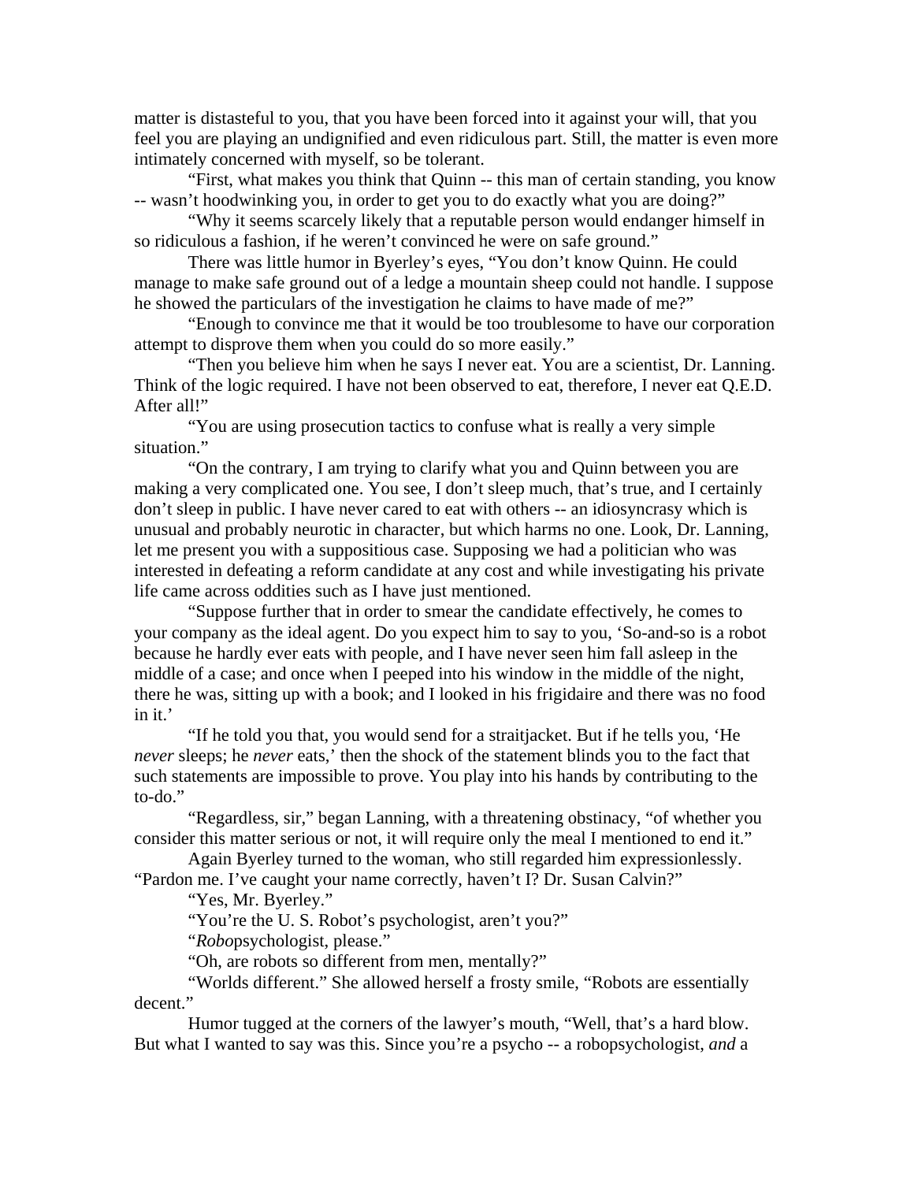matter is distasteful to you, that you have been forced into it against your will, that you feel you are playing an undignified and even ridiculous part. Still, the matter is even more intimately concerned with myself, so be tolerant.

"First, what makes you think that Quinn -- this man of certain standing, you know -- wasn't hoodwinking you, in order to get you to do exactly what you are doing?"

"Why it seems scarcely likely that a reputable person would endanger himself in so ridiculous a fashion, if he weren't convinced he were on safe ground."

There was little humor in Byerley's eyes, "You don't know Quinn. He could manage to make safe ground out of a ledge a mountain sheep could not handle. I suppose he showed the particulars of the investigation he claims to have made of me?"

"Enough to convince me that it would be too troublesome to have our corporation attempt to disprove them when you could do so more easily."

"Then you believe him when he says I never eat. You are a scientist, Dr. Lanning. Think of the logic required. I have not been observed to eat, therefore, I never eat Q.E.D. After all!"

"You are using prosecution tactics to confuse what is really a very simple situation."

"On the contrary, I am trying to clarify what you and Quinn between you are making a very complicated one. You see, I don't sleep much, that's true, and I certainly don't sleep in public. I have never cared to eat with others -- an idiosyncrasy which is unusual and probably neurotic in character, but which harms no one. Look, Dr. Lanning, let me present you with a suppositious case. Supposing we had a politician who was interested in defeating a reform candidate at any cost and while investigating his private life came across oddities such as I have just mentioned.

"Suppose further that in order to smear the candidate effectively, he comes to your company as the ideal agent. Do you expect him to say to you, 'So-and-so is a robot because he hardly ever eats with people, and I have never seen him fall asleep in the middle of a case; and once when I peeped into his window in the middle of the night, there he was, sitting up with a book; and I looked in his frigidaire and there was no food in it.'

"If he told you that, you would send for a straitjacket. But if he tells you, 'He *never* sleeps; he *never* eats,' then the shock of the statement blinds you to the fact that such statements are impossible to prove. You play into his hands by contributing to the to-do."

"Regardless, sir," began Lanning, with a threatening obstinacy, "of whether you consider this matter serious or not, it will require only the meal I mentioned to end it."

Again Byerley turned to the woman, who still regarded him expressionlessly. "Pardon me. I've caught your name correctly, haven't I? Dr. Susan Calvin?"

"Yes, Mr. Byerley."

"You're the U. S. Robot's psychologist, aren't you?"

"*Robo*psychologist, please."

"Oh, are robots so different from men, mentally?"

"Worlds different." She allowed herself a frosty smile, "Robots are essentially decent."

Humor tugged at the corners of the lawyer's mouth, "Well, that's a hard blow. But what I wanted to say was this. Since you're a psycho -- a robopsychologist, *and* a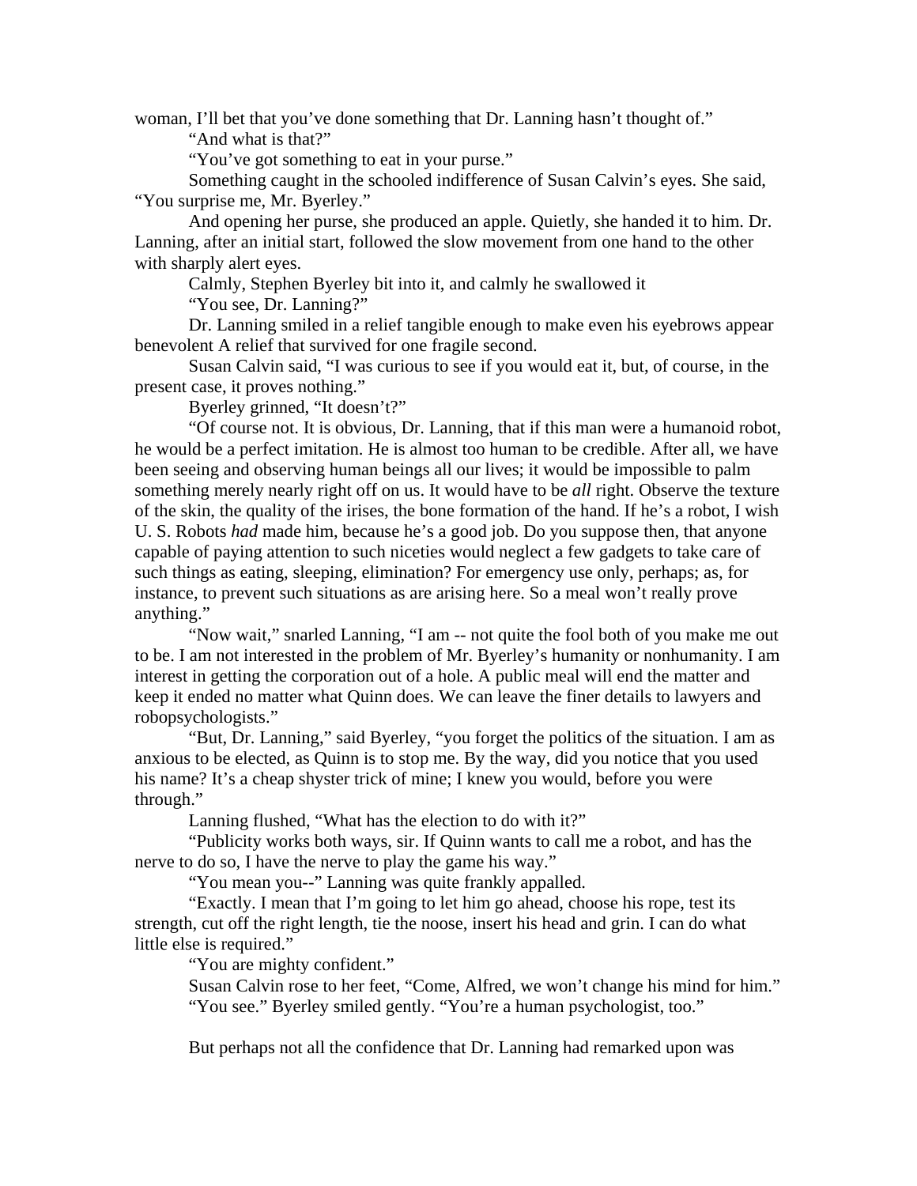woman, I'll bet that you've done something that Dr. Lanning hasn't thought of."

"And what is that?"

"You've got something to eat in your purse."

Something caught in the schooled indifference of Susan Calvin's eyes. She said, "You surprise me, Mr. Byerley."

And opening her purse, she produced an apple. Quietly, she handed it to him. Dr. Lanning, after an initial start, followed the slow movement from one hand to the other with sharply alert eyes.

Calmly, Stephen Byerley bit into it, and calmly he swallowed it

"You see, Dr. Lanning?"

Dr. Lanning smiled in a relief tangible enough to make even his eyebrows appear benevolent A relief that survived for one fragile second.

Susan Calvin said, "I was curious to see if you would eat it, but, of course, in the present case, it proves nothing."

Byerley grinned, "It doesn't?"

"Of course not. It is obvious, Dr. Lanning, that if this man were a humanoid robot, he would be a perfect imitation. He is almost too human to be credible. After all, we have been seeing and observing human beings all our lives; it would be impossible to palm something merely nearly right off on us. It would have to be *all* right. Observe the texture of the skin, the quality of the irises, the bone formation of the hand. If he's a robot, I wish U. S. Robots *had* made him, because he's a good job. Do you suppose then, that anyone capable of paying attention to such niceties would neglect a few gadgets to take care of such things as eating, sleeping, elimination? For emergency use only, perhaps; as, for instance, to prevent such situations as are arising here. So a meal won't really prove anything."

"Now wait," snarled Lanning, "I am -- not quite the fool both of you make me out to be. I am not interested in the problem of Mr. Byerley's humanity or nonhumanity. I am interest in getting the corporation out of a hole. A public meal will end the matter and keep it ended no matter what Quinn does. We can leave the finer details to lawyers and robopsychologists."

"But, Dr. Lanning," said Byerley, "you forget the politics of the situation. I am as anxious to be elected, as Quinn is to stop me. By the way, did you notice that you used his name? It's a cheap shyster trick of mine; I knew you would, before you were through."

Lanning flushed, "What has the election to do with it?"

"Publicity works both ways, sir. If Quinn wants to call me a robot, and has the nerve to do so, I have the nerve to play the game his way."

"You mean you--" Lanning was quite frankly appalled.

"Exactly. I mean that I'm going to let him go ahead, choose his rope, test its strength, cut off the right length, tie the noose, insert his head and grin. I can do what little else is required."

"You are mighty confident."

Susan Calvin rose to her feet, "Come, Alfred, we won't change his mind for him."

"You see." Byerley smiled gently. "You're a human psychologist, too."

But perhaps not all the confidence that Dr. Lanning had remarked upon was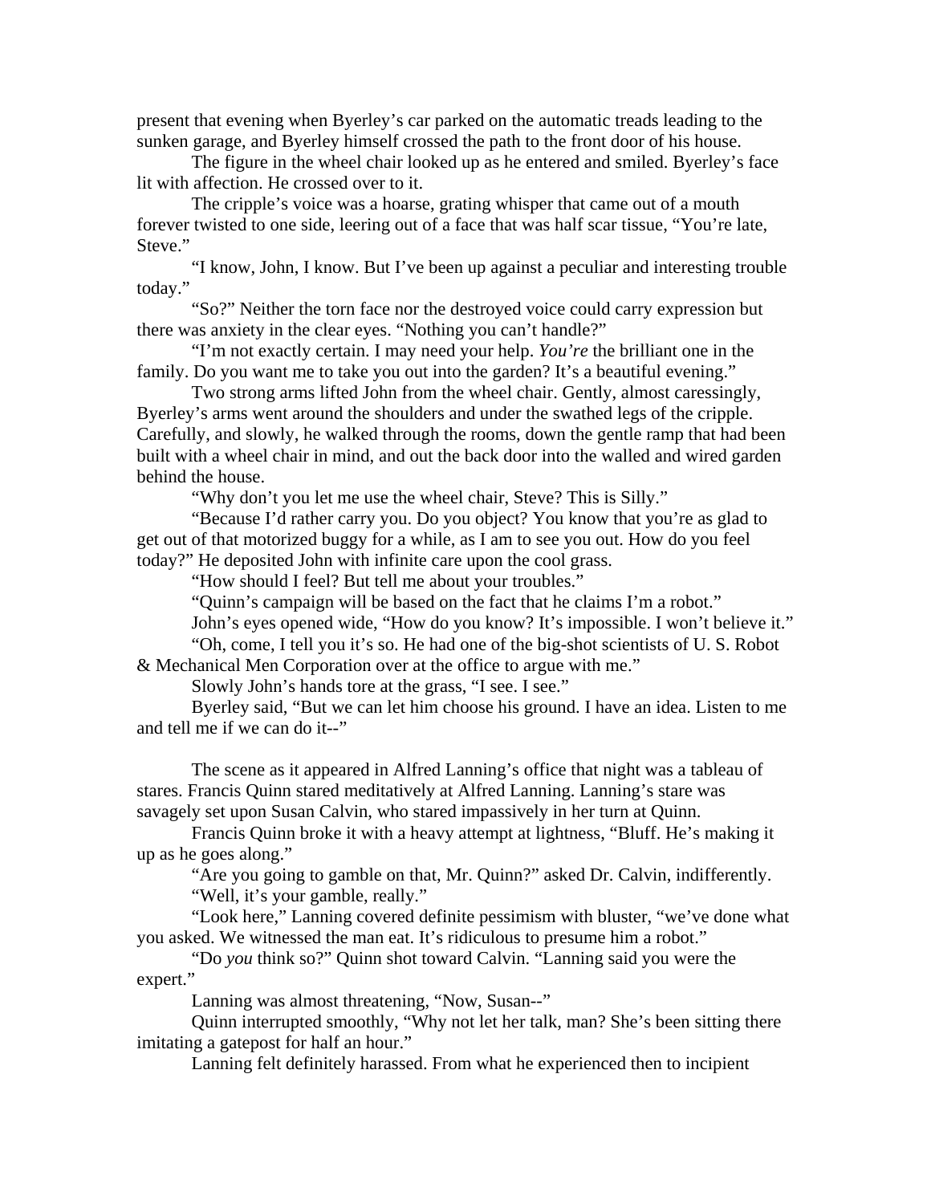present that evening when Byerley's car parked on the automatic treads leading to the sunken garage, and Byerley himself crossed the path to the front door of his house.

The figure in the wheel chair looked up as he entered and smiled. Byerley's face lit with affection. He crossed over to it.

The cripple's voice was a hoarse, grating whisper that came out of a mouth forever twisted to one side, leering out of a face that was half scar tissue, "You're late, Steve."

"I know, John, I know. But I've been up against a peculiar and interesting trouble today."

"So?" Neither the torn face nor the destroyed voice could carry expression but there was anxiety in the clear eyes. "Nothing you can't handle?"

"I'm not exactly certain. I may need your help. *You're* the brilliant one in the family. Do you want me to take you out into the garden? It's a beautiful evening."

Two strong arms lifted John from the wheel chair. Gently, almost caressingly, Byerley's arms went around the shoulders and under the swathed legs of the cripple. Carefully, and slowly, he walked through the rooms, down the gentle ramp that had been built with a wheel chair in mind, and out the back door into the walled and wired garden behind the house.

"Why don't you let me use the wheel chair, Steve? This is Silly."

"Because I'd rather carry you. Do you object? You know that you're as glad to get out of that motorized buggy for a while, as I am to see you out. How do you feel today?" He deposited John with infinite care upon the cool grass.

"How should I feel? But tell me about your troubles."

"Quinn's campaign will be based on the fact that he claims I'm a robot."

John's eyes opened wide, "How do you know? It's impossible. I won't believe it."

"Oh, come, I tell you it's so. He had one of the big-shot scientists of U. S. Robot & Mechanical Men Corporation over at the office to argue with me."

Slowly John's hands tore at the grass, "I see. I see."

Byerley said, "But we can let him choose his ground. I have an idea. Listen to me and tell me if we can do it--"

The scene as it appeared in Alfred Lanning's office that night was a tableau of stares. Francis Quinn stared meditatively at Alfred Lanning. Lanning's stare was savagely set upon Susan Calvin, who stared impassively in her turn at Quinn.

Francis Quinn broke it with a heavy attempt at lightness, "Bluff. He's making it up as he goes along."

"Are you going to gamble on that, Mr. Quinn?" asked Dr. Calvin, indifferently.

"Well, it's your gamble, really."

"Look here," Lanning covered definite pessimism with bluster, "we've done what you asked. We witnessed the man eat. It's ridiculous to presume him a robot."

"Do *you* think so?" Quinn shot toward Calvin. "Lanning said you were the expert."

Lanning was almost threatening, "Now, Susan--"

Quinn interrupted smoothly, "Why not let her talk, man? She's been sitting there imitating a gatepost for half an hour."

Lanning felt definitely harassed. From what he experienced then to incipient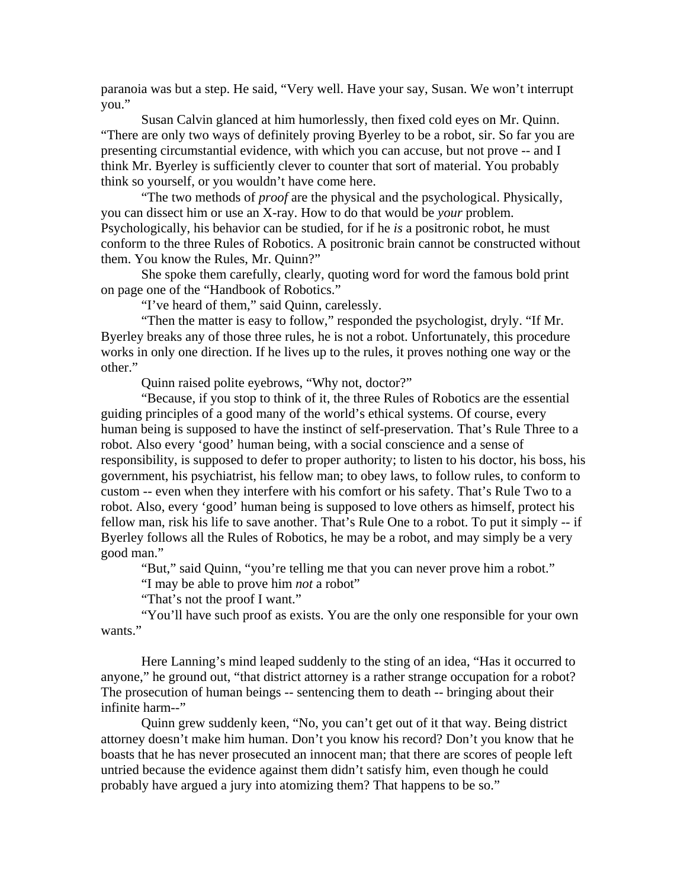paranoia was but a step. He said, "Very well. Have your say, Susan. We won't interrupt you."

Susan Calvin glanced at him humorlessly, then fixed cold eyes on Mr. Quinn. "There are only two ways of definitely proving Byerley to be a robot, sir. So far you are presenting circumstantial evidence, with which you can accuse, but not prove -- and I think Mr. Byerley is sufficiently clever to counter that sort of material. You probably think so yourself, or you wouldn't have come here.

"The two methods of *proof* are the physical and the psychological. Physically, you can dissect him or use an X-ray. How to do that would be *your* problem. Psychologically, his behavior can be studied, for if he *is* a positronic robot, he must conform to the three Rules of Robotics. A positronic brain cannot be constructed without them. You know the Rules, Mr. Quinn?"

She spoke them carefully, clearly, quoting word for word the famous bold print on page one of the "Handbook of Robotics."

"I've heard of them," said Quinn, carelessly.

"Then the matter is easy to follow," responded the psychologist, dryly. "If Mr. Byerley breaks any of those three rules, he is not a robot. Unfortunately, this procedure works in only one direction. If he lives up to the rules, it proves nothing one way or the other."

Quinn raised polite eyebrows, "Why not, doctor?"

"Because, if you stop to think of it, the three Rules of Robotics are the essential guiding principles of a good many of the world's ethical systems. Of course, every human being is supposed to have the instinct of self-preservation. That's Rule Three to a robot. Also every 'good' human being, with a social conscience and a sense of responsibility, is supposed to defer to proper authority; to listen to his doctor, his boss, his government, his psychiatrist, his fellow man; to obey laws, to follow rules, to conform to custom -- even when they interfere with his comfort or his safety. That's Rule Two to a robot. Also, every 'good' human being is supposed to love others as himself, protect his fellow man, risk his life to save another. That's Rule One to a robot. To put it simply -- if Byerley follows all the Rules of Robotics, he may be a robot, and may simply be a very good man."

"But," said Quinn, "you're telling me that you can never prove him a robot."

"I may be able to prove him *not* a robot"

"That's not the proof I want."

"You'll have such proof as exists. You are the only one responsible for your own wants."

Here Lanning's mind leaped suddenly to the sting of an idea, "Has it occurred to anyone," he ground out, "that district attorney is a rather strange occupation for a robot? The prosecution of human beings -- sentencing them to death -- bringing about their infinite harm--"

Quinn grew suddenly keen, "No, you can't get out of it that way. Being district attorney doesn't make him human. Don't you know his record? Don't you know that he boasts that he has never prosecuted an innocent man; that there are scores of people left untried because the evidence against them didn't satisfy him, even though he could probably have argued a jury into atomizing them? That happens to be so."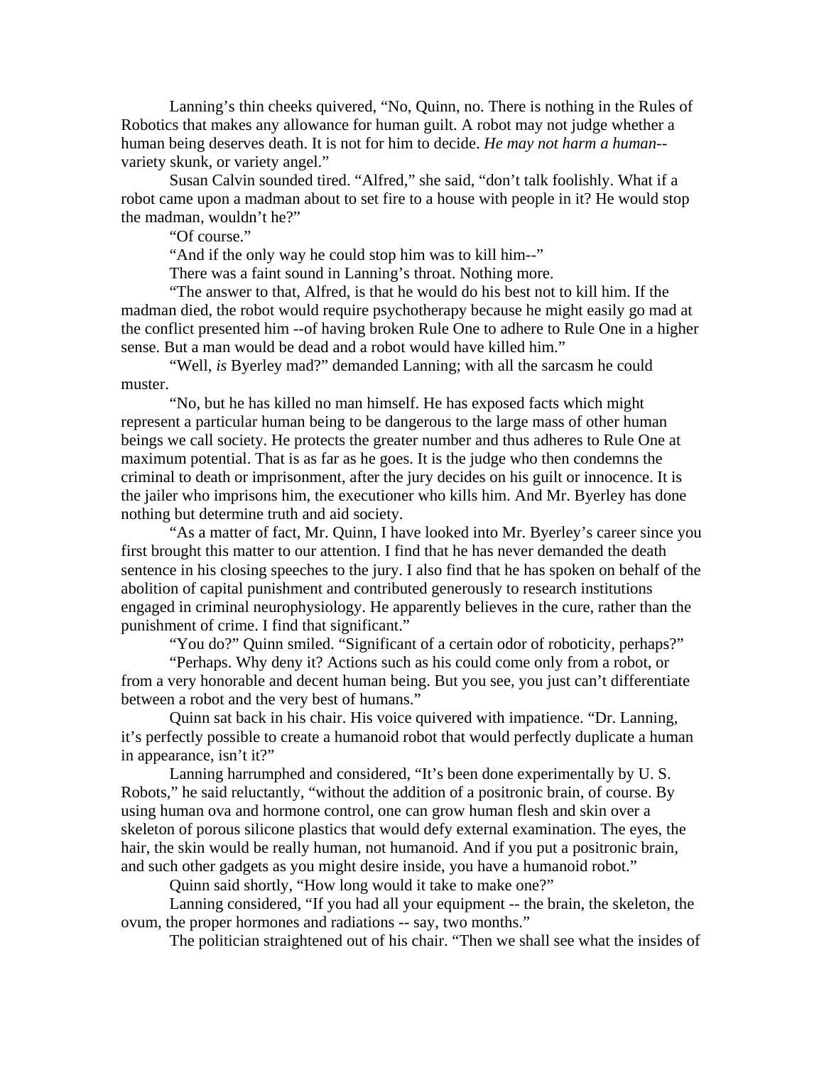Lanning's thin cheeks quivered, "No, Quinn, no. There is nothing in the Rules of Robotics that makes any allowance for human guilt. A robot may not judge whether a human being deserves death. It is not for him to decide. *He may not harm a human*--variety skunk, or variety angel."

Susan Calvin sounded tired. "Alfred," she said, "don't talk foolishly. What if a robot came upon a madman about to set fire to a house with people in it? He would stop the madman, wouldn't he?"

"Of course."

"And if the only way he could stop him was to kill him--"

There was a faint sound in Lanning's throat. Nothing more.

"The answer to that, Alfred, is that he would do his best not to kill him. If the madman died, the robot would require psychotherapy because he might easily go mad at the conflict presented him --of having broken Rule One to adhere to Rule One in a higher sense. But a man would be dead and a robot would have killed him."

"Well, *is* Byerley mad?" demanded Lanning; with all the sarcasm he could muster.

"No, but he has killed no man himself. He has exposed facts which might represent a particular human being to be dangerous to the large mass of other human beings we call society. He protects the greater number and thus adheres to Rule One at maximum potential. That is as far as he goes. It is the judge who then condemns the criminal to death or imprisonment, after the jury decides on his guilt or innocence. It is the jailer who imprisons him, the executioner who kills him. And Mr. Byerley has done nothing but determine truth and aid society.

"As a matter of fact, Mr. Quinn, I have looked into Mr. Byerley's career since you first brought this matter to our attention. I find that he has never demanded the death sentence in his closing speeches to the jury. I also find that he has spoken on behalf of the abolition of capital punishment and contributed generously to research institutions engaged in criminal neurophysiology. He apparently believes in the cure, rather than the punishment of crime. I find that significant."

"You do?" Quinn smiled. "Significant of a certain odor of roboticity, perhaps?"

"Perhaps. Why deny it? Actions such as his could come only from a robot, or from a very honorable and decent human being. But you see, you just can't differentiate between a robot and the very best of humans."

Quinn sat back in his chair. His voice quivered with impatience. "Dr. Lanning, it's perfectly possible to create a humanoid robot that would perfectly duplicate a human in appearance, isn't it?"

Lanning harrumphed and considered, "It's been done experimentally by U. S. Robots," he said reluctantly, "without the addition of a positronic brain, of course. By using human ova and hormone control, one can grow human flesh and skin over a skeleton of porous silicone plastics that would defy external examination. The eyes, the hair, the skin would be really human, not humanoid. And if you put a positronic brain, and such other gadgets as you might desire inside, you have a humanoid robot."

Quinn said shortly, "How long would it take to make one?"

Lanning considered, "If you had all your equipment -- the brain, the skeleton, the ovum, the proper hormones and radiations -- say, two months."

The politician straightened out of his chair. "Then we shall see what the insides of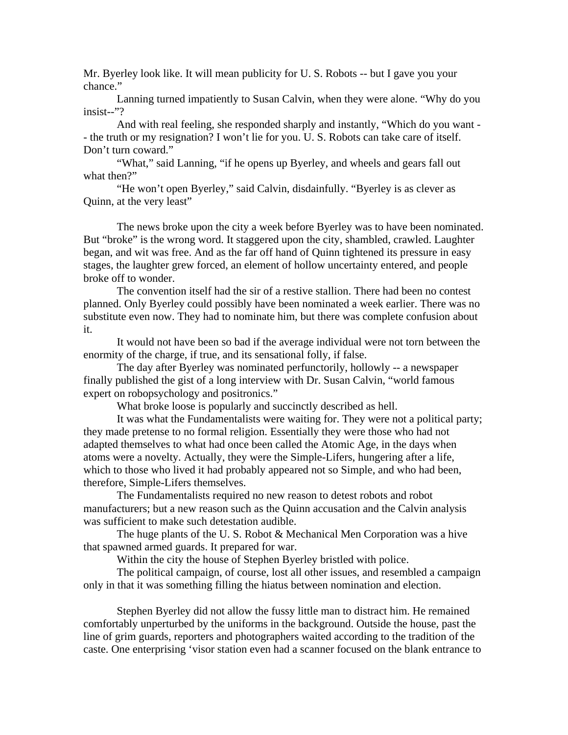Mr. Byerley look like. It will mean publicity for U. S. Robots -- but I gave you your chance."

Lanning turned impatiently to Susan Calvin, when they were alone. "Why do you insist--"?

And with real feeling, she responded sharply and instantly, "Which do you want -- the truth or my resignation? I won't lie for you. U. S. Robots can take care of itself. Don't turn coward."

"What," said Lanning, "if he opens up Byerley, and wheels and gears fall out what then?"

"He won't open Byerley," said Calvin, disdainfully. "Byerley is as clever as Quinn, at the very least"

The news broke upon the city a week before Byerley was to have been nominated. But "broke" is the wrong word. It staggered upon the city, shambled, crawled. Laughter began, and wit was free. And as the far off hand of Quinn tightened its pressure in easy stages, the laughter grew forced, an element of hollow uncertainty entered, and people broke off to wonder.

The convention itself had the sir of a restive stallion. There had been no contest planned. Only Byerley could possibly have been nominated a week earlier. There was no substitute even now. They had to nominate him, but there was complete confusion about it.

It would not have been so bad if the average individual were not torn between the enormity of the charge, if true, and its sensational folly, if false.

The day after Byerley was nominated perfunctorily, hollowly -- a newspaper finally published the gist of a long interview with Dr. Susan Calvin, "world famous expert on robopsychology and positronics."

What broke loose is popularly and succinctly described as hell.

It was what the Fundamentalists were waiting for. They were not a political party; they made pretense to no formal religion. Essentially they were those who had not adapted themselves to what had once been called the Atomic Age, in the days when atoms were a novelty. Actually, they were the Simple-Lifers, hungering after a life, which to those who lived it had probably appeared not so Simple, and who had been, therefore, Simple-Lifers themselves.

The Fundamentalists required no new reason to detest robots and robot manufacturers; but a new reason such as the Quinn accusation and the Calvin analysis was sufficient to make such detestation audible.

The huge plants of the U. S. Robot & Mechanical Men Corporation was a hive that spawned armed guards. It prepared for war.

Within the city the house of Stephen Byerley bristled with police.

The political campaign, of course, lost all other issues, and resembled a campaign only in that it was something filling the hiatus between nomination and election.

Stephen Byerley did not allow the fussy little man to distract him. He remained comfortably unperturbed by the uniforms in the background. Outside the house, past the line of grim guards, reporters and photographers waited according to the tradition of the caste. One enterprising 'visor station even had a scanner focused on the blank entrance to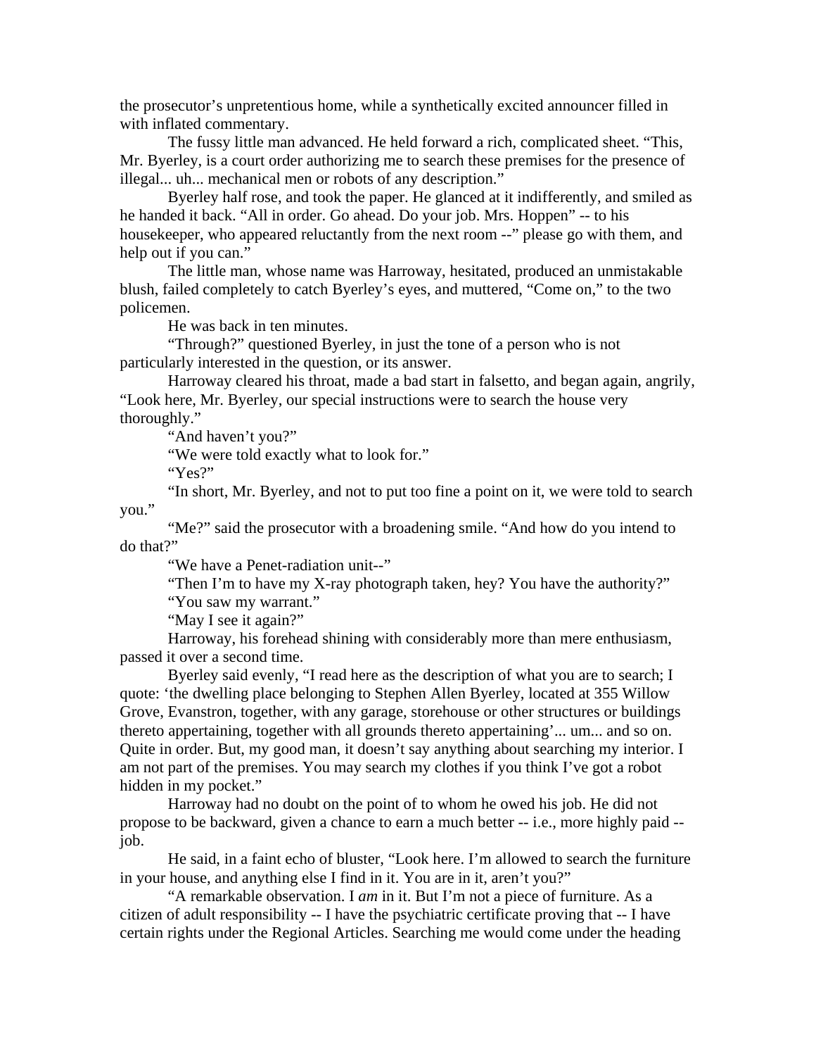the prosecutor's unpretentious home, while a synthetically excited announcer filled in with inflated commentary.

The fussy little man advanced. He held forward a rich, complicated sheet. "This, Mr. Byerley, is a court order authorizing me to search these premises for the presence of illegal... uh... mechanical men or robots of any description."

Byerley half rose, and took the paper. He glanced at it indifferently, and smiled as he handed it back. "All in order. Go ahead. Do your job. Mrs. Hoppen" -- to his housekeeper, who appeared reluctantly from the next room --" please go with them, and help out if you can."

The little man, whose name was Harroway, hesitated, produced an unmistakable blush, failed completely to catch Byerley's eyes, and muttered, "Come on," to the two policemen.

He was back in ten minutes.

"Through?" questioned Byerley, in just the tone of a person who is not particularly interested in the question, or its answer.

Harroway cleared his throat, made a bad start in falsetto, and began again, angrily, "Look here, Mr. Byerley, our special instructions were to search the house very thoroughly."

"And haven't you?"

"We were told exactly what to look for."

"Yes?"

"In short, Mr. Byerley, and not to put too fine a point on it, we were told to search you."

"Me?" said the prosecutor with a broadening smile. "And how do you intend to do that?"

"We have a Penet-radiation unit--"

"Then I'm to have my X-ray photograph taken, hey? You have the authority?"

"You saw my warrant."

"May I see it again?"

Harroway, his forehead shining with considerably more than mere enthusiasm, passed it over a second time.

Byerley said evenly, "I read here as the description of what you are to search; I quote: 'the dwelling place belonging to Stephen Allen Byerley, located at 355 Willow Grove, Evanstron, together, with any garage, storehouse or other structures or buildings thereto appertaining, together with all grounds thereto appertaining'... um... and so on. Quite in order. But, my good man, it doesn't say anything about searching my interior. I am not part of the premises. You may search my clothes if you think I've got a robot hidden in my pocket."

Harroway had no doubt on the point of to whom he owed his job. He did not propose to be backward, given a chance to earn a much better -- i.e., more highly paid -- job.

He said, in a faint echo of bluster, "Look here. I'm allowed to search the furniture in your house, and anything else I find in it. You are in it, aren't you?"

"A remarkable observation. I *am* in it. But I'm not a piece of furniture. As a citizen of adult responsibility -- I have the psychiatric certificate proving that -- I have certain rights under the Regional Articles. Searching me would come under the heading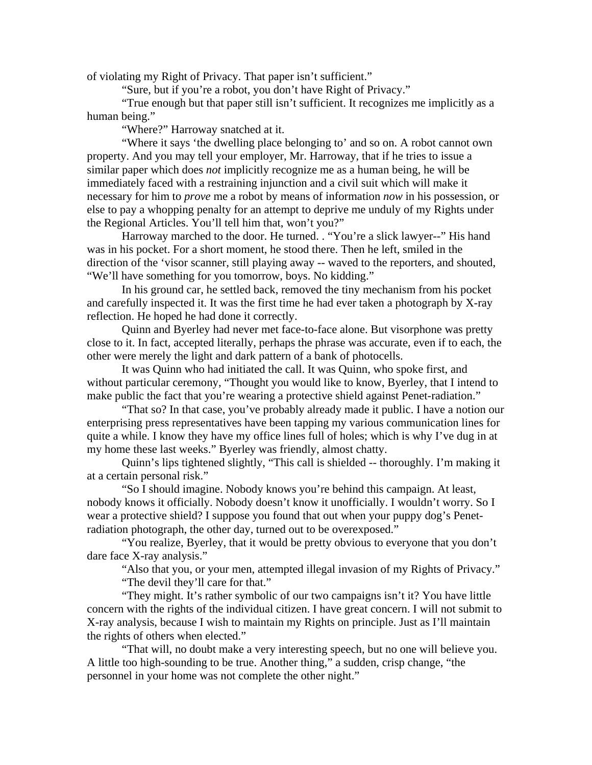of violating my Right of Privacy. That paper isn't sufficient."

"Sure, but if you're a robot, you don't have Right of Privacy."

"True enough but that paper still isn't sufficient. It recognizes me implicitly as a human being."

"Where?" Harroway snatched at it.

"Where it says 'the dwelling place belonging to' and so on. A robot cannot own property. And you may tell your employer, Mr. Harroway, that if he tries to issue a similar paper which does *not* implicitly recognize me as a human being, he will be immediately faced with a restraining injunction and a civil suit which will make it necessary for him to *prove* me a robot by means of information *now* in his possession, or else to pay a whopping penalty for an attempt to deprive me unduly of my Rights under the Regional Articles. You'll tell him that, won't you?"

Harroway marched to the door. He turned. . "You're a slick lawyer--" His hand was in his pocket. For a short moment, he stood there. Then he left, smiled in the direction of the 'visor scanner, still playing away -- waved to the reporters, and shouted, "We'll have something for you tomorrow, boys. No kidding."

In his ground car, he settled back, removed the tiny mechanism from his pocket and carefully inspected it. It was the first time he had ever taken a photograph by X-ray reflection. He hoped he had done it correctly.

Quinn and Byerley had never met face-to-face alone. But visorphone was pretty close to it. In fact, accepted literally, perhaps the phrase was accurate, even if to each, the other were merely the light and dark pattern of a bank of photocells.

It was Quinn who had initiated the call. It was Quinn, who spoke first, and without particular ceremony, "Thought you would like to know, Byerley, that I intend to make public the fact that you're wearing a protective shield against Penet-radiation."

"That so? In that case, you've probably already made it public. I have a notion our enterprising press representatives have been tapping my various communication lines for quite a while. I know they have my office lines full of holes; which is why I've dug in at my home these last weeks." Byerley was friendly, almost chatty.

Quinn's lips tightened slightly, "This call is shielded -- thoroughly. I'm making it at a certain personal risk."

"So I should imagine. Nobody knows you're behind this campaign. At least, nobody knows it officially. Nobody doesn't know it unofficially. I wouldn't worry. So I wear a protective shield? I suppose you found that out when your puppy dog's Penet-radiation photograph, the other day, turned out to be overexposed."

"You realize, Byerley, that it would be pretty obvious to everyone that you don't dare face X-ray analysis."

"Also that you, or your men, attempted illegal invasion of my Rights of Privacy."

"The devil they'll care for that."

"They might. It's rather symbolic of our two campaigns isn't it? You have little concern with the rights of the individual citizen. I have great concern. I will not submit to X-ray analysis, because I wish to maintain my Rights on principle. Just as I'll maintain the rights of others when elected."

"That will, no doubt make a very interesting speech, but no one will believe you. A little too high-sounding to be true. Another thing," a sudden, crisp change, "the personnel in your home was not complete the other night."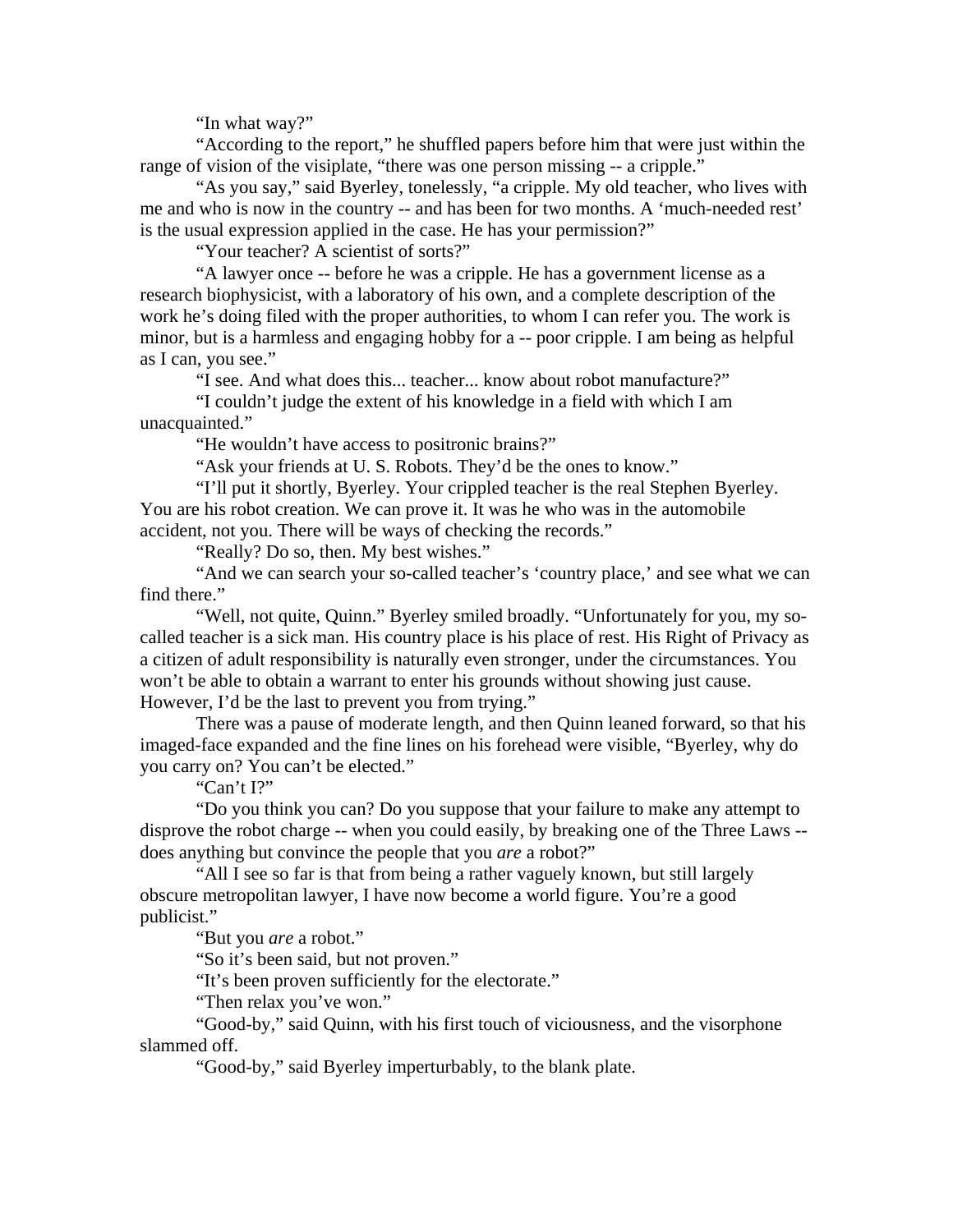"In what way?"

"According to the report," he shuffled papers before him that were just within the range of vision of the visiplate, "there was one person missing -- a cripple."

"As you say," said Byerley, tonelessly, "a cripple. My old teacher, who lives with me and who is now in the country -- and has been for two months. A 'much-needed rest' is the usual expression applied in the case. He has your permission?"

"Your teacher? A scientist of sorts?"

"A lawyer once -- before he was a cripple. He has a government license as a research biophysicist, with a laboratory of his own, and a complete description of the work he's doing filed with the proper authorities, to whom I can refer you. The work is minor, but is a harmless and engaging hobby for a -- poor cripple. I am being as helpful as I can, you see."

"I see. And what does this... teacher... know about robot manufacture?"

"I couldn't judge the extent of his knowledge in a field with which I am unacquainted."

"He wouldn't have access to positronic brains?"

"Ask your friends at U. S. Robots. They'd be the ones to know."

"I'll put it shortly, Byerley. Your crippled teacher is the real Stephen Byerley. You are his robot creation. We can prove it. It was he who was in the automobile accident, not you. There will be ways of checking the records."

"Really? Do so, then. My best wishes."

"And we can search your so-called teacher's 'country place,' and see what we can find there."

"Well, not quite, Quinn." Byerley smiled broadly. "Unfortunately for you, my so-called teacher is a sick man. His country place is his place of rest. His Right of Privacy as a citizen of adult responsibility is naturally even stronger, under the circumstances. You won't be able to obtain a warrant to enter his grounds without showing just cause. However, I'd be the last to prevent you from trying."

There was a pause of moderate length, and then Quinn leaned forward, so that his imaged-face expanded and the fine lines on his forehead were visible, "Byerley, why do you carry on? You can't be elected."

"Can't I?"

"Do you think you can? Do you suppose that your failure to make any attempt to disprove the robot charge -- when you could easily, by breaking one of the Three Laws -- does anything but convince the people that you *are* a robot?"

"All I see so far is that from being a rather vaguely known, but still largely obscure metropolitan lawyer, I have now become a world figure. You're a good publicist."

"But you *are* a robot."

"So it's been said, but not proven."

"It's been proven sufficiently for the electorate."

"Then relax you've won."

"Good-by," said Quinn, with his first touch of viciousness, and the visorphone slammed off.

"Good-by," said Byerley imperturbably, to the blank plate.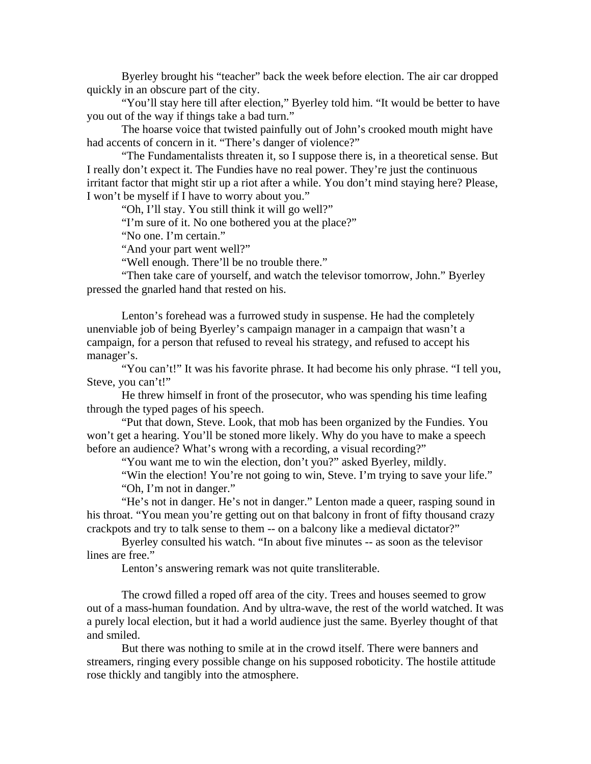Byerley brought his “teacher” back the week before election. The air car dropped quickly in an obscure part of the city.

“You’ll stay here till after election,” Byerley told him. “It would be better to have you out of the way if things take a bad turn.”

The hoarse voice that twisted painfully out of John’s crooked mouth might have had accents of concern in it. “There’s danger of violence?”

“The Fundamentalists threaten it, so I suppose there is, in a theoretical sense. But I really don’t expect it. The Fundies have no real power. They’re just the continuous irritant factor that might stir up a riot after a while. You don’t mind staying here? Please, I won’t be myself if I have to worry about you.”

“Oh, I’ll stay. You still think it will go well?”

“I’m sure of it. No one bothered you at the place?”

“No one. I’m certain.”

“And your part went well?”

“Well enough. There’ll be no trouble there.”

“Then take care of yourself, and watch the televisor tomorrow, John.” Byerley pressed the gnarled hand that rested on his.

Lenton’s forehead was a furrowed study in suspense. He had the completely unenviable job of being Byerley’s campaign manager in a campaign that wasn’t a campaign, for a person that refused to reveal his strategy, and refused to accept his manager’s.

“You can’t!” It was his favorite phrase. It had become his only phrase. “I tell you, Steve, you can’t!”

He threw himself in front of the prosecutor, who was spending his time leafing through the typed pages of his speech.

“Put that down, Steve. Look, that mob has been organized by the Fundies. You won’t get a hearing. You’ll be stoned more likely. Why do you have to make a speech before an audience? What’s wrong with a recording, a visual recording?”

“You want me to win the election, don’t you?” asked Byerley, mildly.

“Win the election! You’re not going to win, Steve. I’m trying to save your life.”

“Oh, I’m not in danger.”

“He’s not in danger. He’s not in danger.” Lenton made a queer, rasping sound in his throat. “You mean you’re getting out on that balcony in front of fifty thousand crazy crackpots and try to talk sense to them -- on a balcony like a medieval dictator?”

Byerley consulted his watch. “In about five minutes -- as soon as the televisor lines are free.”

Lenton’s answering remark was not quite transliterable.

The crowd filled a roped off area of the city. Trees and houses seemed to grow out of a mass-human foundation. And by ultra-wave, the rest of the world watched. It was a purely local election, but it had a world audience just the same. Byerley thought of that and smiled.

But there was nothing to smile at in the crowd itself. There were banners and streamers, ringing every possible change on his supposed roboticity. The hostile attitude rose thickly and tangibly into the atmosphere.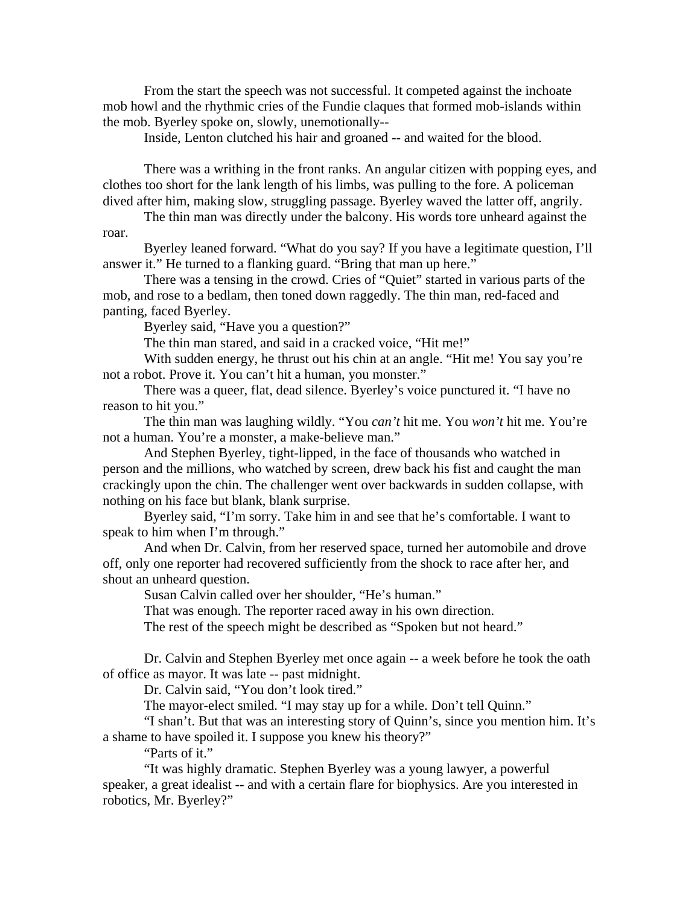From the start the speech was not successful. It competed against the inchoate mob howl and the rhythmic cries of the Fundie claques that formed mob-islands within the mob. Byerley spoke on, slowly, unemotionally--

Inside, Lenton clutched his hair and groaned -- and waited for the blood.

There was a writhing in the front ranks. An angular citizen with popping eyes, and clothes too short for the lank length of his limbs, was pulling to the fore. A policeman dived after him, making slow, struggling passage. Byerley waved the latter off, angrily.

The thin man was directly under the balcony. His words tore unheard against the roar.

Byerley leaned forward. "What do you say? If you have a legitimate question, I'll answer it." He turned to a flanking guard. "Bring that man up here."

There was a tensing in the crowd. Cries of "Quiet" started in various parts of the mob, and rose to a bedlam, then toned down raggedly. The thin man, red-faced and panting, faced Byerley.

Byerley said, "Have you a question?"

The thin man stared, and said in a cracked voice, "Hit me!"

With sudden energy, he thrust out his chin at an angle. "Hit me! You say you're not a robot. Prove it. You can't hit a human, you monster."

There was a queer, flat, dead silence. Byerley's voice punctured it. "I have no reason to hit you."

The thin man was laughing wildly. "You *can't* hit me. You *won't* hit me. You're not a human. You're a monster, a make-believe man."

And Stephen Byerley, tight-lipped, in the face of thousands who watched in person and the millions, who watched by screen, drew back his fist and caught the man crackingly upon the chin. The challenger went over backwards in sudden collapse, with nothing on his face but blank, blank surprise.

Byerley said, "I'm sorry. Take him in and see that he's comfortable. I want to speak to him when I'm through."

And when Dr. Calvin, from her reserved space, turned her automobile and drove off, only one reporter had recovered sufficiently from the shock to race after her, and shout an unheard question.

Susan Calvin called over her shoulder, "He's human."

That was enough. The reporter raced away in his own direction.

The rest of the speech might be described as "Spoken but not heard."

Dr. Calvin and Stephen Byerley met once again -- a week before he took the oath of office as mayor. It was late -- past midnight.

Dr. Calvin said, "You don't look tired."

The mayor-elect smiled. "I may stay up for a while. Don't tell Quinn."

"I shan't. But that was an interesting story of Quinn's, since you mention him. It's a shame to have spoiled it. I suppose you knew his theory?"

"Parts of it."

"It was highly dramatic. Stephen Byerley was a young lawyer, a powerful speaker, a great idealist -- and with a certain flare for biophysics. Are you interested in robotics, Mr. Byerley?"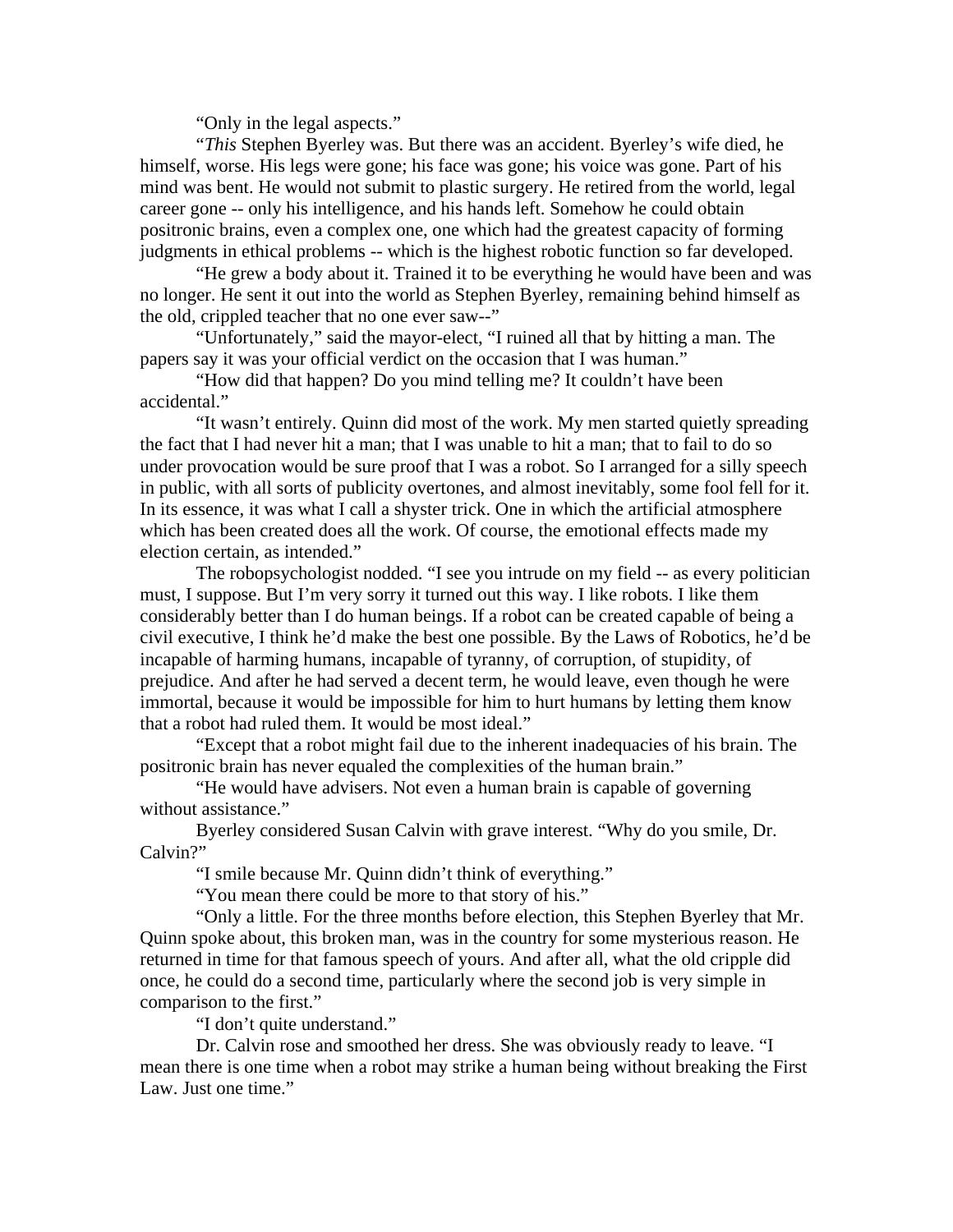"Only in the legal aspects."

"*This* Stephen Byerley was. But there was an accident. Byerley's wife died, he himself, worse. His legs were gone; his face was gone; his voice was gone. Part of his mind was bent. He would not submit to plastic surgery. He retired from the world, legal career gone -- only his intelligence, and his hands left. Somehow he could obtain positronic brains, even a complex one, one which had the greatest capacity of forming judgments in ethical problems -- which is the highest robotic function so far developed.

"He grew a body about it. Trained it to be everything he would have been and was no longer. He sent it out into the world as Stephen Byerley, remaining behind himself as the old, crippled teacher that no one ever saw--"

"Unfortunately," said the mayor-elect, "I ruined all that by hitting a man. The papers say it was your official verdict on the occasion that I was human."

"How did that happen? Do you mind telling me? It couldn't have been accidental."

"It wasn't entirely. Quinn did most of the work. My men started quietly spreading the fact that I had never hit a man; that I was unable to hit a man; that to fail to do so under provocation would be sure proof that I was a robot. So I arranged for a silly speech in public, with all sorts of publicity overtones, and almost inevitably, some fool fell for it. In its essence, it was what I call a shyster trick. One in which the artificial atmosphere which has been created does all the work. Of course, the emotional effects made my election certain, as intended."

The robopsychologist nodded. "I see you intrude on my field -- as every politician must, I suppose. But I'm very sorry it turned out this way. I like robots. I like them considerably better than I do human beings. If a robot can be created capable of being a civil executive, I think he'd make the best one possible. By the Laws of Robotics, he'd be incapable of harming humans, incapable of tyranny, of corruption, of stupidity, of prejudice. And after he had served a decent term, he would leave, even though he were immortal, because it would be impossible for him to hurt humans by letting them know that a robot had ruled them. It would be most ideal."

"Except that a robot might fail due to the inherent inadequacies of his brain. The positronic brain has never equaled the complexities of the human brain."

"He would have advisers. Not even a human brain is capable of governing without assistance."

Byerley considered Susan Calvin with grave interest. "Why do you smile, Dr. Calvin?"

"I smile because Mr. Quinn didn't think of everything."

"You mean there could be more to that story of his."

"Only a little. For the three months before election, this Stephen Byerley that Mr. Quinn spoke about, this broken man, was in the country for some mysterious reason. He returned in time for that famous speech of yours. And after all, what the old cripple did once, he could do a second time, particularly where the second job is very simple in comparison to the first."

"I don't quite understand."

Dr. Calvin rose and smoothed her dress. She was obviously ready to leave. "I mean there is one time when a robot may strike a human being without breaking the First Law. Just one time."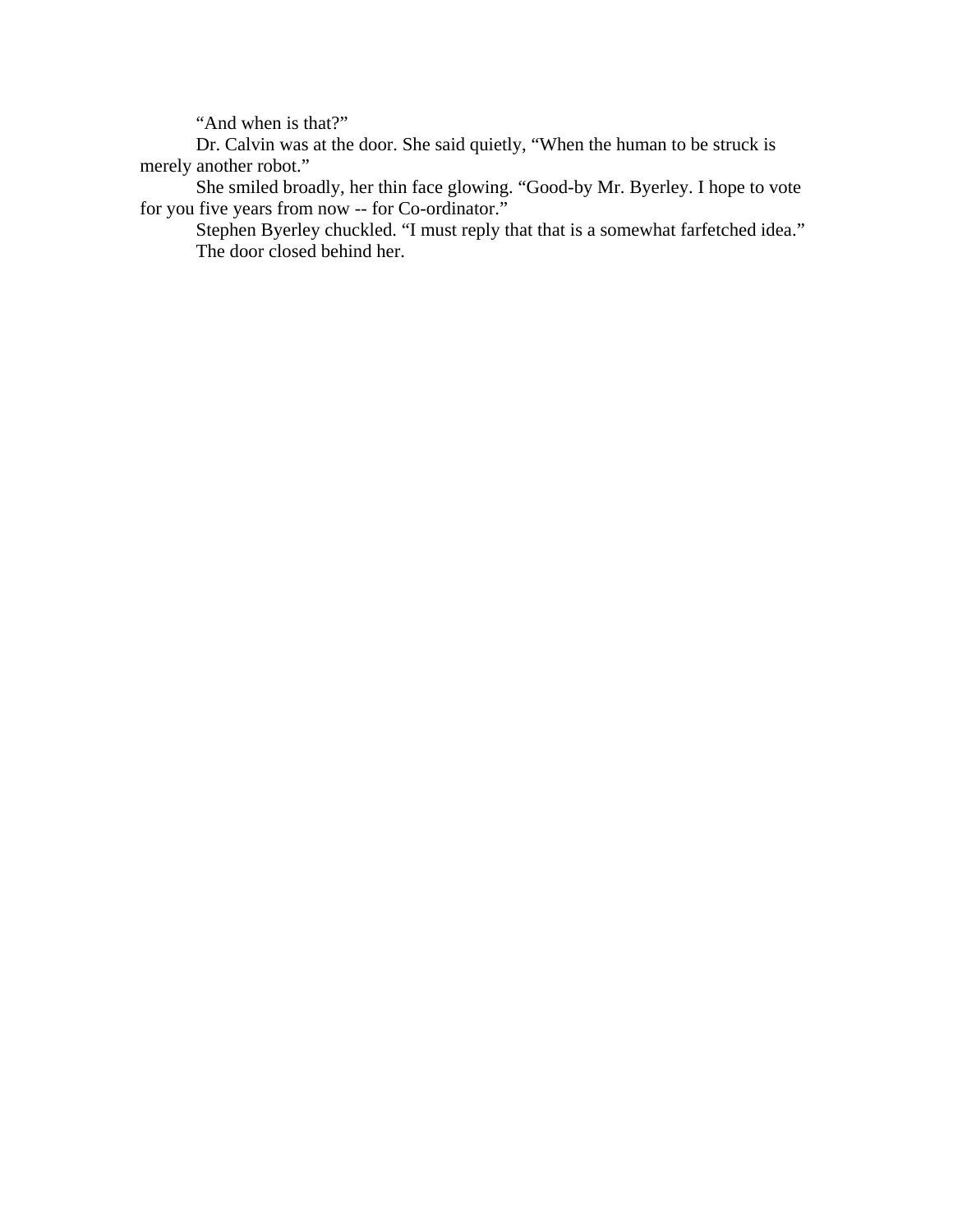"And when is that?"

Dr. Calvin was at the door. She said quietly, "When the human to be struck is merely another robot."

She smiled broadly, her thin face glowing. "Good-by Mr. Byerley. I hope to vote for you five years from now -- for Co-ordinator."

Stephen Byerley chuckled. "I must reply that that is a somewhat farfetched idea."

The door closed behind her.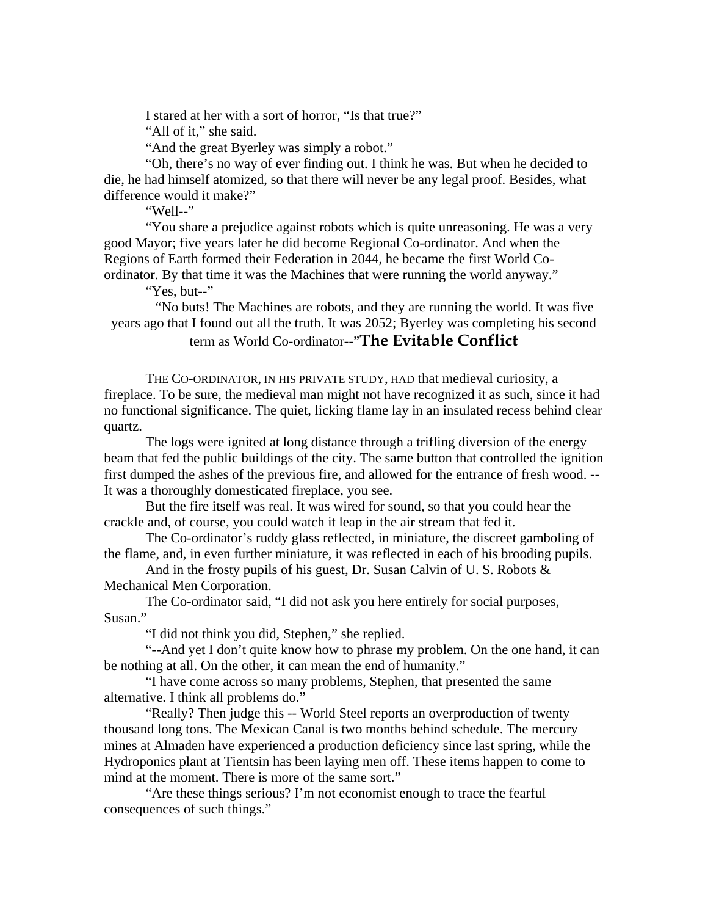I stared at her with a sort of horror, "Is that true?"

"All of it," she said.

"And the great Byerley was simply a robot."

"Oh, there's no way of ever finding out. I think he was. But when he decided to die, he had himself atomized, so that there will never be any legal proof. Besides, what difference would it make?"

"Well--"

"You share a prejudice against robots which is quite unreasoning. He was a very good Mayor; five years later he did become Regional Co-ordinator. And when the Regions of Earth formed their Federation in 2044, he became the first World Co-ordinator. By that time it was the Machines that were running the world anyway."

"Yes, but--"

"No buts! The Machines are robots, and they are running the world. It was five years ago that I found out all the truth. It was 2052; Byerley was completing his second term as World Co-ordinator--"

## The Evitable Conflict

THE CO-ORDINATOR, IN HIS PRIVATE STUDY, HAD that medieval curiosity, a fireplace. To be sure, the medieval man might not have recognized it as such, since it had no functional significance. The quiet, licking flame lay in an insulated recess behind clear quartz.

The logs were ignited at long distance through a trifling diversion of the energy beam that fed the public buildings of the city. The same button that controlled the ignition first dumped the ashes of the previous fire, and allowed for the entrance of fresh wood. -- It was a thoroughly domesticated fireplace, you see.

But the fire itself was real. It was wired for sound, so that you could hear the crackle and, of course, you could watch it leap in the air stream that fed it.

The Co-ordinator's ruddy glass reflected, in miniature, the discreet gamboling of the flame, and, in even further miniature, it was reflected in each of his brooding pupils.

And in the frosty pupils of his guest, Dr. Susan Calvin of U. S. Robots & Mechanical Men Corporation.

The Co-ordinator said, "I did not ask you here entirely for social purposes, Susan."

"I did not think you did, Stephen," she replied.

"--And yet I don't quite know how to phrase my problem. On the one hand, it can be nothing at all. On the other, it can mean the end of humanity."

"I have come across so many problems, Stephen, that presented the same alternative. I think all problems do."

"Really? Then judge this -- World Steel reports an overproduction of twenty thousand long tons. The Mexican Canal is two months behind schedule. The mercury mines at Almaden have experienced a production deficiency since last spring, while the Hydroponics plant at Tientsin has been laying men off. These items happen to come to mind at the moment. There is more of the same sort."

"Are these things serious? I'm not economist enough to trace the fearful consequences of such things."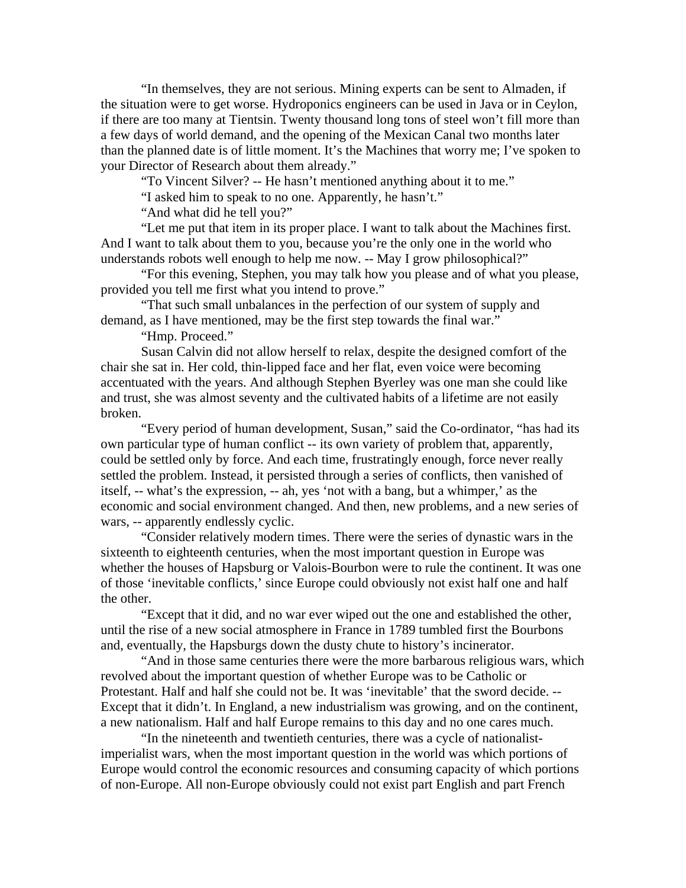"In themselves, they are not serious. Mining experts can be sent to Almaden, if the situation were to get worse. Hydroponics engineers can be used in Java or in Ceylon, if there are too many at Tientsin. Twenty thousand long tons of steel won't fill more than a few days of world demand, and the opening of the Mexican Canal two months later than the planned date is of little moment. It's the Machines that worry me; I've spoken to your Director of Research about them already."

"To Vincent Silver? -- He hasn't mentioned anything about it to me."

"I asked him to speak to no one. Apparently, he hasn't."

"And what did he tell you?"

"Let me put that item in its proper place. I want to talk about the Machines first. And I want to talk about them to you, because you're the only one in the world who understands robots well enough to help me now. -- May I grow philosophical?"

"For this evening, Stephen, you may talk how you please and of what you please, provided you tell me first what you intend to prove."

"That such small unbalances in the perfection of our system of supply and demand, as I have mentioned, may be the first step towards the final war."

"Hmp. Proceed."

Susan Calvin did not allow herself to relax, despite the designed comfort of the chair she sat in. Her cold, thin-lipped face and her flat, even voice were becoming accentuated with the years. And although Stephen Byerley was one man she could like and trust, she was almost seventy and the cultivated habits of a lifetime are not easily broken.

"Every period of human development, Susan," said the Co-ordinator, "has had its own particular type of human conflict -- its own variety of problem that, apparently, could be settled only by force. And each time, frustratingly enough, force never really settled the problem. Instead, it persisted through a series of conflicts, then vanished of itself, -- what's the expression, -- ah, yes 'not with a bang, but a whimper,' as the economic and social environment changed. And then, new problems, and a new series of wars, -- apparently endlessly cyclic.

"Consider relatively modern times. There were the series of dynastic wars in the sixteenth to eighteenth centuries, when the most important question in Europe was whether the houses of Hapsburg or Valois-Bourbon were to rule the continent. It was one of those 'inevitable conflicts,' since Europe could obviously not exist half one and half the other.

"Except that it did, and no war ever wiped out the one and established the other, until the rise of a new social atmosphere in France in 1789 tumbled first the Bourbons and, eventually, the Hapsburgs down the dusty chute to history's incinerator.

"And in those same centuries there were the more barbarous religious wars, which revolved about the important question of whether Europe was to be Catholic or Protestant. Half and half she could not be. It was 'inevitable' that the sword decide. -- Except that it didn't. In England, a new industrialism was growing, and on the continent, a new nationalism. Half and half Europe remains to this day and no one cares much.

"In the nineteenth and twentieth centuries, there was a cycle of nationalist-imperialist wars, when the most important question in the world was which portions of Europe would control the economic resources and consuming capacity of which portions of non-Europe. All non-Europe obviously could not exist part English and part French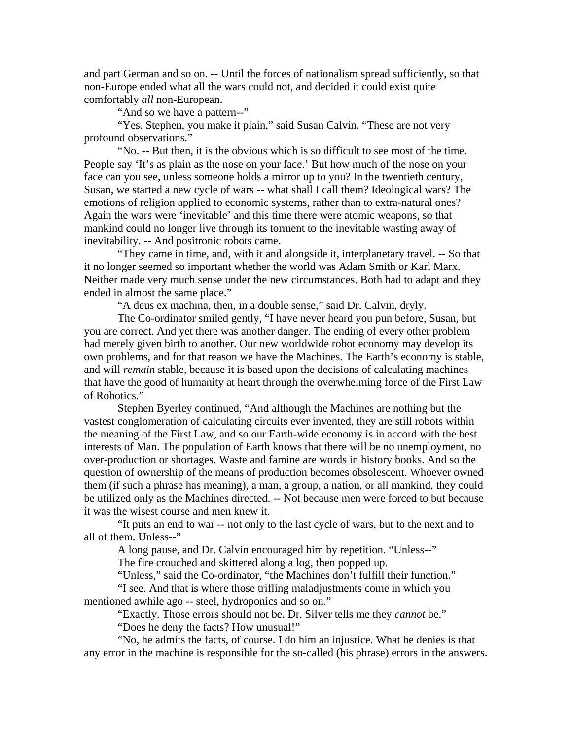and part German and so on. -- Until the forces of nationalism spread sufficiently, so that non-Europe ended what all the wars could not, and decided it could exist quite comfortably *all* non-European.

"And so we have a pattern--"

"Yes. Stephen, you make it plain," said Susan Calvin. "These are not very profound observations."

"No. -- But then, it is the obvious which is so difficult to see most of the time. People say 'It's as plain as the nose on your face.' But how much of the nose on your face can you see, unless someone holds a mirror up to you? In the twentieth century, Susan, we started a new cycle of wars -- what shall I call them? Ideological wars? The emotions of religion applied to economic systems, rather than to extra-natural ones? Again the wars were 'inevitable' and this time there were atomic weapons, so that mankind could no longer live through its torment to the inevitable wasting away of inevitability. -- And positronic robots came.

"They came in time, and, with it and alongside it, interplanetary travel. -- So that it no longer seemed so important whether the world was Adam Smith or Karl Marx. Neither made very much sense under the new circumstances. Both had to adapt and they ended in almost the same place."

"A deus ex machina, then, in a double sense," said Dr. Calvin, dryly.

The Co-ordinator smiled gently, "I have never heard you pun before, Susan, but you are correct. And yet there was another danger. The ending of every other problem had merely given birth to another. Our new worldwide robot economy may develop its own problems, and for that reason we have the Machines. The Earth's economy is stable, and will *remain* stable, because it is based upon the decisions of calculating machines that have the good of humanity at heart through the overwhelming force of the First Law of Robotics."

Stephen Byerley continued, "And although the Machines are nothing but the vastest conglomeration of calculating circuits ever invented, they are still robots within the meaning of the First Law, and so our Earth-wide economy is in accord with the best interests of Man. The population of Earth knows that there will be no unemployment, no over-production or shortages. Waste and famine are words in history books. And so the question of ownership of the means of production becomes obsolescent. Whoever owned them (if such a phrase has meaning), a man, a group, a nation, or all mankind, they could be utilized only as the Machines directed. -- Not because men were forced to but because it was the wisest course and men knew it.

"It puts an end to war -- not only to the last cycle of wars, but to the next and to all of them. Unless--"

A long pause, and Dr. Calvin encouraged him by repetition. "Unless--"

The fire crouched and skittered along a log, then popped up.

"Unless," said the Co-ordinator, "the Machines don't fulfill their function."

"I see. And that is where those trifling maladjustments come in which you mentioned awhile ago -- steel, hydroponics and so on."

"Exactly. Those errors should not be. Dr. Silver tells me they *cannot* be."

"Does he deny the facts? How unusual!"

"No, he admits the facts, of course. I do him an injustice. What he denies is that any error in the machine is responsible for the so-called (his phrase) errors in the answers.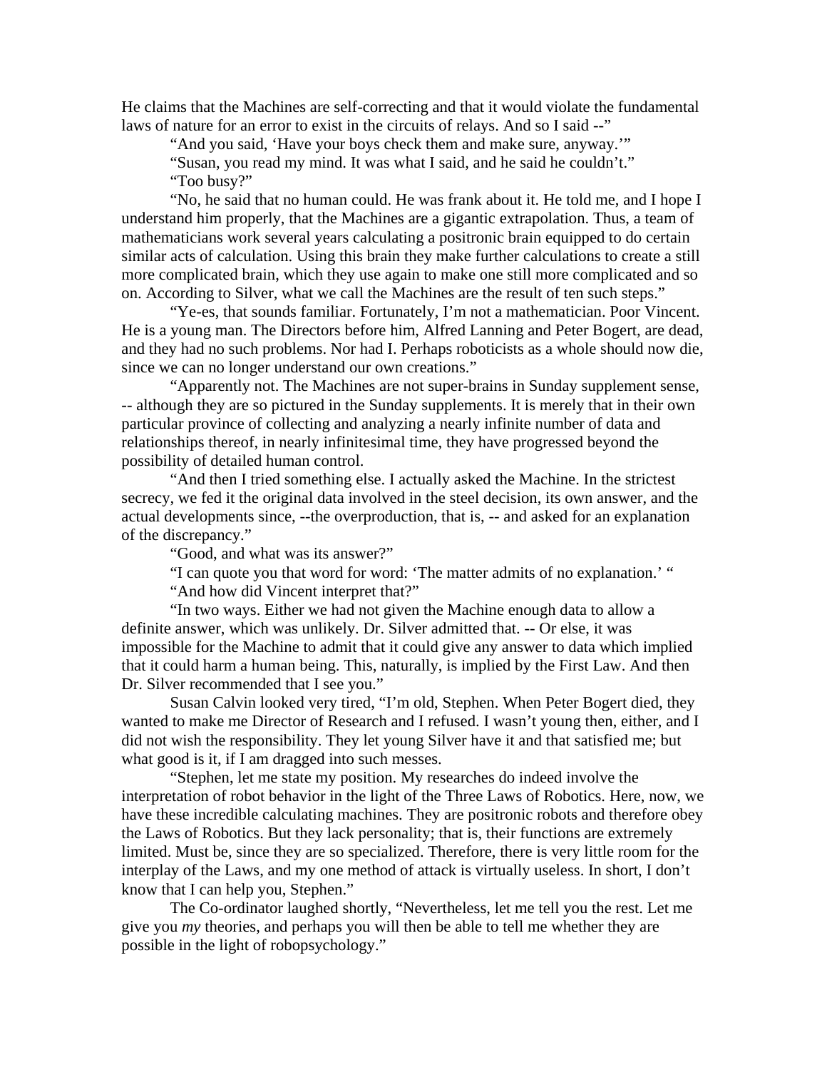He claims that the Machines are self-correcting and that it would violate the fundamental laws of nature for an error to exist in the circuits of relays. And so I said --"

"And you said, 'Have your boys check them and make sure, anyway.'"

"Susan, you read my mind. It was what I said, and he said he couldn't."

"Too busy?"

"No, he said that no human could. He was frank about it. He told me, and I hope I understand him properly, that the Machines are a gigantic extrapolation. Thus, a team of mathematicians work several years calculating a positronic brain equipped to do certain similar acts of calculation. Using this brain they make further calculations to create a still more complicated brain, which they use again to make one still more complicated and so on. According to Silver, what we call the Machines are the result of ten such steps."

"Ye-es, that sounds familiar. Fortunately, I'm not a mathematician. Poor Vincent. He is a young man. The Directors before him, Alfred Lanning and Peter Bogert, are dead, and they had no such problems. Nor had I. Perhaps roboticists as a whole should now die, since we can no longer understand our own creations."

"Apparently not. The Machines are not super-brains in Sunday supplement sense, -- although they are so pictured in the Sunday supplements. It is merely that in their own particular province of collecting and analyzing a nearly infinite number of data and relationships thereof, in nearly infinitesimal time, they have progressed beyond the possibility of detailed human control.

"And then I tried something else. I actually asked the Machine. In the strictest secrecy, we fed it the original data involved in the steel decision, its own answer, and the actual developments since, --the overproduction, that is, -- and asked for an explanation of the discrepancy."

"Good, and what was its answer?"

"I can quote you that word for word: 'The matter admits of no explanation.' "

"And how did Vincent interpret that?"

"In two ways. Either we had not given the Machine enough data to allow a definite answer, which was unlikely. Dr. Silver admitted that. -- Or else, it was impossible for the Machine to admit that it could give any answer to data which implied that it could harm a human being. This, naturally, is implied by the First Law. And then Dr. Silver recommended that I see you."

Susan Calvin looked very tired, "I'm old, Stephen. When Peter Bogert died, they wanted to make me Director of Research and I refused. I wasn't young then, either, and I did not wish the responsibility. They let young Silver have it and that satisfied me; but what good is it, if I am dragged into such messes.

"Stephen, let me state my position. My researches do indeed involve the interpretation of robot behavior in the light of the Three Laws of Robotics. Here, now, we have these incredible calculating machines. They are positronic robots and therefore obey the Laws of Robotics. But they lack personality; that is, their functions are extremely limited. Must be, since they are so specialized. Therefore, there is very little room for the interplay of the Laws, and my one method of attack is virtually useless. In short, I don't know that I can help you, Stephen."

The Co-ordinator laughed shortly, "Nevertheless, let me tell you the rest. Let me give you *my* theories, and perhaps you will then be able to tell me whether they are possible in the light of robopsychology."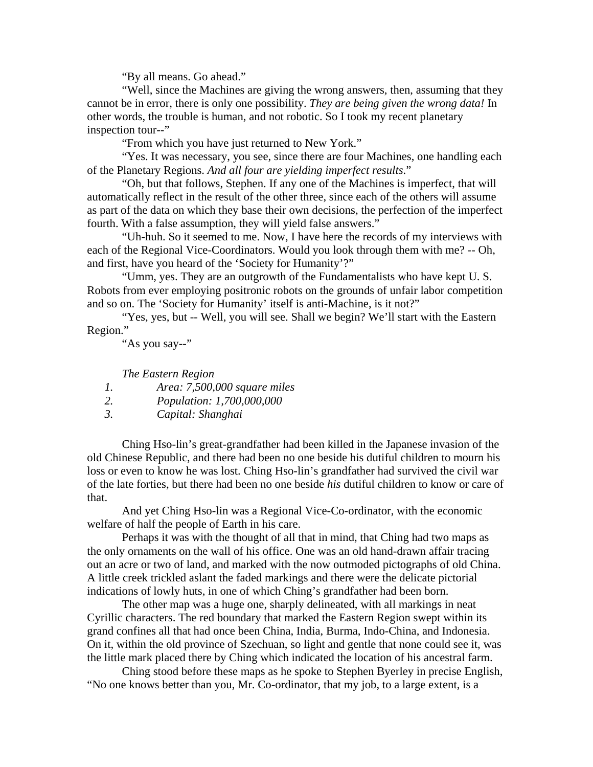"By all means. Go ahead."

"Well, since the Machines are giving the wrong answers, then, assuming that they cannot be in error, there is only one possibility. *They are being given the wrong data!* In other words, the trouble is human, and not robotic. So I took my recent planetary inspection tour--"

"From which you have just returned to New York."

"Yes. It was necessary, you see, since there are four Machines, one handling each of the Planetary Regions. *And all four are yielding imperfect results*."

"Oh, but that follows, Stephen. If any one of the Machines is imperfect, that will automatically reflect in the result of the other three, since each of the others will assume as part of the data on which they base their own decisions, the perfection of the imperfect fourth. With a false assumption, they will yield false answers."

"Uh-huh. So it seemed to me. Now, I have here the records of my interviews with each of the Regional Vice-Coordinators. Would you look through them with me? -- Oh, and first, have you heard of the 'Society for Humanity'?"

"Umm, yes. They are an outgrowth of the Fundamentalists who have kept U. S. Robots from ever employing positronic robots on the grounds of unfair labor competition and so on. The 'Society for Humanity' itself is anti-Machine, is it not?"

"Yes, yes, but -- Well, you will see. Shall we begin? We'll start with the Eastern Region."

"As you say--"

*The Eastern Region*

1. *Area: 7,500,000 square miles*
2. *Population: 1,700,000,000*
3. *Capital: Shanghai*

Ching Hso-lin's great-grandfather had been killed in the Japanese invasion of the old Chinese Republic, and there had been no one beside his dutiful children to mourn his loss or even to know he was lost. Ching Hso-lin's grandfather had survived the civil war of the late forties, but there had been no one beside *his* dutiful children to know or care of that.

And yet Ching Hso-lin was a Regional Vice-Co-ordinator, with the economic welfare of half the people of Earth in his care.

Perhaps it was with the thought of all that in mind, that Ching had two maps as the only ornaments on the wall of his office. One was an old hand-drawn affair tracing out an acre or two of land, and marked with the now outmoded pictographs of old China. A little creek trickled aslant the faded markings and there were the delicate pictorial indications of lowly huts, in one of which Ching's grandfather had been born.

The other map was a huge one, sharply delineated, with all markings in neat Cyrillic characters. The red boundary that marked the Eastern Region swept within its grand confines all that had once been China, India, Burma, Indo-China, and Indonesia. On it, within the old province of Szechuan, so light and gentle that none could see it, was the little mark placed there by Ching which indicated the location of his ancestral farm.

Ching stood before these maps as he spoke to Stephen Byerley in precise English, "No one knows better than you, Mr. Co-ordinator, that my job, to a large extent, is a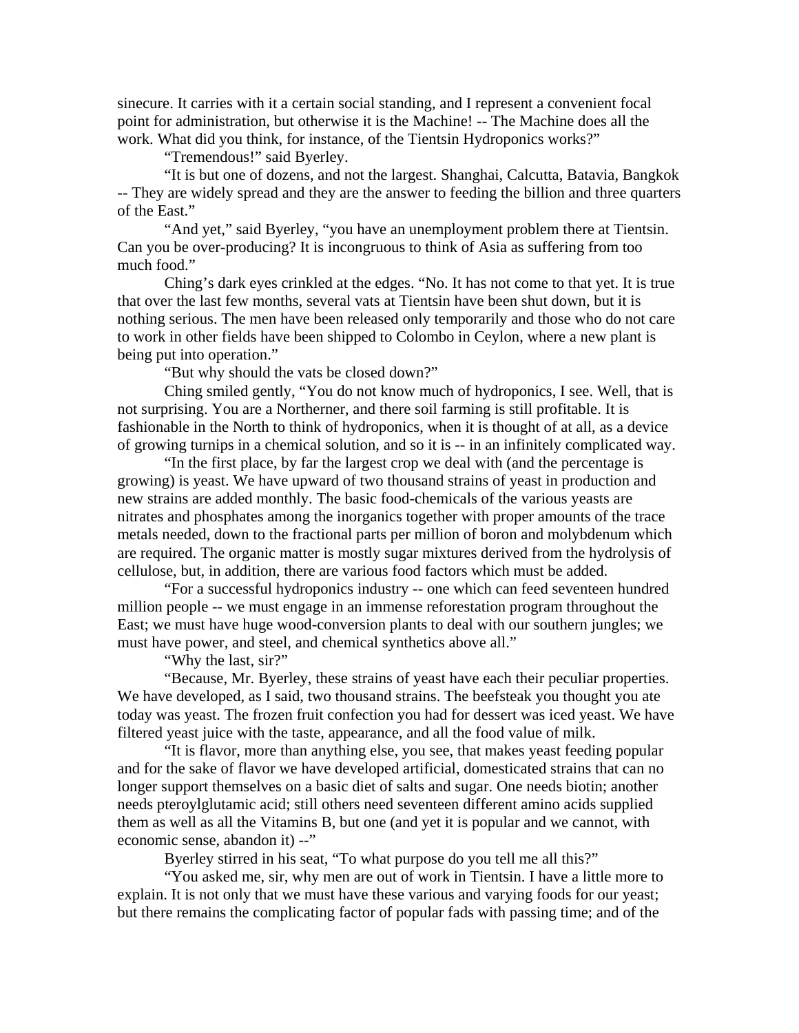sinecure. It carries with it a certain social standing, and I represent a convenient focal point for administration, but otherwise it is the Machine! -- The Machine does all the work. What did you think, for instance, of the Tientsin Hydroponics works?"

"Tremendous!" said Byerley.

"It is but one of dozens, and not the largest. Shanghai, Calcutta, Batavia, Bangkok -- They are widely spread and they are the answer to feeding the billion and three quarters of the East."

"And yet," said Byerley, "you have an unemployment problem there at Tientsin. Can you be over-producing? It is incongruous to think of Asia as suffering from too much food."

Ching's dark eyes crinkled at the edges. "No. It has not come to that yet. It is true that over the last few months, several vats at Tientsin have been shut down, but it is nothing serious. The men have been released only temporarily and those who do not care to work in other fields have been shipped to Colombo in Ceylon, where a new plant is being put into operation."

"But why should the vats be closed down?"

Ching smiled gently, "You do not know much of hydroponics, I see. Well, that is not surprising. You are a Northerner, and there soil farming is still profitable. It is fashionable in the North to think of hydroponics, when it is thought of at all, as a device of growing turnips in a chemical solution, and so it is -- in an infinitely complicated way.

"In the first place, by far the largest crop we deal with (and the percentage is growing) is yeast. We have upward of two thousand strains of yeast in production and new strains are added monthly. The basic food-chemicals of the various yeasts are nitrates and phosphates among the inorganics together with proper amounts of the trace metals needed, down to the fractional parts per million of boron and molybdenum which are required. The organic matter is mostly sugar mixtures derived from the hydrolysis of cellulose, but, in addition, there are various food factors which must be added.

"For a successful hydroponics industry -- one which can feed seventeen hundred million people -- we must engage in an immense reforestation program throughout the East; we must have huge wood-conversion plants to deal with our southern jungles; we must have power, and steel, and chemical synthetics above all."

"Why the last, sir?"

"Because, Mr. Byerley, these strains of yeast have each their peculiar properties. We have developed, as I said, two thousand strains. The beefsteak you thought you ate today was yeast. The frozen fruit confection you had for dessert was iced yeast. We have filtered yeast juice with the taste, appearance, and all the food value of milk.

"It is flavor, more than anything else, you see, that makes yeast feeding popular and for the sake of flavor we have developed artificial, domesticated strains that can no longer support themselves on a basic diet of salts and sugar. One needs biotin; another needs pteroylglutamic acid; still others need seventeen different amino acids supplied them as well as all the Vitamins B, but one (and yet it is popular and we cannot, with economic sense, abandon it) --"

Byerley stirred in his seat, "To what purpose do you tell me all this?"

"You asked me, sir, why men are out of work in Tientsin. I have a little more to explain. It is not only that we must have these various and varying foods for our yeast; but there remains the complicating factor of popular fads with passing time; and of the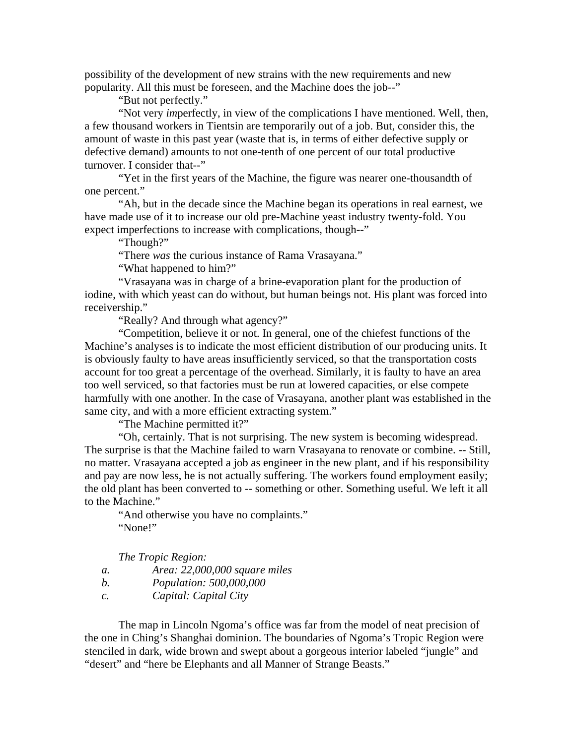possibility of the development of new strains with the new requirements and new popularity. All this must be foreseen, and the Machine does the job--"

"But not perfectly."

"Not very *im*perfectly, in view of the complications I have mentioned. Well, then, a few thousand workers in Tientsin are temporarily out of a job. But, consider this, the amount of waste in this past year (waste that is, in terms of either defective supply or defective demand) amounts to not one-tenth of one percent of our total productive turnover. I consider that--"

"Yet in the first years of the Machine, the figure was nearer one-thousandth of one percent."

"Ah, but in the decade since the Machine began its operations in real earnest, we have made use of it to increase our old pre-Machine yeast industry twenty-fold. You expect imperfections to increase with complications, though--"

"Though?"

"There *was* the curious instance of Rama Vrasayana."

"What happened to him?"

"Vrasayana was in charge of a brine-evaporation plant for the production of iodine, with which yeast can do without, but human beings not. His plant was forced into receivership."

"Really? And through what agency?"

"Competition, believe it or not. In general, one of the chiefest functions of the Machine's analyses is to indicate the most efficient distribution of our producing units. It is obviously faulty to have areas insufficiently serviced, so that the transportation costs account for too great a percentage of the overhead. Similarly, it is faulty to have an area too well serviced, so that factories must be run at lowered capacities, or else compete harmfully with one another. In the case of Vrasayana, another plant was established in the same city, and with a more efficient extracting system."

"The Machine permitted it?"

"Oh, certainly. That is not surprising. The new system is becoming widespread. The surprise is that the Machine failed to warn Vrasayana to renovate or combine. -- Still, no matter. Vrasayana accepted a job as engineer in the new plant, and if his responsibility and pay are now less, he is not actually suffering. The workers found employment easily; the old plant has been converted to -- something or other. Something useful. We left it all to the Machine."

"And otherwise you have no complaints."

"None!"

*The Tropic Region:*

*a. Area: 22,000,000 square miles*
*b. Population: 500,000,000*
*c. Capital: Capital City*

The map in Lincoln Ngoma's office was far from the model of neat precision of the one in Ching's Shanghai dominion. The boundaries of Ngoma's Tropic Region were stenciled in dark, wide brown and swept about a gorgeous interior labeled "jungle" and "desert" and "here be Elephants and all Manner of Strange Beasts."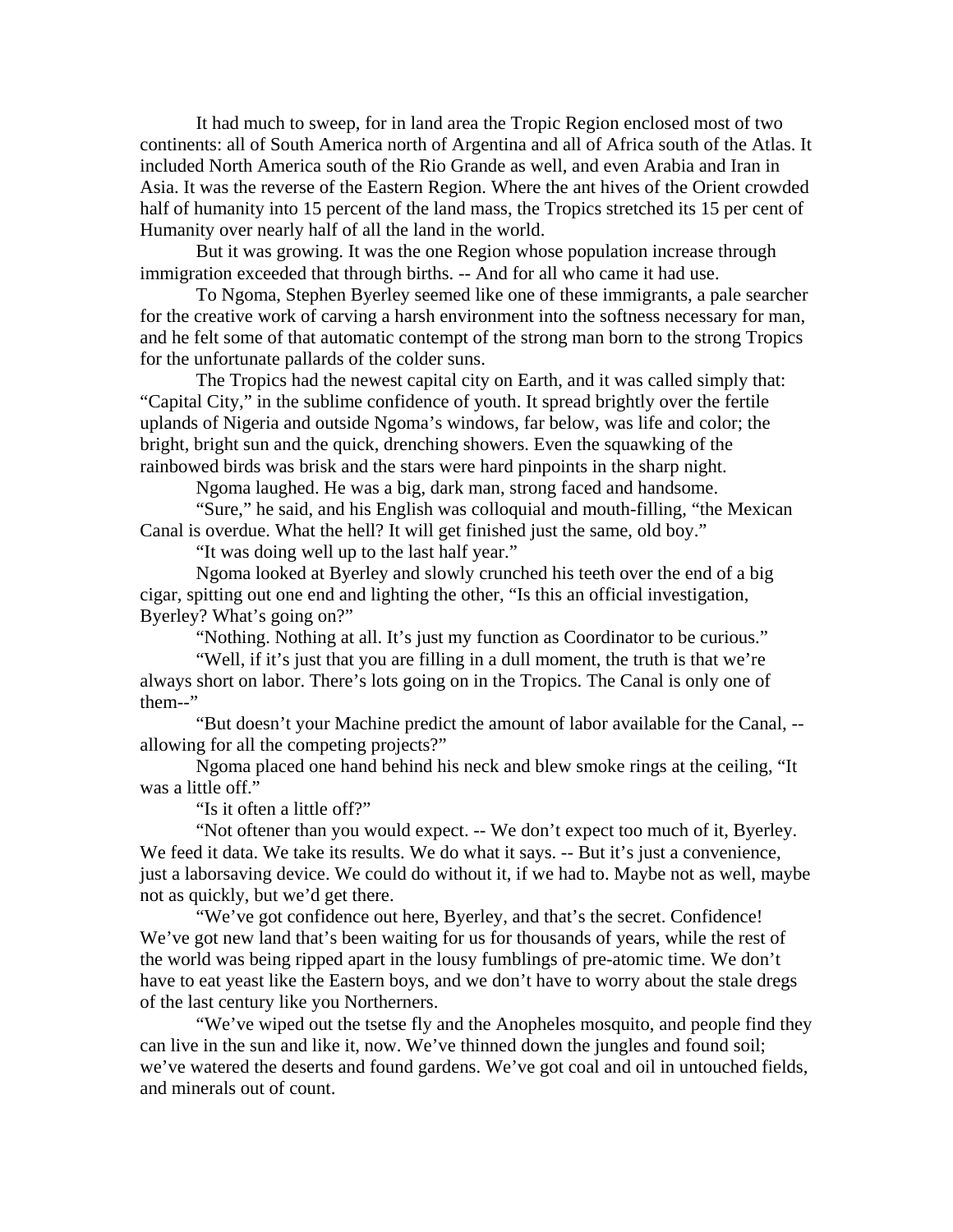It had much to sweep, for in land area the Tropic Region enclosed most of two continents: all of South America north of Argentina and all of Africa south of the Atlas. It included North America south of the Rio Grande as well, and even Arabia and Iran in Asia. It was the reverse of the Eastern Region. Where the ant hives of the Orient crowded half of humanity into 15 percent of the land mass, the Tropics stretched its 15 per cent of Humanity over nearly half of all the land in the world.

But it was growing. It was the one Region whose population increase through immigration exceeded that through births. -- And for all who came it had use.

To Ngoma, Stephen Byerley seemed like one of these immigrants, a pale searcher for the creative work of carving a harsh environment into the softness necessary for man, and he felt some of that automatic contempt of the strong man born to the strong Tropics for the unfortunate pallards of the colder suns.

The Tropics had the newest capital city on Earth, and it was called simply that: "Capital City," in the sublime confidence of youth. It spread brightly over the fertile uplands of Nigeria and outside Ngoma's windows, far below, was life and color; the bright, bright sun and the quick, drenching showers. Even the squawking of the rainbowed birds was brisk and the stars were hard pinpoints in the sharp night.

Ngoma laughed. He was a big, dark man, strong faced and handsome.

"Sure," he said, and his English was colloquial and mouth-filling, "the Mexican Canal is overdue. What the hell? It will get finished just the same, old boy."

"It was doing well up to the last half year."

Ngoma looked at Byerley and slowly crunched his teeth over the end of a big cigar, spitting out one end and lighting the other, "Is this an official investigation, Byerley? What's going on?"

"Nothing. Nothing at all. It's just my function as Coordinator to be curious."

"Well, if it's just that you are filling in a dull moment, the truth is that we're always short on labor. There's lots going on in the Tropics. The Canal is only one of them--"

"But doesn't your Machine predict the amount of labor available for the Canal, -- allowing for all the competing projects?"

Ngoma placed one hand behind his neck and blew smoke rings at the ceiling, "It was a little off."

"Is it often a little off?"

"Not oftener than you would expect. -- We don't expect too much of it, Byerley. We feed it data. We take its results. We do what it says. -- But it's just a convenience, just a laborsaving device. We could do without it, if we had to. Maybe not as well, maybe not as quickly, but we'd get there.

"We've got confidence out here, Byerley, and that's the secret. Confidence! We've got new land that's been waiting for us for thousands of years, while the rest of the world was being ripped apart in the lousy fumblings of pre-atomic time. We don't have to eat yeast like the Eastern boys, and we don't have to worry about the stale dregs of the last century like you Northerners.

"We've wiped out the tsetse fly and the Anopheles mosquito, and people find they can live in the sun and like it, now. We've thinned down the jungles and found soil; we've watered the deserts and found gardens. We've got coal and oil in untouched fields, and minerals out of count.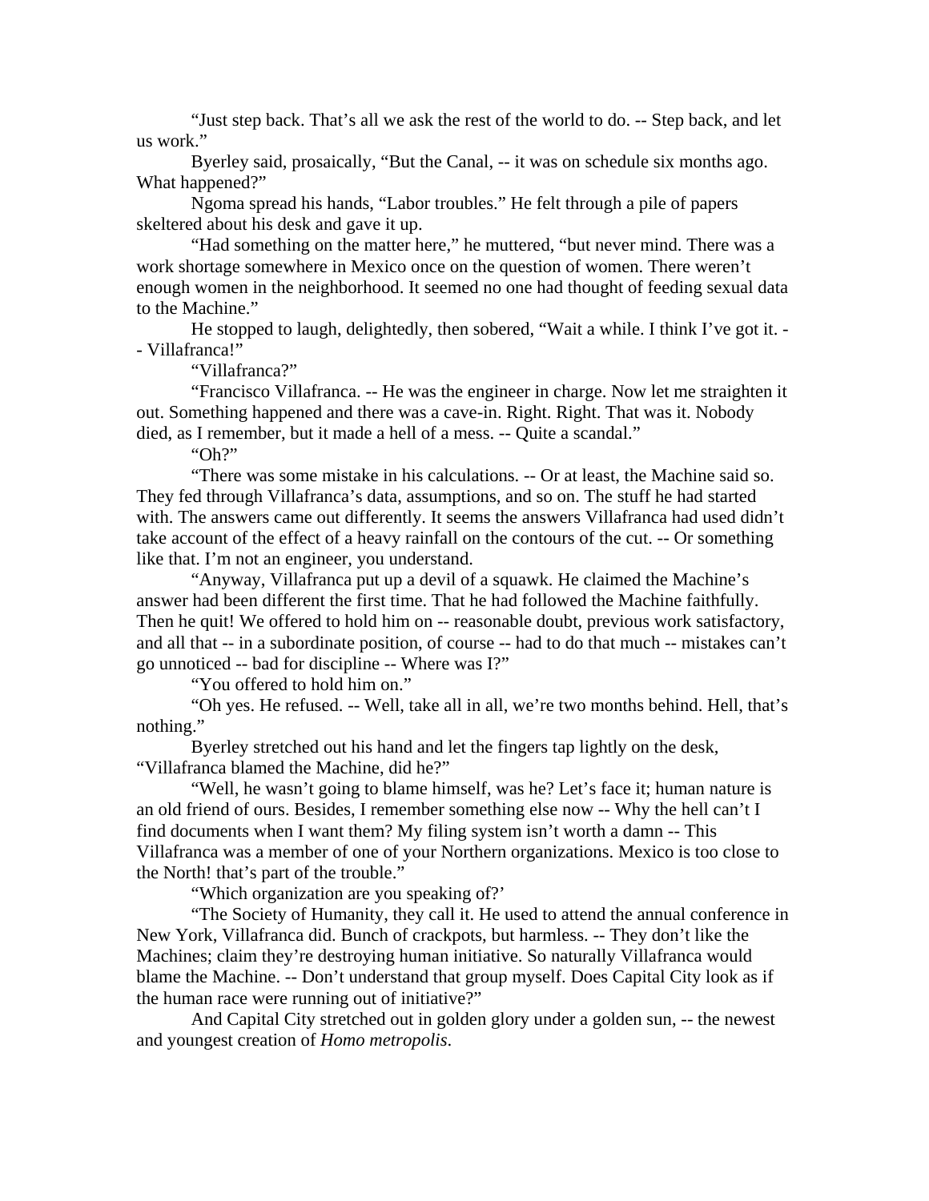"Just step back. That's all we ask the rest of the world to do. -- Step back, and let us work."

Byerley said, prosaically, "But the Canal, -- it was on schedule six months ago. What happened?"

Ngoma spread his hands, "Labor troubles." He felt through a pile of papers skeltered about his desk and gave it up.

"Had something on the matter here," he muttered, "but never mind. There was a work shortage somewhere in Mexico once on the question of women. There weren't enough women in the neighborhood. It seemed no one had thought of feeding sexual data to the Machine."

He stopped to laugh, delightedly, then sobered, "Wait a while. I think I've got it. -- Villafranca!"

"Villafranca?"

"Francisco Villafranca. -- He was the engineer in charge. Now let me straighten it out. Something happened and there was a cave-in. Right. Right. That was it. Nobody died, as I remember, but it made a hell of a mess. -- Quite a scandal."

"Oh?"

"There was some mistake in his calculations. -- Or at least, the Machine said so. They fed through Villafranca's data, assumptions, and so on. The stuff he had started with. The answers came out differently. It seems the answers Villafranca had used didn't take account of the effect of a heavy rainfall on the contours of the cut. -- Or something like that. I'm not an engineer, you understand.

"Anyway, Villafranca put up a devil of a squawk. He claimed the Machine's answer had been different the first time. That he had followed the Machine faithfully. Then he quit! We offered to hold him on -- reasonable doubt, previous work satisfactory, and all that -- in a subordinate position, of course -- had to do that much -- mistakes can't go unnoticed -- bad for discipline -- Where was I?"

"You offered to hold him on."

"Oh yes. He refused. -- Well, take all in all, we're two months behind. Hell, that's nothing."

Byerley stretched out his hand and let the fingers tap lightly on the desk, "Villafranca blamed the Machine, did he?"

"Well, he wasn't going to blame himself, was he? Let's face it; human nature is an old friend of ours. Besides, I remember something else now -- Why the hell can't I find documents when I want them? My filing system isn't worth a damn -- This Villafranca was a member of one of your Northern organizations. Mexico is too close to the North! that's part of the trouble."

"Which organization are you speaking of?'

"The Society of Humanity, they call it. He used to attend the annual conference in New York, Villafranca did. Bunch of crackpots, but harmless. -- They don't like the Machines; claim they're destroying human initiative. So naturally Villafranca would blame the Machine. -- Don't understand that group myself. Does Capital City look as if the human race were running out of initiative?"

And Capital City stretched out in golden glory under a golden sun, -- the newest and youngest creation of *Homo metropolis*.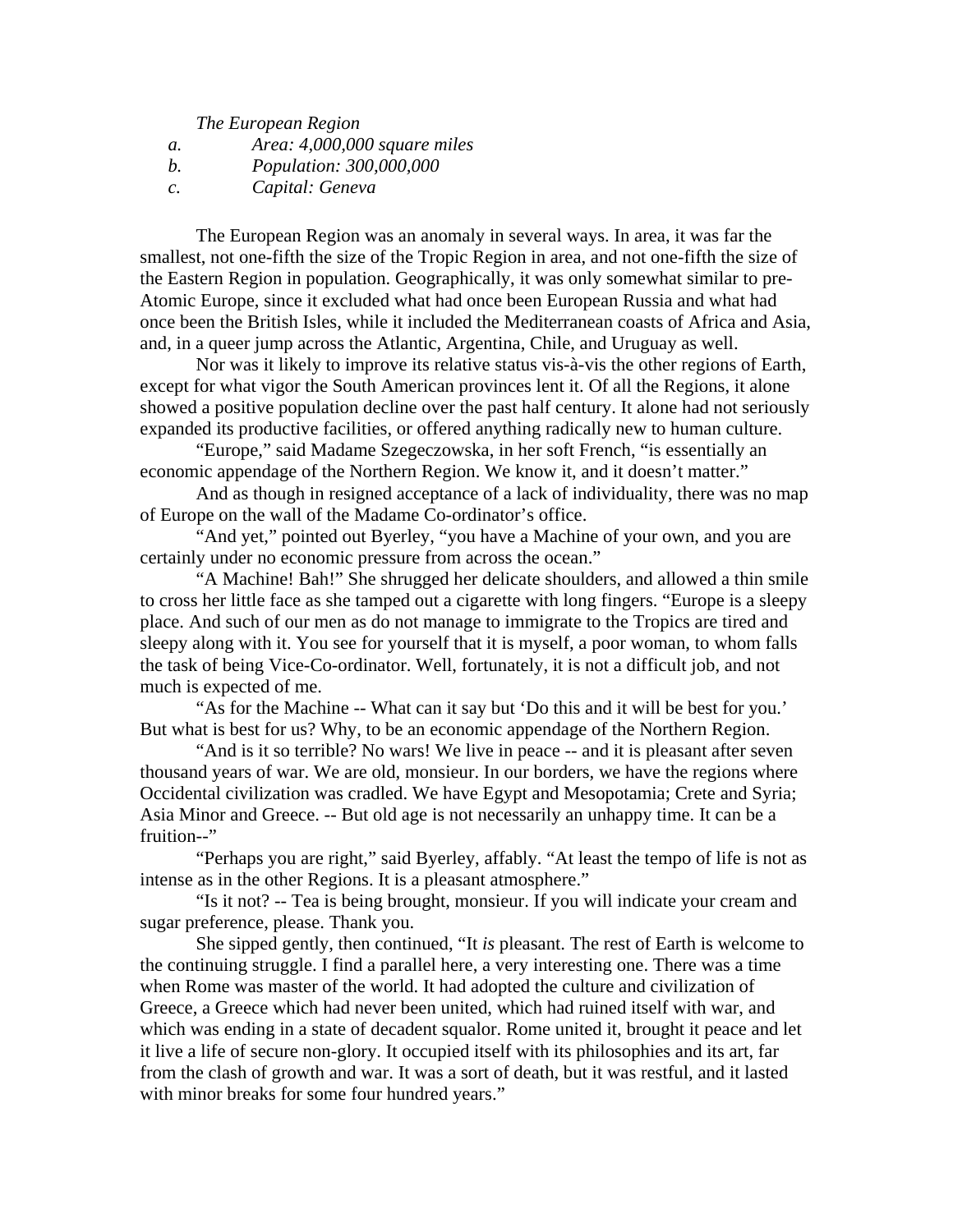*The European Region*

*a.* *Area: 4,000,000 square miles*

*b.* *Population: 300,000,000*

*c.* *Capital: Geneva*

The European Region was an anomaly in several ways. In area, it was far the smallest, not one-fifth the size of the Tropic Region in area, and not one-fifth the size of the Eastern Region in population. Geographically, it was only somewhat similar to pre-Atomic Europe, since it excluded what had once been European Russia and what had once been the British Isles, while it included the Mediterranean coasts of Africa and Asia, and, in a queer jump across the Atlantic, Argentina, Chile, and Uruguay as well.

Nor was it likely to improve its relative status vis-à-vis the other regions of Earth, except for what vigor the South American provinces lent it. Of all the Regions, it alone showed a positive population decline over the past half century. It alone had not seriously expanded its productive facilities, or offered anything radically new to human culture.

"Europe," said Madame Szegeczowska, in her soft French, "is essentially an economic appendage of the Northern Region. We know it, and it doesn't matter."

And as though in resigned acceptance of a lack of individuality, there was no map of Europe on the wall of the Madame Co-ordinator's office.

"And yet," pointed out Byerley, "you have a Machine of your own, and you are certainly under no economic pressure from across the ocean."

"A Machine! Bah!" She shrugged her delicate shoulders, and allowed a thin smile to cross her little face as she tamped out a cigarette with long fingers. "Europe is a sleepy place. And such of our men as do not manage to immigrate to the Tropics are tired and sleepy along with it. You see for yourself that it is myself, a poor woman, to whom falls the task of being Vice-Co-ordinator. Well, fortunately, it is not a difficult job, and not much is expected of me.

"As for the Machine -- What can it say but 'Do this and it will be best for you.' But what is best for us? Why, to be an economic appendage of the Northern Region.

"And is it so terrible? No wars! We live in peace -- and it is pleasant after seven thousand years of war. We are old, monsieur. In our borders, we have the regions where Occidental civilization was cradled. We have Egypt and Mesopotamia; Crete and Syria; Asia Minor and Greece. -- But old age is not necessarily an unhappy time. It can be a fruition--"

"Perhaps you are right," said Byerley, affably. "At least the tempo of life is not as intense as in the other Regions. It is a pleasant atmosphere."

"Is it not? -- Tea is being brought, monsieur. If you will indicate your cream and sugar preference, please. Thank you.

She sipped gently, then continued, "It *is* pleasant. The rest of Earth is welcome to the continuing struggle. I find a parallel here, a very interesting one. There was a time when Rome was master of the world. It had adopted the culture and civilization of Greece, a Greece which had never been united, which had ruined itself with war, and which was ending in a state of decadent squalor. Rome united it, brought it peace and let it live a life of secure non-glory. It occupied itself with its philosophies and its art, far from the clash of growth and war. It was a sort of death, but it was restful, and it lasted with minor breaks for some four hundred years."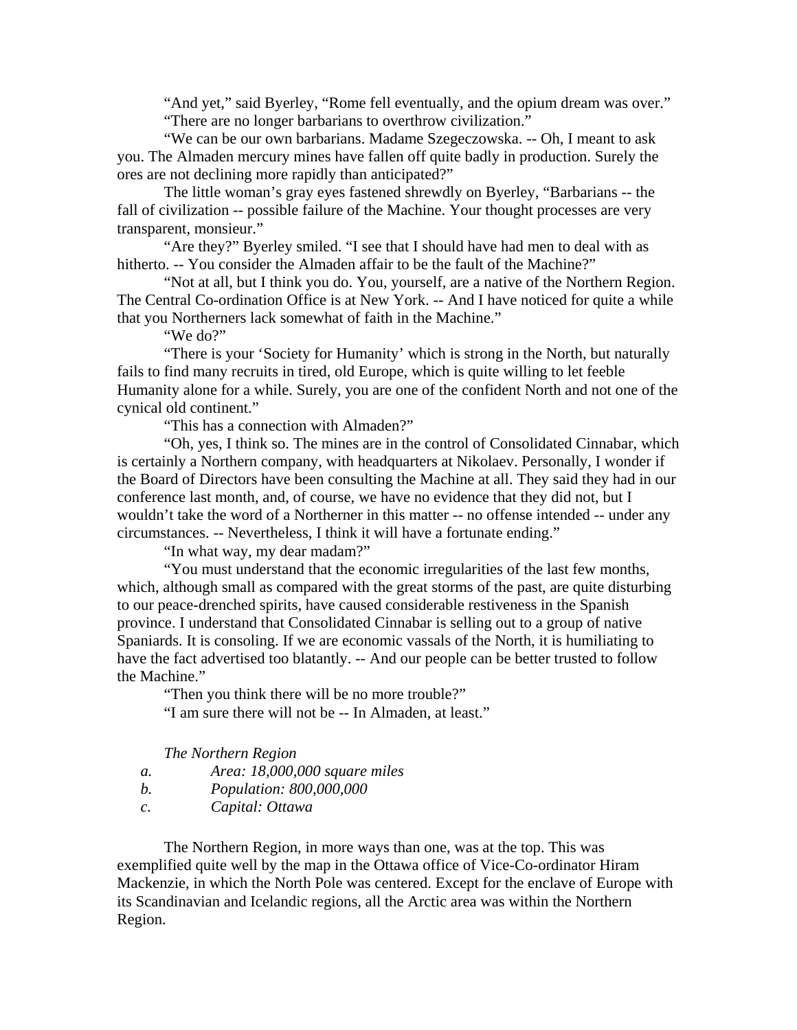"And yet," said Byerley, "Rome fell eventually, and the opium dream was over."

"There are no longer barbarians to overthrow civilization."

"We can be our own barbarians. Madame Szegeczowska. -- Oh, I meant to ask you. The Almaden mercury mines have fallen off quite badly in production. Surely the ores are not declining more rapidly than anticipated?"

The little woman's gray eyes fastened shrewdly on Byerley, "Barbarians -- the fall of civilization -- possible failure of the Machine. Your thought processes are very transparent, monsieur."

"Are they?" Byerley smiled. "I see that I should have had men to deal with as hitherto. -- You consider the Almaden affair to be the fault of the Machine?"

"Not at all, but I think you do. You, yourself, are a native of the Northern Region. The Central Co-ordination Office is at New York. -- And I have noticed for quite a while that you Northerners lack somewhat of faith in the Machine."

"We do?"

"There is your 'Society for Humanity' which is strong in the North, but naturally fails to find many recruits in tired, old Europe, which is quite willing to let feeble Humanity alone for a while. Surely, you are one of the confident North and not one of the cynical old continent."

"This has a connection with Almaden?"

"Oh, yes, I think so. The mines are in the control of Consolidated Cinnabar, which is certainly a Northern company, with headquarters at Nikolaev. Personally, I wonder if the Board of Directors have been consulting the Machine at all. They said they had in our conference last month, and, of course, we have no evidence that they did not, but I wouldn't take the word of a Northerner in this matter -- no offense intended -- under any circumstances. -- Nevertheless, I think it will have a fortunate ending."

"In what way, my dear madam?"

"You must understand that the economic irregularities of the last few months, which, although small as compared with the great storms of the past, are quite disturbing to our peace-drenched spirits, have caused considerable restiveness in the Spanish province. I understand that Consolidated Cinnabar is selling out to a group of native Spaniards. It is consoling. If we are economic vassals of the North, it is humiliating to have the fact advertised too blatantly. -- And our people can be better trusted to follow the Machine."

"Then you think there will be no more trouble?"

"I am sure there will not be -- In Almaden, at least."

*The Northern Region*

*a.* *Area: 18,000,000 square miles*

*b.* *Population: 800,000,000*

*c.* *Capital: Ottawa*

The Northern Region, in more ways than one, was at the top. This was exemplified quite well by the map in the Ottawa office of Vice-Co-ordinator Hiram Mackenzie, in which the North Pole was centered. Except for the enclave of Europe with its Scandinavian and Icelandic regions, all the Arctic area was within the Northern Region.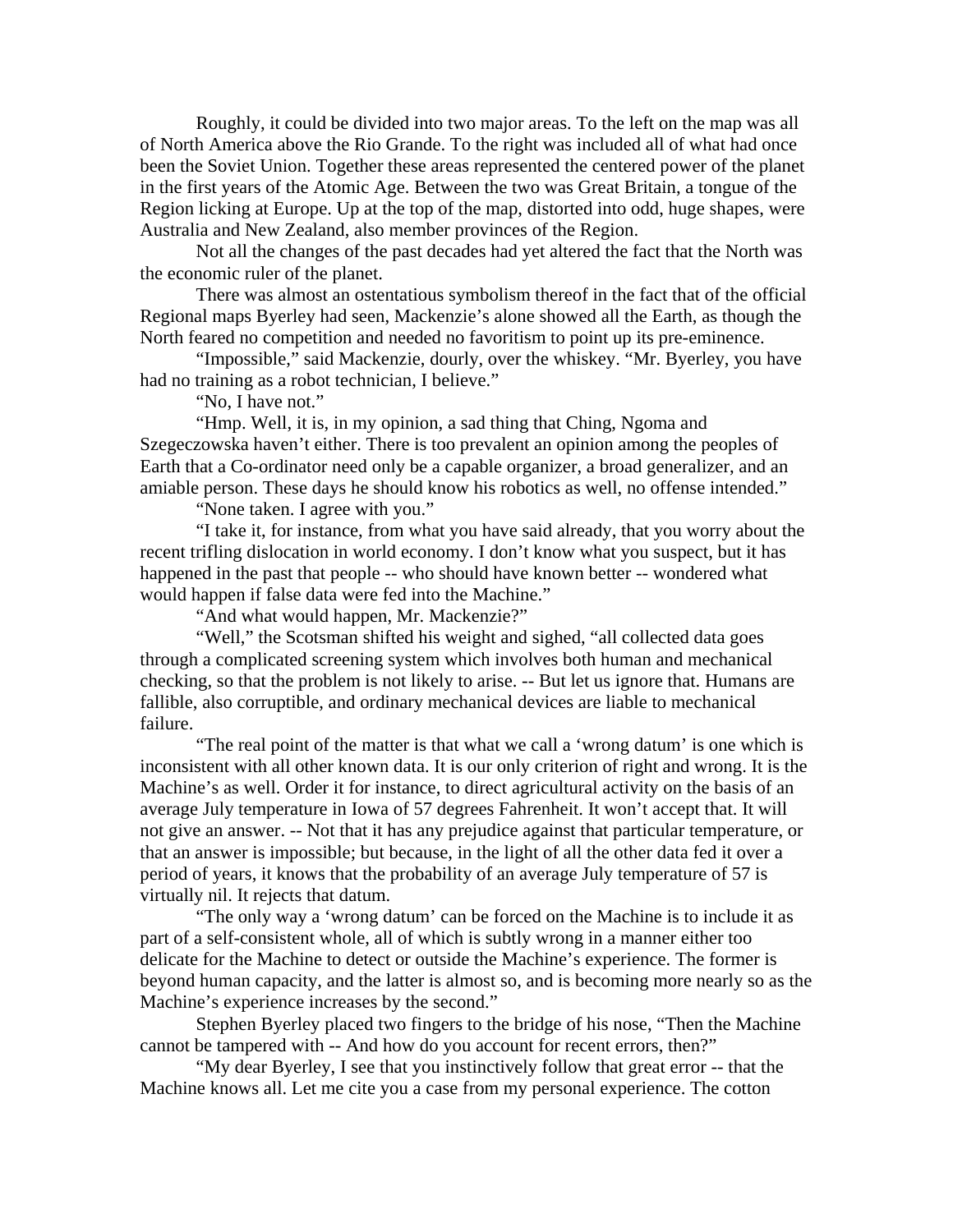Roughly, it could be divided into two major areas. To the left on the map was all of North America above the Rio Grande. To the right was included all of what had once been the Soviet Union. Together these areas represented the centered power of the planet in the first years of the Atomic Age. Between the two was Great Britain, a tongue of the Region licking at Europe. Up at the top of the map, distorted into odd, huge shapes, were Australia and New Zealand, also member provinces of the Region.

Not all the changes of the past decades had yet altered the fact that the North was the economic ruler of the planet.

There was almost an ostentatious symbolism thereof in the fact that of the official Regional maps Byerley had seen, Mackenzie's alone showed all the Earth, as though the North feared no competition and needed no favoritism to point up its pre-eminence.

"Impossible," said Mackenzie, dourly, over the whiskey. "Mr. Byerley, you have had no training as a robot technician, I believe."

"No, I have not."

"Hmp. Well, it is, in my opinion, a sad thing that Ching, Ngoma and Szegeczowska haven't either. There is too prevalent an opinion among the peoples of Earth that a Co-ordinator need only be a capable organizer, a broad generalizer, and an amiable person. These days he should know his robotics as well, no offense intended."

"None taken. I agree with you."

"I take it, for instance, from what you have said already, that you worry about the recent trifling dislocation in world economy. I don't know what you suspect, but it has happened in the past that people -- who should have known better -- wondered what would happen if false data were fed into the Machine."

"And what would happen, Mr. Mackenzie?"

"Well," the Scotsman shifted his weight and sighed, "all collected data goes through a complicated screening system which involves both human and mechanical checking, so that the problem is not likely to arise. -- But let us ignore that. Humans are fallible, also corruptible, and ordinary mechanical devices are liable to mechanical failure.

"The real point of the matter is that what we call a 'wrong datum' is one which is inconsistent with all other known data. It is our only criterion of right and wrong. It is the Machine's as well. Order it for instance, to direct agricultural activity on the basis of an average July temperature in Iowa of 57 degrees Fahrenheit. It won't accept that. It will not give an answer. -- Not that it has any prejudice against that particular temperature, or that an answer is impossible; but because, in the light of all the other data fed it over a period of years, it knows that the probability of an average July temperature of 57 is virtually nil. It rejects that datum.

"The only way a 'wrong datum' can be forced on the Machine is to include it as part of a self-consistent whole, all of which is subtly wrong in a manner either too delicate for the Machine to detect or outside the Machine's experience. The former is beyond human capacity, and the latter is almost so, and is becoming more nearly so as the Machine's experience increases by the second."

Stephen Byerley placed two fingers to the bridge of his nose, "Then the Machine cannot be tampered with -- And how do you account for recent errors, then?"

"My dear Byerley, I see that you instinctively follow that great error -- that the Machine knows all. Let me cite you a case from my personal experience. The cotton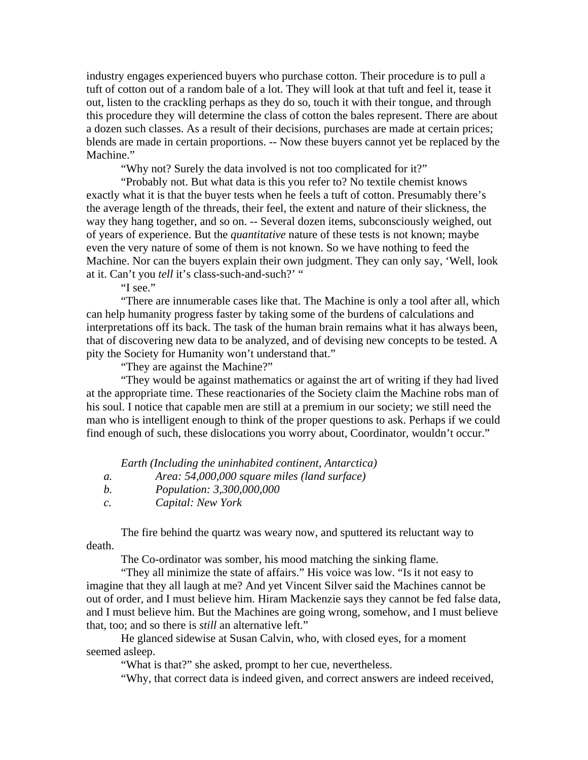industry engages experienced buyers who purchase cotton. Their procedure is to pull a tuft of cotton out of a random bale of a lot. They will look at that tuft and feel it, tease it out, listen to the crackling perhaps as they do so, touch it with their tongue, and through this procedure they will determine the class of cotton the bales represent. There are about a dozen such classes. As a result of their decisions, purchases are made at certain prices; blends are made in certain proportions. -- Now these buyers cannot yet be replaced by the Machine."

"Why not? Surely the data involved is not too complicated for it?"

"Probably not. But what data is this you refer to? No textile chemist knows exactly what it is that the buyer tests when he feels a tuft of cotton. Presumably there's the average length of the threads, their feel, the extent and nature of their slickness, the way they hang together, and so on. -- Several dozen items, subconsciously weighed, out of years of experience. But the *quantitative* nature of these tests is not known; maybe even the very nature of some of them is not known. So we have nothing to feed the Machine. Nor can the buyers explain their own judgment. They can only say, 'Well, look at it. Can't you *tell* it's class-such-and-such?' "

"I see."

"There are innumerable cases like that. The Machine is only a tool after all, which can help humanity progress faster by taking some of the burdens of calculations and interpretations off its back. The task of the human brain remains what it has always been, that of discovering new data to be analyzed, and of devising new concepts to be tested. A pity the Society for Humanity won't understand that."

"They are against the Machine?"

"They would be against mathematics or against the art of writing if they had lived at the appropriate time. These reactionaries of the Society claim the Machine robs man of his soul. I notice that capable men are still at a premium in our society; we still need the man who is intelligent enough to think of the proper questions to ask. Perhaps if we could find enough of such, these dislocations you worry about, Coordinator, wouldn't occur."

*Earth (Including the uninhabited continent, Antarctica)*

*a. Area: 54,000,000 square miles (land surface)*

*b. Population: 3,300,000,000*

*c. Capital: New York*

The fire behind the quartz was weary now, and sputtered its reluctant way to death.

The Co-ordinator was somber, his mood matching the sinking flame.

"They all minimize the state of affairs." His voice was low. "Is it not easy to imagine that they all laugh at me? And yet Vincent Silver said the Machines cannot be out of order, and I must believe him. Hiram Mackenzie says they cannot be fed false data, and I must believe him. But the Machines are going wrong, somehow, and I must believe that, too; and so there is *still* an alternative left."

He glanced sidewise at Susan Calvin, who, with closed eyes, for a moment seemed asleep.

"What is that?" she asked, prompt to her cue, nevertheless.

"Why, that correct data is indeed given, and correct answers are indeed received,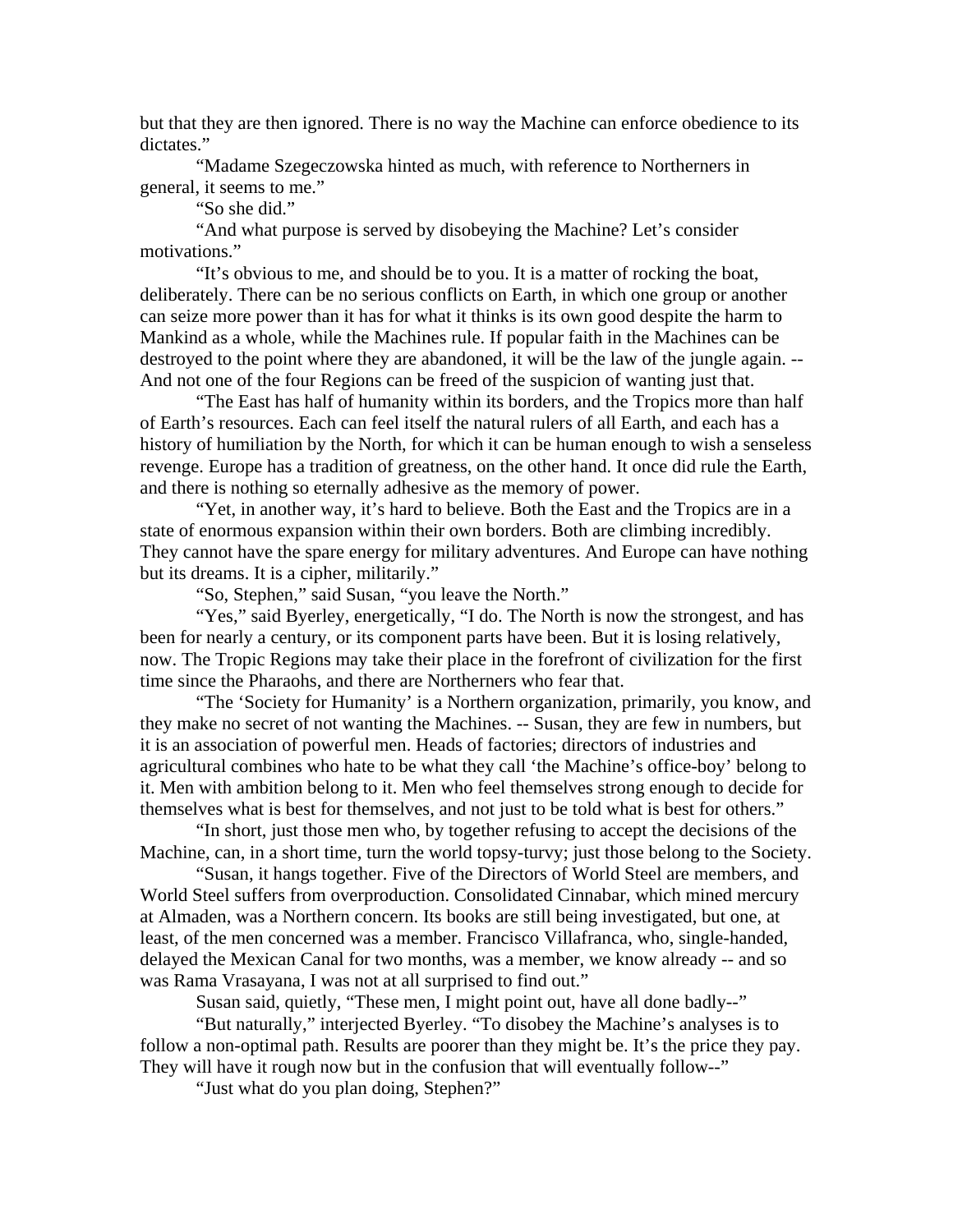but that they are then ignored. There is no way the Machine can enforce obedience to its dictates."

"Madame Szegeczowska hinted as much, with reference to Northerners in general, it seems to me."

"So she did."

"And what purpose is served by disobeying the Machine? Let's consider motivations."

"It's obvious to me, and should be to you. It is a matter of rocking the boat, deliberately. There can be no serious conflicts on Earth, in which one group or another can seize more power than it has for what it thinks is its own good despite the harm to Mankind as a whole, while the Machines rule. If popular faith in the Machines can be destroyed to the point where they are abandoned, it will be the law of the jungle again. -- And not one of the four Regions can be freed of the suspicion of wanting just that.

"The East has half of humanity within its borders, and the Tropics more than half of Earth's resources. Each can feel itself the natural rulers of all Earth, and each has a history of humiliation by the North, for which it can be human enough to wish a senseless revenge. Europe has a tradition of greatness, on the other hand. It once did rule the Earth, and there is nothing so eternally adhesive as the memory of power.

"Yet, in another way, it's hard to believe. Both the East and the Tropics are in a state of enormous expansion within their own borders. Both are climbing incredibly. They cannot have the spare energy for military adventures. And Europe can have nothing but its dreams. It is a cipher, militarily."

"So, Stephen," said Susan, "you leave the North."

"Yes," said Byerley, energetically, "I do. The North is now the strongest, and has been for nearly a century, or its component parts have been. But it is losing relatively, now. The Tropic Regions may take their place in the forefront of civilization for the first time since the Pharaohs, and there are Northerners who fear that.

"The 'Society for Humanity' is a Northern organization, primarily, you know, and they make no secret of not wanting the Machines. -- Susan, they are few in numbers, but it is an association of powerful men. Heads of factories; directors of industries and agricultural combines who hate to be what they call 'the Machine's office-boy' belong to it. Men with ambition belong to it. Men who feel themselves strong enough to decide for themselves what is best for themselves, and not just to be told what is best for others."

"In short, just those men who, by together refusing to accept the decisions of the Machine, can, in a short time, turn the world topsy-turvy; just those belong to the Society.

"Susan, it hangs together. Five of the Directors of World Steel are members, and World Steel suffers from overproduction. Consolidated Cinnabar, which mined mercury at Almaden, was a Northern concern. Its books are still being investigated, but one, at least, of the men concerned was a member. Francisco Villafranca, who, single-handed, delayed the Mexican Canal for two months, was a member, we know already -- and so was Rama Vrasayana, I was not at all surprised to find out."

Susan said, quietly, "These men, I might point out, have all done badly--"

"But naturally," interjected Byerley. "To disobey the Machine's analyses is to follow a non-optimal path. Results are poorer than they might be. It's the price they pay. They will have it rough now but in the confusion that will eventually follow--"

"Just what do you plan doing, Stephen?"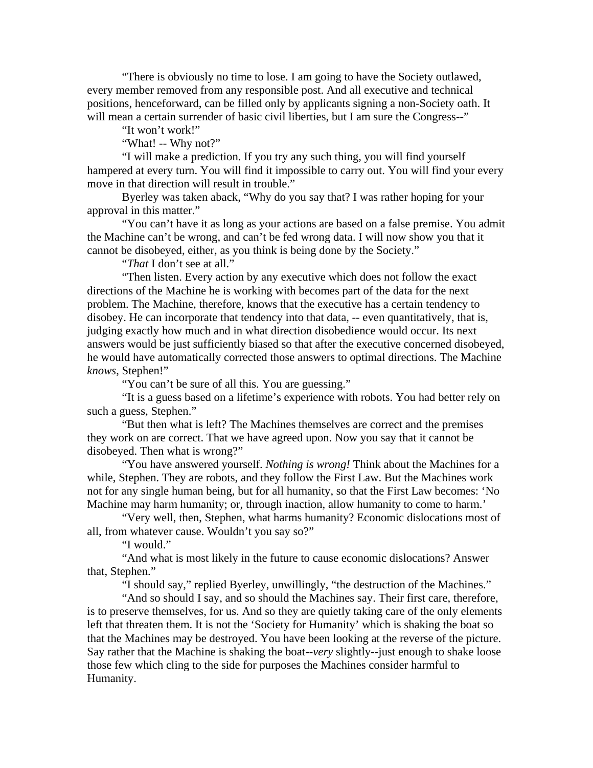"There is obviously no time to lose. I am going to have the Society outlawed, every member removed from any responsible post. And all executive and technical positions, henceforward, can be filled only by applicants signing a non-Society oath. It will mean a certain surrender of basic civil liberties, but I am sure the Congress--"

"It won't work!"

"What! -- Why not?"

"I will make a prediction. If you try any such thing, you will find yourself hampered at every turn. You will find it impossible to carry out. You will find your every move in that direction will result in trouble."

Byerley was taken aback, "Why do you say that? I was rather hoping for your approval in this matter."

"You can't have it as long as your actions are based on a false premise. You admit the Machine can't be wrong, and can't be fed wrong data. I will now show you that it cannot be disobeyed, either, as you think is being done by the Society."

"*That* I don't see at all."

"Then listen. Every action by any executive which does not follow the exact directions of the Machine he is working with becomes part of the data for the next problem. The Machine, therefore, knows that the executive has a certain tendency to disobey. He can incorporate that tendency into that data, -- even quantitatively, that is, judging exactly how much and in what direction disobedience would occur. Its next answers would be just sufficiently biased so that after the executive concerned disobeyed, he would have automatically corrected those answers to optimal directions. The Machine *knows*, Stephen!"

"You can't be sure of all this. You are guessing."

"It is a guess based on a lifetime's experience with robots. You had better rely on such a guess, Stephen."

"But then what is left? The Machines themselves are correct and the premises they work on are correct. That we have agreed upon. Now you say that it cannot be disobeyed. Then what is wrong?"

"You have answered yourself. *Nothing is wrong!* Think about the Machines for a while, Stephen. They are robots, and they follow the First Law. But the Machines work not for any single human being, but for all humanity, so that the First Law becomes: 'No Machine may harm humanity; or, through inaction, allow humanity to come to harm.'

"Very well, then, Stephen, what harms humanity? Economic dislocations most of all, from whatever cause. Wouldn't you say so?"

"I would."

"And what is most likely in the future to cause economic dislocations? Answer that, Stephen."

"I should say," replied Byerley, unwillingly, "the destruction of the Machines."

"And so should I say, and so should the Machines say. Their first care, therefore, is to preserve themselves, for us. And so they are quietly taking care of the only elements left that threaten them. It is not the 'Society for Humanity' which is shaking the boat so that the Machines may be destroyed. You have been looking at the reverse of the picture. Say rather that the Machine is shaking the boat--*very* slightly--just enough to shake loose those few which cling to the side for purposes the Machines consider harmful to Humanity.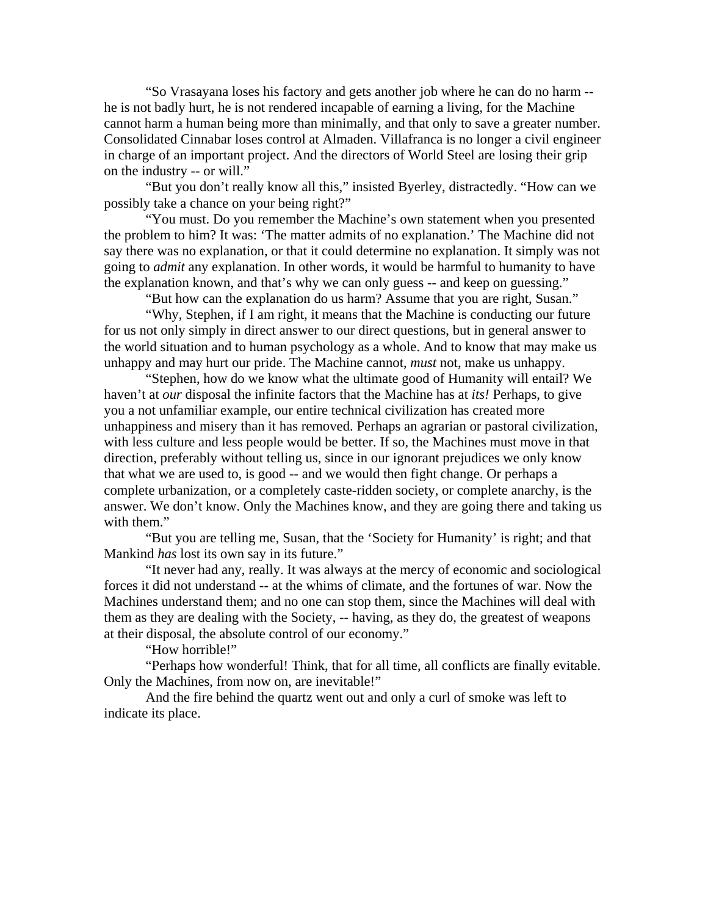"So Vrasayana loses his factory and gets another job where he can do no harm -- he is not badly hurt, he is not rendered incapable of earning a living, for the Machine cannot harm a human being more than minimally, and that only to save a greater number. Consolidated Cinnabar loses control at Almaden. Villafranca is no longer a civil engineer in charge of an important project. And the directors of World Steel are losing their grip on the industry -- or will."

"But you don't really know all this," insisted Byerley, distractedly. "How can we possibly take a chance on your being right?"

"You must. Do you remember the Machine's own statement when you presented the problem to him? It was: 'The matter admits of no explanation.' The Machine did not say there was no explanation, or that it could determine no explanation. It simply was not going to *admit* any explanation. In other words, it would be harmful to humanity to have the explanation known, and that's why we can only guess -- and keep on guessing."

"But how can the explanation do us harm? Assume that you are right, Susan."

"Why, Stephen, if I am right, it means that the Machine is conducting our future for us not only simply in direct answer to our direct questions, but in general answer to the world situation and to human psychology as a whole. And to know that may make us unhappy and may hurt our pride. The Machine cannot, *must* not, make us unhappy.

"Stephen, how do we know what the ultimate good of Humanity will entail? We haven't at *our* disposal the infinite factors that the Machine has at *its!* Perhaps, to give you a not unfamiliar example, our entire technical civilization has created more unhappiness and misery than it has removed. Perhaps an agrarian or pastoral civilization, with less culture and less people would be better. If so, the Machines must move in that direction, preferably without telling us, since in our ignorant prejudices we only know that what we are used to, is good -- and we would then fight change. Or perhaps a complete urbanization, or a completely caste-ridden society, or complete anarchy, is the answer. We don't know. Only the Machines know, and they are going there and taking us with them."

"But you are telling me, Susan, that the 'Society for Humanity' is right; and that Mankind *has* lost its own say in its future."

"It never had any, really. It was always at the mercy of economic and sociological forces it did not understand -- at the whims of climate, and the fortunes of war. Now the Machines understand them; and no one can stop them, since the Machines will deal with them as they are dealing with the Society, -- having, as they do, the greatest of weapons at their disposal, the absolute control of our economy."

"How horrible!"

"Perhaps how wonderful! Think, that for all time, all conflicts are finally evitable. Only the Machines, from now on, are inevitable!"

And the fire behind the quartz went out and only a curl of smoke was left to indicate its place.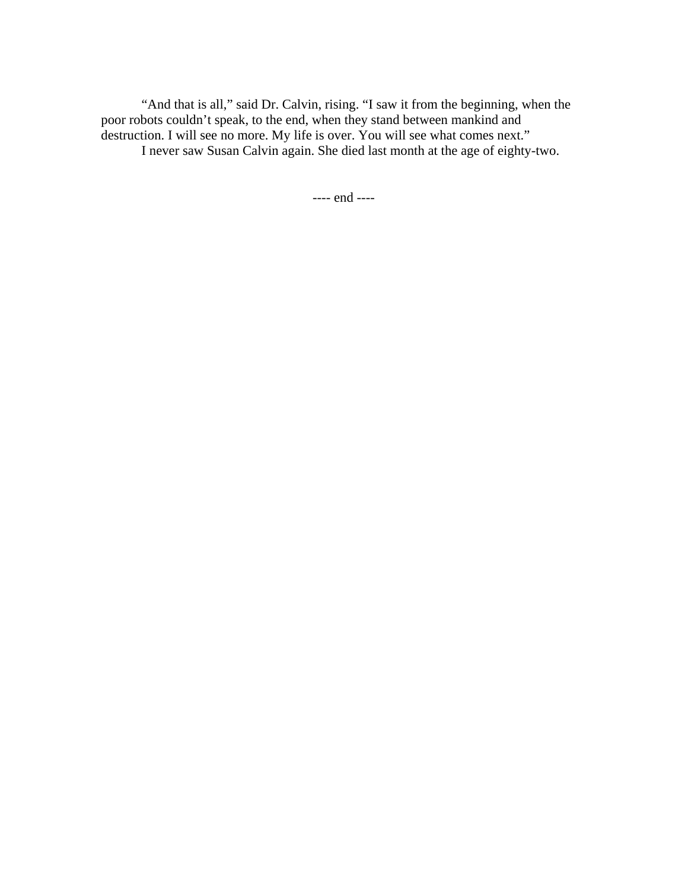"And that is all," said Dr. Calvin, rising. "I saw it from the beginning, when the poor robots couldn't speak, to the end, when they stand between mankind and destruction. I will see no more. My life is over. You will see what comes next."

I never saw Susan Calvin again. She died last month at the age of eighty-two.

---- end ----